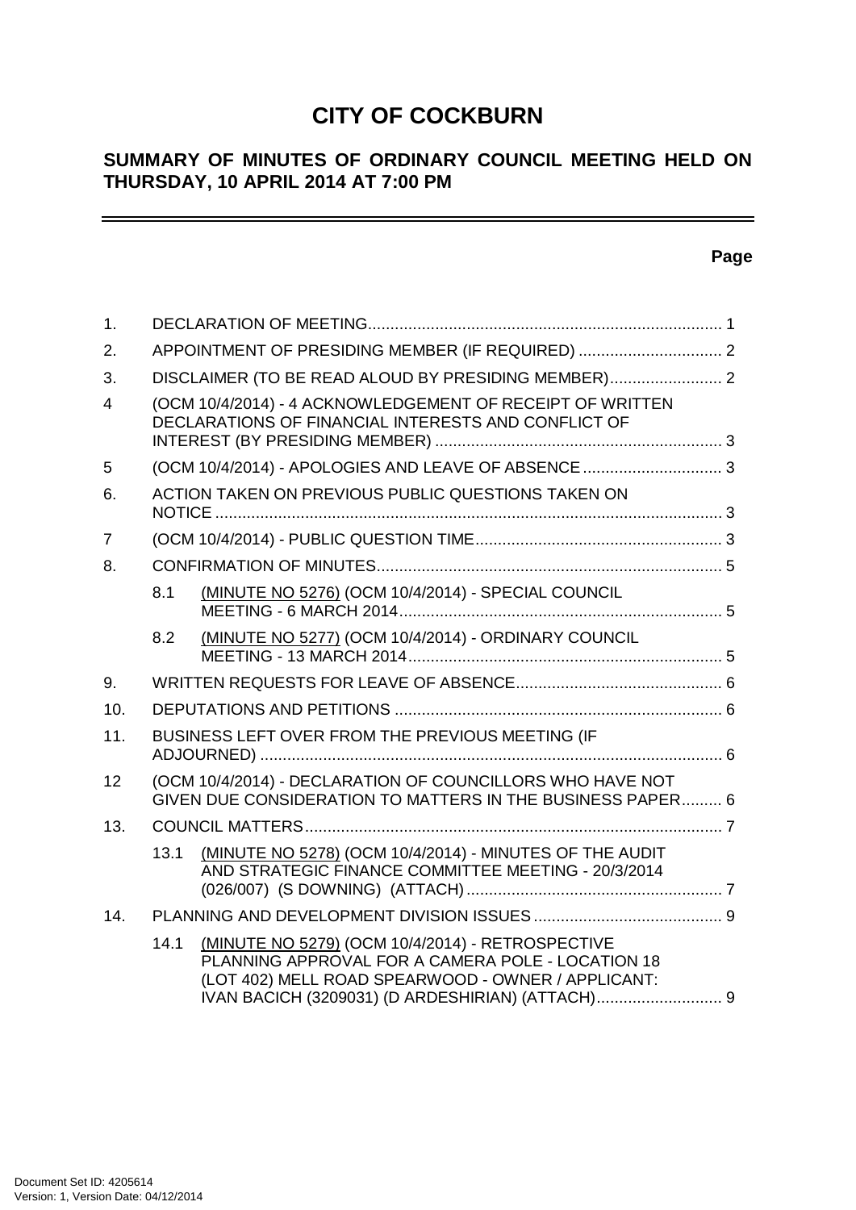# CITY OF COCKBURN

## SUMMARY OF MINUTES OF ORDINARY COUNCIL MEETING HELD ON THURSDAY, 10 APRIL 2014 AT 7:00 PM

**Page**

| | | | |
|---|---|---|---|
| 1. | DECLARATION OF MEETING | | 1 |
| 2. | APPOINTMENT OF PRESIDING MEMBER (IF REQUIRED) | | 2 |
| 3. | DISCLAIMER (TO BE READ ALOUD BY PRESIDING MEMBER) | | 2 |
| 4 | (OCM 10/4/2014) - 4 ACKNOWLEDGEMENT OF RECEIPT OF WRITTEN DECLARATIONS OF FINANCIAL INTERESTS AND CONFLICT OF INTEREST (BY PRESIDING MEMBER) | | 3 |
| 5 | (OCM 10/4/2014) - APOLOGIES AND LEAVE OF ABSENCE | | 3 |
| 6. | ACTION TAKEN ON PREVIOUS PUBLIC QUESTIONS TAKEN ON NOTICE | | 3 |
| 7 | (OCM 10/4/2014) - PUBLIC QUESTION TIME | | 3 |
| 8. | CONFIRMATION OF MINUTES | | 5 |
| | 8.1 | (MINUTE NO 5276) (OCM 10/4/2014) - SPECIAL COUNCIL MEETING - 6 MARCH 2014 | 5 |
| | 8.2 | (MINUTE NO 5277) (OCM 10/4/2014) - ORDINARY COUNCIL MEETING - 13 MARCH 2014 | 5 |
| 9. | WRITTEN REQUESTS FOR LEAVE OF ABSENCE | | 6 |
| 10. | DEPUTATIONS AND PETITIONS | | 6 |
| 11. | BUSINESS LEFT OVER FROM THE PREVIOUS MEETING (IF ADJOURNED) | | 6 |
| 12 | (OCM 10/4/2014) - DECLARATION OF COUNCILLORS WHO HAVE NOT GIVEN DUE CONSIDERATION TO MATTERS IN THE BUSINESS PAPER | | 6 |
| 13. | COUNCIL MATTERS | | 7 |
| | 13.1 | (MINUTE NO 5278) (OCM 10/4/2014) - MINUTES OF THE AUDIT AND STRATEGIC FINANCE COMMITTEE MEETING - 20/3/2014 (026/007) (S DOWNING) (ATTACH) | 7 |
| 14. | PLANNING AND DEVELOPMENT DIVISION ISSUES | | 9 |
| | 14.1 | (MINUTE NO 5279) (OCM 10/4/2014) - RETROSPECTIVE PLANNING APPROVAL FOR A CAMERA POLE - LOCATION 18 (LOT 402) MELL ROAD SPEARWOOD - OWNER / APPLICANT: IVAN BACICH (3209031) (D ARDESHIRIAN) (ATTACH) | 9 |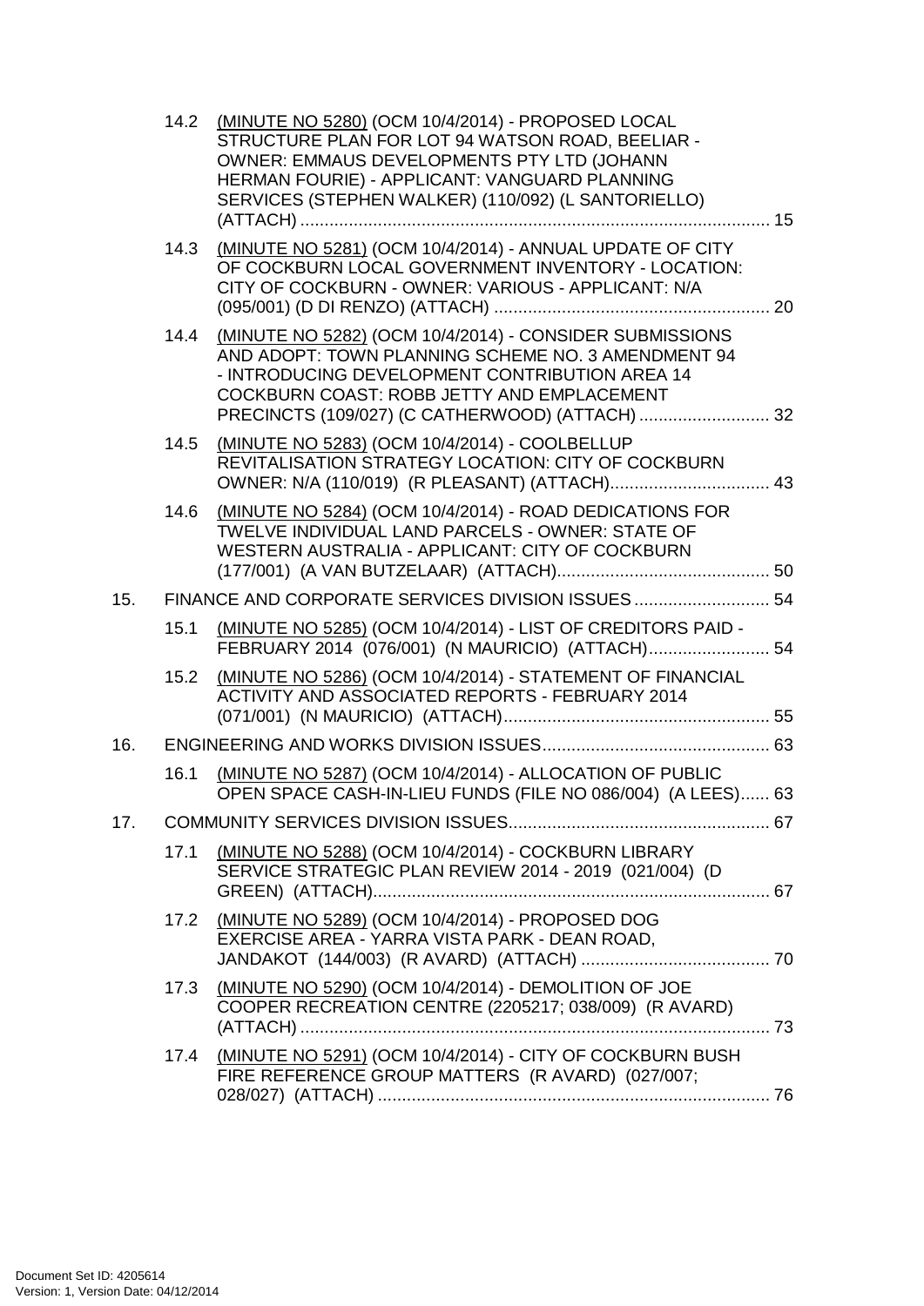14.2 (MINUTE NO 5280) (OCM 10/4/2014) - PROPOSED LOCAL STRUCTURE PLAN FOR LOT 94 WATSON ROAD, BEELIAR - OWNER: EMMAUS DEVELOPMENTS PTY LTD (JOHANN HERMAN FOURIE) - APPLICANT: VANGUARD PLANNING SERVICES (STEPHEN WALKER) (110/092) (L SANTORIELLO) (ATTACH) ........ 15

14.3 (MINUTE NO 5281) (OCM 10/4/2014) - ANNUAL UPDATE OF CITY OF COCKBURN LOCAL GOVERNMENT INVENTORY - LOCATION: CITY OF COCKBURN - OWNER: VARIOUS - APPLICANT: N/A (095/001) (D DI RENZO) (ATTACH) ........ 20

14.4 (MINUTE NO 5282) (OCM 10/4/2014) - CONSIDER SUBMISSIONS AND ADOPT: TOWN PLANNING SCHEME NO. 3 AMENDMENT 94 - INTRODUCING DEVELOPMENT CONTRIBUTION AREA 14 COCKBURN COAST: ROBB JETTY AND EMPLACEMENT PRECINCTS (109/027) (C CATHERWOOD) (ATTACH) ........ 32

14.5 (MINUTE NO 5283) (OCM 10/4/2014) - COOLBELLUP REVITALISATION STRATEGY LOCATION: CITY OF COCKBURN OWNER: N/A (110/019) (R PLEASANT) (ATTACH) ........ 43

14.6 (MINUTE NO 5284) (OCM 10/4/2014) - ROAD DEDICATIONS FOR TWELVE INDIVIDUAL LAND PARCELS - OWNER: STATE OF WESTERN AUSTRALIA - APPLICANT: CITY OF COCKBURN (177/001) (A VAN BUTZELAAR) (ATTACH) ........ 50

15. FINANCE AND CORPORATE SERVICES DIVISION ISSUES ........ 54

15.1 (MINUTE NO 5285) (OCM 10/4/2014) - LIST OF CREDITORS PAID - FEBRUARY 2014 (076/001) (N MAURICIO) (ATTACH) ........ 54

15.2 (MINUTE NO 5286) (OCM 10/4/2014) - STATEMENT OF FINANCIAL ACTIVITY AND ASSOCIATED REPORTS - FEBRUARY 2014 (071/001) (N MAURICIO) (ATTACH) ........ 55

16. ENGINEERING AND WORKS DIVISION ISSUES ........ 63

16.1 (MINUTE NO 5287) (OCM 10/4/2014) - ALLOCATION OF PUBLIC OPEN SPACE CASH-IN-LIEU FUNDS (FILE NO 086/004) (A LEES) ........ 63

17. COMMUNITY SERVICES DIVISION ISSUES ........ 67

17.1 (MINUTE NO 5288) (OCM 10/4/2014) - COCKBURN LIBRARY SERVICE STRATEGIC PLAN REVIEW 2014 - 2019 (021/004) (D GREEN) (ATTACH) ........ 67

17.2 (MINUTE NO 5289) (OCM 10/4/2014) - PROPOSED DOG EXERCISE AREA - YARRA VISTA PARK - DEAN ROAD, JANDAKOT (144/003) (R AVARD) (ATTACH) ........ 70

17.3 (MINUTE NO 5290) (OCM 10/4/2014) - DEMOLITION OF JOE COOPER RECREATION CENTRE (2205217; 038/009) (R AVARD) (ATTACH) ........ 73

17.4 (MINUTE NO 5291) (OCM 10/4/2014) - CITY OF COCKBURN BUSH FIRE REFERENCE GROUP MATTERS (R AVARD) (027/007; 028/027) (ATTACH) ........ 76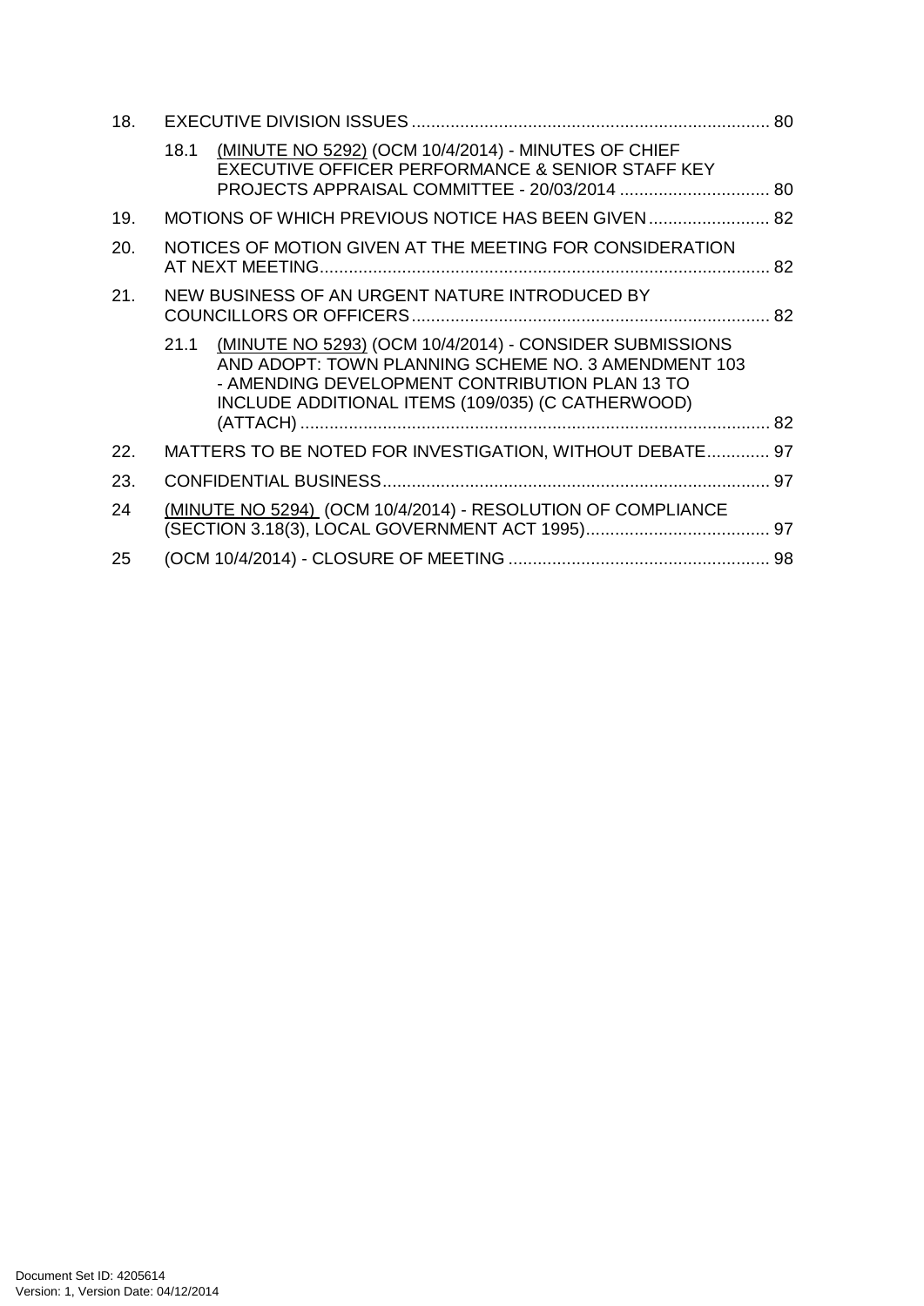18. EXECUTIVE DIVISION ISSUES ........................................................................ 80

    18.1 (MINUTE NO 5292) (OCM 10/4/2014) - MINUTES OF CHIEF EXECUTIVE OFFICER PERFORMANCE & SENIOR STAFF KEY PROJECTS APPRAISAL COMMITTEE - 20/03/2014 ............................... 80

19. MOTIONS OF WHICH PREVIOUS NOTICE HAS BEEN GIVEN ......................... 82

20. NOTICES OF MOTION GIVEN AT THE MEETING FOR CONSIDERATION AT NEXT MEETING ............................................................................................ 82

21. NEW BUSINESS OF AN URGENT NATURE INTRODUCED BY COUNCILLORS OR OFFICERS ........................................................................ 82

    21.1 (MINUTE NO 5293) (OCM 10/4/2014) - CONSIDER SUBMISSIONS AND ADOPT: TOWN PLANNING SCHEME NO. 3 AMENDMENT 103 - AMENDING DEVELOPMENT CONTRIBUTION PLAN 13 TO INCLUDE ADDITIONAL ITEMS (109/035) (C CATHERWOOD) (ATTACH) ............................................................................................... 82

22. MATTERS TO BE NOTED FOR INVESTIGATION, WITHOUT DEBATE ............. 97

23. CONFIDENTIAL BUSINESS ............................................................................... 97

24 (MINUTE NO 5294) (OCM 10/4/2014) - RESOLUTION OF COMPLIANCE (SECTION 3.18(3), LOCAL GOVERNMENT ACT 1995) ...................................... 97

25 (OCM 10/4/2014) - CLOSURE OF MEETING ..................................................... 98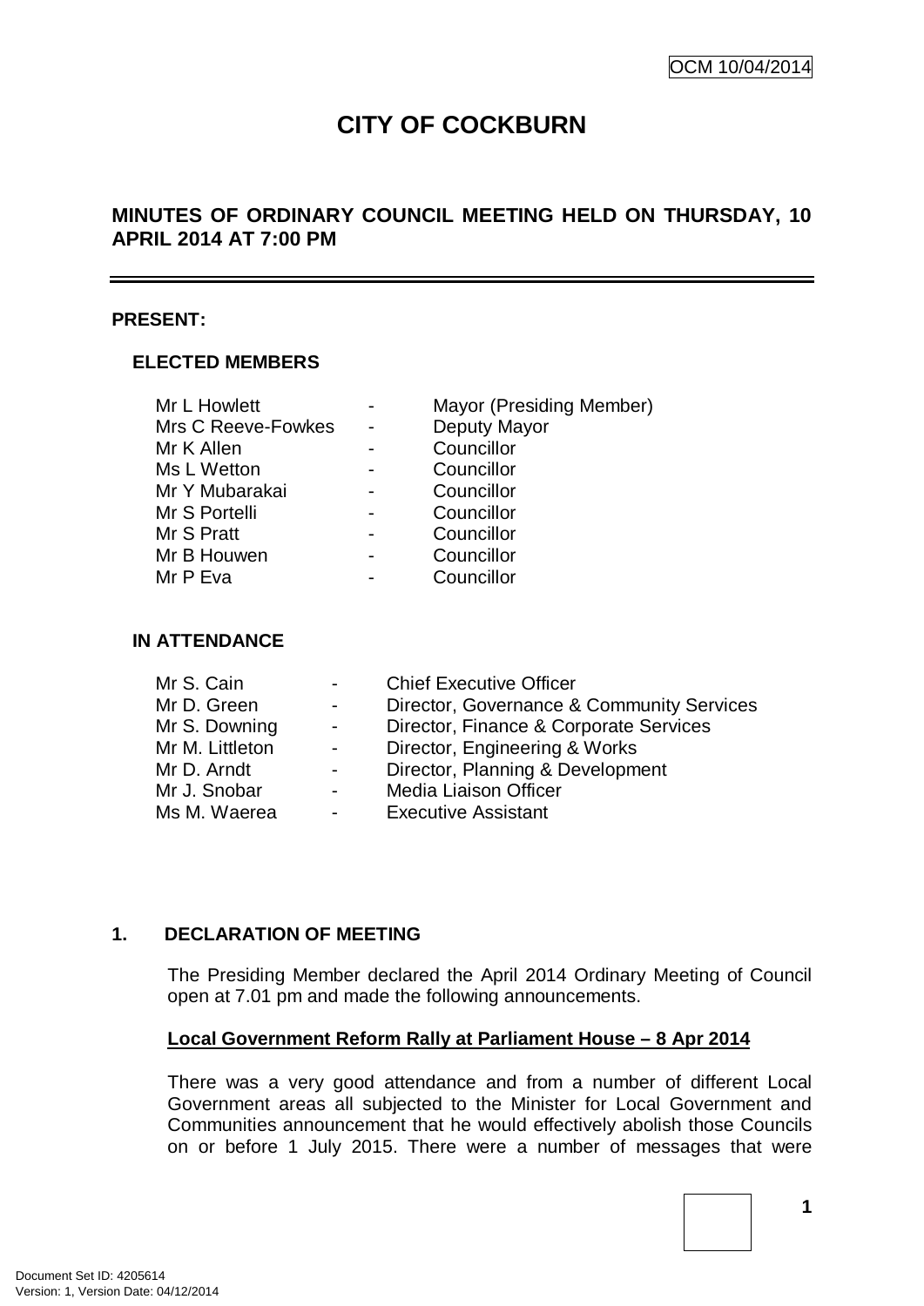OCM 10/04/2014

# CITY OF COCKBURN

## MINUTES OF ORDINARY COUNCIL MEETING HELD ON THURSDAY, 10 APRIL 2014 AT 7:00 PM

**PRESENT:**

**ELECTED MEMBERS**

| | | |
|---|---|---|
| Mr L Howlett | - | Mayor (Presiding Member) |
| Mrs C Reeve-Fowkes | - | Deputy Mayor |
| Mr K Allen | - | Councillor |
| Ms L Wetton | - | Councillor |
| Mr Y Mubarakai | - | Councillor |
| Mr S Portelli | - | Councillor |
| Mr S Pratt | - | Councillor |
| Mr B Houwen | - | Councillor |
| Mr P Eva | - | Councillor |

**IN ATTENDANCE**

| | | |
|---|---|---|
| Mr S. Cain | - | Chief Executive Officer |
| Mr D. Green | - | Director, Governance & Community Services |
| Mr S. Downing | - | Director, Finance & Corporate Services |
| Mr M. Littleton | - | Director, Engineering & Works |
| Mr D. Arndt | - | Director, Planning & Development |
| Mr J. Snobar | - | Media Liaison Officer |
| Ms M. Waerea | - | Executive Assistant |

**1. DECLARATION OF MEETING**

The Presiding Member declared the April 2014 Ordinary Meeting of Council open at 7.01 pm and made the following announcements.

**Local Government Reform Rally at Parliament House – 8 Apr 2014**

There was a very good attendance and from a number of different Local Government areas all subjected to the Minister for Local Government and Communities announcement that he would effectively abolish those Councils on or before 1 July 2015. There were a number of messages that were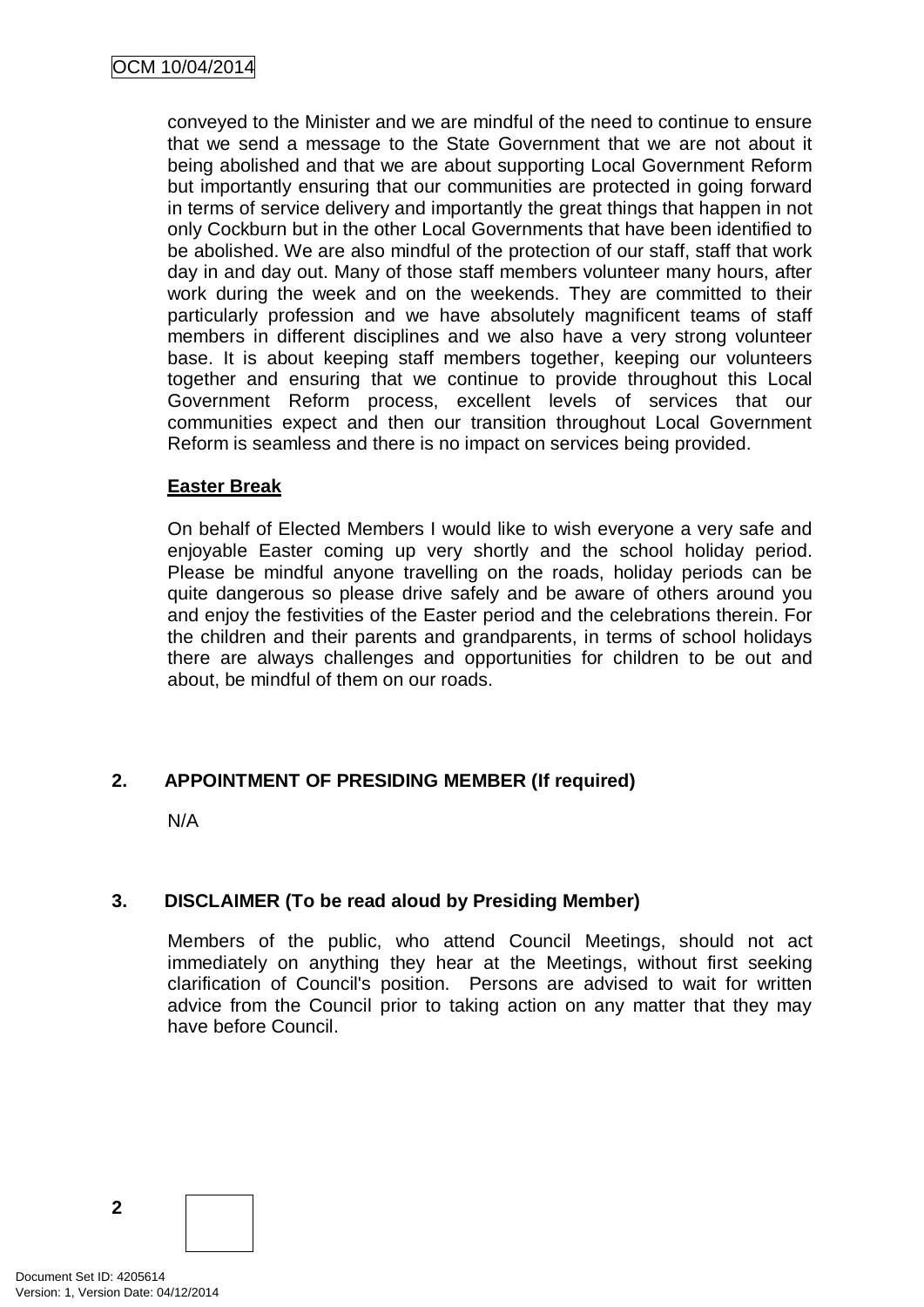conveyed to the Minister and we are mindful of the need to continue to ensure that we send a message to the State Government that we are not about it being abolished and that we are about supporting Local Government Reform but importantly ensuring that our communities are protected in going forward in terms of service delivery and importantly the great things that happen in not only Cockburn but in the other Local Governments that have been identified to be abolished. We are also mindful of the protection of our staff, staff that work day in and day out. Many of those staff members volunteer many hours, after work during the week and on the weekends. They are committed to their particularly profession and we have absolutely magnificent teams of staff members in different disciplines and we also have a very strong volunteer base. It is about keeping staff members together, keeping our volunteers together and ensuring that we continue to provide throughout this Local Government Reform process, excellent levels of services that our communities expect and then our transition throughout Local Government Reform is seamless and there is no impact on services being provided.

**Easter Break**

On behalf of Elected Members I would like to wish everyone a very safe and enjoyable Easter coming up very shortly and the school holiday period. Please be mindful anyone travelling on the roads, holiday periods can be quite dangerous so please drive safely and be aware of others around you and enjoy the festivities of the Easter period and the celebrations therein. For the children and their parents and grandparents, in terms of school holidays there are always challenges and opportunities for children to be out and about, be mindful of them on our roads.

## 2. APPOINTMENT OF PRESIDING MEMBER (If required)

N/A

## 3. DISCLAIMER (To be read aloud by Presiding Member)

Members of the public, who attend Council Meetings, should not act immediately on anything they hear at the Meetings, without first seeking clarification of Council's position. Persons are advised to wait for written advice from the Council prior to taking action on any matter that they may have before Council.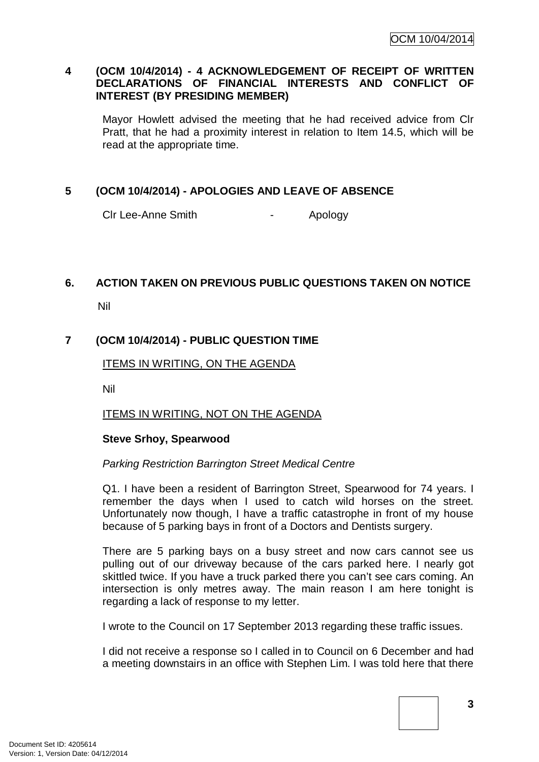## 4 (OCM 10/4/2014) - 4 ACKNOWLEDGEMENT OF RECEIPT OF WRITTEN DECLARATIONS OF FINANCIAL INTERESTS AND CONFLICT OF INTEREST (BY PRESIDING MEMBER)

Mayor Howlett advised the meeting that he had received advice from Clr Pratt, that he had a proximity interest in relation to Item 14.5, which will be read at the appropriate time.

## 5 (OCM 10/4/2014) - APOLOGIES AND LEAVE OF ABSENCE

Clr Lee-Anne Smith - Apology

## 6. ACTION TAKEN ON PREVIOUS PUBLIC QUESTIONS TAKEN ON NOTICE

Nil

## 7 (OCM 10/4/2014) - PUBLIC QUESTION TIME

ITEMS IN WRITING, ON THE AGENDA

Nil

ITEMS IN WRITING, NOT ON THE AGENDA

**Steve Srhoy, Spearwood**

*Parking Restriction Barrington Street Medical Centre*

Q1. I have been a resident of Barrington Street, Spearwood for 74 years. I remember the days when I used to catch wild horses on the street. Unfortunately now though, I have a traffic catastrophe in front of my house because of 5 parking bays in front of a Doctors and Dentists surgery.

There are 5 parking bays on a busy street and now cars cannot see us pulling out of our driveway because of the cars parked here. I nearly got skittled twice. If you have a truck parked there you can't see cars coming. An intersection is only metres away. The main reason I am here tonight is regarding a lack of response to my letter.

I wrote to the Council on 17 September 2013 regarding these traffic issues.

I did not receive a response so I called in to Council on 6 December and had a meeting downstairs in an office with Stephen Lim. I was told here that there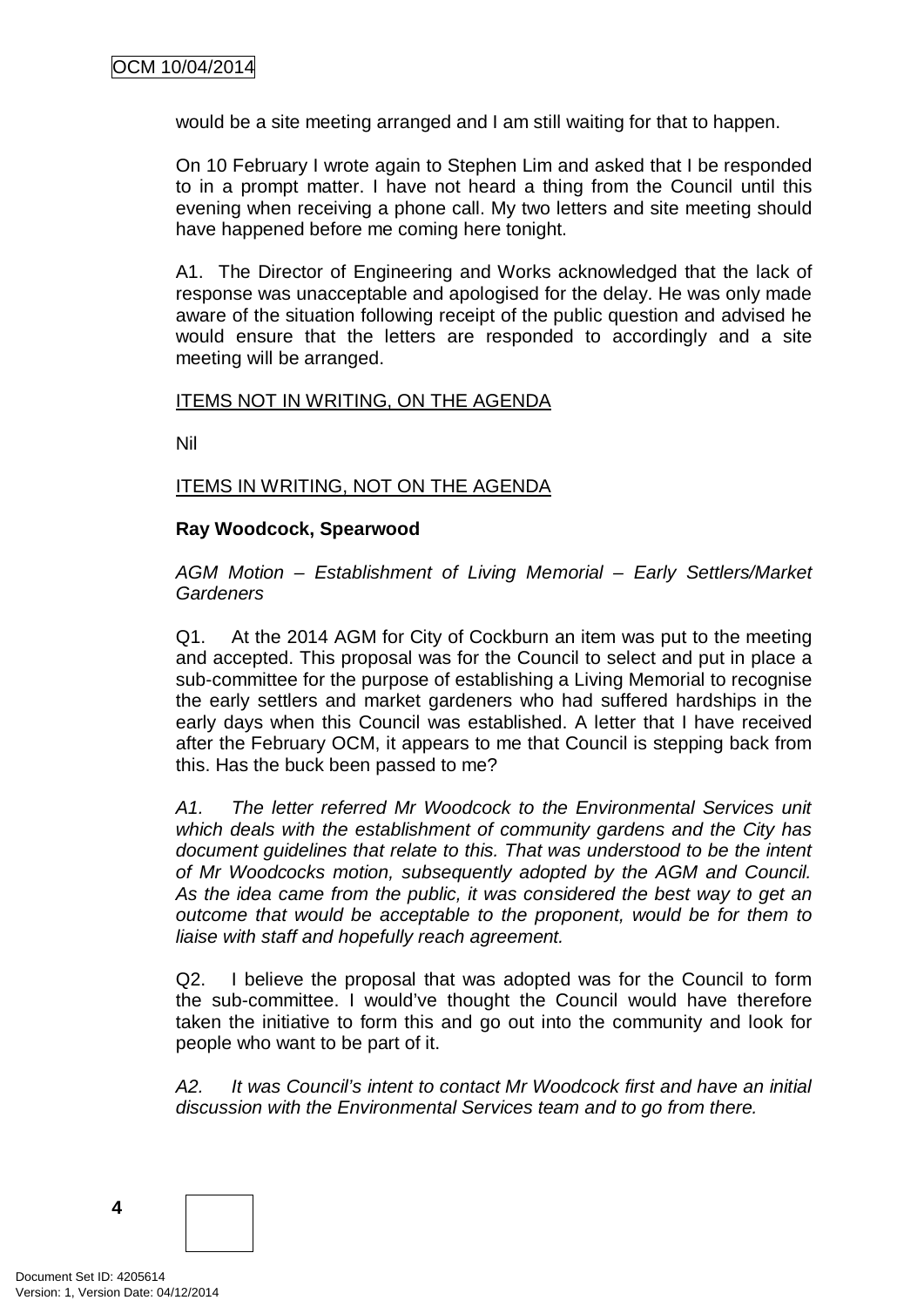would be a site meeting arranged and I am still waiting for that to happen.

On 10 February I wrote again to Stephen Lim and asked that I be responded to in a prompt matter. I have not heard a thing from the Council until this evening when receiving a phone call. My two letters and site meeting should have happened before me coming here tonight.

A1. The Director of Engineering and Works acknowledged that the lack of response was unacceptable and apologised for the delay. He was only made aware of the situation following receipt of the public question and advised he would ensure that the letters are responded to accordingly and a site meeting will be arranged.

ITEMS NOT IN WRITING, ON THE AGENDA

Nil

ITEMS IN WRITING, NOT ON THE AGENDA

**Ray Woodcock, Spearwood**

*AGM Motion – Establishment of Living Memorial – Early Settlers/Market Gardeners*

Q1. At the 2014 AGM for City of Cockburn an item was put to the meeting and accepted. This proposal was for the Council to select and put in place a sub-committee for the purpose of establishing a Living Memorial to recognise the early settlers and market gardeners who had suffered hardships in the early days when this Council was established. A letter that I have received after the February OCM, it appears to me that Council is stepping back from this. Has the buck been passed to me?

*A1. The letter referred Mr Woodcock to the Environmental Services unit which deals with the establishment of community gardens and the City has document guidelines that relate to this. That was understood to be the intent of Mr Woodcocks motion, subsequently adopted by the AGM and Council. As the idea came from the public, it was considered the best way to get an outcome that would be acceptable to the proponent, would be for them to liaise with staff and hopefully reach agreement.*

Q2. I believe the proposal that was adopted was for the Council to form the sub-committee. I would've thought the Council would have therefore taken the initiative to form this and go out into the community and look for people who want to be part of it.

*A2. It was Council's intent to contact Mr Woodcock first and have an initial discussion with the Environmental Services team and to go from there.*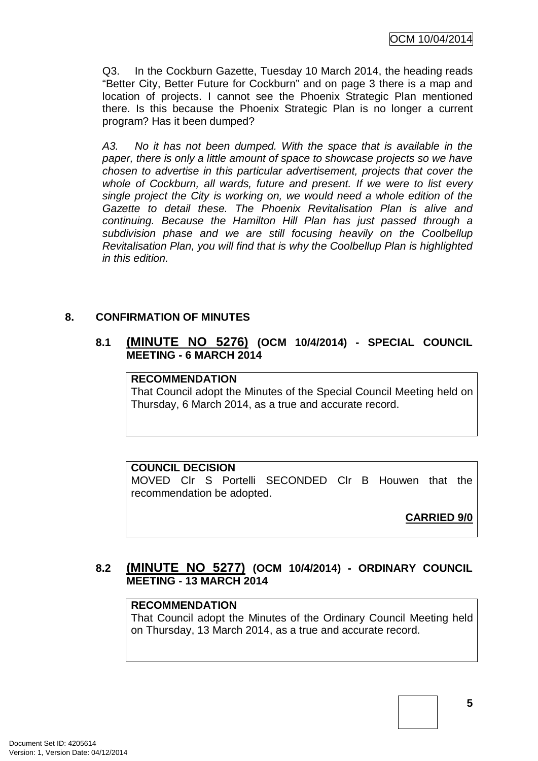Q3. In the Cockburn Gazette, Tuesday 10 March 2014, the heading reads "Better City, Better Future for Cockburn" and on page 3 there is a map and location of projects. I cannot see the Phoenix Strategic Plan mentioned there. Is this because the Phoenix Strategic Plan is no longer a current program? Has it been dumped?

*A3. No it has not been dumped. With the space that is available in the paper, there is only a little amount of space to showcase projects so we have chosen to advertise in this particular advertisement, projects that cover the whole of Cockburn, all wards, future and present. If we were to list every single project the City is working on, we would need a whole edition of the Gazette to detail these. The Phoenix Revitalisation Plan is alive and continuing. Because the Hamilton Hill Plan has just passed through a subdivision phase and we are still focusing heavily on the Coolbellup Revitalisation Plan, you will find that is why the Coolbellup Plan is highlighted in this edition.*

## 8. CONFIRMATION OF MINUTES

### 8.1 (MINUTE NO 5276) (OCM 10/4/2014) - SPECIAL COUNCIL MEETING - 6 MARCH 2014

**RECOMMENDATION**
That Council adopt the Minutes of the Special Council Meeting held on Thursday, 6 March 2014, as a true and accurate record.

**COUNCIL DECISION**
MOVED Clr S Portelli SECONDED Clr B Houwen that the recommendation be adopted.

**CARRIED 9/0**

### 8.2 (MINUTE NO 5277) (OCM 10/4/2014) - ORDINARY COUNCIL MEETING - 13 MARCH 2014

**RECOMMENDATION**
That Council adopt the Minutes of the Ordinary Council Meeting held on Thursday, 13 March 2014, as a true and accurate record.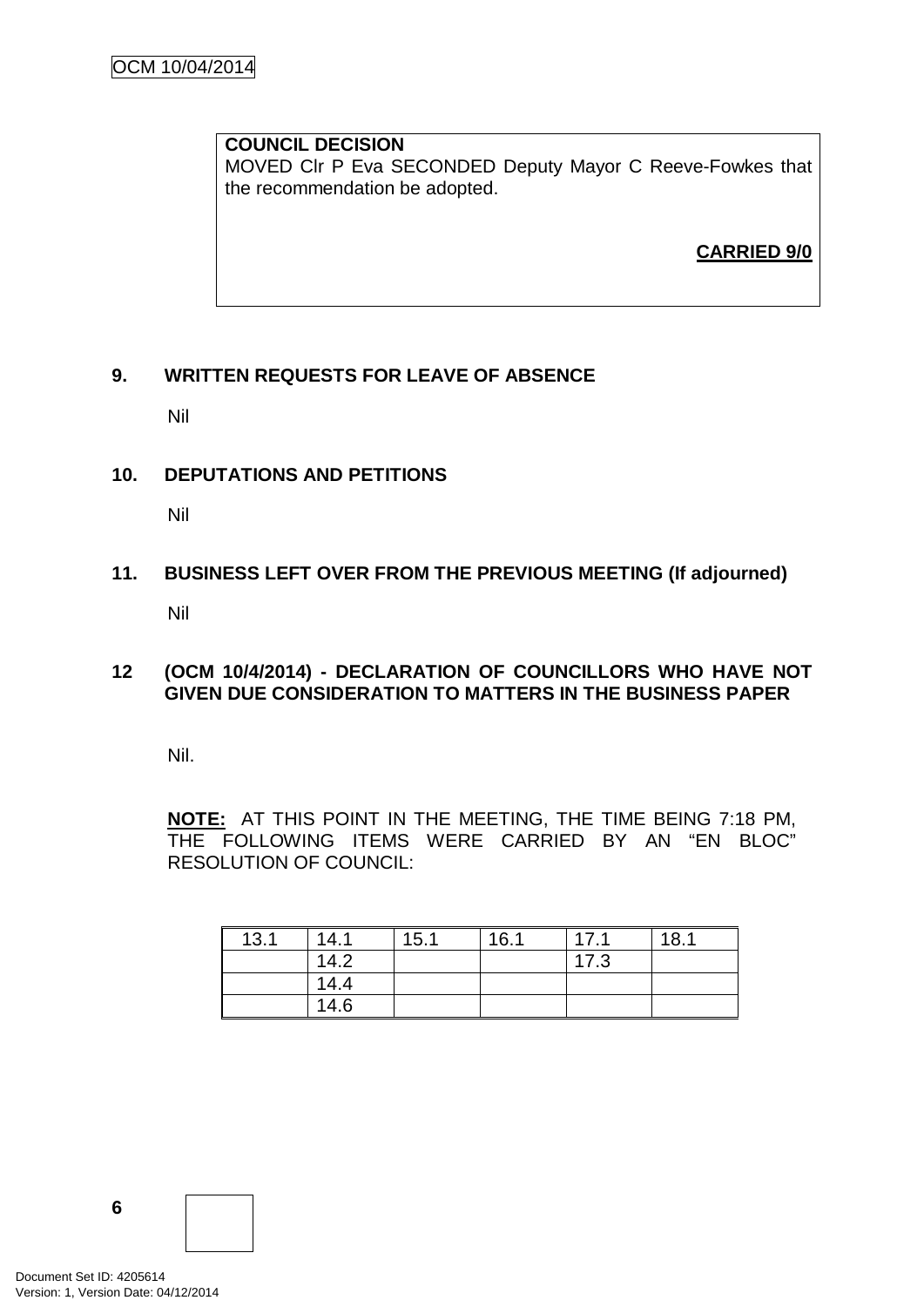**COUNCIL DECISION**
MOVED Clr P Eva SECONDED Deputy Mayor C Reeve-Fowkes that the recommendation be adopted.

**CARRIED 9/0**

## 9. WRITTEN REQUESTS FOR LEAVE OF ABSENCE

Nil

## 10. DEPUTATIONS AND PETITIONS

Nil

## 11. BUSINESS LEFT OVER FROM THE PREVIOUS MEETING (If adjourned)

Nil

## 12 (OCM 10/4/2014) - DECLARATION OF COUNCILLORS WHO HAVE NOT GIVEN DUE CONSIDERATION TO MATTERS IN THE BUSINESS PAPER

Nil.

**NOTE:** AT THIS POINT IN THE MEETING, THE TIME BEING 7:18 PM, THE FOLLOWING ITEMS WERE CARRIED BY AN "EN BLOC" RESOLUTION OF COUNCIL:

| 13.1 | 14.1 | 15.1 | 16.1 | 17.1 | 18.1 |
|---|---|---|---|---|---|
| | 14.2 | | | 17.3 | |
| | 14.4 | | | | |
| | 14.6 | | | | |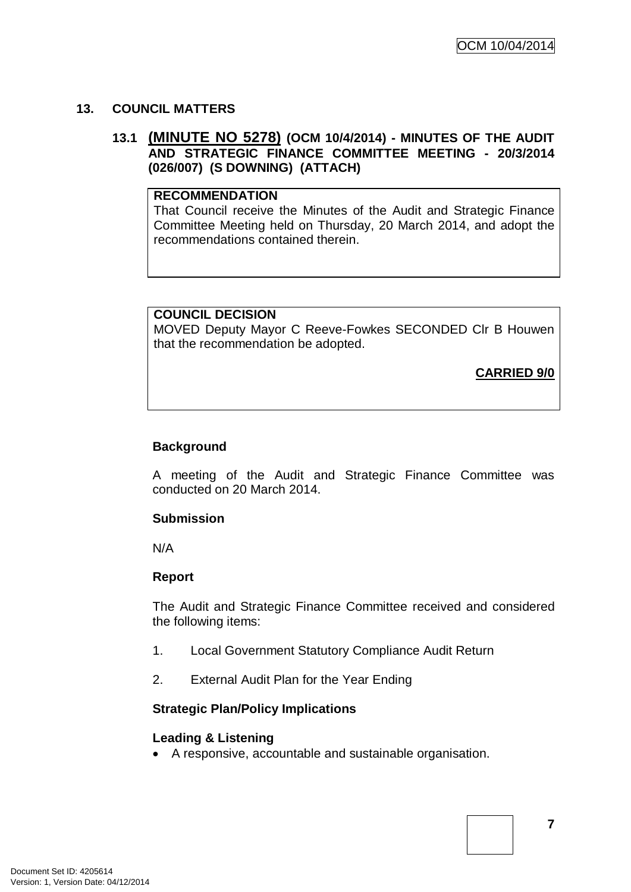## 13. COUNCIL MATTERS

### 13.1 (MINUTE NO 5278) (OCM 10/4/2014) - MINUTES OF THE AUDIT AND STRATEGIC FINANCE COMMITTEE MEETING - 20/3/2014 (026/007) (S DOWNING) (ATTACH)

**RECOMMENDATION**

That Council receive the Minutes of the Audit and Strategic Finance Committee Meeting held on Thursday, 20 March 2014, and adopt the recommendations contained therein.

**COUNCIL DECISION**

MOVED Deputy Mayor C Reeve-Fowkes SECONDED Clr B Houwen that the recommendation be adopted.

**CARRIED 9/0**

**Background**

A meeting of the Audit and Strategic Finance Committee was conducted on 20 March 2014.

**Submission**

N/A

**Report**

The Audit and Strategic Finance Committee received and considered the following items:

1. Local Government Statutory Compliance Audit Return

2. External Audit Plan for the Year Ending

**Strategic Plan/Policy Implications**

**Leading & Listening**

- A responsive, accountable and sustainable organisation.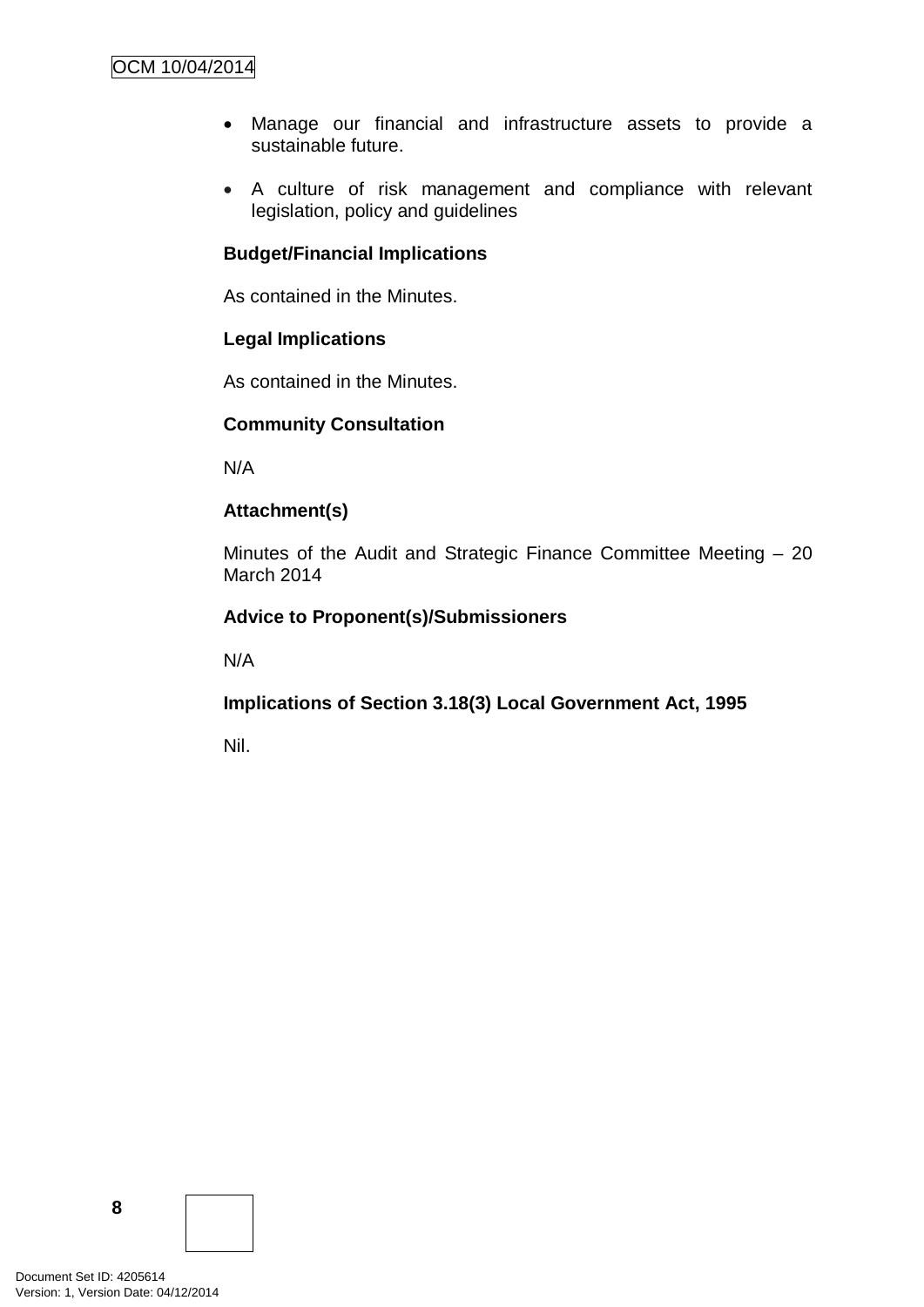- Manage our financial and infrastructure assets to provide a sustainable future.
- A culture of risk management and compliance with relevant legislation, policy and guidelines

**Budget/Financial Implications**

As contained in the Minutes.

**Legal Implications**

As contained in the Minutes.

**Community Consultation**

N/A

**Attachment(s)**

Minutes of the Audit and Strategic Finance Committee Meeting – 20 March 2014

**Advice to Proponent(s)/Submissioners**

N/A

**Implications of Section 3.18(3) Local Government Act, 1995**

Nil.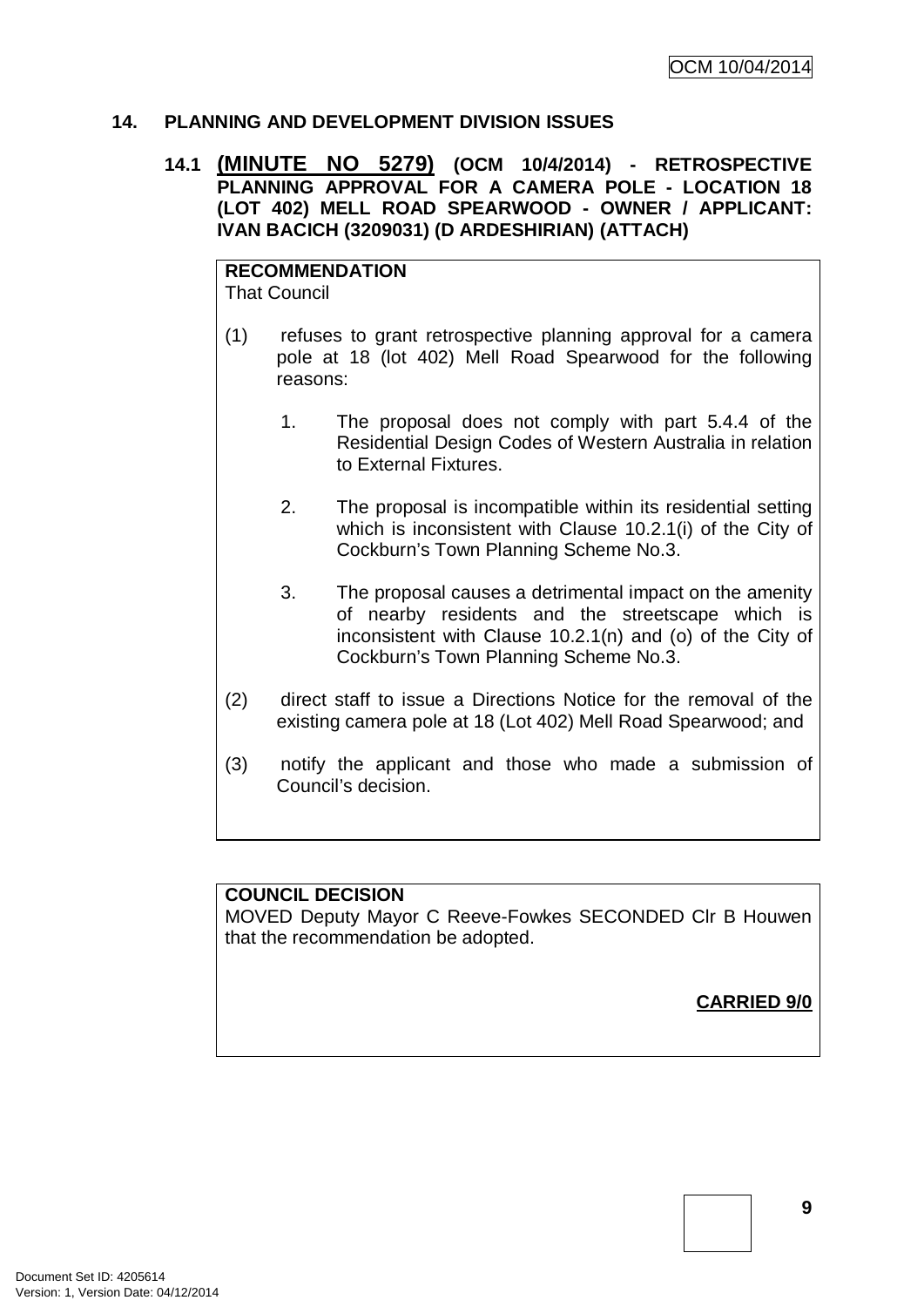## 14. PLANNING AND DEVELOPMENT DIVISION ISSUES

### 14.1 (MINUTE NO 5279) (OCM 10/4/2014) - RETROSPECTIVE PLANNING APPROVAL FOR A CAMERA POLE - LOCATION 18 (LOT 402) MELL ROAD SPEARWOOD - OWNER / APPLICANT: IVAN BACICH (3209031) (D ARDESHIRIAN) (ATTACH)

**RECOMMENDATION**
That Council

(1) refuses to grant retrospective planning approval for a camera pole at 18 (lot 402) Mell Road Spearwood for the following reasons:

1. The proposal does not comply with part 5.4.4 of the Residential Design Codes of Western Australia in relation to External Fixtures.

2. The proposal is incompatible within its residential setting which is inconsistent with Clause 10.2.1(i) of the City of Cockburn's Town Planning Scheme No.3.

3. The proposal causes a detrimental impact on the amenity of nearby residents and the streetscape which is inconsistent with Clause 10.2.1(n) and (o) of the City of Cockburn's Town Planning Scheme No.3.

(2) direct staff to issue a Directions Notice for the removal of the existing camera pole at 18 (Lot 402) Mell Road Spearwood; and

(3) notify the applicant and those who made a submission of Council's decision.

**COUNCIL DECISION**
MOVED Deputy Mayor C Reeve-Fowkes SECONDED Clr B Houwen that the recommendation be adopted.

**CARRIED 9/0**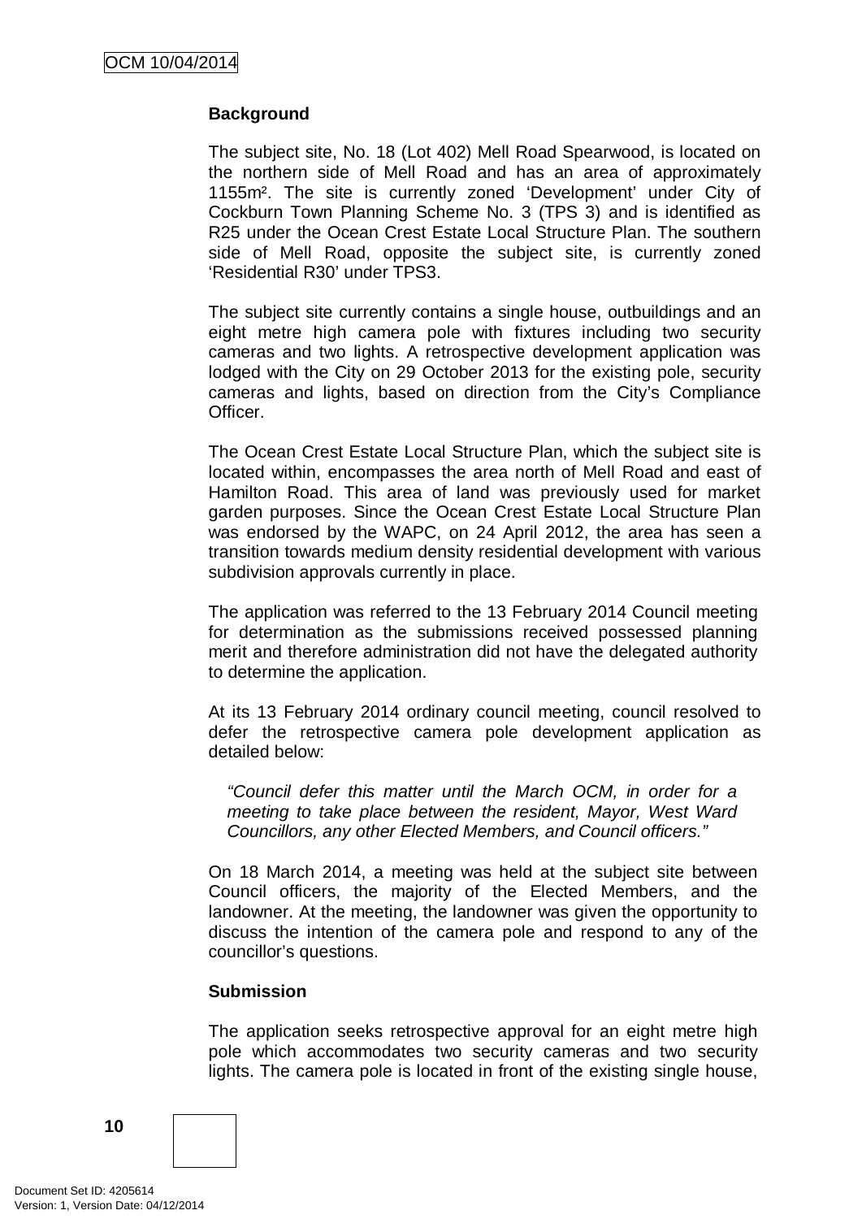**Background**

The subject site, No. 18 (Lot 402) Mell Road Spearwood, is located on the northern side of Mell Road and has an area of approximately 1155m². The site is currently zoned 'Development' under City of Cockburn Town Planning Scheme No. 3 (TPS 3) and is identified as R25 under the Ocean Crest Estate Local Structure Plan. The southern side of Mell Road, opposite the subject site, is currently zoned 'Residential R30' under TPS3.

The subject site currently contains a single house, outbuildings and an eight metre high camera pole with fixtures including two security cameras and two lights. A retrospective development application was lodged with the City on 29 October 2013 for the existing pole, security cameras and lights, based on direction from the City's Compliance Officer.

The Ocean Crest Estate Local Structure Plan, which the subject site is located within, encompasses the area north of Mell Road and east of Hamilton Road. This area of land was previously used for market garden purposes. Since the Ocean Crest Estate Local Structure Plan was endorsed by the WAPC, on 24 April 2012, the area has seen a transition towards medium density residential development with various subdivision approvals currently in place.

The application was referred to the 13 February 2014 Council meeting for determination as the submissions received possessed planning merit and therefore administration did not have the delegated authority to determine the application.

At its 13 February 2014 ordinary council meeting, council resolved to defer the retrospective camera pole development application as detailed below:

> *"Council defer this matter until the March OCM, in order for a meeting to take place between the resident, Mayor, West Ward Councillors, any other Elected Members, and Council officers."*

On 18 March 2014, a meeting was held at the subject site between Council officers, the majority of the Elected Members, and the landowner. At the meeting, the landowner was given the opportunity to discuss the intention of the camera pole and respond to any of the councillor's questions.

**Submission**

The application seeks retrospective approval for an eight metre high pole which accommodates two security cameras and two security lights. The camera pole is located in front of the existing single house,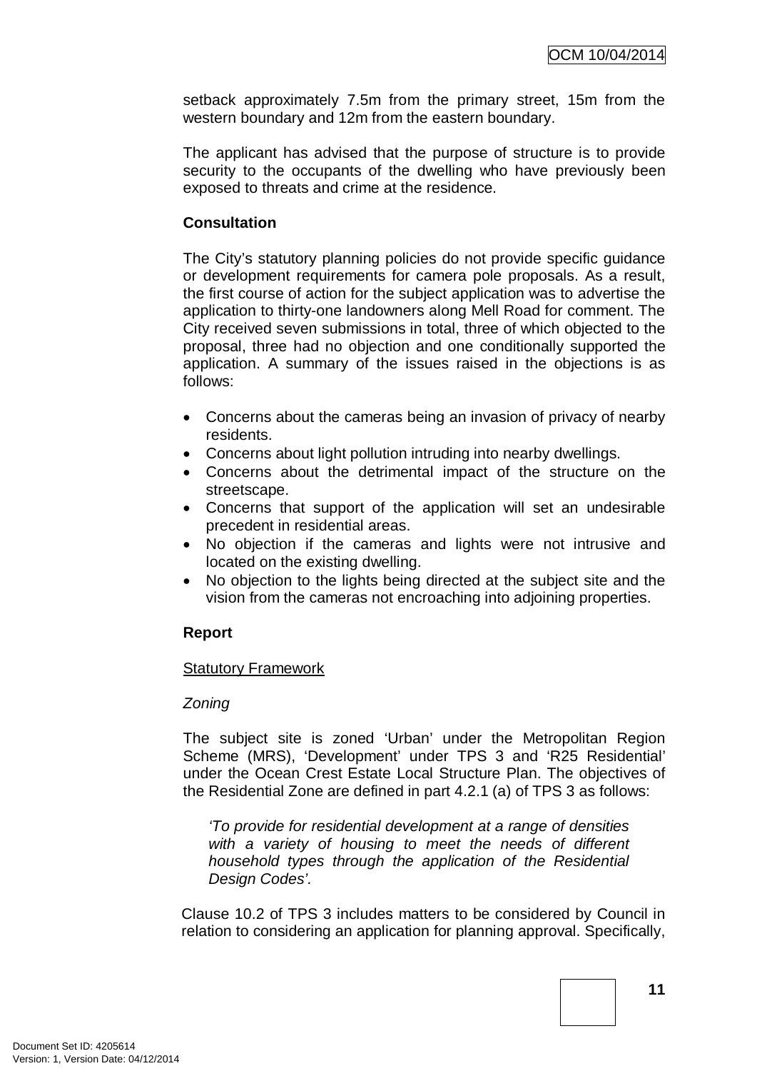setback approximately 7.5m from the primary street, 15m from the western boundary and 12m from the eastern boundary.

The applicant has advised that the purpose of structure is to provide security to the occupants of the dwelling who have previously been exposed to threats and crime at the residence.

**Consultation**

The City's statutory planning policies do not provide specific guidance or development requirements for camera pole proposals. As a result, the first course of action for the subject application was to advertise the application to thirty-one landowners along Mell Road for comment. The City received seven submissions in total, three of which objected to the proposal, three had no objection and one conditionally supported the application. A summary of the issues raised in the objections is as follows:

- Concerns about the cameras being an invasion of privacy of nearby residents.
- Concerns about light pollution intruding into nearby dwellings.
- Concerns about the detrimental impact of the structure on the streetscape.
- Concerns that support of the application will set an undesirable precedent in residential areas.
- No objection if the cameras and lights were not intrusive and located on the existing dwelling.
- No objection to the lights being directed at the subject site and the vision from the cameras not encroaching into adjoining properties.

**Report**

Statutory Framework

*Zoning*

The subject site is zoned 'Urban' under the Metropolitan Region Scheme (MRS), 'Development' under TPS 3 and 'R25 Residential' under the Ocean Crest Estate Local Structure Plan. The objectives of the Residential Zone are defined in part 4.2.1 (a) of TPS 3 as follows:

> *'To provide for residential development at a range of densities with a variety of housing to meet the needs of different household types through the application of the Residential Design Codes'.*

Clause 10.2 of TPS 3 includes matters to be considered by Council in relation to considering an application for planning approval. Specifically,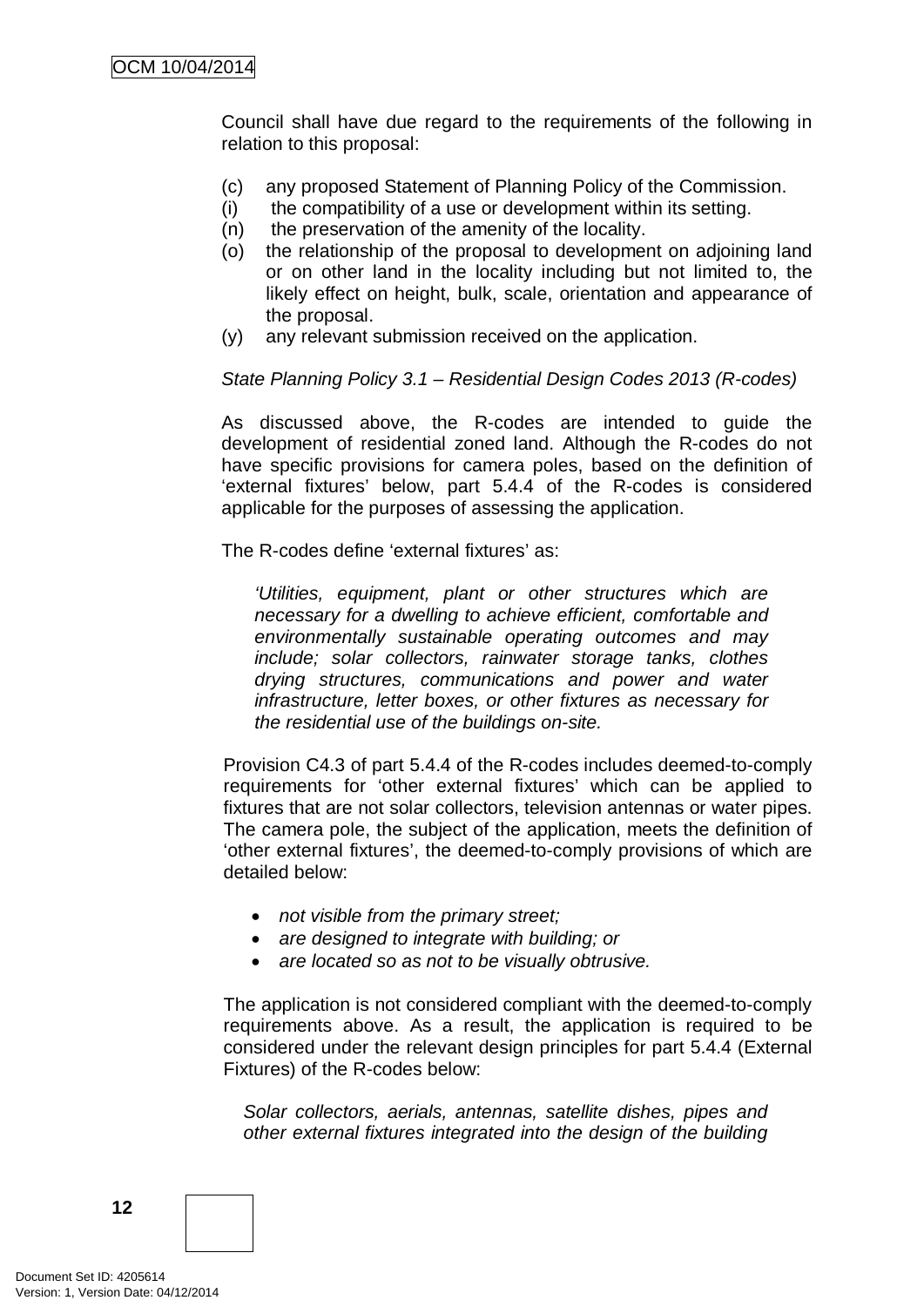Council shall have due regard to the requirements of the following in relation to this proposal:

(c) any proposed Statement of Planning Policy of the Commission.
(i) the compatibility of a use or development within its setting.
(n) the preservation of the amenity of the locality.
(o) the relationship of the proposal to development on adjoining land or on other land in the locality including but not limited to, the likely effect on height, bulk, scale, orientation and appearance of the proposal.
(y) any relevant submission received on the application.

*State Planning Policy 3.1 – Residential Design Codes 2013 (R-codes)*

As discussed above, the R-codes are intended to guide the development of residential zoned land. Although the R-codes do not have specific provisions for camera poles, based on the definition of 'external fixtures' below, part 5.4.4 of the R-codes is considered applicable for the purposes of assessing the application.

The R-codes define 'external fixtures' as:

> *'Utilities, equipment, plant or other structures which are necessary for a dwelling to achieve efficient, comfortable and environmentally sustainable operating outcomes and may include; solar collectors, rainwater storage tanks, clothes drying structures, communications and power and water infrastructure, letter boxes, or other fixtures as necessary for the residential use of the buildings on-site.*

Provision C4.3 of part 5.4.4 of the R-codes includes deemed-to-comply requirements for 'other external fixtures' which can be applied to fixtures that are not solar collectors, television antennas or water pipes. The camera pole, the subject of the application, meets the definition of 'other external fixtures', the deemed-to-comply provisions of which are detailed below:

- *not visible from the primary street;*
- *are designed to integrate with building; or*
- *are located so as not to be visually obtrusive.*

The application is not considered compliant with the deemed-to-comply requirements above. As a result, the application is required to be considered under the relevant design principles for part 5.4.4 (External Fixtures) of the R-codes below:

> *Solar collectors, aerials, antennas, satellite dishes, pipes and other external fixtures integrated into the design of the building*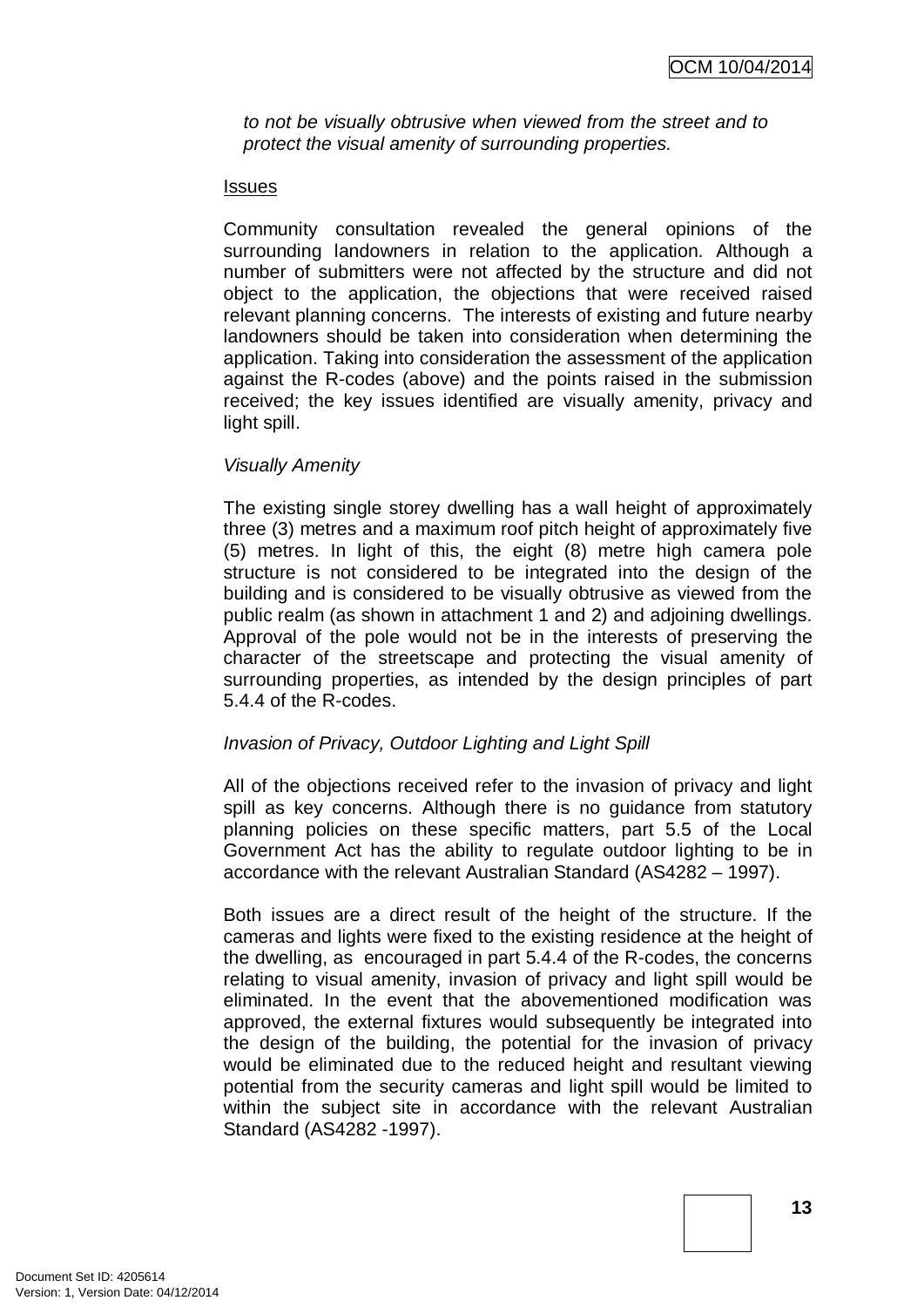*to not be visually obtrusive when viewed from the street and to protect the visual amenity of surrounding properties.*

Issues

Community consultation revealed the general opinions of the surrounding landowners in relation to the application. Although a number of submitters were not affected by the structure and did not object to the application, the objections that were received raised relevant planning concerns. The interests of existing and future nearby landowners should be taken into consideration when determining the application. Taking into consideration the assessment of the application against the R-codes (above) and the points raised in the submission received; the key issues identified are visually amenity, privacy and light spill.

*Visually Amenity*

The existing single storey dwelling has a wall height of approximately three (3) metres and a maximum roof pitch height of approximately five (5) metres. In light of this, the eight (8) metre high camera pole structure is not considered to be integrated into the design of the building and is considered to be visually obtrusive as viewed from the public realm (as shown in attachment 1 and 2) and adjoining dwellings. Approval of the pole would not be in the interests of preserving the character of the streetscape and protecting the visual amenity of surrounding properties, as intended by the design principles of part 5.4.4 of the R-codes.

*Invasion of Privacy, Outdoor Lighting and Light Spill*

All of the objections received refer to the invasion of privacy and light spill as key concerns. Although there is no guidance from statutory planning policies on these specific matters, part 5.5 of the Local Government Act has the ability to regulate outdoor lighting to be in accordance with the relevant Australian Standard (AS4282 – 1997).

Both issues are a direct result of the height of the structure. If the cameras and lights were fixed to the existing residence at the height of the dwelling, as encouraged in part 5.4.4 of the R-codes, the concerns relating to visual amenity, invasion of privacy and light spill would be eliminated. In the event that the abovementioned modification was approved, the external fixtures would subsequently be integrated into the design of the building, the potential for the invasion of privacy would be eliminated due to the reduced height and resultant viewing potential from the security cameras and light spill would be limited to within the subject site in accordance with the relevant Australian Standard (AS4282 -1997).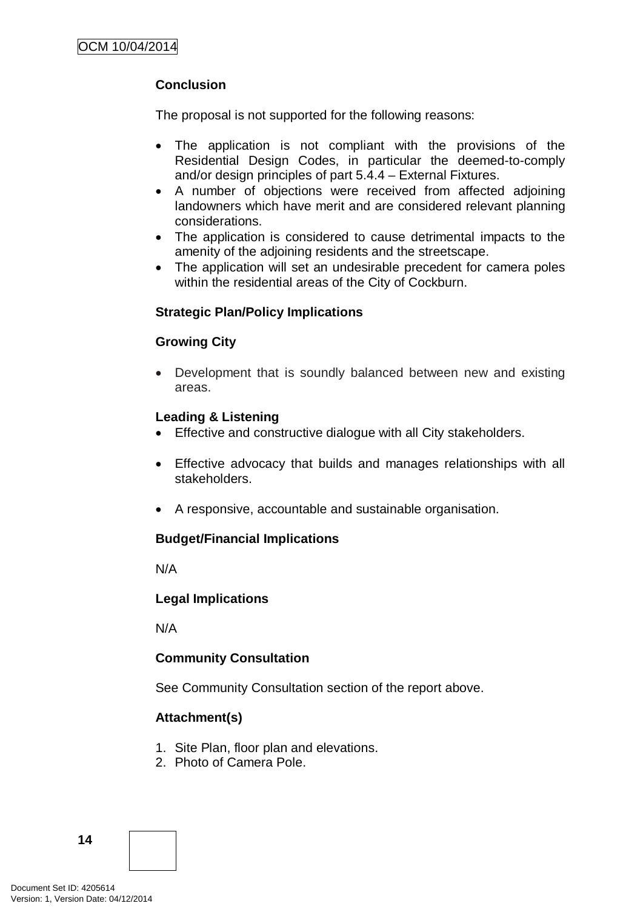**Conclusion**

The proposal is not supported for the following reasons:

- The application is not compliant with the provisions of the Residential Design Codes, in particular the deemed-to-comply and/or design principles of part 5.4.4 – External Fixtures.
- A number of objections were received from affected adjoining landowners which have merit and are considered relevant planning considerations.
- The application is considered to cause detrimental impacts to the amenity of the adjoining residents and the streetscape.
- The application will set an undesirable precedent for camera poles within the residential areas of the City of Cockburn.

**Strategic Plan/Policy Implications**

**Growing City**

- Development that is soundly balanced between new and existing areas.

**Leading & Listening**

- Effective and constructive dialogue with all City stakeholders.
- Effective advocacy that builds and manages relationships with all stakeholders.
- A responsive, accountable and sustainable organisation.

**Budget/Financial Implications**

N/A

**Legal Implications**

N/A

**Community Consultation**

See Community Consultation section of the report above.

**Attachment(s)**

1. Site Plan, floor plan and elevations.
2. Photo of Camera Pole.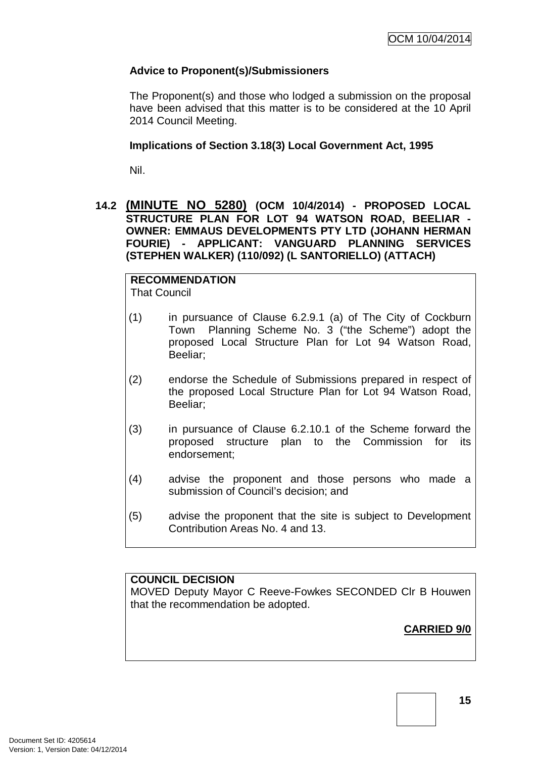**Advice to Proponent(s)/Submissioners**

The Proponent(s) and those who lodged a submission on the proposal have been advised that this matter is to be considered at the 10 April 2014 Council Meeting.

**Implications of Section 3.18(3) Local Government Act, 1995**

Nil.

### 14.2 (MINUTE NO 5280) (OCM 10/4/2014) - PROPOSED LOCAL STRUCTURE PLAN FOR LOT 94 WATSON ROAD, BEELIAR - OWNER: EMMAUS DEVELOPMENTS PTY LTD (JOHANN HERMAN FOURIE) - APPLICANT: VANGUARD PLANNING SERVICES (STEPHEN WALKER) (110/092) (L SANTORIELLO) (ATTACH)

**RECOMMENDATION**
That Council

(1) in pursuance of Clause 6.2.9.1 (a) of The City of Cockburn Town Planning Scheme No. 3 ("the Scheme") adopt the proposed Local Structure Plan for Lot 94 Watson Road, Beeliar;

(2) endorse the Schedule of Submissions prepared in respect of the proposed Local Structure Plan for Lot 94 Watson Road, Beeliar;

(3) in pursuance of Clause 6.2.10.1 of the Scheme forward the proposed structure plan to the Commission for its endorsement;

(4) advise the proponent and those persons who made a submission of Council's decision; and

(5) advise the proponent that the site is subject to Development Contribution Areas No. 4 and 13.

**COUNCIL DECISION**
MOVED Deputy Mayor C Reeve-Fowkes SECONDED Clr B Houwen that the recommendation be adopted.

**CARRIED 9/0**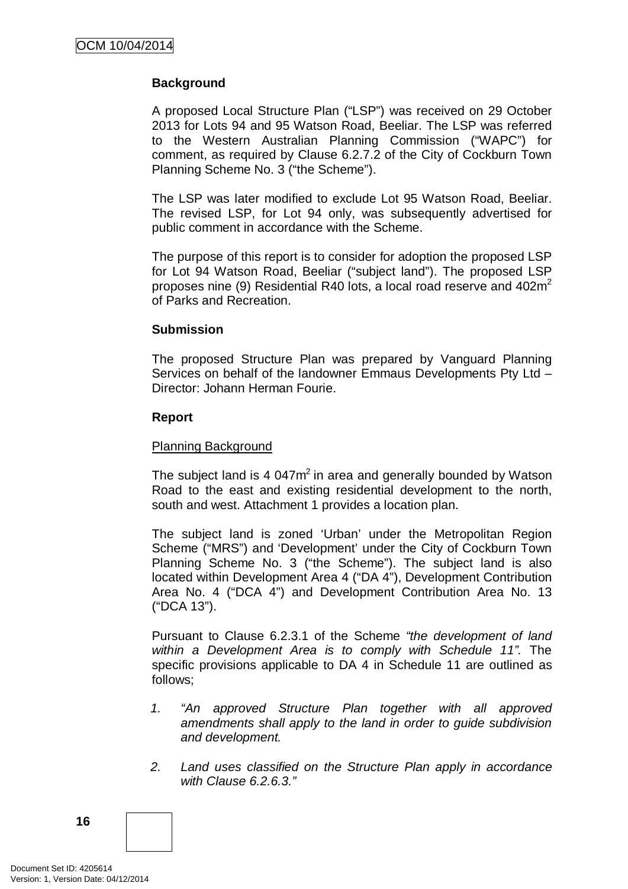**Background**

A proposed Local Structure Plan ("LSP") was received on 29 October 2013 for Lots 94 and 95 Watson Road, Beeliar. The LSP was referred to the Western Australian Planning Commission ("WAPC") for comment, as required by Clause 6.2.7.2 of the City of Cockburn Town Planning Scheme No. 3 ("the Scheme").

The LSP was later modified to exclude Lot 95 Watson Road, Beeliar. The revised LSP, for Lot 94 only, was subsequently advertised for public comment in accordance with the Scheme.

The purpose of this report is to consider for adoption the proposed LSP for Lot 94 Watson Road, Beeliar ("subject land"). The proposed LSP proposes nine (9) Residential R40 lots, a local road reserve and 402m$^2$ of Parks and Recreation.

**Submission**

The proposed Structure Plan was prepared by Vanguard Planning Services on behalf of the landowner Emmaus Developments Pty Ltd – Director: Johann Herman Fourie.

**Report**

Planning Background

The subject land is 4 047m$^2$ in area and generally bounded by Watson Road to the east and existing residential development to the north, south and west. Attachment 1 provides a location plan.

The subject land is zoned 'Urban' under the Metropolitan Region Scheme ("MRS") and 'Development' under the City of Cockburn Town Planning Scheme No. 3 ("the Scheme"). The subject land is also located within Development Area 4 ("DA 4"), Development Contribution Area No. 4 ("DCA 4") and Development Contribution Area No. 13 ("DCA 13").

Pursuant to Clause 6.2.3.1 of the Scheme *"the development of land within a Development Area is to comply with Schedule 11".* The specific provisions applicable to DA 4 in Schedule 11 are outlined as follows;

1. *"An approved Structure Plan together with all approved amendments shall apply to the land in order to guide subdivision and development.*

2. *Land uses classified on the Structure Plan apply in accordance with Clause 6.2.6.3."*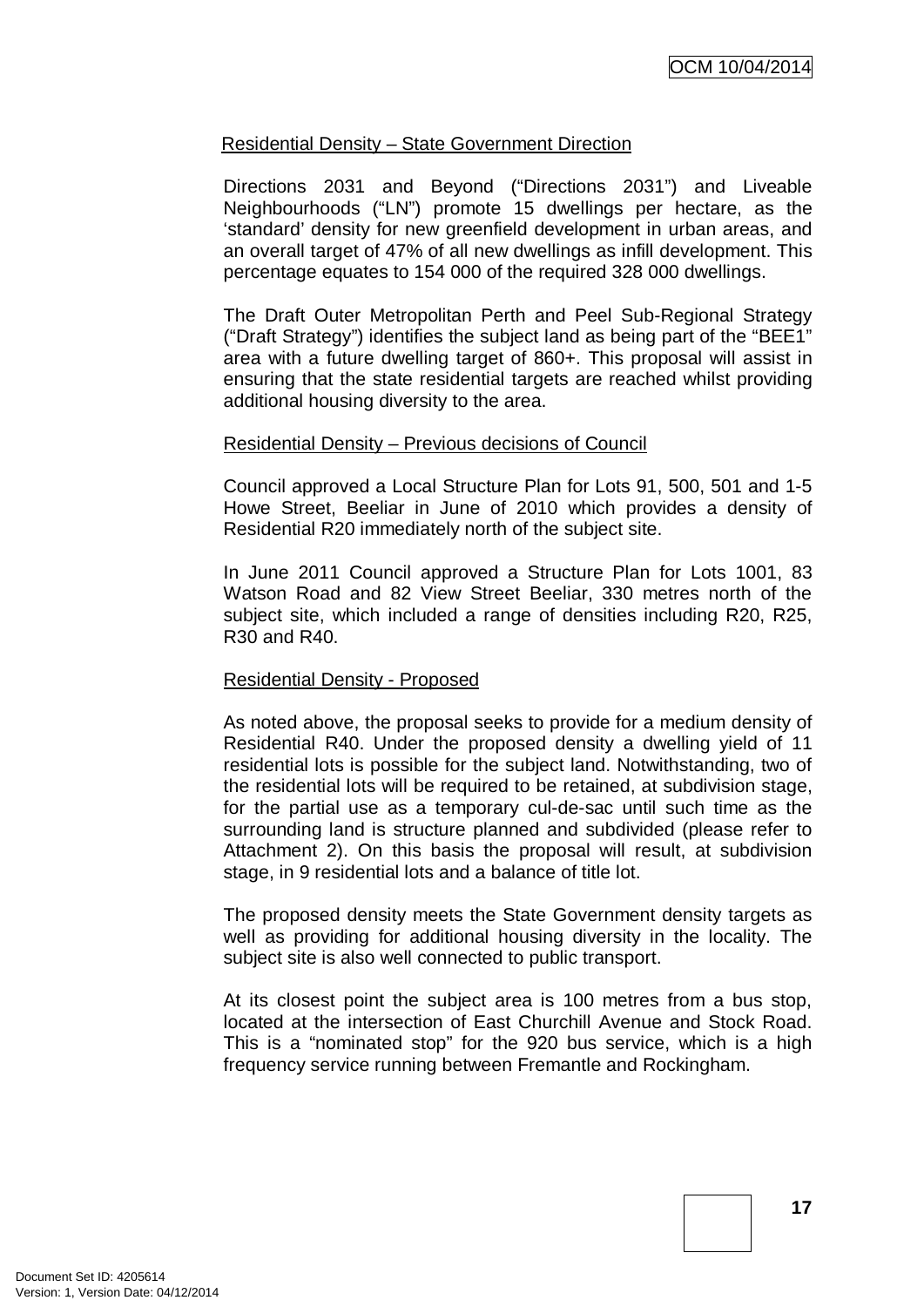<u>Residential Density – State Government Direction</u>

Directions 2031 and Beyond ("Directions 2031") and Liveable Neighbourhoods ("LN") promote 15 dwellings per hectare, as the 'standard' density for new greenfield development in urban areas, and an overall target of 47% of all new dwellings as infill development. This percentage equates to 154 000 of the required 328 000 dwellings.

The Draft Outer Metropolitan Perth and Peel Sub-Regional Strategy ("Draft Strategy") identifies the subject land as being part of the "BEE1" area with a future dwelling target of 860+. This proposal will assist in ensuring that the state residential targets are reached whilst providing additional housing diversity to the area.

<u>Residential Density – Previous decisions of Council</u>

Council approved a Local Structure Plan for Lots 91, 500, 501 and 1-5 Howe Street, Beeliar in June of 2010 which provides a density of Residential R20 immediately north of the subject site.

In June 2011 Council approved a Structure Plan for Lots 1001, 83 Watson Road and 82 View Street Beeliar, 330 metres north of the subject site, which included a range of densities including R20, R25, R30 and R40.

<u>Residential Density - Proposed</u>

As noted above, the proposal seeks to provide for a medium density of Residential R40. Under the proposed density a dwelling yield of 11 residential lots is possible for the subject land. Notwithstanding, two of the residential lots will be required to be retained, at subdivision stage, for the partial use as a temporary cul-de-sac until such time as the surrounding land is structure planned and subdivided (please refer to Attachment 2). On this basis the proposal will result, at subdivision stage, in 9 residential lots and a balance of title lot.

The proposed density meets the State Government density targets as well as providing for additional housing diversity in the locality. The subject site is also well connected to public transport.

At its closest point the subject area is 100 metres from a bus stop, located at the intersection of East Churchill Avenue and Stock Road. This is a "nominated stop" for the 920 bus service, which is a high frequency service running between Fremantle and Rockingham.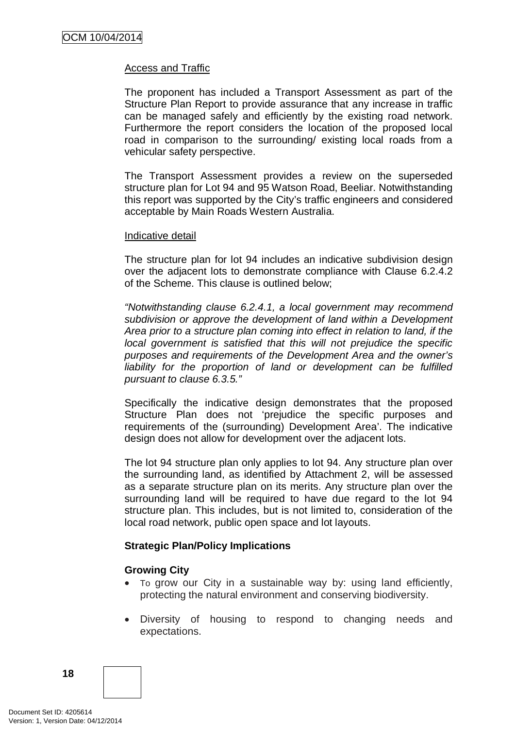Access and Traffic

The proponent has included a Transport Assessment as part of the Structure Plan Report to provide assurance that any increase in traffic can be managed safely and efficiently by the existing road network. Furthermore the report considers the location of the proposed local road in comparison to the surrounding/ existing local roads from a vehicular safety perspective.

The Transport Assessment provides a review on the superseded structure plan for Lot 94 and 95 Watson Road, Beeliar. Notwithstanding this report was supported by the City's traffic engineers and considered acceptable by Main Roads Western Australia.

Indicative detail

The structure plan for lot 94 includes an indicative subdivision design over the adjacent lots to demonstrate compliance with Clause 6.2.4.2 of the Scheme. This clause is outlined below;

*"Notwithstanding clause 6.2.4.1, a local government may recommend subdivision or approve the development of land within a Development Area prior to a structure plan coming into effect in relation to land, if the local government is satisfied that this will not prejudice the specific purposes and requirements of the Development Area and the owner's liability for the proportion of land or development can be fulfilled pursuant to clause 6.3.5."*

Specifically the indicative design demonstrates that the proposed Structure Plan does not 'prejudice the specific purposes and requirements of the (surrounding) Development Area'. The indicative design does not allow for development over the adjacent lots.

The lot 94 structure plan only applies to lot 94. Any structure plan over the surrounding land, as identified by Attachment 2, will be assessed as a separate structure plan on its merits. Any structure plan over the surrounding land will be required to have due regard to the lot 94 structure plan. This includes, but is not limited to, consideration of the local road network, public open space and lot layouts.

**Strategic Plan/Policy Implications**

**Growing City**

- To grow our City in a sustainable way by: using land efficiently, protecting the natural environment and conserving biodiversity.
- Diversity of housing to respond to changing needs and expectations.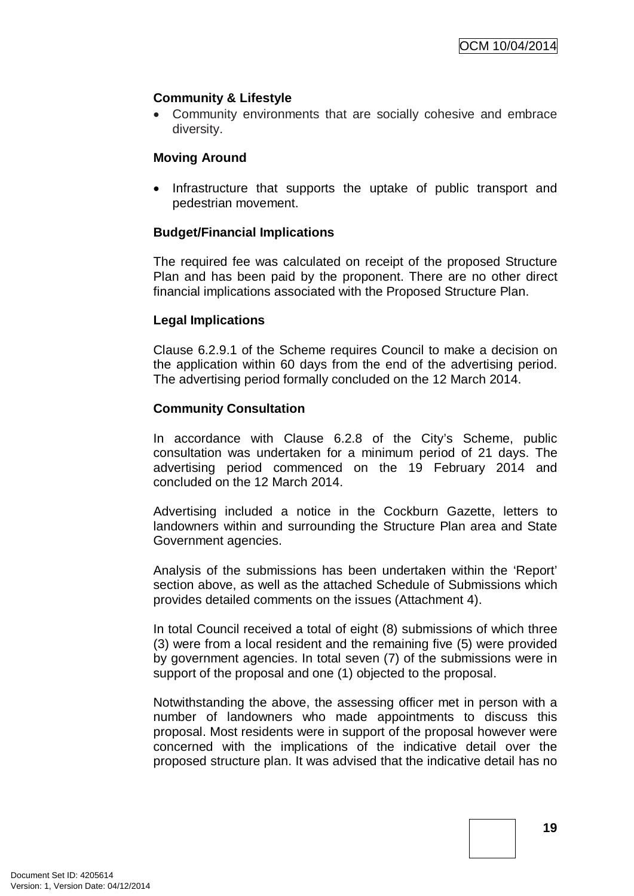**Community & Lifestyle**

- Community environments that are socially cohesive and embrace diversity.

**Moving Around**

- Infrastructure that supports the uptake of public transport and pedestrian movement.

**Budget/Financial Implications**

The required fee was calculated on receipt of the proposed Structure Plan and has been paid by the proponent. There are no other direct financial implications associated with the Proposed Structure Plan.

**Legal Implications**

Clause 6.2.9.1 of the Scheme requires Council to make a decision on the application within 60 days from the end of the advertising period. The advertising period formally concluded on the 12 March 2014.

**Community Consultation**

In accordance with Clause 6.2.8 of the City's Scheme, public consultation was undertaken for a minimum period of 21 days. The advertising period commenced on the 19 February 2014 and concluded on the 12 March 2014.

Advertising included a notice in the Cockburn Gazette, letters to landowners within and surrounding the Structure Plan area and State Government agencies.

Analysis of the submissions has been undertaken within the 'Report' section above, as well as the attached Schedule of Submissions which provides detailed comments on the issues (Attachment 4).

In total Council received a total of eight (8) submissions of which three (3) were from a local resident and the remaining five (5) were provided by government agencies. In total seven (7) of the submissions were in support of the proposal and one (1) objected to the proposal.

Notwithstanding the above, the assessing officer met in person with a number of landowners who made appointments to discuss this proposal. Most residents were in support of the proposal however were concerned with the implications of the indicative detail over the proposed structure plan. It was advised that the indicative detail has no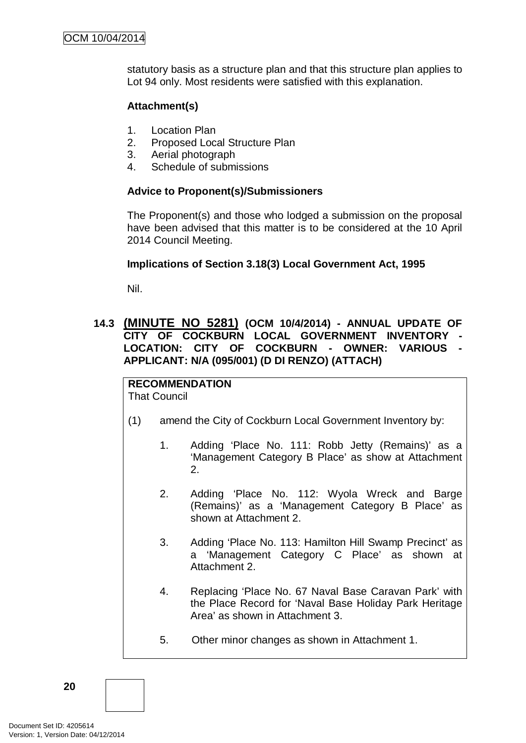statutory basis as a structure plan and that this structure plan applies to Lot 94 only. Most residents were satisfied with this explanation.

**Attachment(s)**

1. Location Plan
2. Proposed Local Structure Plan
3. Aerial photograph
4. Schedule of submissions

**Advice to Proponent(s)/Submissioners**

The Proponent(s) and those who lodged a submission on the proposal have been advised that this matter is to be considered at the 10 April 2014 Council Meeting.

**Implications of Section 3.18(3) Local Government Act, 1995**

Nil.

### 14.3 (MINUTE NO 5281) (OCM 10/4/2014) - ANNUAL UPDATE OF CITY OF COCKBURN LOCAL GOVERNMENT INVENTORY - LOCATION: CITY OF COCKBURN - OWNER: VARIOUS - APPLICANT: N/A (095/001) (D DI RENZO) (ATTACH)

**RECOMMENDATION**
That Council

(1) amend the City of Cockburn Local Government Inventory by:

1. Adding 'Place No. 111: Robb Jetty (Remains)' as a 'Management Category B Place' as show at Attachment 2.

2. Adding 'Place No. 112: Wyola Wreck and Barge (Remains)' as a 'Management Category B Place' as shown at Attachment 2.

3. Adding 'Place No. 113: Hamilton Hill Swamp Precinct' as a 'Management Category C Place' as shown at Attachment 2.

4. Replacing 'Place No. 67 Naval Base Caravan Park' with the Place Record for 'Naval Base Holiday Park Heritage Area' as shown in Attachment 3.

5. Other minor changes as shown in Attachment 1.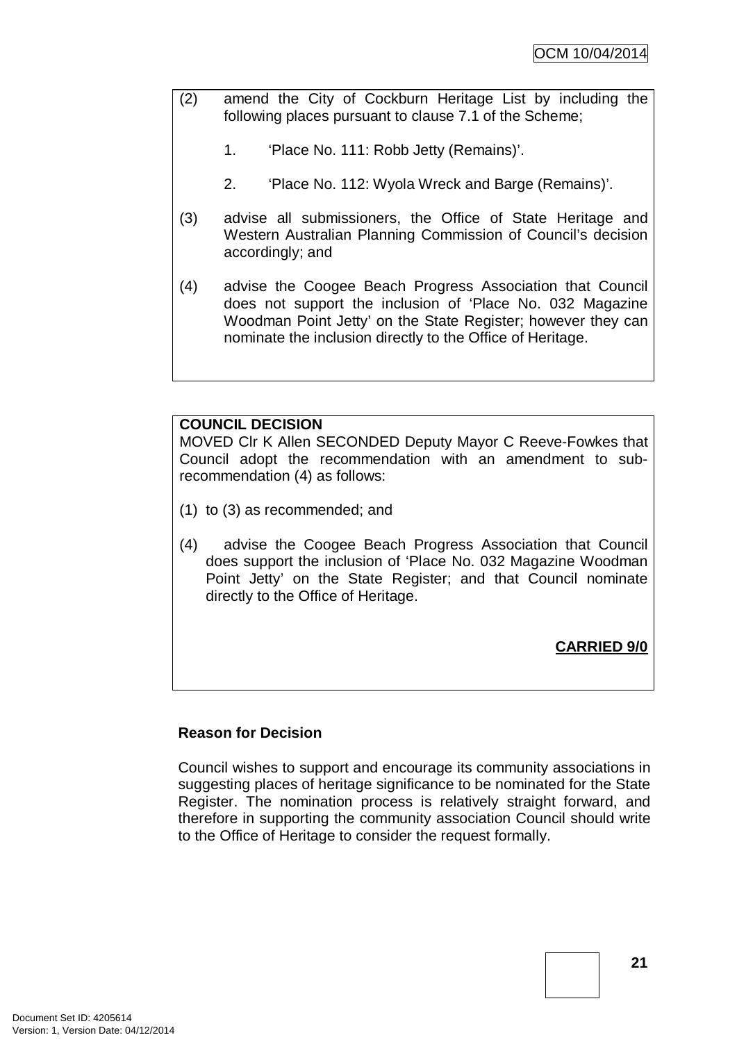(2) amend the City of Cockburn Heritage List by including the following places pursuant to clause 7.1 of the Scheme;

   1. 'Place No. 111: Robb Jetty (Remains)'.

   2. 'Place No. 112: Wyola Wreck and Barge (Remains)'.

(3) advise all submissioners, the Office of State Heritage and Western Australian Planning Commission of Council's decision accordingly; and

(4) advise the Coogee Beach Progress Association that Council does not support the inclusion of 'Place No. 032 Magazine Woodman Point Jetty' on the State Register; however they can nominate the inclusion directly to the Office of Heritage.

**COUNCIL DECISION**

MOVED Clr K Allen SECONDED Deputy Mayor C Reeve-Fowkes that Council adopt the recommendation with an amendment to sub-recommendation (4) as follows:

(1) to (3) as recommended; and

(4) advise the Coogee Beach Progress Association that Council does support the inclusion of 'Place No. 032 Magazine Woodman Point Jetty' on the State Register; and that Council nominate directly to the Office of Heritage.

**CARRIED 9/0**

**Reason for Decision**

Council wishes to support and encourage its community associations in suggesting places of heritage significance to be nominated for the State Register. The nomination process is relatively straight forward, and therefore in supporting the community association Council should write to the Office of Heritage to consider the request formally.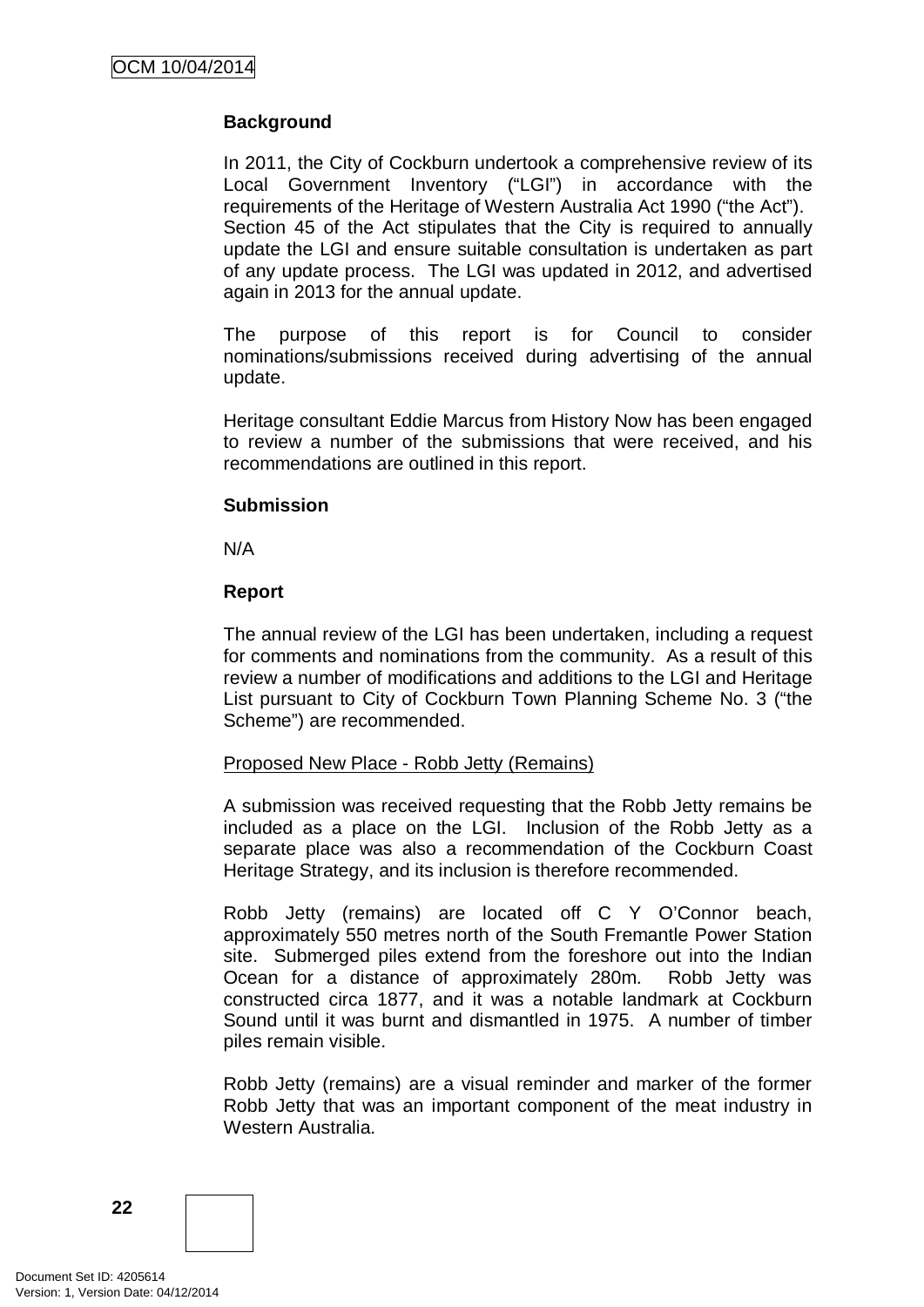**Background**

In 2011, the City of Cockburn undertook a comprehensive review of its Local Government Inventory ("LGI") in accordance with the requirements of the Heritage of Western Australia Act 1990 ("the Act"). Section 45 of the Act stipulates that the City is required to annually update the LGI and ensure suitable consultation is undertaken as part of any update process. The LGI was updated in 2012, and advertised again in 2013 for the annual update.

The purpose of this report is for Council to consider nominations/submissions received during advertising of the annual update.

Heritage consultant Eddie Marcus from History Now has been engaged to review a number of the submissions that were received, and his recommendations are outlined in this report.

**Submission**

N/A

**Report**

The annual review of the LGI has been undertaken, including a request for comments and nominations from the community. As a result of this review a number of modifications and additions to the LGI and Heritage List pursuant to City of Cockburn Town Planning Scheme No. 3 ("the Scheme") are recommended.

Proposed New Place - Robb Jetty (Remains)

A submission was received requesting that the Robb Jetty remains be included as a place on the LGI. Inclusion of the Robb Jetty as a separate place was also a recommendation of the Cockburn Coast Heritage Strategy, and its inclusion is therefore recommended.

Robb Jetty (remains) are located off C Y O'Connor beach, approximately 550 metres north of the South Fremantle Power Station site. Submerged piles extend from the foreshore out into the Indian Ocean for a distance of approximately 280m. Robb Jetty was constructed circa 1877, and it was a notable landmark at Cockburn Sound until it was burnt and dismantled in 1975. A number of timber piles remain visible.

Robb Jetty (remains) are a visual reminder and marker of the former Robb Jetty that was an important component of the meat industry in Western Australia.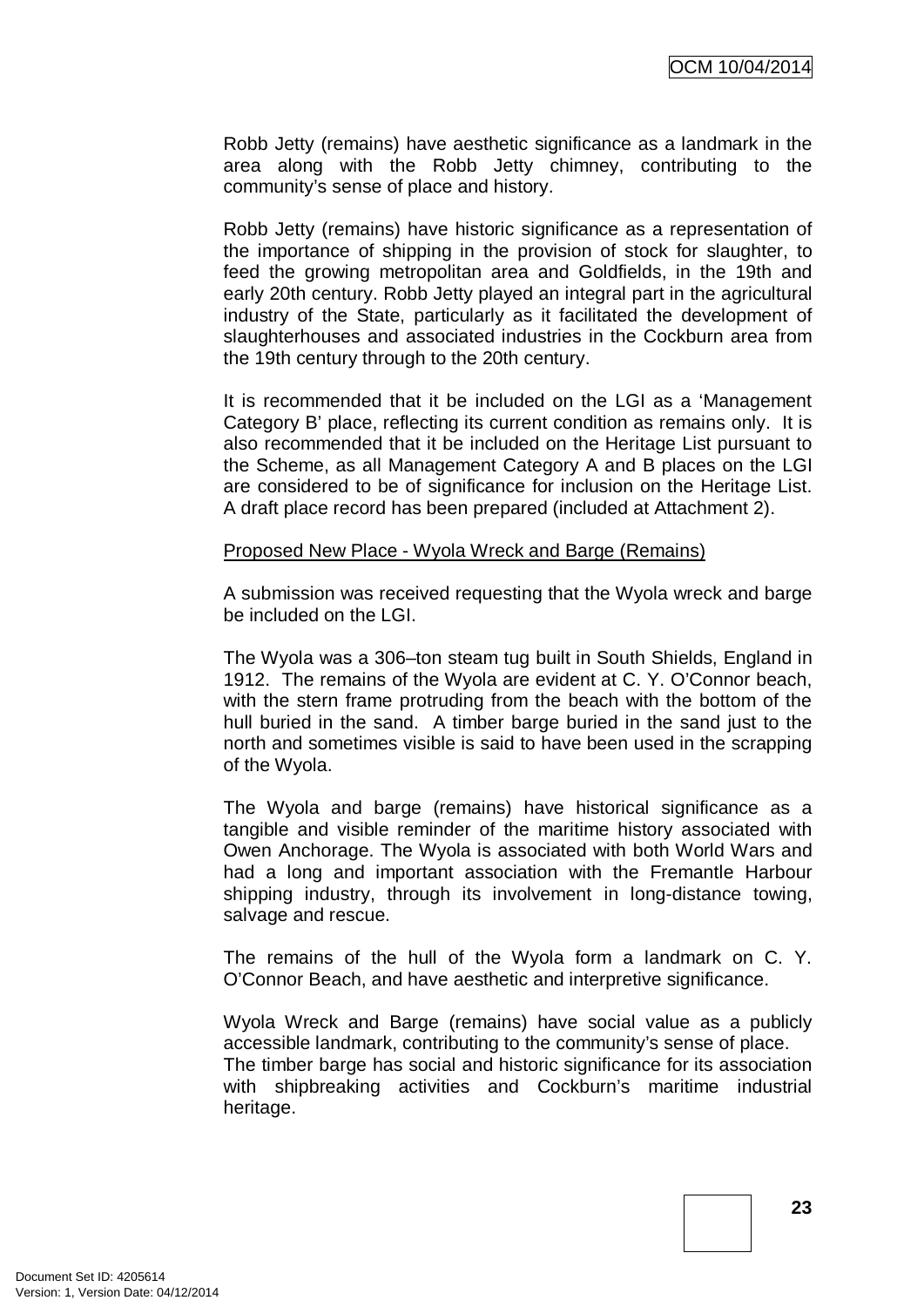Robb Jetty (remains) have aesthetic significance as a landmark in the area along with the Robb Jetty chimney, contributing to the community's sense of place and history.

Robb Jetty (remains) have historic significance as a representation of the importance of shipping in the provision of stock for slaughter, to feed the growing metropolitan area and Goldfields, in the 19th and early 20th century. Robb Jetty played an integral part in the agricultural industry of the State, particularly as it facilitated the development of slaughterhouses and associated industries in the Cockburn area from the 19th century through to the 20th century.

It is recommended that it be included on the LGI as a 'Management Category B' place, reflecting its current condition as remains only. It is also recommended that it be included on the Heritage List pursuant to the Scheme, as all Management Category A and B places on the LGI are considered to be of significance for inclusion on the Heritage List. A draft place record has been prepared (included at Attachment 2).

Proposed New Place - Wyola Wreck and Barge (Remains)

A submission was received requesting that the Wyola wreck and barge be included on the LGI.

The Wyola was a 306–ton steam tug built in South Shields, England in 1912. The remains of the Wyola are evident at C. Y. O'Connor beach, with the stern frame protruding from the beach with the bottom of the hull buried in the sand. A timber barge buried in the sand just to the north and sometimes visible is said to have been used in the scrapping of the Wyola.

The Wyola and barge (remains) have historical significance as a tangible and visible reminder of the maritime history associated with Owen Anchorage. The Wyola is associated with both World Wars and had a long and important association with the Fremantle Harbour shipping industry, through its involvement in long-distance towing, salvage and rescue.

The remains of the hull of the Wyola form a landmark on C. Y. O'Connor Beach, and have aesthetic and interpretive significance.

Wyola Wreck and Barge (remains) have social value as a publicly accessible landmark, contributing to the community's sense of place.
The timber barge has social and historic significance for its association with shipbreaking activities and Cockburn's maritime industrial heritage.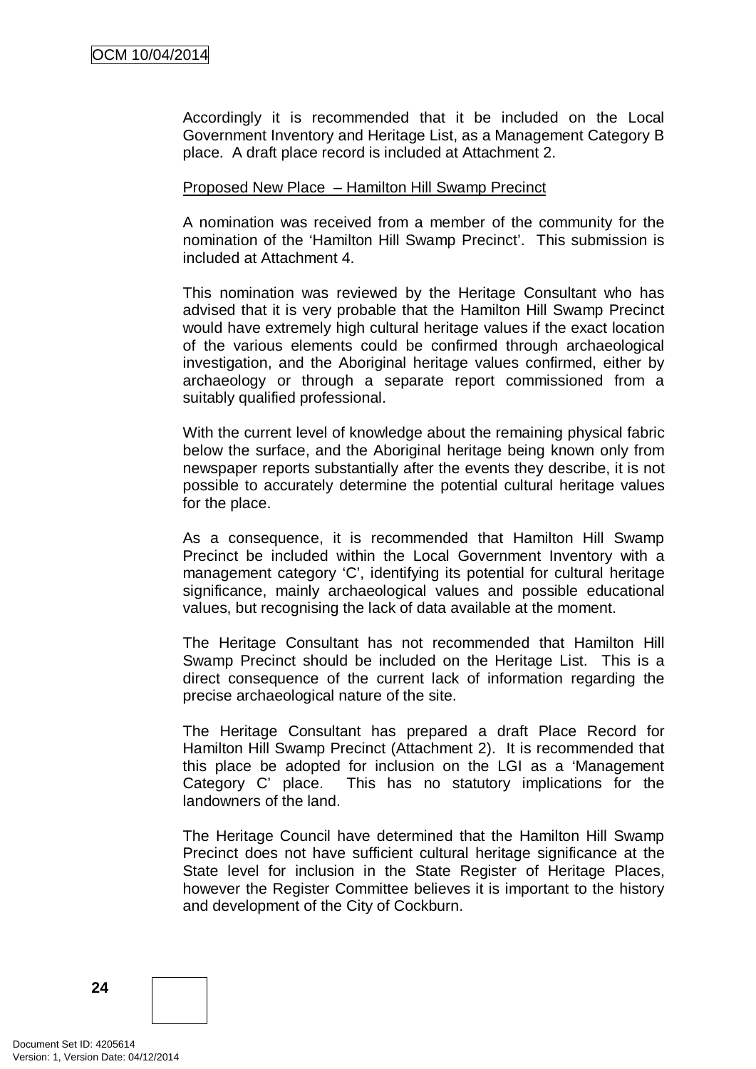Accordingly it is recommended that it be included on the Local Government Inventory and Heritage List, as a Management Category B place. A draft place record is included at Attachment 2.

Proposed New Place – Hamilton Hill Swamp Precinct

A nomination was received from a member of the community for the nomination of the 'Hamilton Hill Swamp Precinct'. This submission is included at Attachment 4.

This nomination was reviewed by the Heritage Consultant who has advised that it is very probable that the Hamilton Hill Swamp Precinct would have extremely high cultural heritage values if the exact location of the various elements could be confirmed through archaeological investigation, and the Aboriginal heritage values confirmed, either by archaeology or through a separate report commissioned from a suitably qualified professional.

With the current level of knowledge about the remaining physical fabric below the surface, and the Aboriginal heritage being known only from newspaper reports substantially after the events they describe, it is not possible to accurately determine the potential cultural heritage values for the place.

As a consequence, it is recommended that Hamilton Hill Swamp Precinct be included within the Local Government Inventory with a management category 'C', identifying its potential for cultural heritage significance, mainly archaeological values and possible educational values, but recognising the lack of data available at the moment.

The Heritage Consultant has not recommended that Hamilton Hill Swamp Precinct should be included on the Heritage List. This is a direct consequence of the current lack of information regarding the precise archaeological nature of the site.

The Heritage Consultant has prepared a draft Place Record for Hamilton Hill Swamp Precinct (Attachment 2). It is recommended that this place be adopted for inclusion on the LGI as a 'Management Category C' place. This has no statutory implications for the landowners of the land.

The Heritage Council have determined that the Hamilton Hill Swamp Precinct does not have sufficient cultural heritage significance at the State level for inclusion in the State Register of Heritage Places, however the Register Committee believes it is important to the history and development of the City of Cockburn.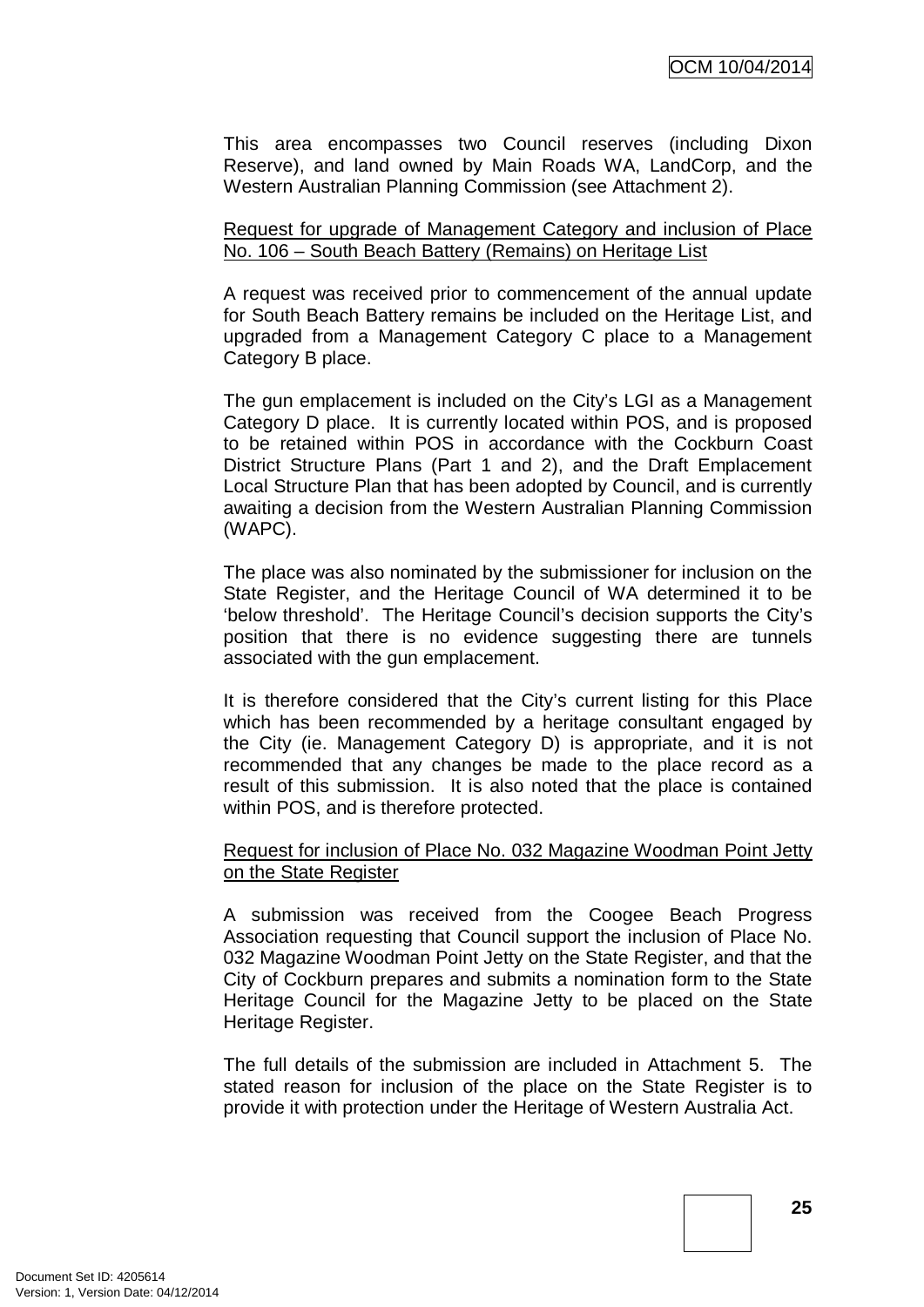This area encompasses two Council reserves (including Dixon Reserve), and land owned by Main Roads WA, LandCorp, and the Western Australian Planning Commission (see Attachment 2).

<u>Request for upgrade of Management Category and inclusion of Place No. 106 – South Beach Battery (Remains) on Heritage List</u>

A request was received prior to commencement of the annual update for South Beach Battery remains be included on the Heritage List, and upgraded from a Management Category C place to a Management Category B place.

The gun emplacement is included on the City's LGI as a Management Category D place. It is currently located within POS, and is proposed to be retained within POS in accordance with the Cockburn Coast District Structure Plans (Part 1 and 2), and the Draft Emplacement Local Structure Plan that has been adopted by Council, and is currently awaiting a decision from the Western Australian Planning Commission (WAPC).

The place was also nominated by the submissioner for inclusion on the State Register, and the Heritage Council of WA determined it to be 'below threshold'. The Heritage Council's decision supports the City's position that there is no evidence suggesting there are tunnels associated with the gun emplacement.

It is therefore considered that the City's current listing for this Place which has been recommended by a heritage consultant engaged by the City (ie. Management Category D) is appropriate, and it is not recommended that any changes be made to the place record as a result of this submission. It is also noted that the place is contained within POS, and is therefore protected.

<u>Request for inclusion of Place No. 032 Magazine Woodman Point Jetty on the State Register</u>

A submission was received from the Coogee Beach Progress Association requesting that Council support the inclusion of Place No. 032 Magazine Woodman Point Jetty on the State Register, and that the City of Cockburn prepares and submits a nomination form to the State Heritage Council for the Magazine Jetty to be placed on the State Heritage Register.

The full details of the submission are included in Attachment 5. The stated reason for inclusion of the place on the State Register is to provide it with protection under the Heritage of Western Australia Act.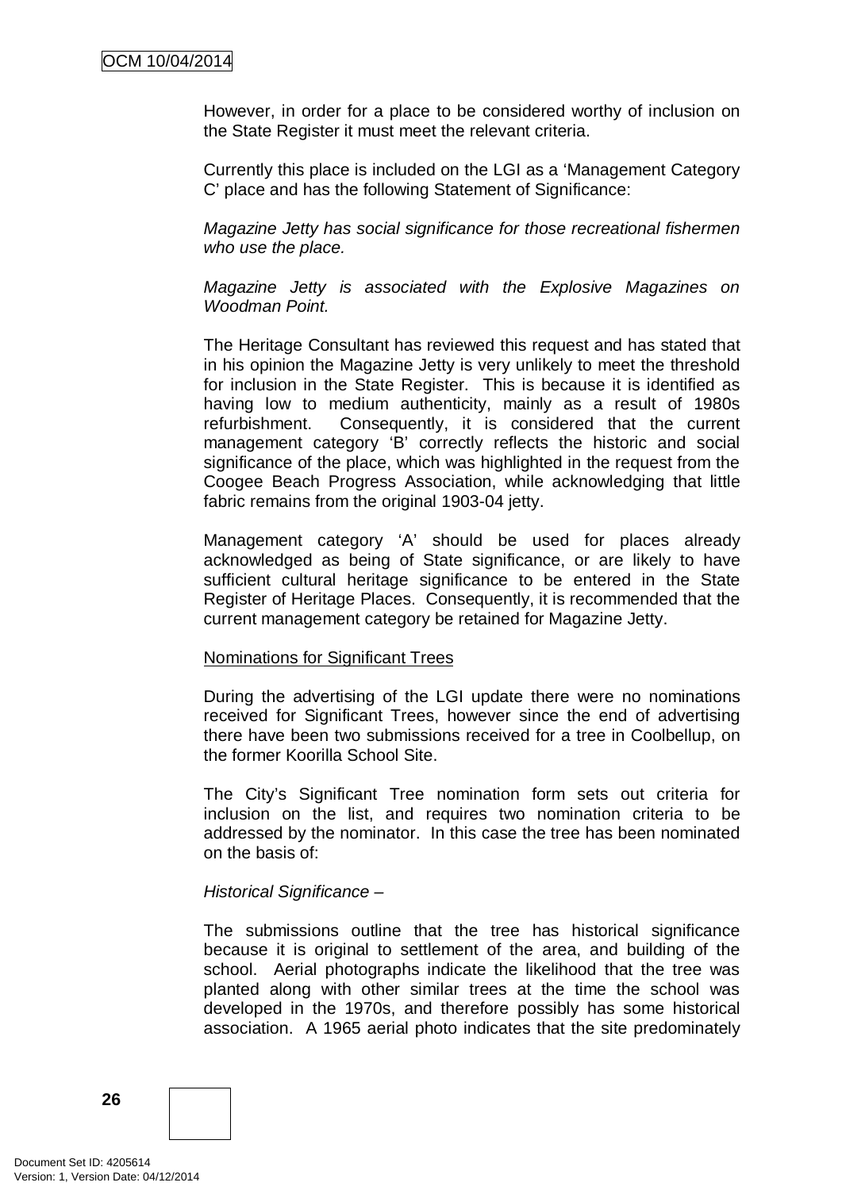However, in order for a place to be considered worthy of inclusion on the State Register it must meet the relevant criteria.

Currently this place is included on the LGI as a 'Management Category C' place and has the following Statement of Significance:

*Magazine Jetty has social significance for those recreational fishermen who use the place.*

*Magazine Jetty is associated with the Explosive Magazines on Woodman Point.*

The Heritage Consultant has reviewed this request and has stated that in his opinion the Magazine Jetty is very unlikely to meet the threshold for inclusion in the State Register. This is because it is identified as having low to medium authenticity, mainly as a result of 1980s refurbishment. Consequently, it is considered that the current management category 'B' correctly reflects the historic and social significance of the place, which was highlighted in the request from the Coogee Beach Progress Association, while acknowledging that little fabric remains from the original 1903-04 jetty.

Management category 'A' should be used for places already acknowledged as being of State significance, or are likely to have sufficient cultural heritage significance to be entered in the State Register of Heritage Places. Consequently, it is recommended that the current management category be retained for Magazine Jetty.

<u>Nominations for Significant Trees</u>

During the advertising of the LGI update there were no nominations received for Significant Trees, however since the end of advertising there have been two submissions received for a tree in Coolbellup, on the former Koorilla School Site.

The City's Significant Tree nomination form sets out criteria for inclusion on the list, and requires two nomination criteria to be addressed by the nominator. In this case the tree has been nominated on the basis of:

*Historical Significance –*

The submissions outline that the tree has historical significance because it is original to settlement of the area, and building of the school. Aerial photographs indicate the likelihood that the tree was planted along with other similar trees at the time the school was developed in the 1970s, and therefore possibly has some historical association. A 1965 aerial photo indicates that the site predominately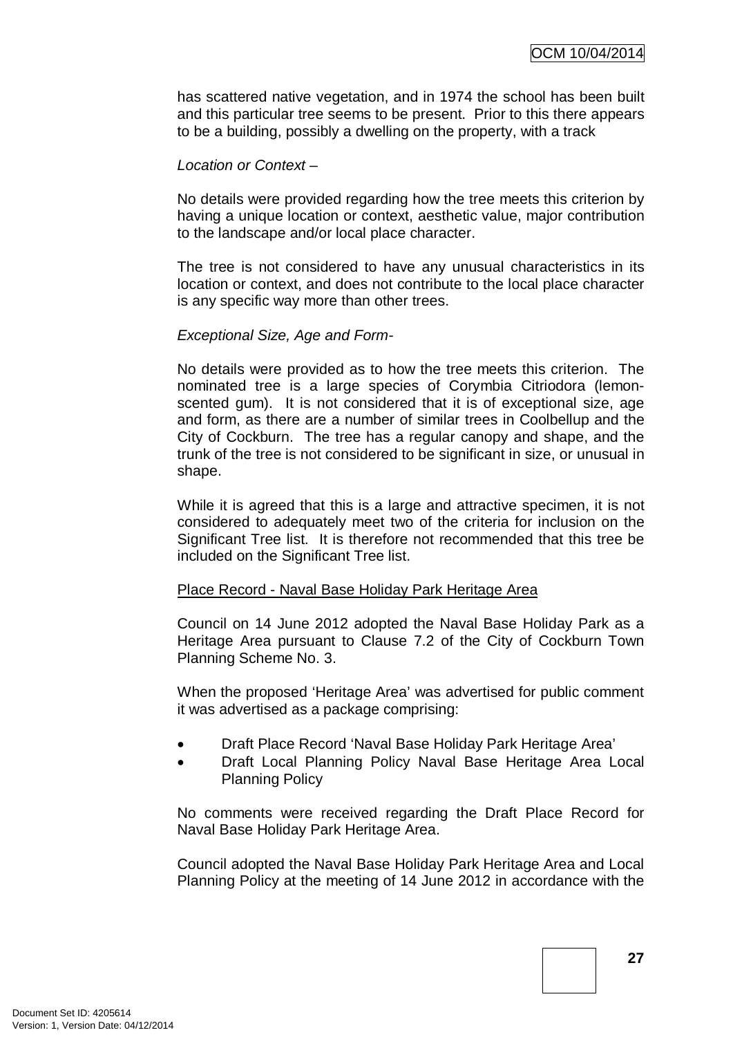has scattered native vegetation, and in 1974 the school has been built and this particular tree seems to be present. Prior to this there appears to be a building, possibly a dwelling on the property, with a track

*Location or Context* –

No details were provided regarding how the tree meets this criterion by having a unique location or context, aesthetic value, major contribution to the landscape and/or local place character.

The tree is not considered to have any unusual characteristics in its location or context, and does not contribute to the local place character is any specific way more than other trees.

*Exceptional Size, Age and Form*-

No details were provided as to how the tree meets this criterion. The nominated tree is a large species of Corymbia Citriodora (lemon-scented gum). It is not considered that it is of exceptional size, age and form, as there are a number of similar trees in Coolbellup and the City of Cockburn. The tree has a regular canopy and shape, and the trunk of the tree is not considered to be significant in size, or unusual in shape.

While it is agreed that this is a large and attractive specimen, it is not considered to adequately meet two of the criteria for inclusion on the Significant Tree list. It is therefore not recommended that this tree be included on the Significant Tree list.

<u>Place Record - Naval Base Holiday Park Heritage Area</u>

Council on 14 June 2012 adopted the Naval Base Holiday Park as a Heritage Area pursuant to Clause 7.2 of the City of Cockburn Town Planning Scheme No. 3.

When the proposed 'Heritage Area' was advertised for public comment it was advertised as a package comprising:

- Draft Place Record 'Naval Base Holiday Park Heritage Area'
- Draft Local Planning Policy Naval Base Heritage Area Local Planning Policy

No comments were received regarding the Draft Place Record for Naval Base Holiday Park Heritage Area.

Council adopted the Naval Base Holiday Park Heritage Area and Local Planning Policy at the meeting of 14 June 2012 in accordance with the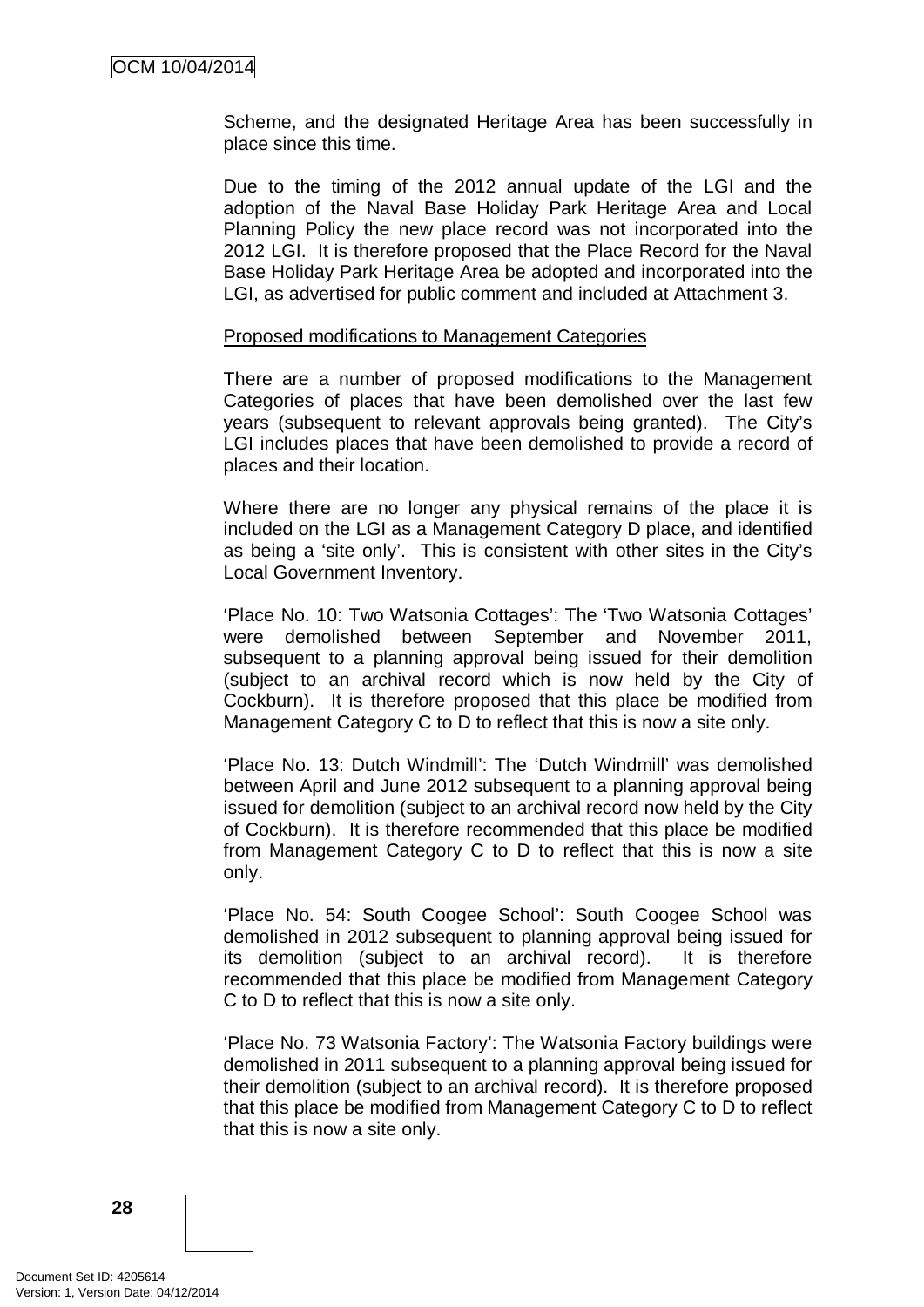Scheme, and the designated Heritage Area has been successfully in place since this time.

Due to the timing of the 2012 annual update of the LGI and the adoption of the Naval Base Holiday Park Heritage Area and Local Planning Policy the new place record was not incorporated into the 2012 LGI. It is therefore proposed that the Place Record for the Naval Base Holiday Park Heritage Area be adopted and incorporated into the LGI, as advertised for public comment and included at Attachment 3.

<u>Proposed modifications to Management Categories</u>

There are a number of proposed modifications to the Management Categories of places that have been demolished over the last few years (subsequent to relevant approvals being granted). The City's LGI includes places that have been demolished to provide a record of places and their location.

Where there are no longer any physical remains of the place it is included on the LGI as a Management Category D place, and identified as being a 'site only'. This is consistent with other sites in the City's Local Government Inventory.

'Place No. 10: Two Watsonia Cottages': The 'Two Watsonia Cottages' were demolished between September and November 2011, subsequent to a planning approval being issued for their demolition (subject to an archival record which is now held by the City of Cockburn). It is therefore proposed that this place be modified from Management Category C to D to reflect that this is now a site only.

'Place No. 13: Dutch Windmill': The 'Dutch Windmill' was demolished between April and June 2012 subsequent to a planning approval being issued for demolition (subject to an archival record now held by the City of Cockburn). It is therefore recommended that this place be modified from Management Category C to D to reflect that this is now a site only.

'Place No. 54: South Coogee School': South Coogee School was demolished in 2012 subsequent to planning approval being issued for its demolition (subject to an archival record). It is therefore recommended that this place be modified from Management Category C to D to reflect that this is now a site only.

'Place No. 73 Watsonia Factory': The Watsonia Factory buildings were demolished in 2011 subsequent to a planning approval being issued for their demolition (subject to an archival record). It is therefore proposed that this place be modified from Management Category C to D to reflect that this is now a site only.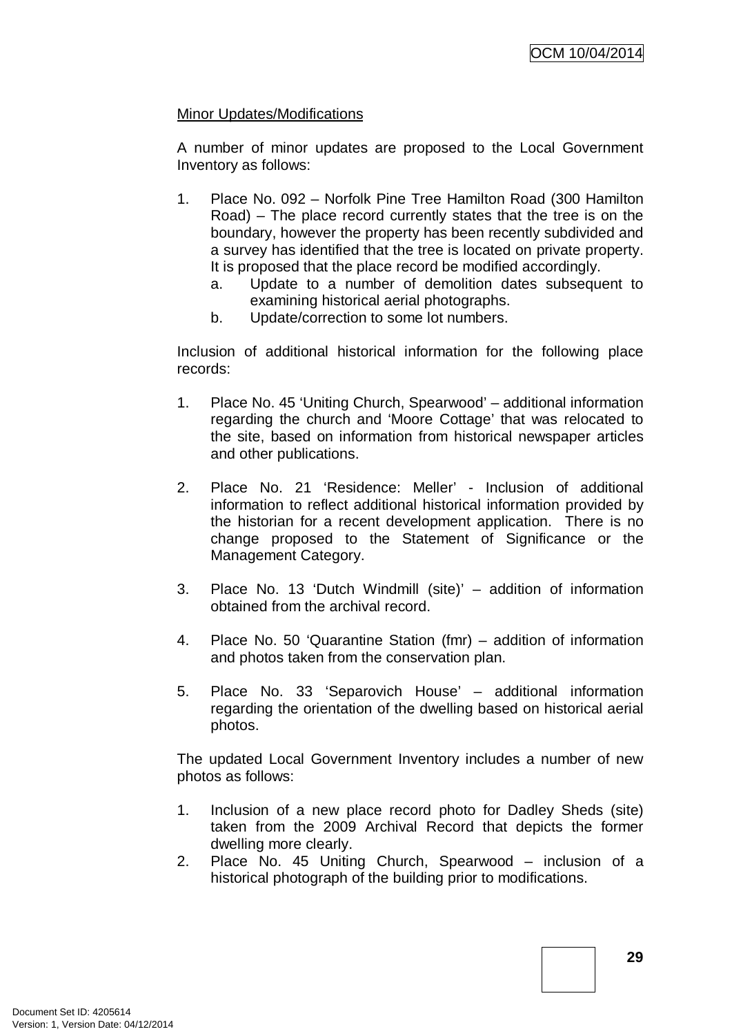Minor Updates/Modifications

A number of minor updates are proposed to the Local Government Inventory as follows:

1. Place No. 092 – Norfolk Pine Tree Hamilton Road (300 Hamilton Road) – The place record currently states that the tree is on the boundary, however the property has been recently subdivided and a survey has identified that the tree is located on private property. It is proposed that the place record be modified accordingly.
   a. Update to a number of demolition dates subsequent to examining historical aerial photographs.
   b. Update/correction to some lot numbers.

Inclusion of additional historical information for the following place records:

1. Place No. 45 'Uniting Church, Spearwood' – additional information regarding the church and 'Moore Cottage' that was relocated to the site, based on information from historical newspaper articles and other publications.

2. Place No. 21 'Residence: Meller' - Inclusion of additional information to reflect additional historical information provided by the historian for a recent development application. There is no change proposed to the Statement of Significance or the Management Category.

3. Place No. 13 'Dutch Windmill (site)' – addition of information obtained from the archival record.

4. Place No. 50 'Quarantine Station (fmr) – addition of information and photos taken from the conservation plan.

5. Place No. 33 'Separovich House' – additional information regarding the orientation of the dwelling based on historical aerial photos.

The updated Local Government Inventory includes a number of new photos as follows:

1. Inclusion of a new place record photo for Dadley Sheds (site) taken from the 2009 Archival Record that depicts the former dwelling more clearly.
2. Place No. 45 Uniting Church, Spearwood – inclusion of a historical photograph of the building prior to modifications.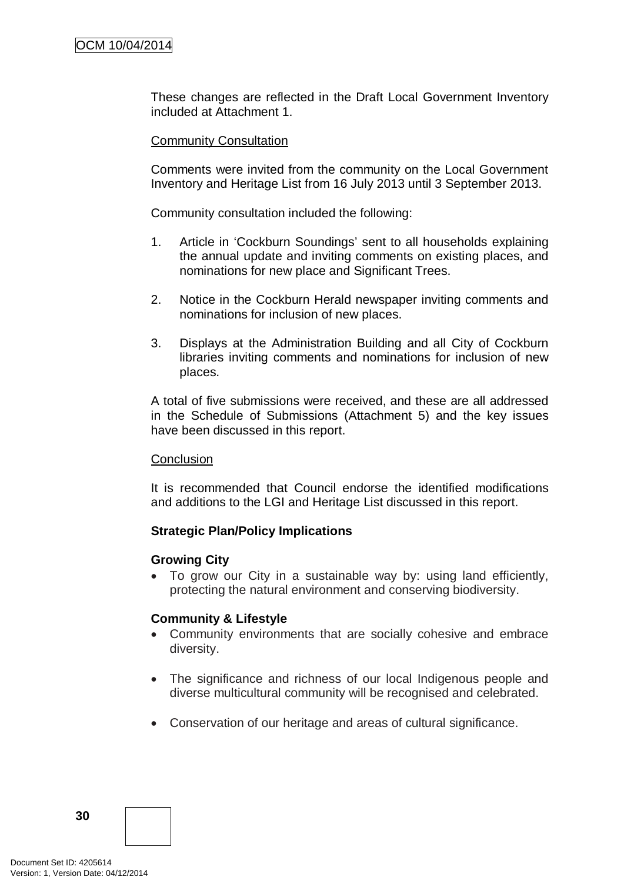These changes are reflected in the Draft Local Government Inventory included at Attachment 1.

<u>Community Consultation</u>

Comments were invited from the community on the Local Government Inventory and Heritage List from 16 July 2013 until 3 September 2013.

Community consultation included the following:

1. Article in 'Cockburn Soundings' sent to all households explaining the annual update and inviting comments on existing places, and nominations for new place and Significant Trees.

2. Notice in the Cockburn Herald newspaper inviting comments and nominations for inclusion of new places.

3. Displays at the Administration Building and all City of Cockburn libraries inviting comments and nominations for inclusion of new places.

A total of five submissions were received, and these are all addressed in the Schedule of Submissions (Attachment 5) and the key issues have been discussed in this report.

<u>Conclusion</u>

It is recommended that Council endorse the identified modifications and additions to the LGI and Heritage List discussed in this report.

**Strategic Plan/Policy Implications**

**Growing City**

- To grow our City in a sustainable way by: using land efficiently, protecting the natural environment and conserving biodiversity.

**Community & Lifestyle**

- Community environments that are socially cohesive and embrace diversity.

- The significance and richness of our local Indigenous people and diverse multicultural community will be recognised and celebrated.

- Conservation of our heritage and areas of cultural significance.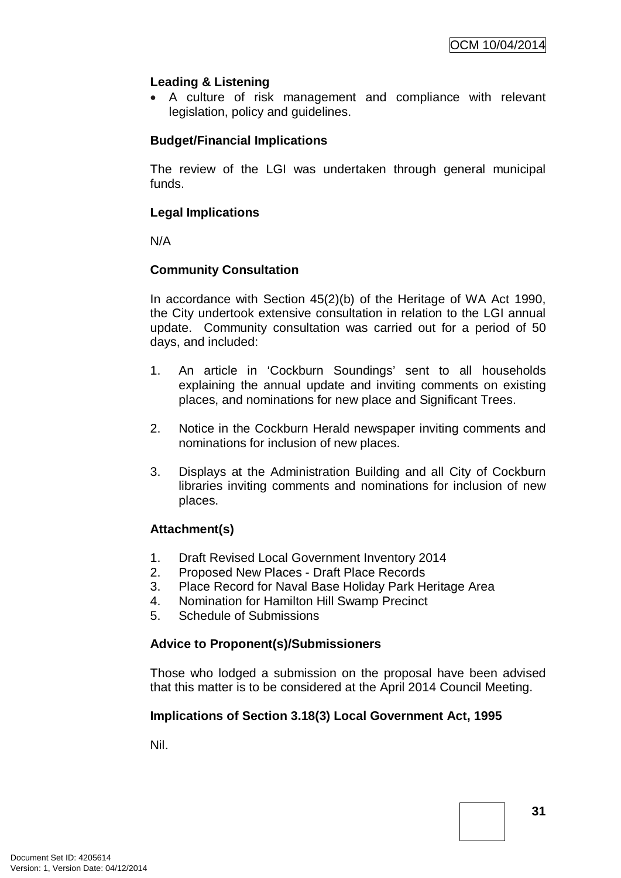**Leading & Listening**

- A culture of risk management and compliance with relevant legislation, policy and guidelines.

**Budget/Financial Implications**

The review of the LGI was undertaken through general municipal funds.

**Legal Implications**

N/A

**Community Consultation**

In accordance with Section 45(2)(b) of the Heritage of WA Act 1990, the City undertook extensive consultation in relation to the LGI annual update. Community consultation was carried out for a period of 50 days, and included:

1. An article in 'Cockburn Soundings' sent to all households explaining the annual update and inviting comments on existing places, and nominations for new place and Significant Trees.

2. Notice in the Cockburn Herald newspaper inviting comments and nominations for inclusion of new places.

3. Displays at the Administration Building and all City of Cockburn libraries inviting comments and nominations for inclusion of new places.

**Attachment(s)**

1. Draft Revised Local Government Inventory 2014
2. Proposed New Places - Draft Place Records
3. Place Record for Naval Base Holiday Park Heritage Area
4. Nomination for Hamilton Hill Swamp Precinct
5. Schedule of Submissions

**Advice to Proponent(s)/Submissioners**

Those who lodged a submission on the proposal have been advised that this matter is to be considered at the April 2014 Council Meeting.

**Implications of Section 3.18(3) Local Government Act, 1995**

Nil.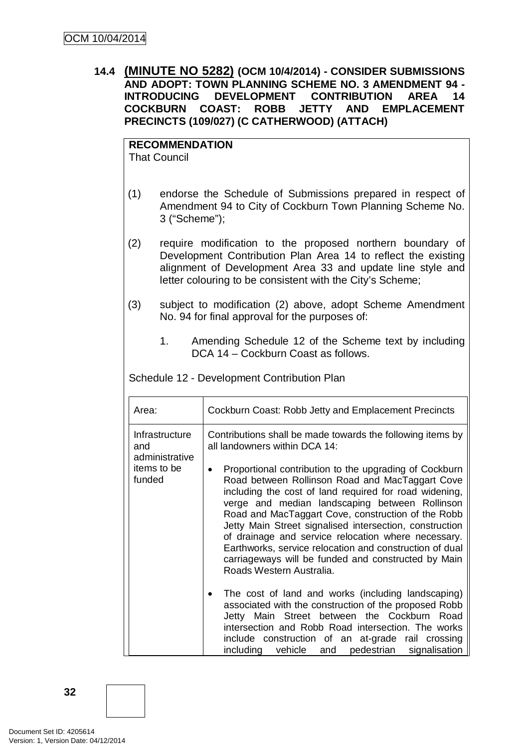**14.4 (MINUTE NO 5282) (OCM 10/4/2014) - CONSIDER SUBMISSIONS AND ADOPT: TOWN PLANNING SCHEME NO. 3 AMENDMENT 94 - INTRODUCING DEVELOPMENT CONTRIBUTION AREA 14 COCKBURN COAST: ROBB JETTY AND EMPLACEMENT PRECINCTS (109/027) (C CATHERWOOD) (ATTACH)**

**RECOMMENDATION**
That Council

(1) endorse the Schedule of Submissions prepared in respect of Amendment 94 to City of Cockburn Town Planning Scheme No. 3 ("Scheme");

(2) require modification to the proposed northern boundary of Development Contribution Plan Area 14 to reflect the existing alignment of Development Area 33 and update line style and letter colouring to be consistent with the City's Scheme;

(3) subject to modification (2) above, adopt Scheme Amendment No. 94 for final approval for the purposes of:

1. Amending Schedule 12 of the Scheme text by including DCA 14 – Cockburn Coast as follows.

Schedule 12 - Development Contribution Plan

| Area: | Cockburn Coast: Robb Jetty and Emplacement Precincts |
|---|---|
| Infrastructure and administrative items to be funded | Contributions shall be made towards the following items by all landowners within DCA 14:<br><br>• Proportional contribution to the upgrading of Cockburn Road between Rollinson Road and MacTaggart Cove including the cost of land required for road widening, verge and median landscaping between Rollinson Road and MacTaggart Cove, construction of the Robb Jetty Main Street signalised intersection, construction of drainage and service relocation where necessary. Earthworks, service relocation and construction of dual carriageways will be funded and constructed by Main Roads Western Australia.<br><br>• The cost of land and works (including landscaping) associated with the construction of the proposed Robb Jetty Main Street between the Cockburn Road intersection and Robb Road intersection. The works include construction of an at-grade rail crossing including vehicle and pedestrian signalisation |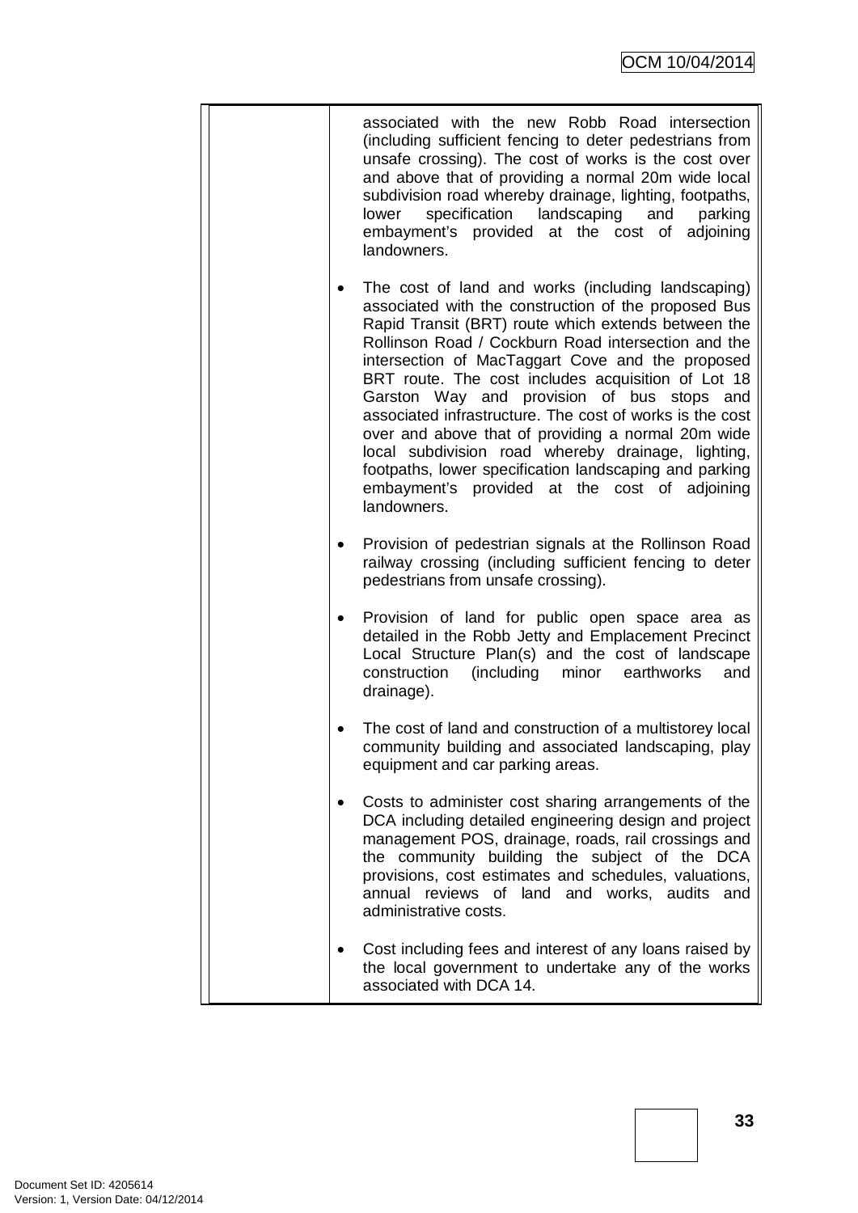| | |
|---|---|
| | associated with the new Robb Road intersection (including sufficient fencing to deter pedestrians from unsafe crossing). The cost of works is the cost over and above that of providing a normal 20m wide local subdivision road whereby drainage, lighting, footpaths, lower specification landscaping and parking embayment's provided at the cost of adjoining landowners.<br><br>• The cost of land and works (including landscaping) associated with the construction of the proposed Bus Rapid Transit (BRT) route which extends between the Rollinson Road / Cockburn Road intersection and the intersection of MacTaggart Cove and the proposed BRT route. The cost includes acquisition of Lot 18 Garston Way and provision of bus stops and associated infrastructure. The cost of works is the cost over and above that of providing a normal 20m wide local subdivision road whereby drainage, lighting, footpaths, lower specification landscaping and parking embayment's provided at the cost of adjoining landowners.<br><br>• Provision of pedestrian signals at the Rollinson Road railway crossing (including sufficient fencing to deter pedestrians from unsafe crossing).<br><br>• Provision of land for public open space area as detailed in the Robb Jetty and Emplacement Precinct Local Structure Plan(s) and the cost of landscape construction (including minor earthworks and drainage).<br><br>• The cost of land and construction of a multistorey local community building and associated landscaping, play equipment and car parking areas.<br><br>• Costs to administer cost sharing arrangements of the DCA including detailed engineering design and project management POS, drainage, roads, rail crossings and the community building the subject of the DCA provisions, cost estimates and schedules, valuations, annual reviews of land and works, audits and administrative costs.<br><br>• Cost including fees and interest of any loans raised by the local government to undertake any of the works associated with DCA 14. |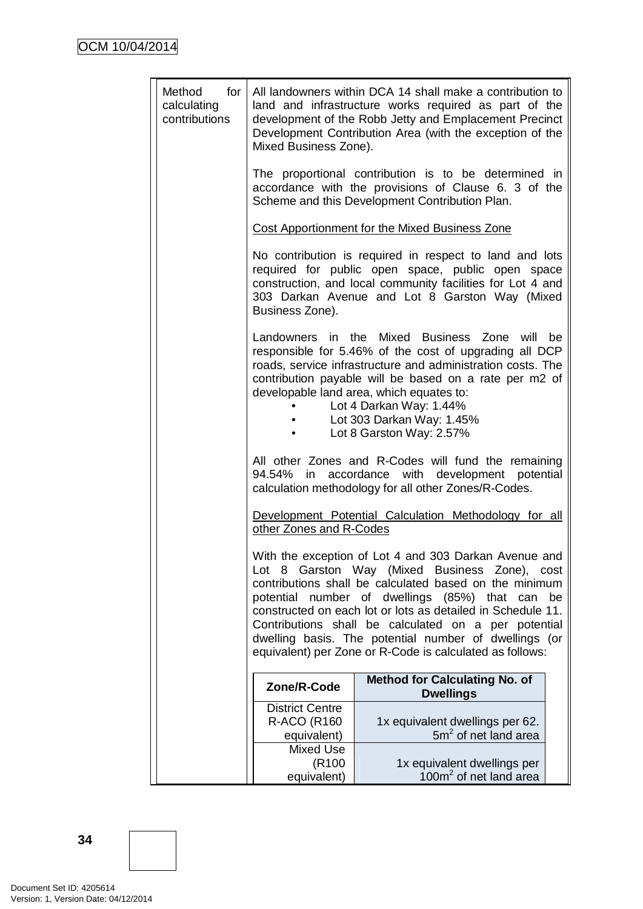| Method for calculating contributions | All landowners within DCA 14 shall make a contribution to land and infrastructure works required as part of the development of the Robb Jetty and Emplacement Precinct Development Contribution Area (with the exception of the Mixed Business Zone).<br><br>The proportional contribution is to be determined in accordance with the provisions of Clause 6. 3 of the Scheme and this Development Contribution Plan.<br><br><u>Cost Apportionment for the Mixed Business Zone</u><br><br>No contribution is required in respect to land and lots required for public open space, public open space construction, and local community facilities for Lot 4 and 303 Darkan Avenue and Lot 8 Garston Way (Mixed Business Zone).<br><br>Landowners in the Mixed Business Zone will be responsible for 5.46% of the cost of upgrading all DCP roads, service infrastructure and administration costs. The contribution payable will be based on a rate per m2 of developable land area, which equates to:<br>• Lot 4 Darkan Way: 1.44%<br>• Lot 303 Darkan Way: 1.45%<br>• Lot 8 Garston Way: 2.57%<br><br>All other Zones and R-Codes will fund the remaining 94.54% in accordance with development potential calculation methodology for all other Zones/R-Codes.<br><br><u>Development Potential Calculation Methodology for all other Zones and R-Codes</u><br><br>With the exception of Lot 4 and 303 Darkan Avenue and Lot 8 Garston Way (Mixed Business Zone), cost contributions shall be calculated based on the minimum potential number of dwellings (85%) that can be constructed on each lot or lots as detailed in Schedule 11. Contributions shall be calculated on a per potential dwelling basis. The potential number of dwellings (or equivalent) per Zone or R-Code is calculated as follows: |
|---|---|

| Zone/R-Code | Method for Calculating No. of Dwellings |
|---|---|
| District Centre R-ACO (R160 equivalent) | 1x equivalent dwellings per 62.5m$^2$ of net land area |
| Mixed Use (R100 equivalent) | 1x equivalent dwellings per 100m$^2$ of net land area |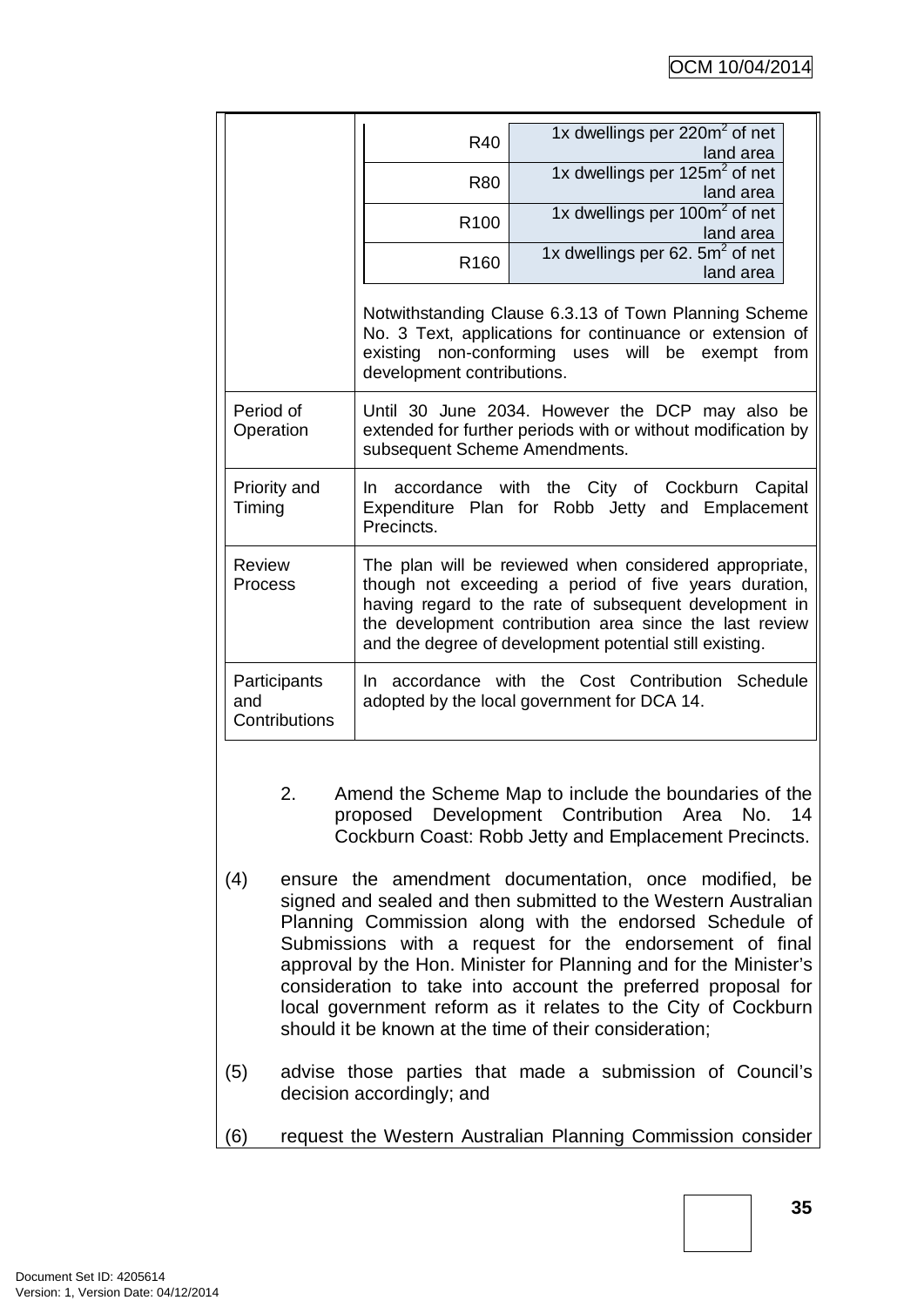| | | |
|---|---|---|
| | R40 | 1x dwellings per 220m$^2$ of net land area |
| | R80 | 1x dwellings per 125m$^2$ of net land area |
| | R100 | 1x dwellings per 100m$^2$ of net land area |
| | R160 | 1x dwellings per 62. 5m$^2$ of net land area |

| | |
|---|---|
| | Notwithstanding Clause 6.3.13 of Town Planning Scheme No. 3 Text, applications for continuance or extension of existing non-conforming uses will be exempt from development contributions. |
| Period of Operation | Until 30 June 2034. However the DCP may also be extended for further periods with or without modification by subsequent Scheme Amendments. |
| Priority and Timing | In accordance with the City of Cockburn Capital Expenditure Plan for Robb Jetty and Emplacement Precincts. |
| Review Process | The plan will be reviewed when considered appropriate, though not exceeding a period of five years duration, having regard to the rate of subsequent development in the development contribution area since the last review and the degree of development potential still existing. |
| Participants and Contributions | In accordance with the Cost Contribution Schedule adopted by the local government for DCA 14. |

2. Amend the Scheme Map to include the boundaries of the proposed Development Contribution Area No. 14 Cockburn Coast: Robb Jetty and Emplacement Precincts.

(4) ensure the amendment documentation, once modified, be signed and sealed and then submitted to the Western Australian Planning Commission along with the endorsed Schedule of Submissions with a request for the endorsement of final approval by the Hon. Minister for Planning and for the Minister's consideration to take into account the preferred proposal for local government reform as it relates to the City of Cockburn should it be known at the time of their consideration;

(5) advise those parties that made a submission of Council's decision accordingly; and

(6) request the Western Australian Planning Commission consider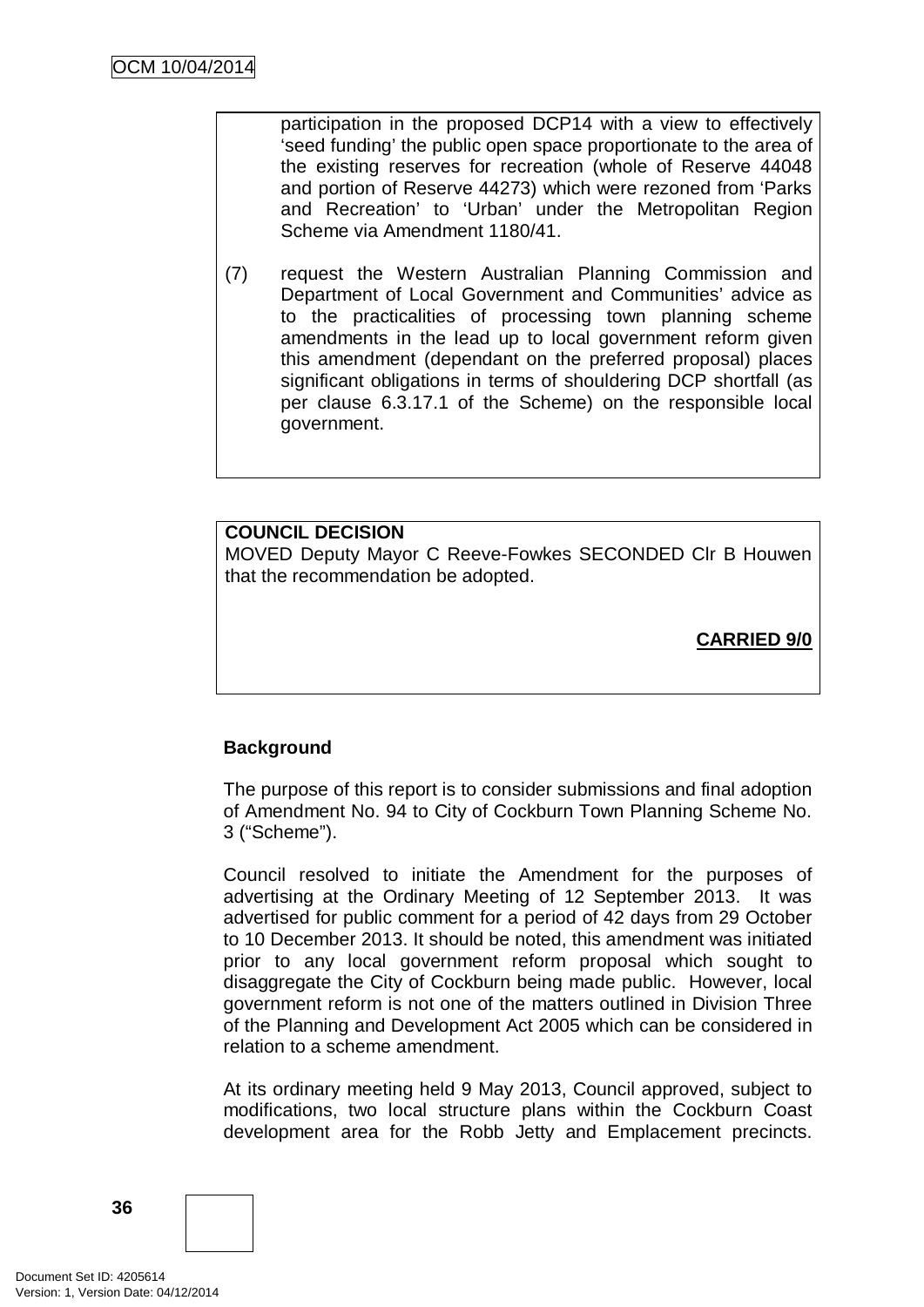participation in the proposed DCP14 with a view to effectively 'seed funding' the public open space proportionate to the area of the existing reserves for recreation (whole of Reserve 44048 and portion of Reserve 44273) which were rezoned from 'Parks and Recreation' to 'Urban' under the Metropolitan Region Scheme via Amendment 1180/41.

(7) request the Western Australian Planning Commission and Department of Local Government and Communities' advice as to the practicalities of processing town planning scheme amendments in the lead up to local government reform given this amendment (dependant on the preferred proposal) places significant obligations in terms of shouldering DCP shortfall (as per clause 6.3.17.1 of the Scheme) on the responsible local government.

**COUNCIL DECISION**
MOVED Deputy Mayor C Reeve-Fowkes SECONDED Clr B Houwen that the recommendation be adopted.

**CARRIED 9/0**

**Background**

The purpose of this report is to consider submissions and final adoption of Amendment No. 94 to City of Cockburn Town Planning Scheme No. 3 ("Scheme").

Council resolved to initiate the Amendment for the purposes of advertising at the Ordinary Meeting of 12 September 2013. It was advertised for public comment for a period of 42 days from 29 October to 10 December 2013. It should be noted, this amendment was initiated prior to any local government reform proposal which sought to disaggregate the City of Cockburn being made public. However, local government reform is not one of the matters outlined in Division Three of the Planning and Development Act 2005 which can be considered in relation to a scheme amendment.

At its ordinary meeting held 9 May 2013, Council approved, subject to modifications, two local structure plans within the Cockburn Coast development area for the Robb Jetty and Emplacement precincts.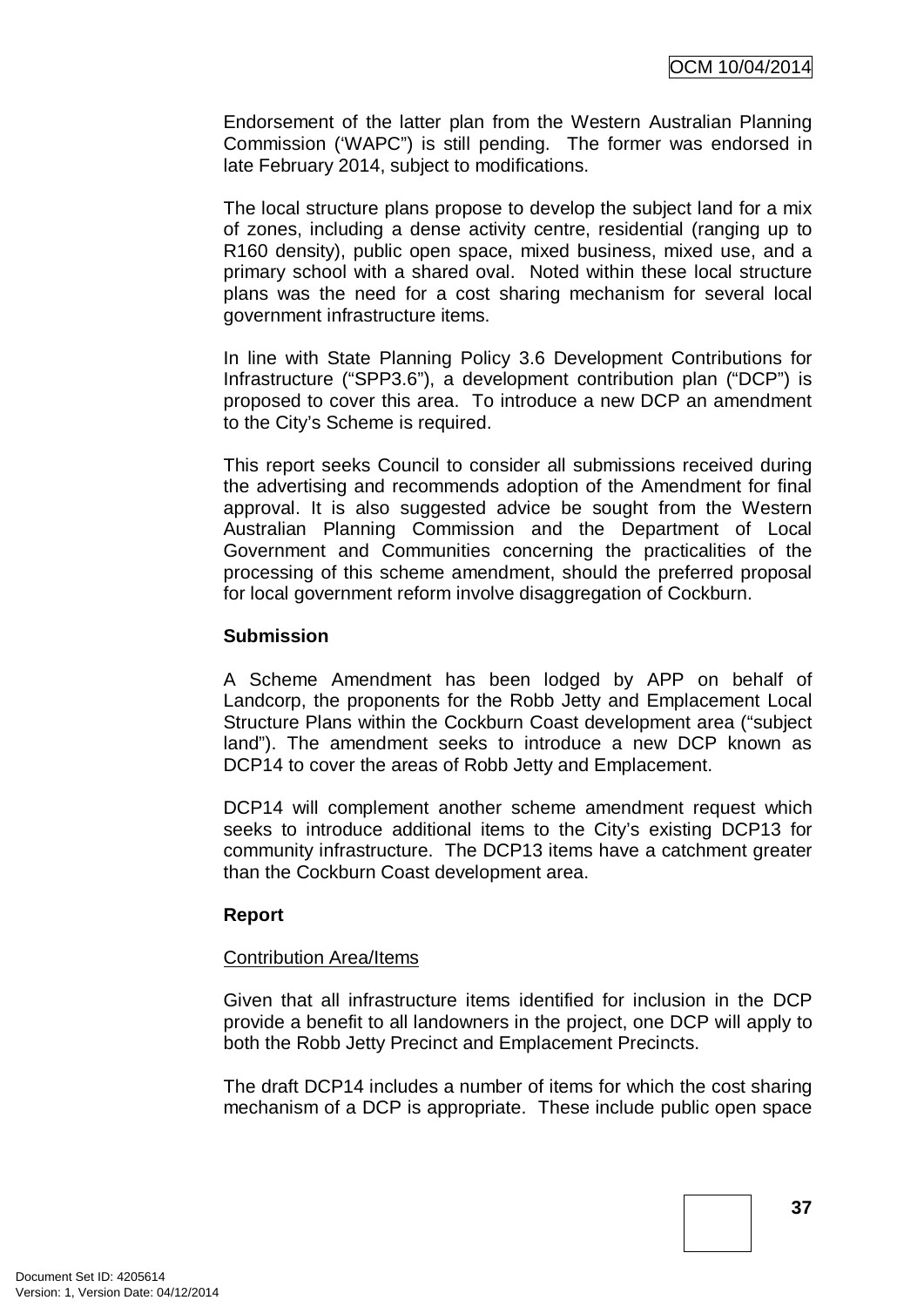Endorsement of the latter plan from the Western Australian Planning Commission ('WAPC") is still pending. The former was endorsed in late February 2014, subject to modifications.

The local structure plans propose to develop the subject land for a mix of zones, including a dense activity centre, residential (ranging up to R160 density), public open space, mixed business, mixed use, and a primary school with a shared oval. Noted within these local structure plans was the need for a cost sharing mechanism for several local government infrastructure items.

In line with State Planning Policy 3.6 Development Contributions for Infrastructure ("SPP3.6"), a development contribution plan ("DCP") is proposed to cover this area. To introduce a new DCP an amendment to the City's Scheme is required.

This report seeks Council to consider all submissions received during the advertising and recommends adoption of the Amendment for final approval. It is also suggested advice be sought from the Western Australian Planning Commission and the Department of Local Government and Communities concerning the practicalities of the processing of this scheme amendment, should the preferred proposal for local government reform involve disaggregation of Cockburn.

**Submission**

A Scheme Amendment has been lodged by APP on behalf of Landcorp, the proponents for the Robb Jetty and Emplacement Local Structure Plans within the Cockburn Coast development area ("subject land"). The amendment seeks to introduce a new DCP known as DCP14 to cover the areas of Robb Jetty and Emplacement.

DCP14 will complement another scheme amendment request which seeks to introduce additional items to the City's existing DCP13 for community infrastructure. The DCP13 items have a catchment greater than the Cockburn Coast development area.

**Report**

Contribution Area/Items

Given that all infrastructure items identified for inclusion in the DCP provide a benefit to all landowners in the project, one DCP will apply to both the Robb Jetty Precinct and Emplacement Precincts.

The draft DCP14 includes a number of items for which the cost sharing mechanism of a DCP is appropriate. These include public open space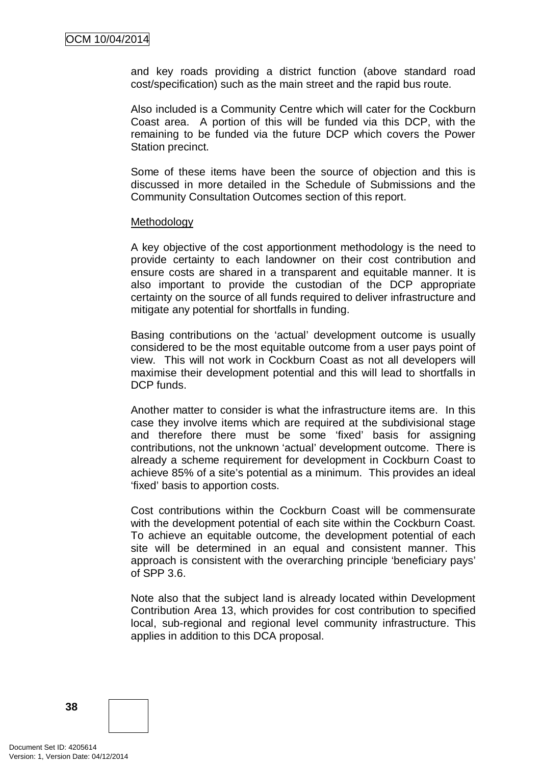and key roads providing a district function (above standard road cost/specification) such as the main street and the rapid bus route.

Also included is a Community Centre which will cater for the Cockburn Coast area. A portion of this will be funded via this DCP, with the remaining to be funded via the future DCP which covers the Power Station precinct.

Some of these items have been the source of objection and this is discussed in more detailed in the Schedule of Submissions and the Community Consultation Outcomes section of this report.

Methodology

A key objective of the cost apportionment methodology is the need to provide certainty to each landowner on their cost contribution and ensure costs are shared in a transparent and equitable manner. It is also important to provide the custodian of the DCP appropriate certainty on the source of all funds required to deliver infrastructure and mitigate any potential for shortfalls in funding.

Basing contributions on the 'actual' development outcome is usually considered to be the most equitable outcome from a user pays point of view. This will not work in Cockburn Coast as not all developers will maximise their development potential and this will lead to shortfalls in DCP funds.

Another matter to consider is what the infrastructure items are. In this case they involve items which are required at the subdivisional stage and therefore there must be some 'fixed' basis for assigning contributions, not the unknown 'actual' development outcome. There is already a scheme requirement for development in Cockburn Coast to achieve 85% of a site's potential as a minimum. This provides an ideal 'fixed' basis to apportion costs.

Cost contributions within the Cockburn Coast will be commensurate with the development potential of each site within the Cockburn Coast. To achieve an equitable outcome, the development potential of each site will be determined in an equal and consistent manner. This approach is consistent with the overarching principle 'beneficiary pays' of SPP 3.6.

Note also that the subject land is already located within Development Contribution Area 13, which provides for cost contribution to specified local, sub-regional and regional level community infrastructure. This applies in addition to this DCA proposal.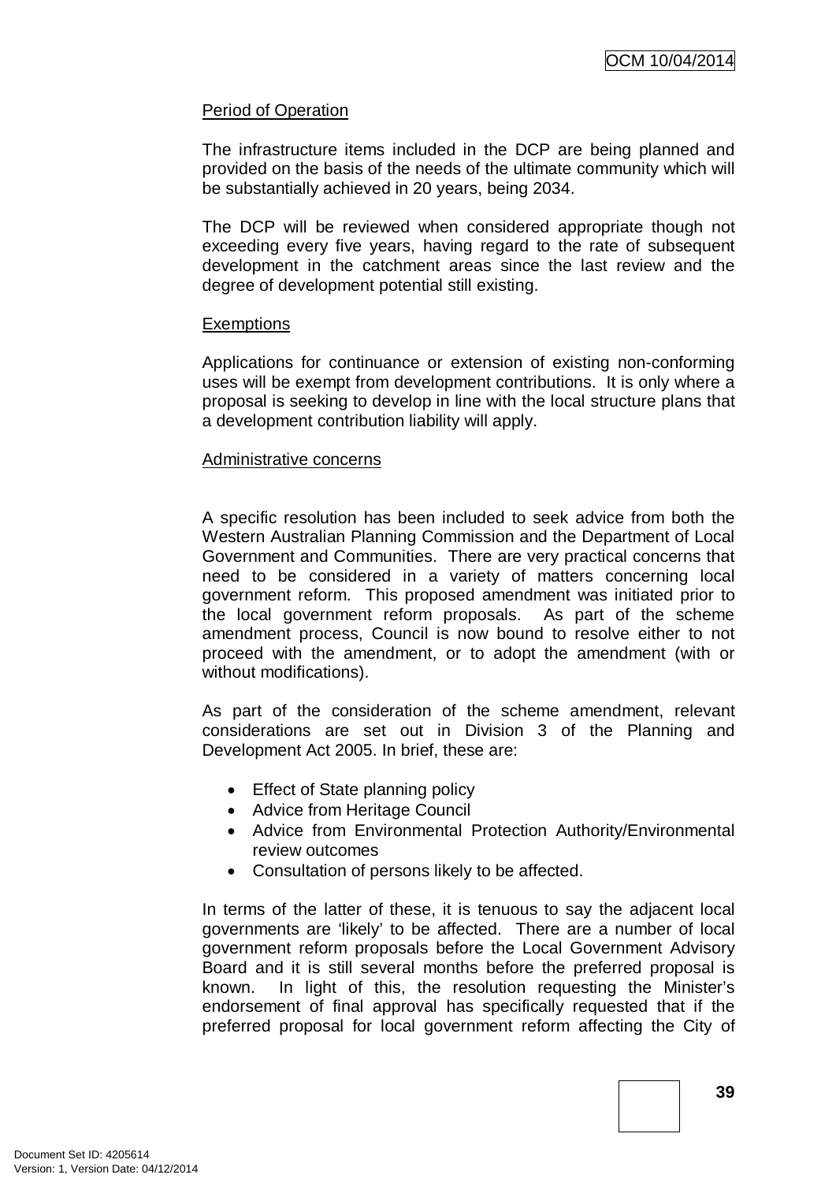Period of Operation

The infrastructure items included in the DCP are being planned and provided on the basis of the needs of the ultimate community which will be substantially achieved in 20 years, being 2034.

The DCP will be reviewed when considered appropriate though not exceeding every five years, having regard to the rate of subsequent development in the catchment areas since the last review and the degree of development potential still existing.

Exemptions

Applications for continuance or extension of existing non-conforming uses will be exempt from development contributions. It is only where a proposal is seeking to develop in line with the local structure plans that a development contribution liability will apply.

Administrative concerns

A specific resolution has been included to seek advice from both the Western Australian Planning Commission and the Department of Local Government and Communities. There are very practical concerns that need to be considered in a variety of matters concerning local government reform. This proposed amendment was initiated prior to the local government reform proposals. As part of the scheme amendment process, Council is now bound to resolve either to not proceed with the amendment, or to adopt the amendment (with or without modifications).

As part of the consideration of the scheme amendment, relevant considerations are set out in Division 3 of the Planning and Development Act 2005. In brief, these are:

- Effect of State planning policy
- Advice from Heritage Council
- Advice from Environmental Protection Authority/Environmental review outcomes
- Consultation of persons likely to be affected.

In terms of the latter of these, it is tenuous to say the adjacent local governments are 'likely' to be affected. There are a number of local government reform proposals before the Local Government Advisory Board and it is still several months before the preferred proposal is known. In light of this, the resolution requesting the Minister's endorsement of final approval has specifically requested that if the preferred proposal for local government reform affecting the City of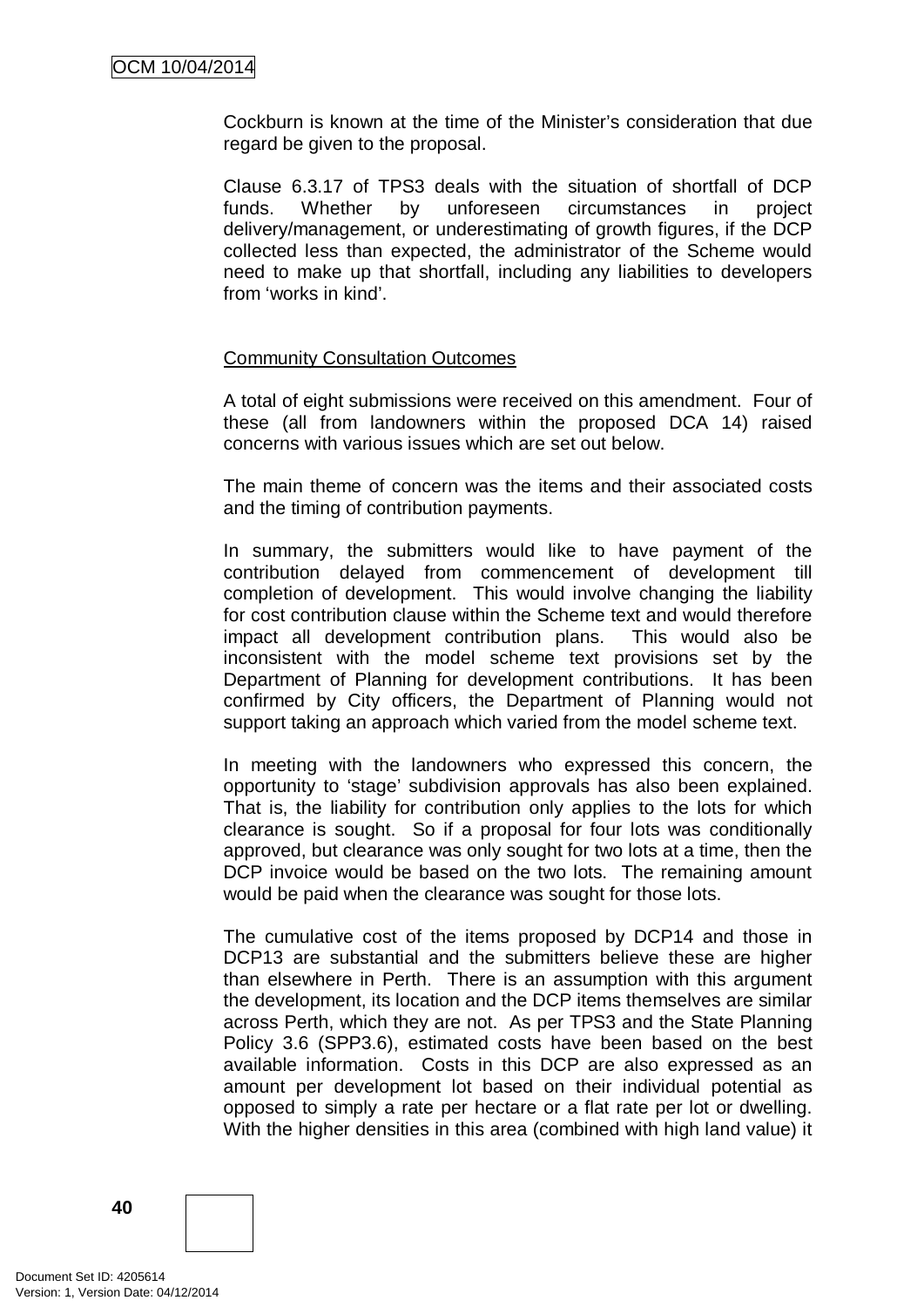Cockburn is known at the time of the Minister's consideration that due regard be given to the proposal.

Clause 6.3.17 of TPS3 deals with the situation of shortfall of DCP funds. Whether by unforeseen circumstances in project delivery/management, or underestimating of growth figures, if the DCP collected less than expected, the administrator of the Scheme would need to make up that shortfall, including any liabilities to developers from 'works in kind'.

Community Consultation Outcomes

A total of eight submissions were received on this amendment. Four of these (all from landowners within the proposed DCA 14) raised concerns with various issues which are set out below.

The main theme of concern was the items and their associated costs and the timing of contribution payments.

In summary, the submitters would like to have payment of the contribution delayed from commencement of development till completion of development. This would involve changing the liability for cost contribution clause within the Scheme text and would therefore impact all development contribution plans. This would also be inconsistent with the model scheme text provisions set by the Department of Planning for development contributions. It has been confirmed by City officers, the Department of Planning would not support taking an approach which varied from the model scheme text.

In meeting with the landowners who expressed this concern, the opportunity to 'stage' subdivision approvals has also been explained. That is, the liability for contribution only applies to the lots for which clearance is sought. So if a proposal for four lots was conditionally approved, but clearance was only sought for two lots at a time, then the DCP invoice would be based on the two lots. The remaining amount would be paid when the clearance was sought for those lots.

The cumulative cost of the items proposed by DCP14 and those in DCP13 are substantial and the submitters believe these are higher than elsewhere in Perth. There is an assumption with this argument the development, its location and the DCP items themselves are similar across Perth, which they are not. As per TPS3 and the State Planning Policy 3.6 (SPP3.6), estimated costs have been based on the best available information. Costs in this DCP are also expressed as an amount per development lot based on their individual potential as opposed to simply a rate per hectare or a flat rate per lot or dwelling. With the higher densities in this area (combined with high land value) it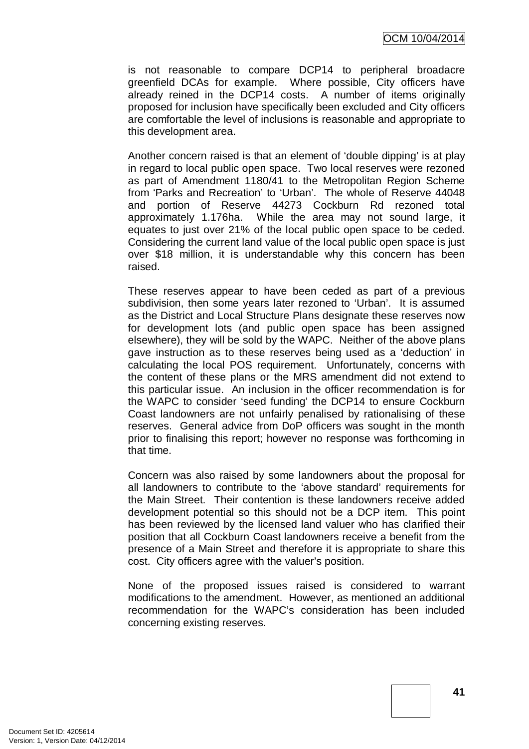is not reasonable to compare DCP14 to peripheral broadacre greenfield DCAs for example. Where possible, City officers have already reined in the DCP14 costs. A number of items originally proposed for inclusion have specifically been excluded and City officers are comfortable the level of inclusions is reasonable and appropriate to this development area.

Another concern raised is that an element of 'double dipping' is at play in regard to local public open space. Two local reserves were rezoned as part of Amendment 1180/41 to the Metropolitan Region Scheme from 'Parks and Recreation' to 'Urban'. The whole of Reserve 44048 and portion of Reserve 44273 Cockburn Rd rezoned total approximately 1.176ha. While the area may not sound large, it equates to just over 21% of the local public open space to be ceded. Considering the current land value of the local public open space is just over $18 million, it is understandable why this concern has been raised.

These reserves appear to have been ceded as part of a previous subdivision, then some years later rezoned to 'Urban'. It is assumed as the District and Local Structure Plans designate these reserves now for development lots (and public open space has been assigned elsewhere), they will be sold by the WAPC. Neither of the above plans gave instruction as to these reserves being used as a 'deduction' in calculating the local POS requirement. Unfortunately, concerns with the content of these plans or the MRS amendment did not extend to this particular issue. An inclusion in the officer recommendation is for the WAPC to consider 'seed funding' the DCP14 to ensure Cockburn Coast landowners are not unfairly penalised by rationalising of these reserves. General advice from DoP officers was sought in the month prior to finalising this report; however no response was forthcoming in that time.

Concern was also raised by some landowners about the proposal for all landowners to contribute to the 'above standard' requirements for the Main Street. Their contention is these landowners receive added development potential so this should not be a DCP item. This point has been reviewed by the licensed land valuer who has clarified their position that all Cockburn Coast landowners receive a benefit from the presence of a Main Street and therefore it is appropriate to share this cost. City officers agree with the valuer's position.

None of the proposed issues raised is considered to warrant modifications to the amendment. However, as mentioned an additional recommendation for the WAPC's consideration has been included concerning existing reserves.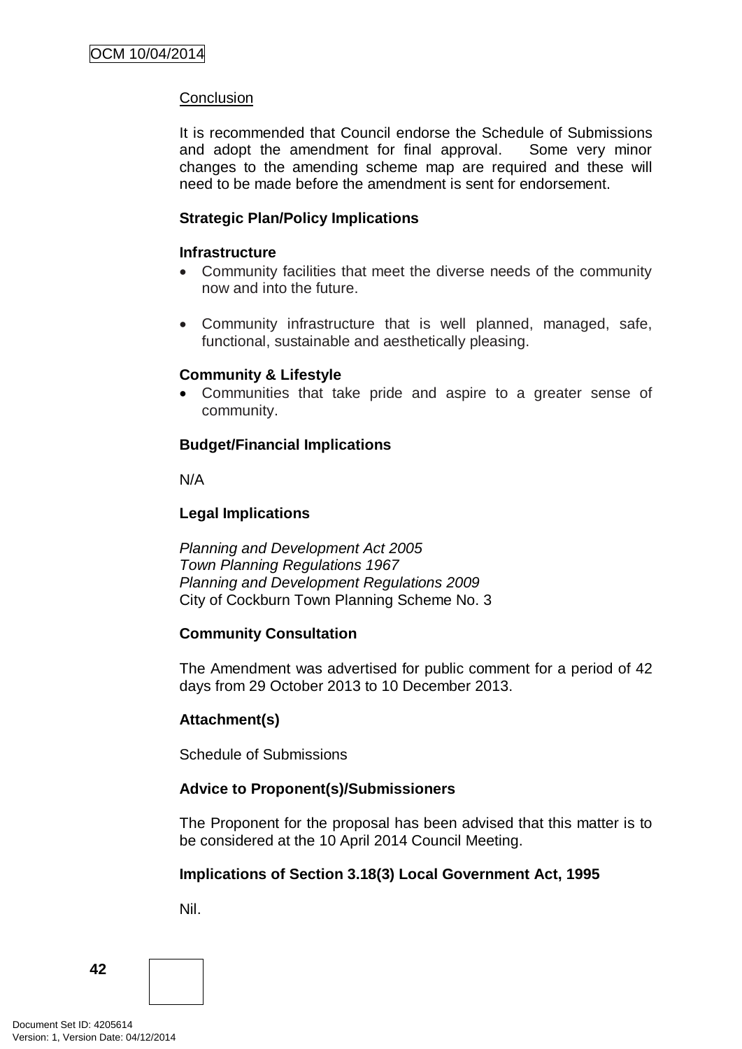Conclusion

It is recommended that Council endorse the Schedule of Submissions and adopt the amendment for final approval. Some very minor changes to the amending scheme map are required and these will need to be made before the amendment is sent for endorsement.

**Strategic Plan/Policy Implications**

**Infrastructure**

- Community facilities that meet the diverse needs of the community now and into the future.

- Community infrastructure that is well planned, managed, safe, functional, sustainable and aesthetically pleasing.

**Community & Lifestyle**

- Communities that take pride and aspire to a greater sense of community.

**Budget/Financial Implications**

N/A

**Legal Implications**

*Planning and Development Act 2005*
*Town Planning Regulations 1967*
*Planning and Development Regulations 2009*
City of Cockburn Town Planning Scheme No. 3

**Community Consultation**

The Amendment was advertised for public comment for a period of 42 days from 29 October 2013 to 10 December 2013.

**Attachment(s)**

Schedule of Submissions

**Advice to Proponent(s)/Submissioners**

The Proponent for the proposal has been advised that this matter is to be considered at the 10 April 2014 Council Meeting.

**Implications of Section 3.18(3) Local Government Act, 1995**

Nil.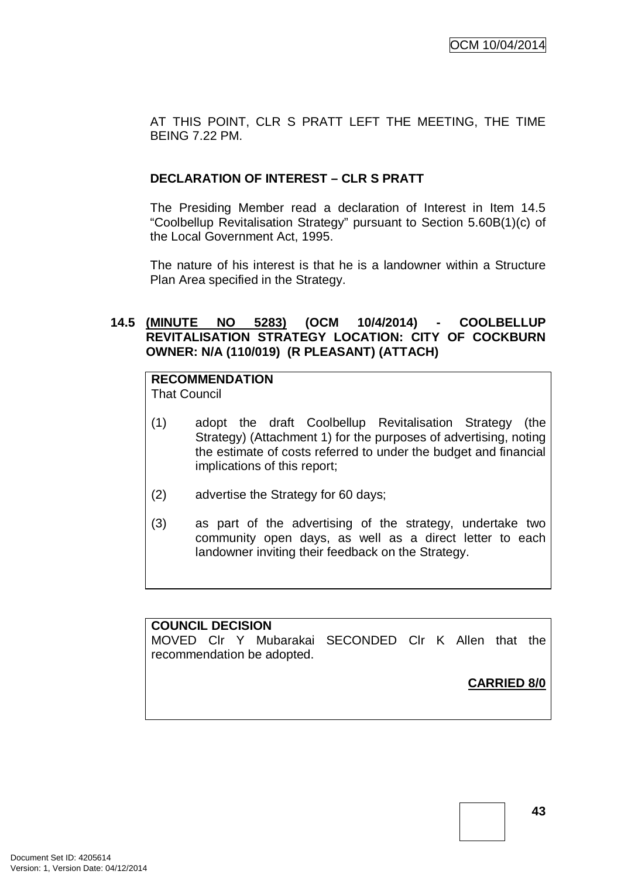AT THIS POINT, CLR S PRATT LEFT THE MEETING, THE TIME BEING 7.22 PM.

**DECLARATION OF INTEREST – CLR S PRATT**

The Presiding Member read a declaration of Interest in Item 14.5 "Coolbellup Revitalisation Strategy" pursuant to Section 5.60B(1)(c) of the Local Government Act, 1995.

The nature of his interest is that he is a landowner within a Structure Plan Area specified in the Strategy.

**14.5 <u>(MINUTE NO 5283)</u> (OCM 10/4/2014) - COOLBELLUP REVITALISATION STRATEGY LOCATION: CITY OF COCKBURN OWNER: N/A (110/019) (R PLEASANT) (ATTACH)**

**RECOMMENDATION**
That Council

(1) adopt the draft Coolbellup Revitalisation Strategy (the Strategy) (Attachment 1) for the purposes of advertising, noting the estimate of costs referred to under the budget and financial implications of this report;

(2) advertise the Strategy for 60 days;

(3) as part of the advertising of the strategy, undertake two community open days, as well as a direct letter to each landowner inviting their feedback on the Strategy.

**COUNCIL DECISION**
MOVED Clr Y Mubarakai SECONDED Clr K Allen that the recommendation be adopted.

**<u>CARRIED 8/0</u>**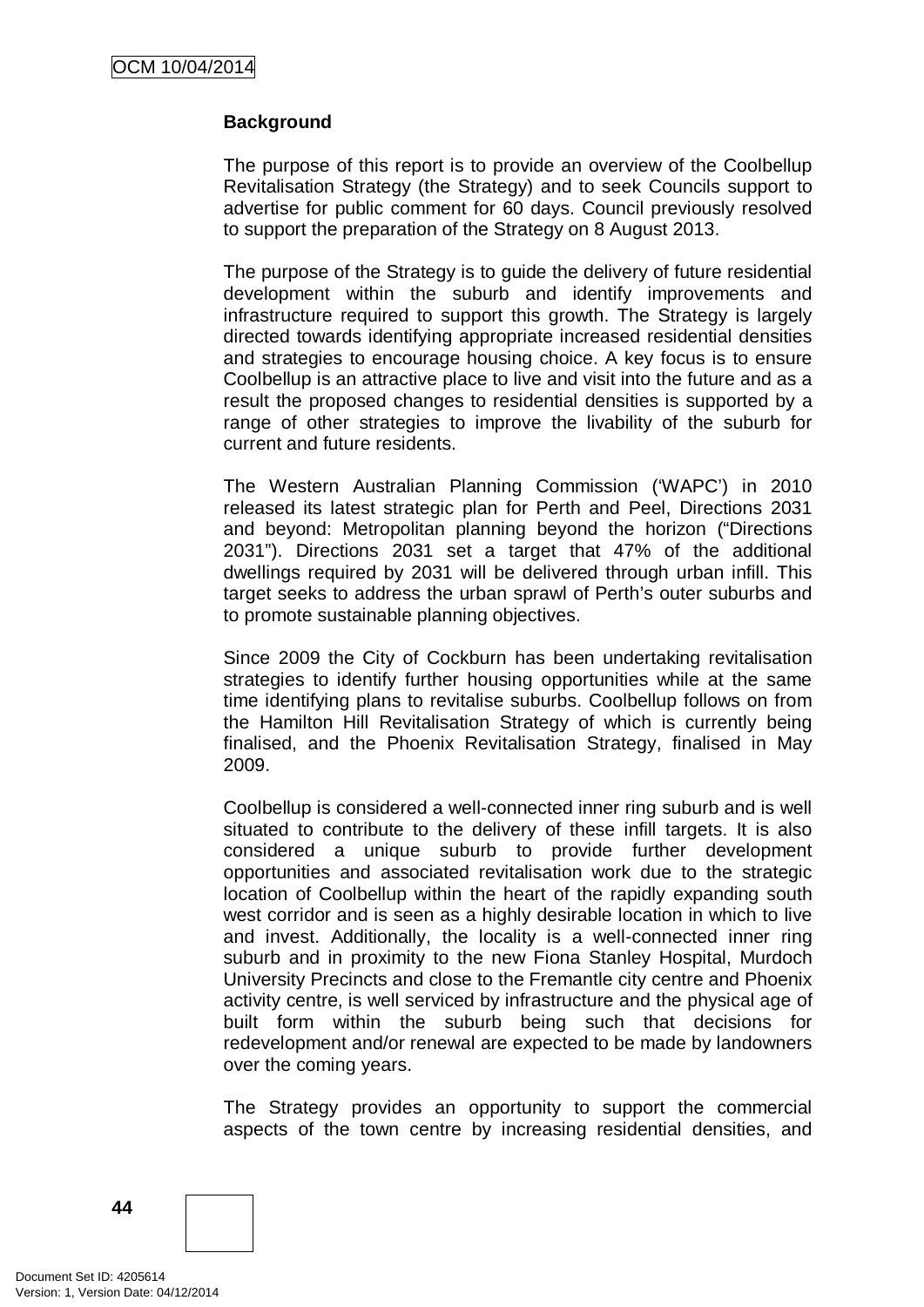**Background**

The purpose of this report is to provide an overview of the Coolbellup Revitalisation Strategy (the Strategy) and to seek Councils support to advertise for public comment for 60 days. Council previously resolved to support the preparation of the Strategy on 8 August 2013.

The purpose of the Strategy is to guide the delivery of future residential development within the suburb and identify improvements and infrastructure required to support this growth. The Strategy is largely directed towards identifying appropriate increased residential densities and strategies to encourage housing choice. A key focus is to ensure Coolbellup is an attractive place to live and visit into the future and as a result the proposed changes to residential densities is supported by a range of other strategies to improve the livability of the suburb for current and future residents.

The Western Australian Planning Commission ('WAPC') in 2010 released its latest strategic plan for Perth and Peel, Directions 2031 and beyond: Metropolitan planning beyond the horizon ("Directions 2031"). Directions 2031 set a target that 47% of the additional dwellings required by 2031 will be delivered through urban infill. This target seeks to address the urban sprawl of Perth's outer suburbs and to promote sustainable planning objectives.

Since 2009 the City of Cockburn has been undertaking revitalisation strategies to identify further housing opportunities while at the same time identifying plans to revitalise suburbs. Coolbellup follows on from the Hamilton Hill Revitalisation Strategy of which is currently being finalised, and the Phoenix Revitalisation Strategy, finalised in May 2009.

Coolbellup is considered a well-connected inner ring suburb and is well situated to contribute to the delivery of these infill targets. It is also considered a unique suburb to provide further development opportunities and associated revitalisation work due to the strategic location of Coolbellup within the heart of the rapidly expanding south west corridor and is seen as a highly desirable location in which to live and invest. Additionally, the locality is a well-connected inner ring suburb and in proximity to the new Fiona Stanley Hospital, Murdoch University Precincts and close to the Fremantle city centre and Phoenix activity centre, is well serviced by infrastructure and the physical age of built form within the suburb being such that decisions for redevelopment and/or renewal are expected to be made by landowners over the coming years.

The Strategy provides an opportunity to support the commercial aspects of the town centre by increasing residential densities, and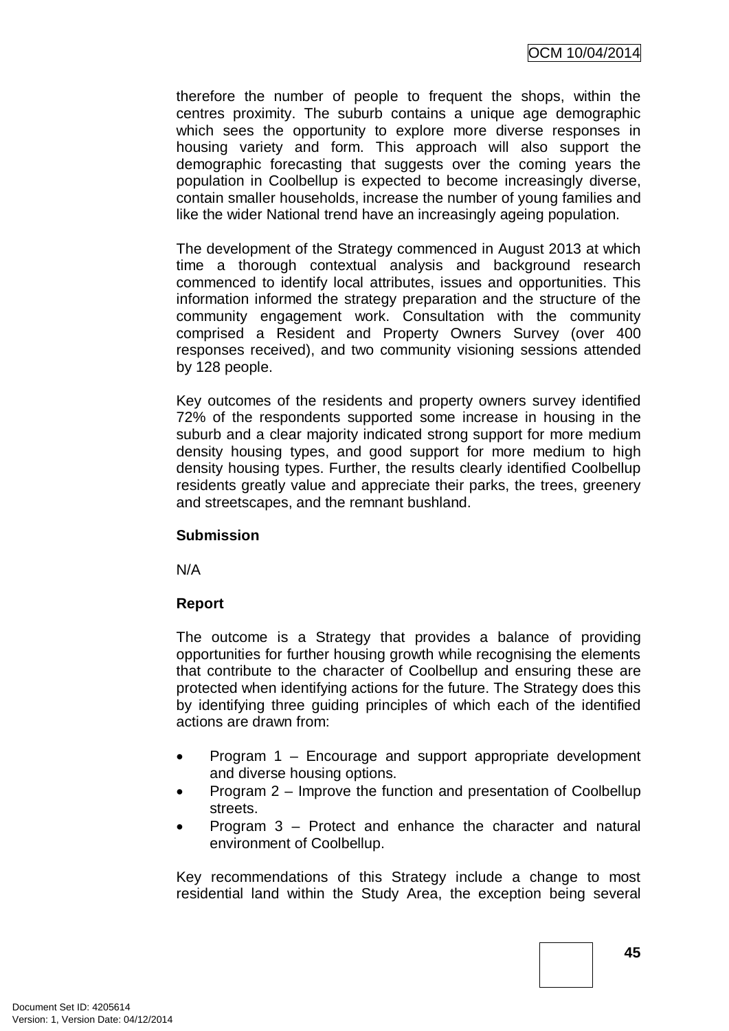therefore the number of people to frequent the shops, within the centres proximity. The suburb contains a unique age demographic which sees the opportunity to explore more diverse responses in housing variety and form. This approach will also support the demographic forecasting that suggests over the coming years the population in Coolbellup is expected to become increasingly diverse, contain smaller households, increase the number of young families and like the wider National trend have an increasingly ageing population.

The development of the Strategy commenced in August 2013 at which time a thorough contextual analysis and background research commenced to identify local attributes, issues and opportunities. This information informed the strategy preparation and the structure of the community engagement work. Consultation with the community comprised a Resident and Property Owners Survey (over 400 responses received), and two community visioning sessions attended by 128 people.

Key outcomes of the residents and property owners survey identified 72% of the respondents supported some increase in housing in the suburb and a clear majority indicated strong support for more medium density housing types, and good support for more medium to high density housing types. Further, the results clearly identified Coolbellup residents greatly value and appreciate their parks, the trees, greenery and streetscapes, and the remnant bushland.

**Submission**

N/A

**Report**

The outcome is a Strategy that provides a balance of providing opportunities for further housing growth while recognising the elements that contribute to the character of Coolbellup and ensuring these are protected when identifying actions for the future. The Strategy does this by identifying three guiding principles of which each of the identified actions are drawn from:

- Program 1 – Encourage and support appropriate development and diverse housing options.
- Program 2 – Improve the function and presentation of Coolbellup streets.
- Program 3 – Protect and enhance the character and natural environment of Coolbellup.

Key recommendations of this Strategy include a change to most residential land within the Study Area, the exception being several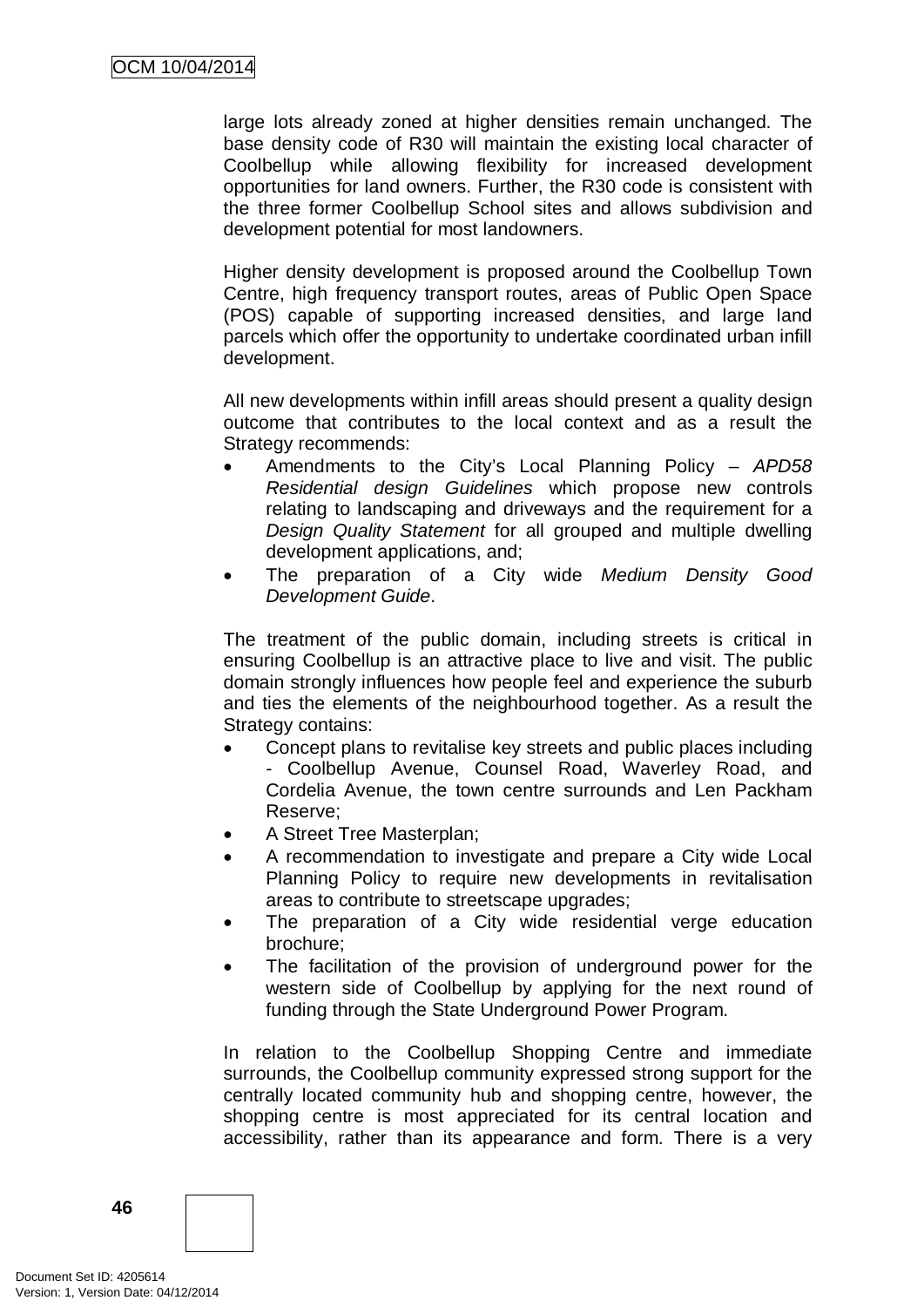large lots already zoned at higher densities remain unchanged. The base density code of R30 will maintain the existing local character of Coolbellup while allowing flexibility for increased development opportunities for land owners. Further, the R30 code is consistent with the three former Coolbellup School sites and allows subdivision and development potential for most landowners.

Higher density development is proposed around the Coolbellup Town Centre, high frequency transport routes, areas of Public Open Space (POS) capable of supporting increased densities, and large land parcels which offer the opportunity to undertake coordinated urban infill development.

All new developments within infill areas should present a quality design outcome that contributes to the local context and as a result the Strategy recommends:

- Amendments to the City's Local Planning Policy – *APD58 Residential design Guidelines* which propose new controls relating to landscaping and driveways and the requirement for a *Design Quality Statement* for all grouped and multiple dwelling development applications, and;
- The preparation of a City wide *Medium Density Good Development Guide*.

The treatment of the public domain, including streets is critical in ensuring Coolbellup is an attractive place to live and visit. The public domain strongly influences how people feel and experience the suburb and ties the elements of the neighbourhood together. As a result the Strategy contains:

- Concept plans to revitalise key streets and public places including - Coolbellup Avenue, Counsel Road, Waverley Road, and Cordelia Avenue, the town centre surrounds and Len Packham Reserve;
- A Street Tree Masterplan;
- A recommendation to investigate and prepare a City wide Local Planning Policy to require new developments in revitalisation areas to contribute to streetscape upgrades;
- The preparation of a City wide residential verge education brochure;
- The facilitation of the provision of underground power for the western side of Coolbellup by applying for the next round of funding through the State Underground Power Program.

In relation to the Coolbellup Shopping Centre and immediate surrounds, the Coolbellup community expressed strong support for the centrally located community hub and shopping centre, however, the shopping centre is most appreciated for its central location and accessibility, rather than its appearance and form. There is a very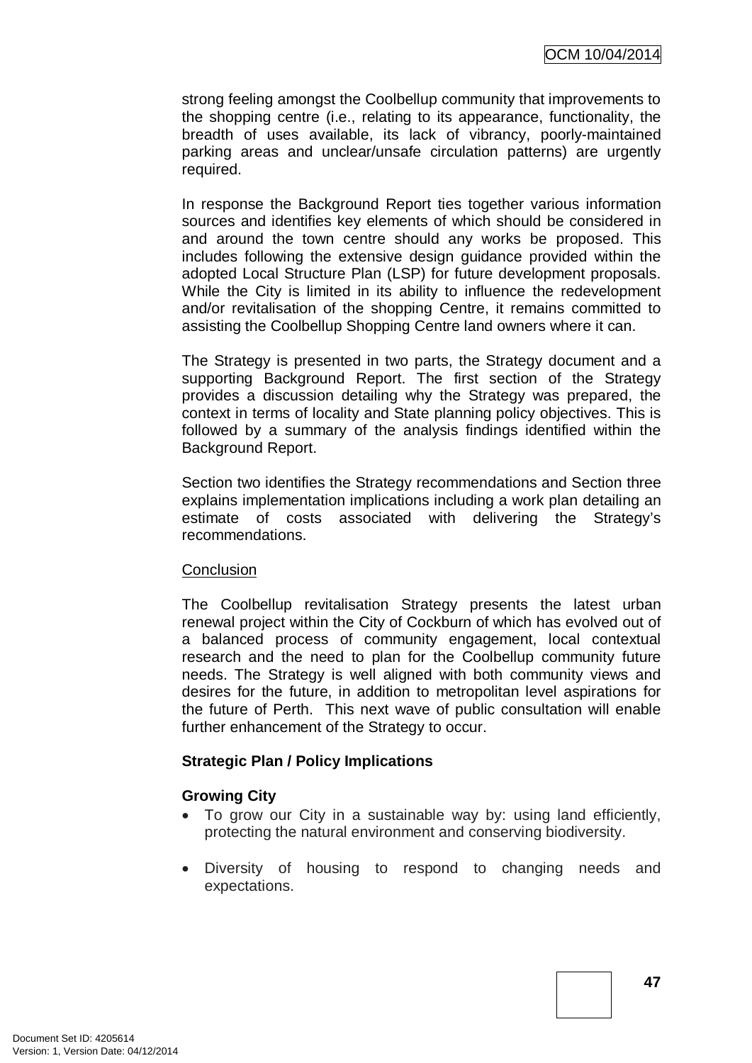strong feeling amongst the Coolbellup community that improvements to the shopping centre (i.e., relating to its appearance, functionality, the breadth of uses available, its lack of vibrancy, poorly-maintained parking areas and unclear/unsafe circulation patterns) are urgently required.

In response the Background Report ties together various information sources and identifies key elements of which should be considered in and around the town centre should any works be proposed. This includes following the extensive design guidance provided within the adopted Local Structure Plan (LSP) for future development proposals. While the City is limited in its ability to influence the redevelopment and/or revitalisation of the shopping Centre, it remains committed to assisting the Coolbellup Shopping Centre land owners where it can.

The Strategy is presented in two parts, the Strategy document and a supporting Background Report. The first section of the Strategy provides a discussion detailing why the Strategy was prepared, the context in terms of locality and State planning policy objectives. This is followed by a summary of the analysis findings identified within the Background Report.

Section two identifies the Strategy recommendations and Section three explains implementation implications including a work plan detailing an estimate of costs associated with delivering the Strategy's recommendations.

Conclusion

The Coolbellup revitalisation Strategy presents the latest urban renewal project within the City of Cockburn of which has evolved out of a balanced process of community engagement, local contextual research and the need to plan for the Coolbellup community future needs. The Strategy is well aligned with both community views and desires for the future, in addition to metropolitan level aspirations for the future of Perth. This next wave of public consultation will enable further enhancement of the Strategy to occur.

**Strategic Plan / Policy Implications**

**Growing City**

- To grow our City in a sustainable way by: using land efficiently, protecting the natural environment and conserving biodiversity.

- Diversity of housing to respond to changing needs and expectations.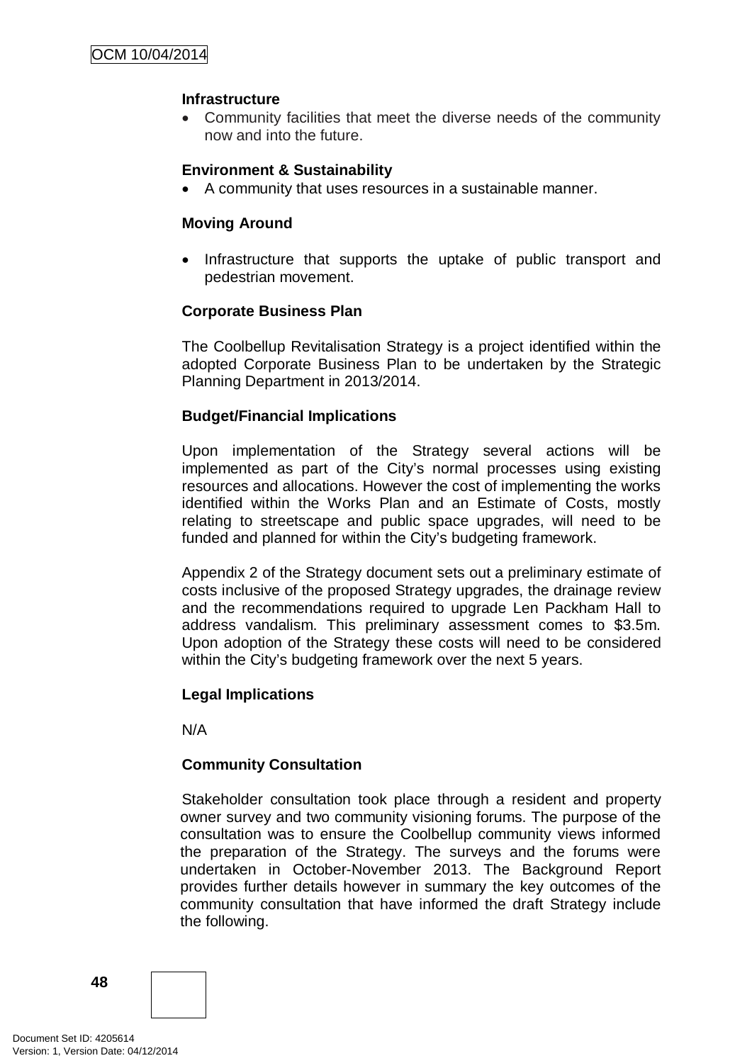**Infrastructure**

- Community facilities that meet the diverse needs of the community now and into the future.

**Environment & Sustainability**

- A community that uses resources in a sustainable manner.

**Moving Around**

- Infrastructure that supports the uptake of public transport and pedestrian movement.

**Corporate Business Plan**

The Coolbellup Revitalisation Strategy is a project identified within the adopted Corporate Business Plan to be undertaken by the Strategic Planning Department in 2013/2014.

**Budget/Financial Implications**

Upon implementation of the Strategy several actions will be implemented as part of the City's normal processes using existing resources and allocations. However the cost of implementing the works identified within the Works Plan and an Estimate of Costs, mostly relating to streetscape and public space upgrades, will need to be funded and planned for within the City's budgeting framework.

Appendix 2 of the Strategy document sets out a preliminary estimate of costs inclusive of the proposed Strategy upgrades, the drainage review and the recommendations required to upgrade Len Packham Hall to address vandalism. This preliminary assessment comes to $3.5m. Upon adoption of the Strategy these costs will need to be considered within the City's budgeting framework over the next 5 years.

**Legal Implications**

N/A

**Community Consultation**

Stakeholder consultation took place through a resident and property owner survey and two community visioning forums. The purpose of the consultation was to ensure the Coolbellup community views informed the preparation of the Strategy. The surveys and the forums were undertaken in October-November 2013. The Background Report provides further details however in summary the key outcomes of the community consultation that have informed the draft Strategy include the following.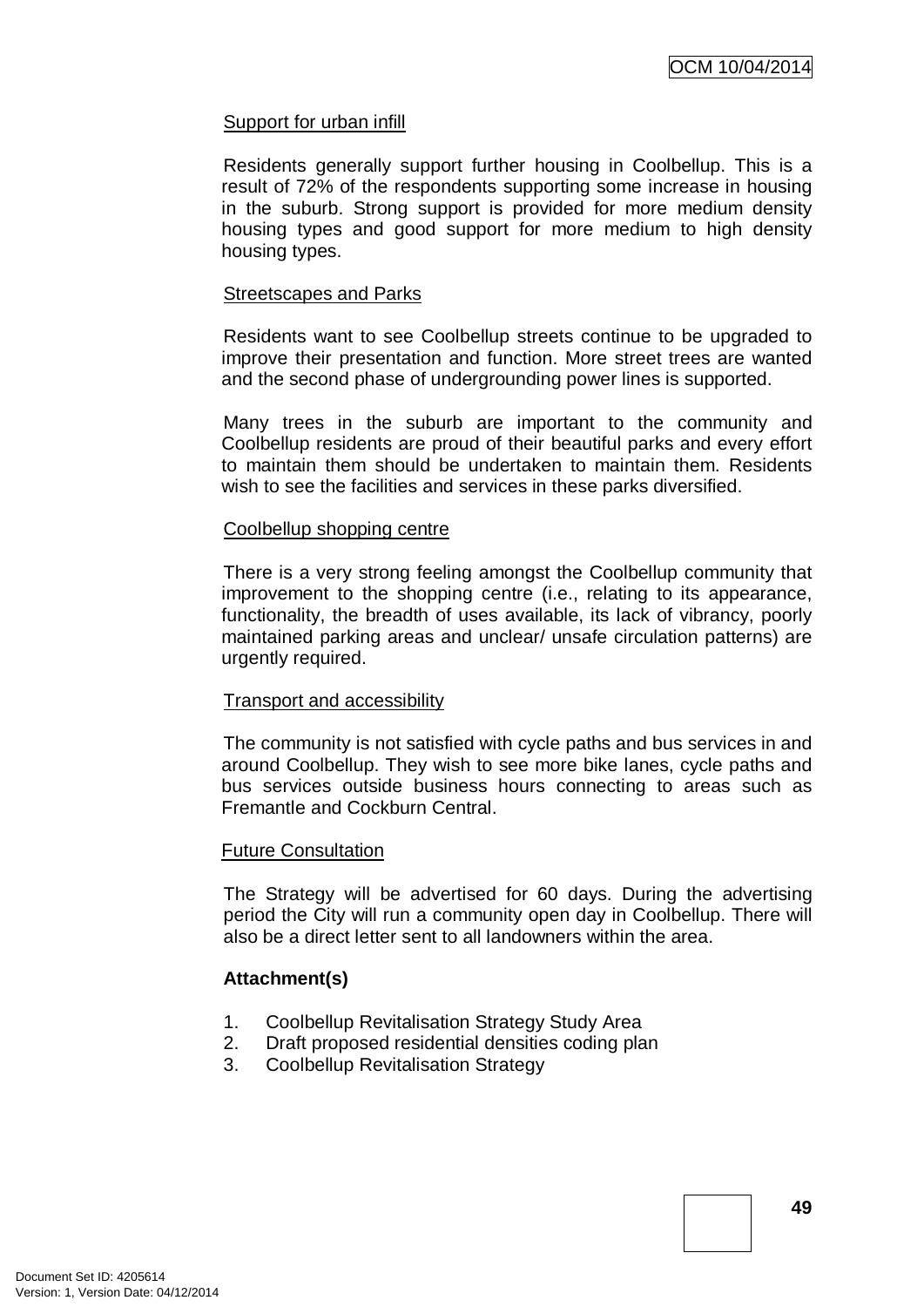Support for urban infill

Residents generally support further housing in Coolbellup. This is a result of 72% of the respondents supporting some increase in housing in the suburb. Strong support is provided for more medium density housing types and good support for more medium to high density housing types.

Streetscapes and Parks

Residents want to see Coolbellup streets continue to be upgraded to improve their presentation and function. More street trees are wanted and the second phase of undergrounding power lines is supported.

Many trees in the suburb are important to the community and Coolbellup residents are proud of their beautiful parks and every effort to maintain them should be undertaken to maintain them. Residents wish to see the facilities and services in these parks diversified.

Coolbellup shopping centre

There is a very strong feeling amongst the Coolbellup community that improvement to the shopping centre (i.e., relating to its appearance, functionality, the breadth of uses available, its lack of vibrancy, poorly maintained parking areas and unclear/ unsafe circulation patterns) are urgently required.

Transport and accessibility

The community is not satisfied with cycle paths and bus services in and around Coolbellup. They wish to see more bike lanes, cycle paths and bus services outside business hours connecting to areas such as Fremantle and Cockburn Central.

Future Consultation

The Strategy will be advertised for 60 days. During the advertising period the City will run a community open day in Coolbellup. There will also be a direct letter sent to all landowners within the area.

**Attachment(s)**

1. Coolbellup Revitalisation Strategy Study Area
2. Draft proposed residential densities coding plan
3. Coolbellup Revitalisation Strategy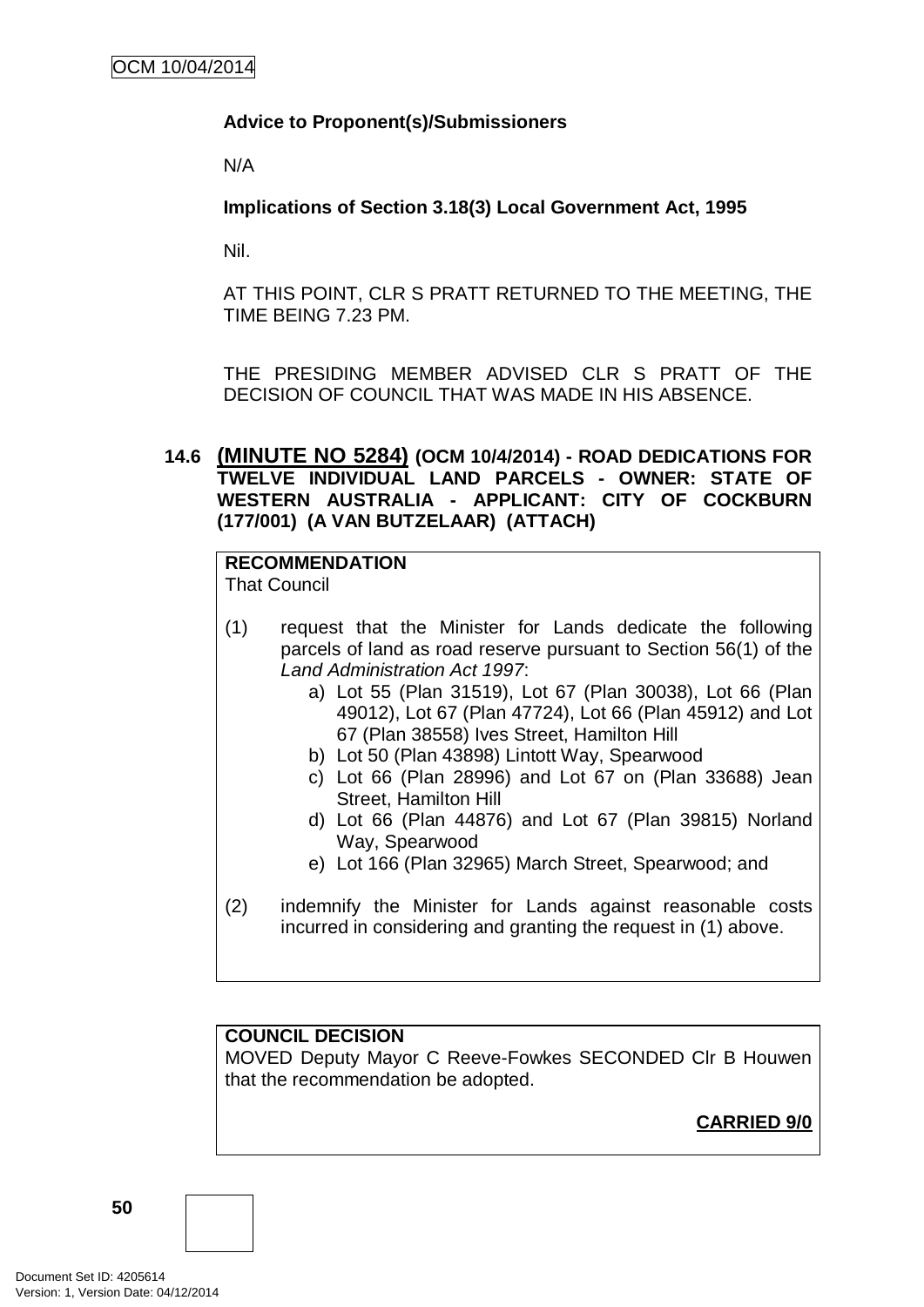**Advice to Proponent(s)/Submissioners**

N/A

**Implications of Section 3.18(3) Local Government Act, 1995**

Nil.

AT THIS POINT, CLR S PRATT RETURNED TO THE MEETING, THE TIME BEING 7.23 PM.

THE PRESIDING MEMBER ADVISED CLR S PRATT OF THE DECISION OF COUNCIL THAT WAS MADE IN HIS ABSENCE.

### 14.6 (MINUTE NO 5284) (OCM 10/4/2014) - ROAD DEDICATIONS FOR TWELVE INDIVIDUAL LAND PARCELS - OWNER: STATE OF WESTERN AUSTRALIA - APPLICANT: CITY OF COCKBURN (177/001) (A VAN BUTZELAAR) (ATTACH)

**RECOMMENDATION**
That Council

(1) request that the Minister for Lands dedicate the following parcels of land as road reserve pursuant to Section 56(1) of the *Land Administration Act 1997*:
   a) Lot 55 (Plan 31519), Lot 67 (Plan 30038), Lot 66 (Plan 49012), Lot 67 (Plan 47724), Lot 66 (Plan 45912) and Lot 67 (Plan 38558) Ives Street, Hamilton Hill
   b) Lot 50 (Plan 43898) Lintott Way, Spearwood
   c) Lot 66 (Plan 28996) and Lot 67 on (Plan 33688) Jean Street, Hamilton Hill
   d) Lot 66 (Plan 44876) and Lot 67 (Plan 39815) Norland Way, Spearwood
   e) Lot 166 (Plan 32965) March Street, Spearwood; and

(2) indemnify the Minister for Lands against reasonable costs incurred in considering and granting the request in (1) above.

**COUNCIL DECISION**
MOVED Deputy Mayor C Reeve-Fowkes SECONDED Clr B Houwen that the recommendation be adopted.

**CARRIED 9/0**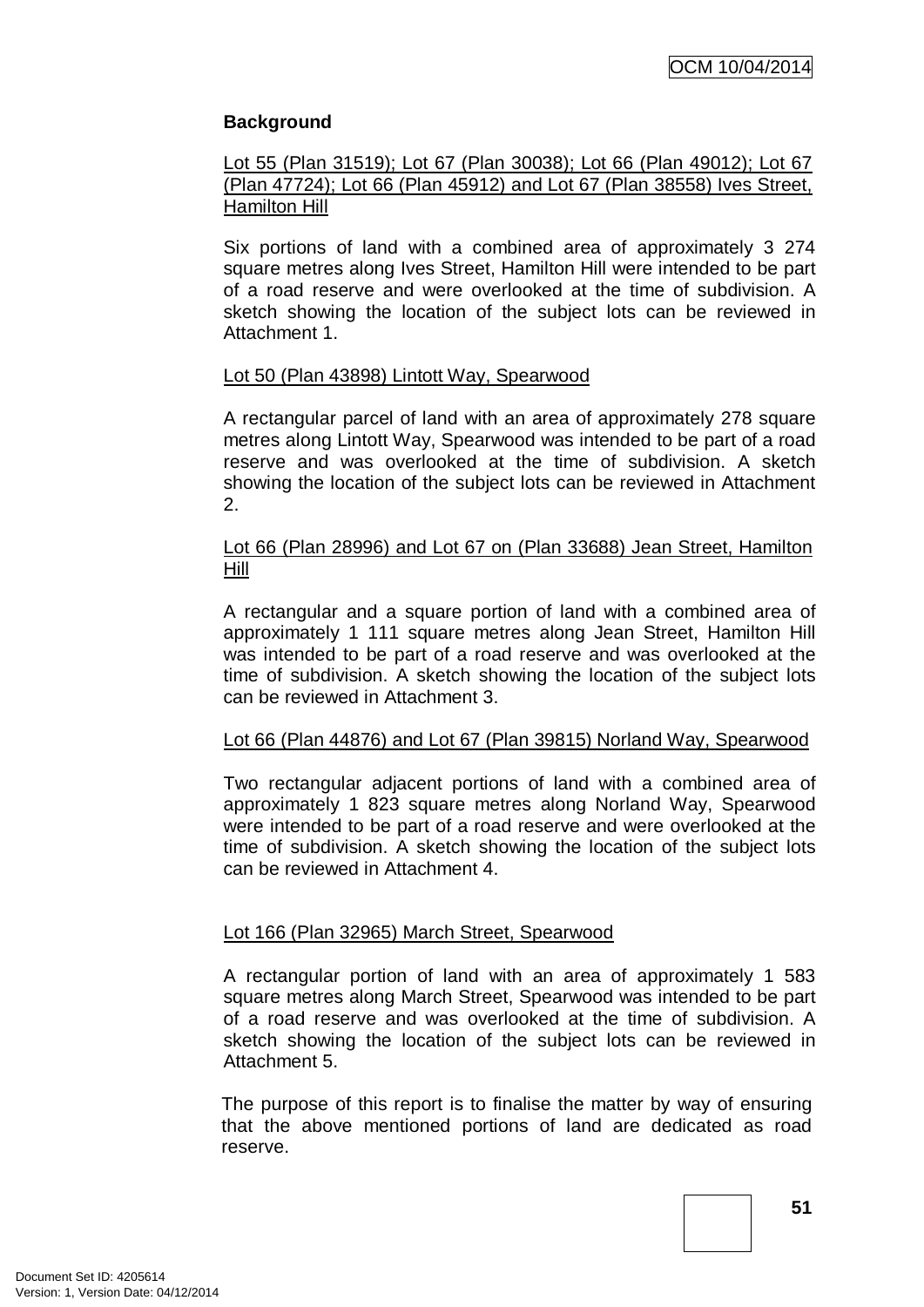**Background**

Lot 55 (Plan 31519); Lot 67 (Plan 30038); Lot 66 (Plan 49012); Lot 67 (Plan 47724); Lot 66 (Plan 45912) and Lot 67 (Plan 38558) Ives Street, Hamilton Hill

Six portions of land with a combined area of approximately 3 274 square metres along Ives Street, Hamilton Hill were intended to be part of a road reserve and were overlooked at the time of subdivision. A sketch showing the location of the subject lots can be reviewed in Attachment 1.

Lot 50 (Plan 43898) Lintott Way, Spearwood

A rectangular parcel of land with an area of approximately 278 square metres along Lintott Way, Spearwood was intended to be part of a road reserve and was overlooked at the time of subdivision. A sketch showing the location of the subject lots can be reviewed in Attachment 2.

Lot 66 (Plan 28996) and Lot 67 on (Plan 33688) Jean Street, Hamilton Hill

A rectangular and a square portion of land with a combined area of approximately 1 111 square metres along Jean Street, Hamilton Hill was intended to be part of a road reserve and was overlooked at the time of subdivision. A sketch showing the location of the subject lots can be reviewed in Attachment 3.

Lot 66 (Plan 44876) and Lot 67 (Plan 39815) Norland Way, Spearwood

Two rectangular adjacent portions of land with a combined area of approximately 1 823 square metres along Norland Way, Spearwood were intended to be part of a road reserve and were overlooked at the time of subdivision. A sketch showing the location of the subject lots can be reviewed in Attachment 4.

Lot 166 (Plan 32965) March Street, Spearwood

A rectangular portion of land with an area of approximately 1 583 square metres along March Street, Spearwood was intended to be part of a road reserve and was overlooked at the time of subdivision. A sketch showing the location of the subject lots can be reviewed in Attachment 5.

The purpose of this report is to finalise the matter by way of ensuring that the above mentioned portions of land are dedicated as road reserve.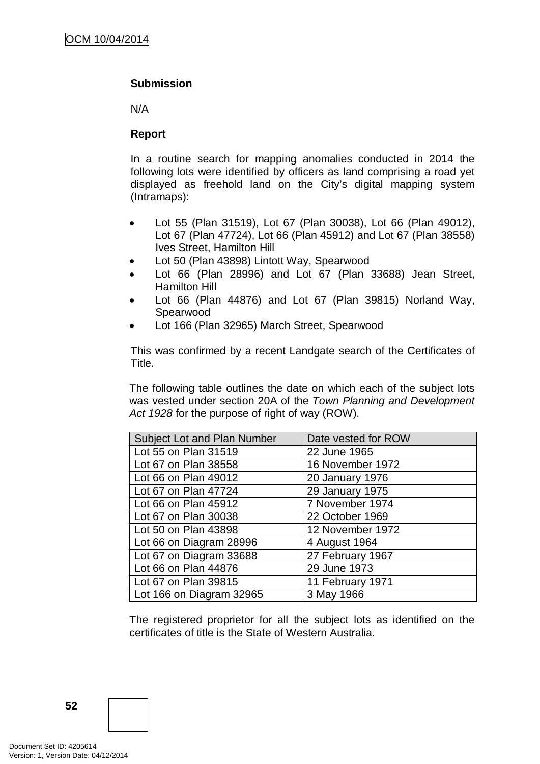**Submission**

N/A

**Report**

In a routine search for mapping anomalies conducted in 2014 the following lots were identified by officers as land comprising a road yet displayed as freehold land on the City's digital mapping system (Intramaps):

- Lot 55 (Plan 31519), Lot 67 (Plan 30038), Lot 66 (Plan 49012), Lot 67 (Plan 47724), Lot 66 (Plan 45912) and Lot 67 (Plan 38558) Ives Street, Hamilton Hill
- Lot 50 (Plan 43898) Lintott Way, Spearwood
- Lot 66 (Plan 28996) and Lot 67 (Plan 33688) Jean Street, Hamilton Hill
- Lot 66 (Plan 44876) and Lot 67 (Plan 39815) Norland Way, Spearwood
- Lot 166 (Plan 32965) March Street, Spearwood

This was confirmed by a recent Landgate search of the Certificates of Title.

The following table outlines the date on which each of the subject lots was vested under section 20A of the *Town Planning and Development Act 1928* for the purpose of right of way (ROW).

| Subject Lot and Plan Number | Date vested for ROW |
|---|---|
| Lot 55 on Plan 31519 | 22 June 1965 |
| Lot 67 on Plan 38558 | 16 November 1972 |
| Lot 66 on Plan 49012 | 20 January 1976 |
| Lot 67 on Plan 47724 | 29 January 1975 |
| Lot 66 on Plan 45912 | 7 November 1974 |
| Lot 67 on Plan 30038 | 22 October 1969 |
| Lot 50 on Plan 43898 | 12 November 1972 |
| Lot 66 on Diagram 28996 | 4 August 1964 |
| Lot 67 on Diagram 33688 | 27 February 1967 |
| Lot 66 on Plan 44876 | 29 June 1973 |
| Lot 67 on Plan 39815 | 11 February 1971 |
| Lot 166 on Diagram 32965 | 3 May 1966 |

The registered proprietor for all the subject lots as identified on the certificates of title is the State of Western Australia.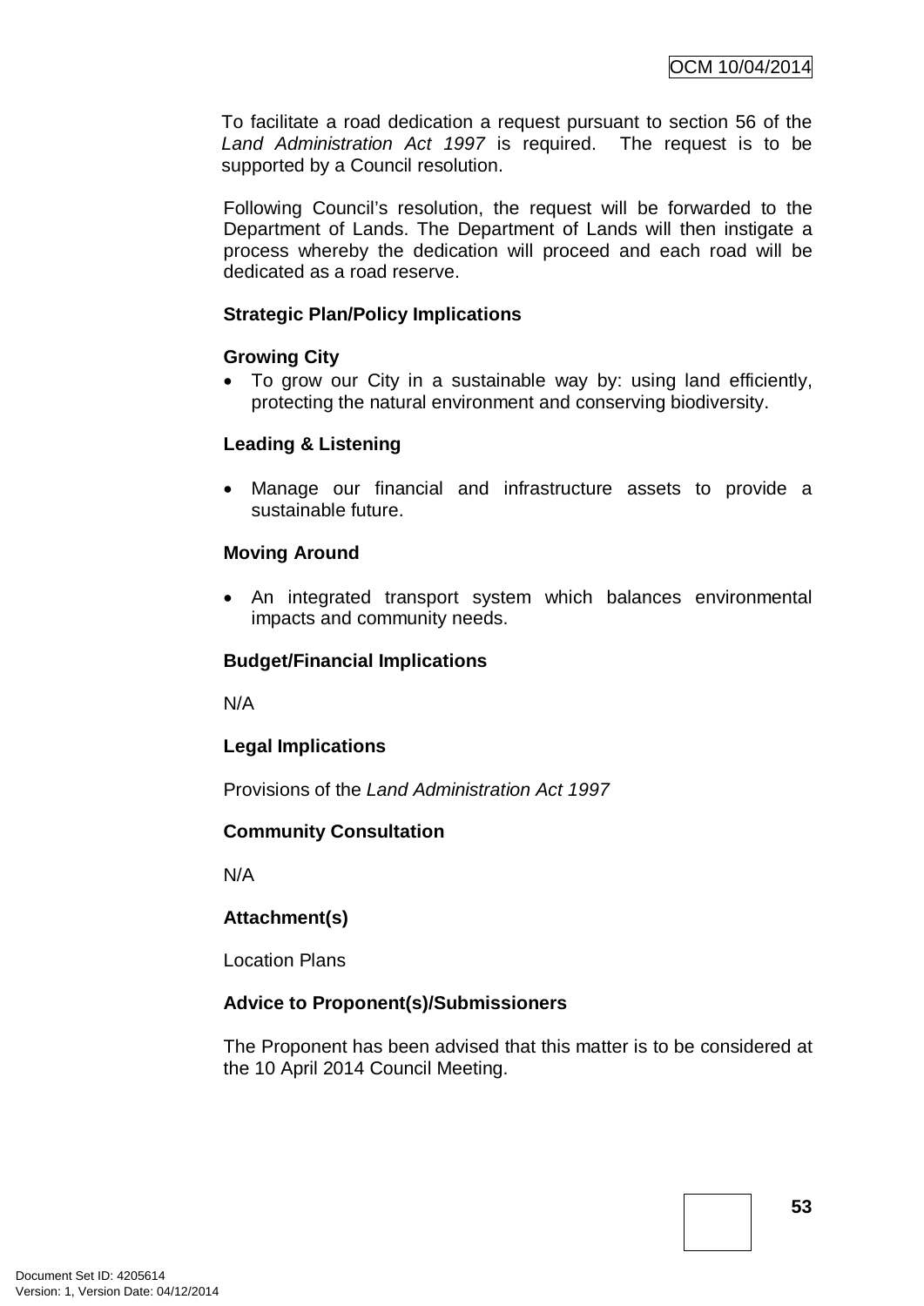To facilitate a road dedication a request pursuant to section 56 of the *Land Administration Act 1997* is required. The request is to be supported by a Council resolution.

Following Council's resolution, the request will be forwarded to the Department of Lands. The Department of Lands will then instigate a process whereby the dedication will proceed and each road will be dedicated as a road reserve.

**Strategic Plan/Policy Implications**

**Growing City**

- To grow our City in a sustainable way by: using land efficiently, protecting the natural environment and conserving biodiversity.

**Leading & Listening**

- Manage our financial and infrastructure assets to provide a sustainable future.

**Moving Around**

- An integrated transport system which balances environmental impacts and community needs.

**Budget/Financial Implications**

N/A

**Legal Implications**

Provisions of the *Land Administration Act 1997*

**Community Consultation**

N/A

**Attachment(s)**

Location Plans

**Advice to Proponent(s)/Submissioners**

The Proponent has been advised that this matter is to be considered at the 10 April 2014 Council Meeting.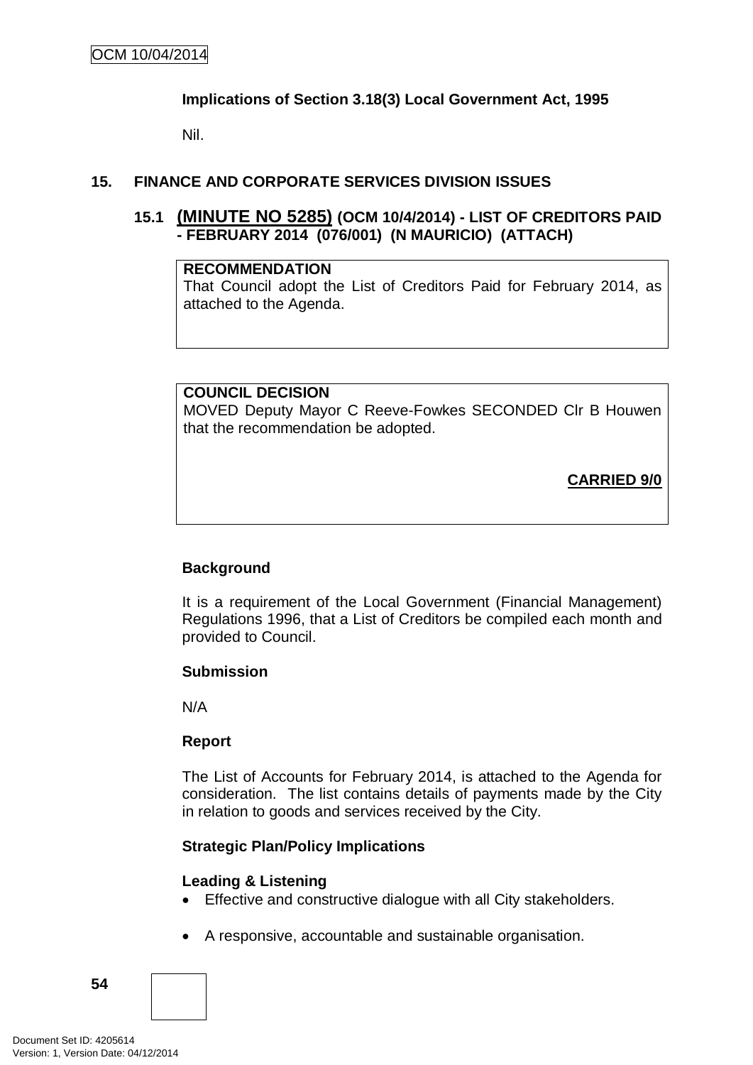**Implications of Section 3.18(3) Local Government Act, 1995**

Nil.

## 15. FINANCE AND CORPORATE SERVICES DIVISION ISSUES

### 15.1 (MINUTE NO 5285) (OCM 10/4/2014) - LIST OF CREDITORS PAID - FEBRUARY 2014 (076/001) (N MAURICIO) (ATTACH)

**RECOMMENDATION**
That Council adopt the List of Creditors Paid for February 2014, as attached to the Agenda.

**COUNCIL DECISION**
MOVED Deputy Mayor C Reeve-Fowkes SECONDED Clr B Houwen that the recommendation be adopted.

**CARRIED 9/0**

**Background**

It is a requirement of the Local Government (Financial Management) Regulations 1996, that a List of Creditors be compiled each month and provided to Council.

**Submission**

N/A

**Report**

The List of Accounts for February 2014, is attached to the Agenda for consideration. The list contains details of payments made by the City in relation to goods and services received by the City.

**Strategic Plan/Policy Implications**

**Leading & Listening**

- Effective and constructive dialogue with all City stakeholders.
- A responsive, accountable and sustainable organisation.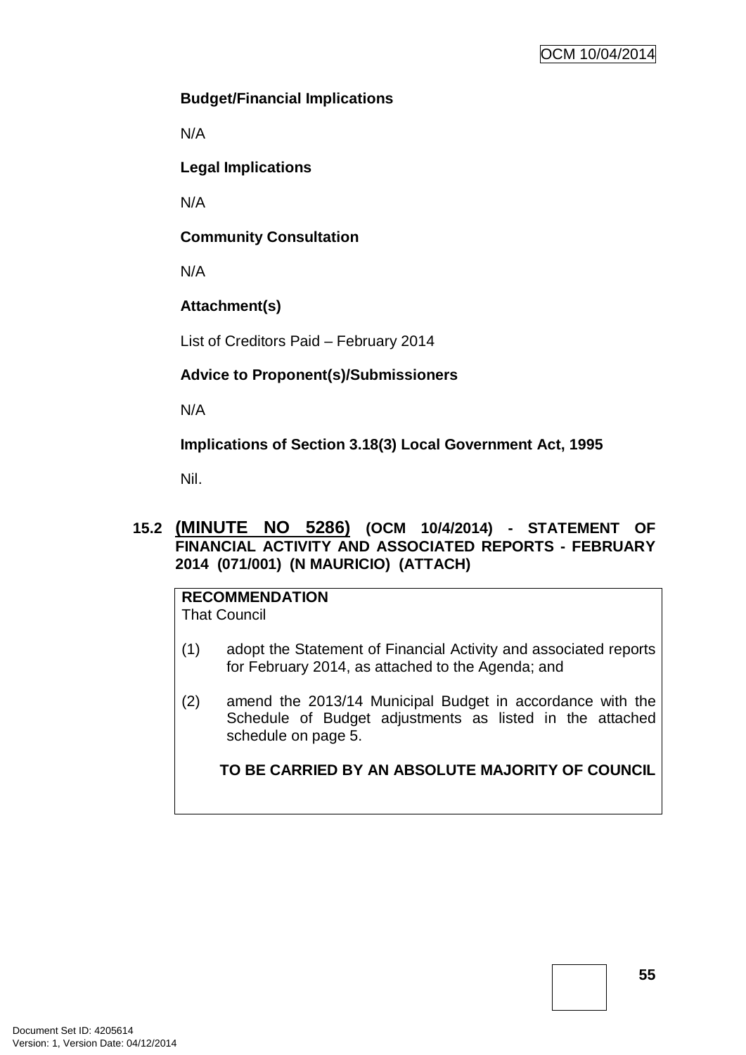**Budget/Financial Implications**

N/A

**Legal Implications**

N/A

**Community Consultation**

N/A

**Attachment(s)**

List of Creditors Paid – February 2014

**Advice to Proponent(s)/Submissioners**

N/A

**Implications of Section 3.18(3) Local Government Act, 1995**

Nil.

## 15.2 (MINUTE NO 5286) (OCM 10/4/2014) - STATEMENT OF FINANCIAL ACTIVITY AND ASSOCIATED REPORTS - FEBRUARY 2014 (071/001) (N MAURICIO) (ATTACH)

**RECOMMENDATION**
That Council

(1) adopt the Statement of Financial Activity and associated reports for February 2014, as attached to the Agenda; and

(2) amend the 2013/14 Municipal Budget in accordance with the Schedule of Budget adjustments as listed in the attached schedule on page 5.

**TO BE CARRIED BY AN ABSOLUTE MAJORITY OF COUNCIL**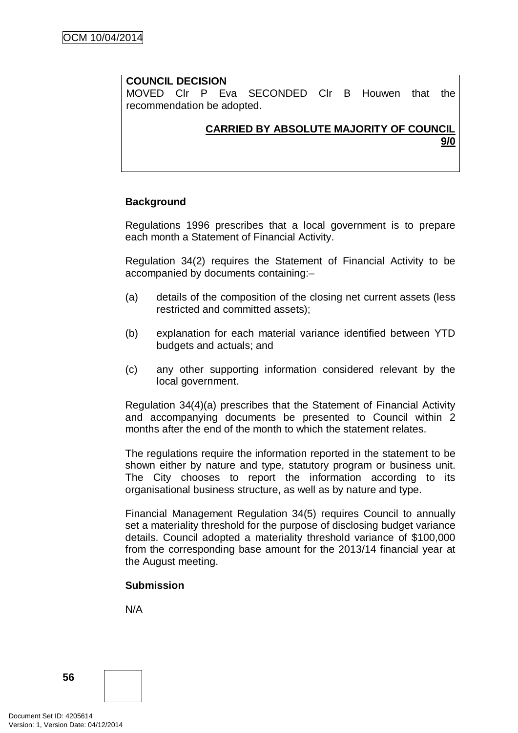**COUNCIL DECISION**
MOVED Clr P Eva SECONDED Clr B Houwen that the recommendation be adopted.

**CARRIED BY ABSOLUTE MAJORITY OF COUNCIL 9/0**

**Background**

Regulations 1996 prescribes that a local government is to prepare each month a Statement of Financial Activity.

Regulation 34(2) requires the Statement of Financial Activity to be accompanied by documents containing:–

(a) details of the composition of the closing net current assets (less restricted and committed assets);

(b) explanation for each material variance identified between YTD budgets and actuals; and

(c) any other supporting information considered relevant by the local government.

Regulation 34(4)(a) prescribes that the Statement of Financial Activity and accompanying documents be presented to Council within 2 months after the end of the month to which the statement relates.

The regulations require the information reported in the statement to be shown either by nature and type, statutory program or business unit. The City chooses to report the information according to its organisational business structure, as well as by nature and type.

Financial Management Regulation 34(5) requires Council to annually set a materiality threshold for the purpose of disclosing budget variance details. Council adopted a materiality threshold variance of $100,000 from the corresponding base amount for the 2013/14 financial year at the August meeting.

**Submission**

N/A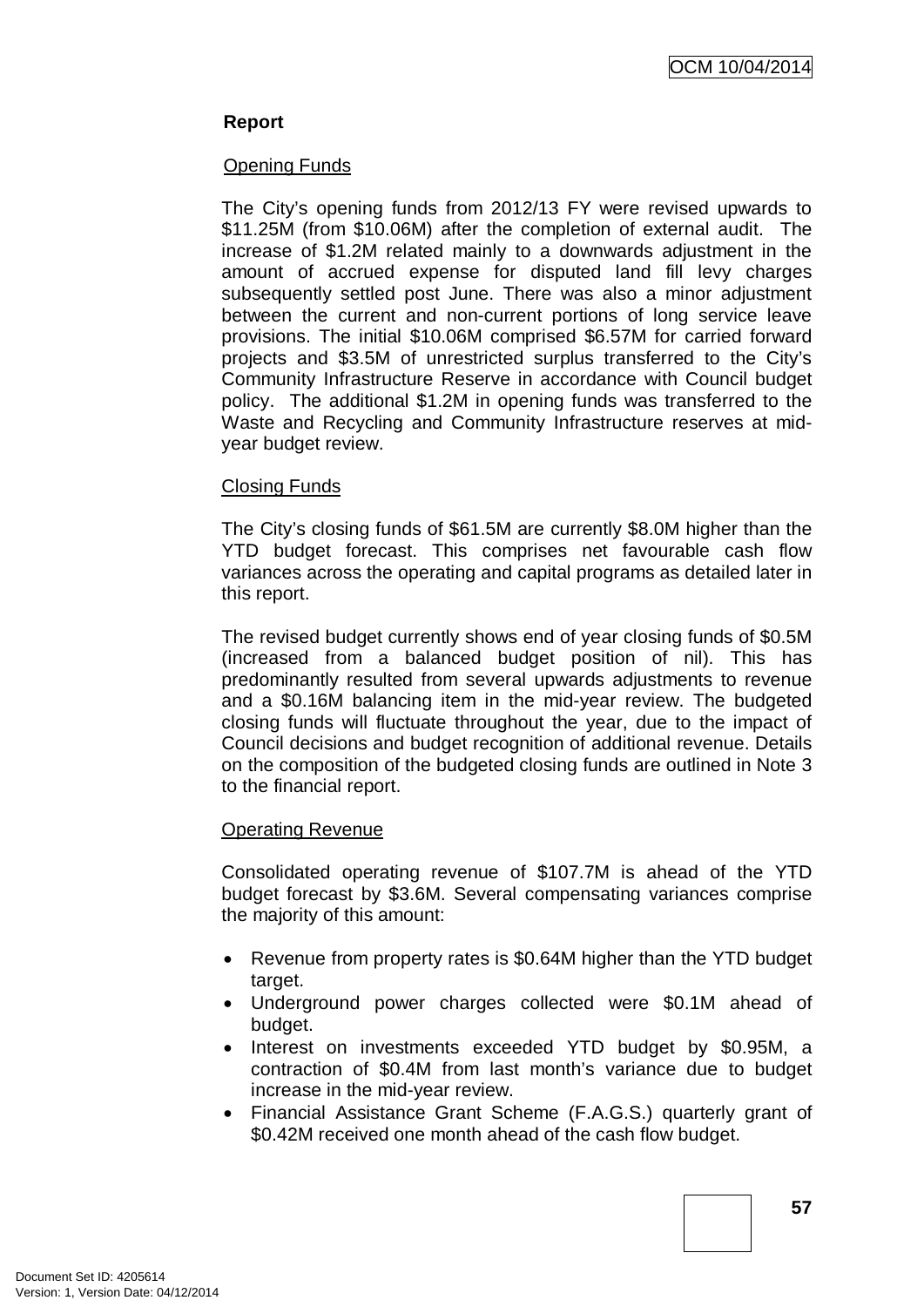**Report**

Opening Funds

The City's opening funds from 2012/13 FY were revised upwards to $11.25M (from $10.06M) after the completion of external audit. The increase of $1.2M related mainly to a downwards adjustment in the amount of accrued expense for disputed land fill levy charges subsequently settled post June. There was also a minor adjustment between the current and non-current portions of long service leave provisions. The initial $10.06M comprised $6.57M for carried forward projects and $3.5M of unrestricted surplus transferred to the City's Community Infrastructure Reserve in accordance with Council budget policy. The additional $1.2M in opening funds was transferred to the Waste and Recycling and Community Infrastructure reserves at mid-year budget review.

Closing Funds

The City's closing funds of $61.5M are currently $8.0M higher than the YTD budget forecast. This comprises net favourable cash flow variances across the operating and capital programs as detailed later in this report.

The revised budget currently shows end of year closing funds of $0.5M (increased from a balanced budget position of nil). This has predominantly resulted from several upwards adjustments to revenue and a $0.16M balancing item in the mid-year review. The budgeted closing funds will fluctuate throughout the year, due to the impact of Council decisions and budget recognition of additional revenue. Details on the composition of the budgeted closing funds are outlined in Note 3 to the financial report.

Operating Revenue

Consolidated operating revenue of $107.7M is ahead of the YTD budget forecast by $3.6M. Several compensating variances comprise the majority of this amount:

- Revenue from property rates is $0.64M higher than the YTD budget target.
- Underground power charges collected were $0.1M ahead of budget.
- Interest on investments exceeded YTD budget by $0.95M, a contraction of $0.4M from last month's variance due to budget increase in the mid-year review.
- Financial Assistance Grant Scheme (F.A.G.S.) quarterly grant of $0.42M received one month ahead of the cash flow budget.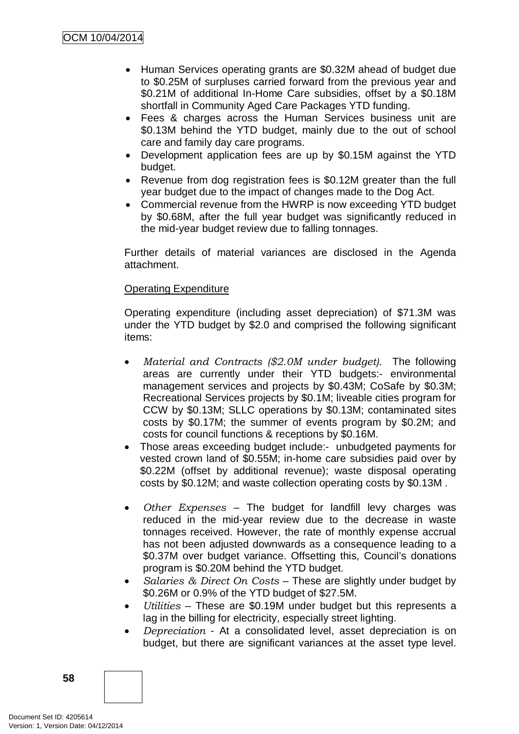- Human Services operating grants are $0.32M ahead of budget due to $0.25M of surpluses carried forward from the previous year and $0.21M of additional In-Home Care subsidies, offset by a $0.18M shortfall in Community Aged Care Packages YTD funding.
- Fees & charges across the Human Services business unit are $0.13M behind the YTD budget, mainly due to the out of school care and family day care programs.
- Development application fees are up by $0.15M against the YTD budget.
- Revenue from dog registration fees is $0.12M greater than the full year budget due to the impact of changes made to the Dog Act.
- Commercial revenue from the HWRP is now exceeding YTD budget by $0.68M, after the full year budget was significantly reduced in the mid-year budget review due to falling tonnages.

Further details of material variances are disclosed in the Agenda attachment.

Operating Expenditure

Operating expenditure (including asset depreciation) of $71.3M was under the YTD budget by $2.0 and comprised the following significant items:

- *Material and Contracts ($2.0M under budget).* The following areas are currently under their YTD budgets:- environmental management services and projects by $0.43M; CoSafe by $0.3M; Recreational Services projects by $0.1M; liveable cities program for CCW by $0.13M; SLLC operations by $0.13M; contaminated sites costs by $0.17M; the summer of events program by $0.2M; and costs for council functions & receptions by $0.16M.
- Those areas exceeding budget include:- unbudgeted payments for vested crown land of $0.55M; in-home care subsidies paid over by $0.22M (offset by additional revenue); waste disposal operating costs by $0.12M; and waste collection operating costs by $0.13M .
- *Other Expenses* – The budget for landfill levy charges was reduced in the mid-year review due to the decrease in waste tonnages received. However, the rate of monthly expense accrual has not been adjusted downwards as a consequence leading to a $0.37M over budget variance. Offsetting this, Council's donations program is $0.20M behind the YTD budget.
- *Salaries & Direct On Costs* – These are slightly under budget by $0.26M or 0.9% of the YTD budget of $27.5M.
- *Utilities* – These are $0.19M under budget but this represents a lag in the billing for electricity, especially street lighting.
- *Depreciation* - At a consolidated level, asset depreciation is on budget, but there are significant variances at the asset type level.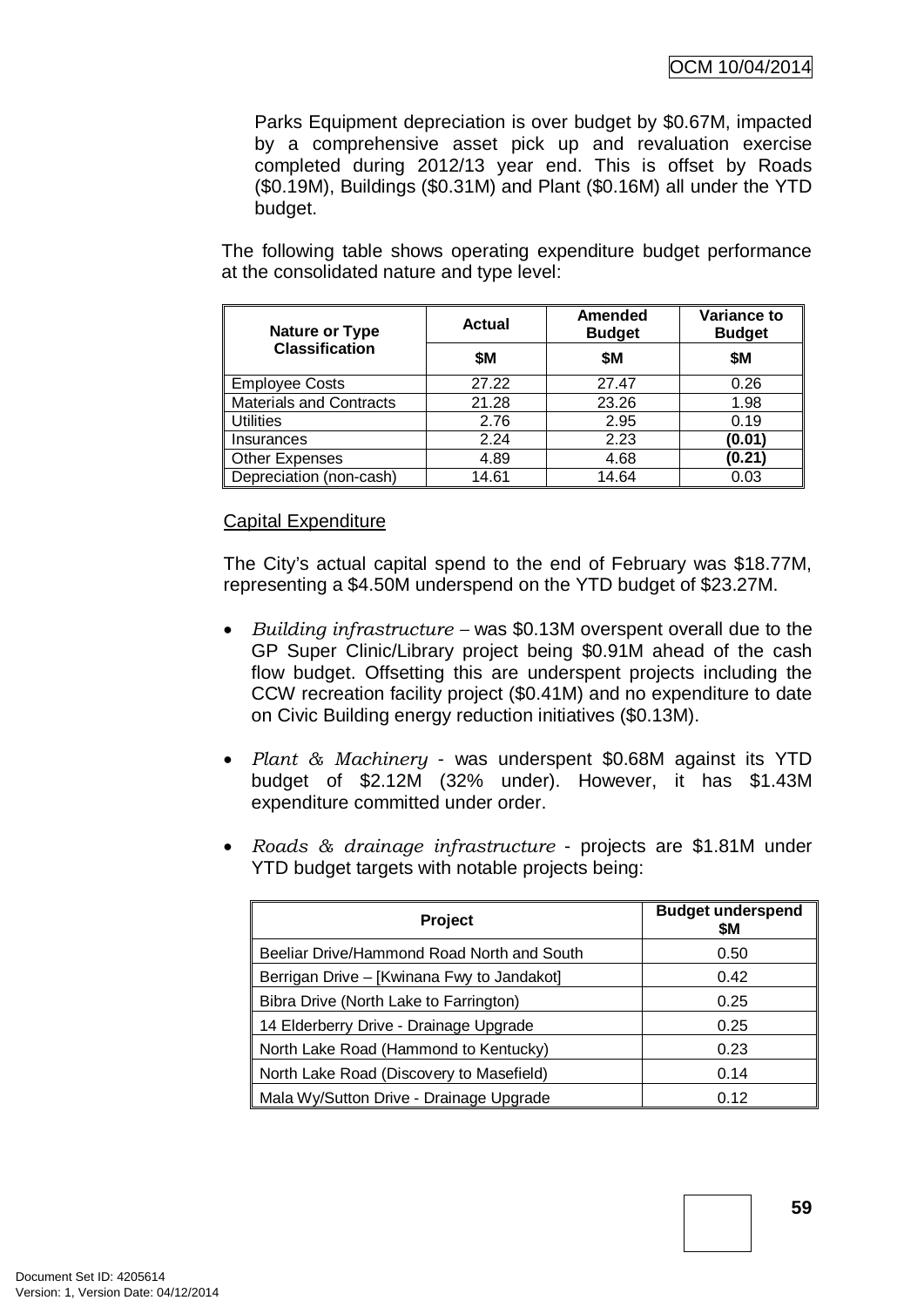Parks Equipment depreciation is over budget by $0.67M, impacted by a comprehensive asset pick up and revaluation exercise completed during 2012/13 year end. This is offset by Roads ($0.19M), Buildings ($0.31M) and Plant ($0.16M) all under the YTD budget.

The following table shows operating expenditure budget performance at the consolidated nature and type level:

| Nature or Type Classification | Actual | Amended Budget | Variance to Budget |
|---|---|---|---|
| | $M | $M | $M |
| Employee Costs | 27.22 | 27.47 | 0.26 |
| Materials and Contracts | 21.28 | 23.26 | 1.98 |
| Utilities | 2.76 | 2.95 | 0.19 |
| Insurances | 2.24 | 2.23 | **(0.01)** |
| Other Expenses | 4.89 | 4.68 | **(0.21)** |
| Depreciation (non-cash) | 14.61 | 14.64 | 0.03 |

## Capital Expenditure

The City's actual capital spend to the end of February was $18.77M, representing a $4.50M underspend on the YTD budget of $23.27M.

- *Building infrastructure* – was $0.13M overspent overall due to the GP Super Clinic/Library project being $0.91M ahead of the cash flow budget. Offsetting this are underspent projects including the CCW recreation facility project ($0.41M) and no expenditure to date on Civic Building energy reduction initiatives ($0.13M).

- *Plant & Machinery* - was underspent $0.68M against its YTD budget of $2.12M (32% under). However, it has $1.43M expenditure committed under order.

- *Roads & drainage infrastructure* - projects are $1.81M under YTD budget targets with notable projects being:

| Project | Budget underspend $M |
|---|---|
| Beeliar Drive/Hammond Road North and South | 0.50 |
| Berrigan Drive – [Kwinana Fwy to Jandakot] | 0.42 |
| Bibra Drive (North Lake to Farrington) | 0.25 |
| 14 Elderberry Drive - Drainage Upgrade | 0.25 |
| North Lake Road (Hammond to Kentucky) | 0.23 |
| North Lake Road (Discovery to Masefield) | 0.14 |
| Mala Wy/Sutton Drive - Drainage Upgrade | 0.12 |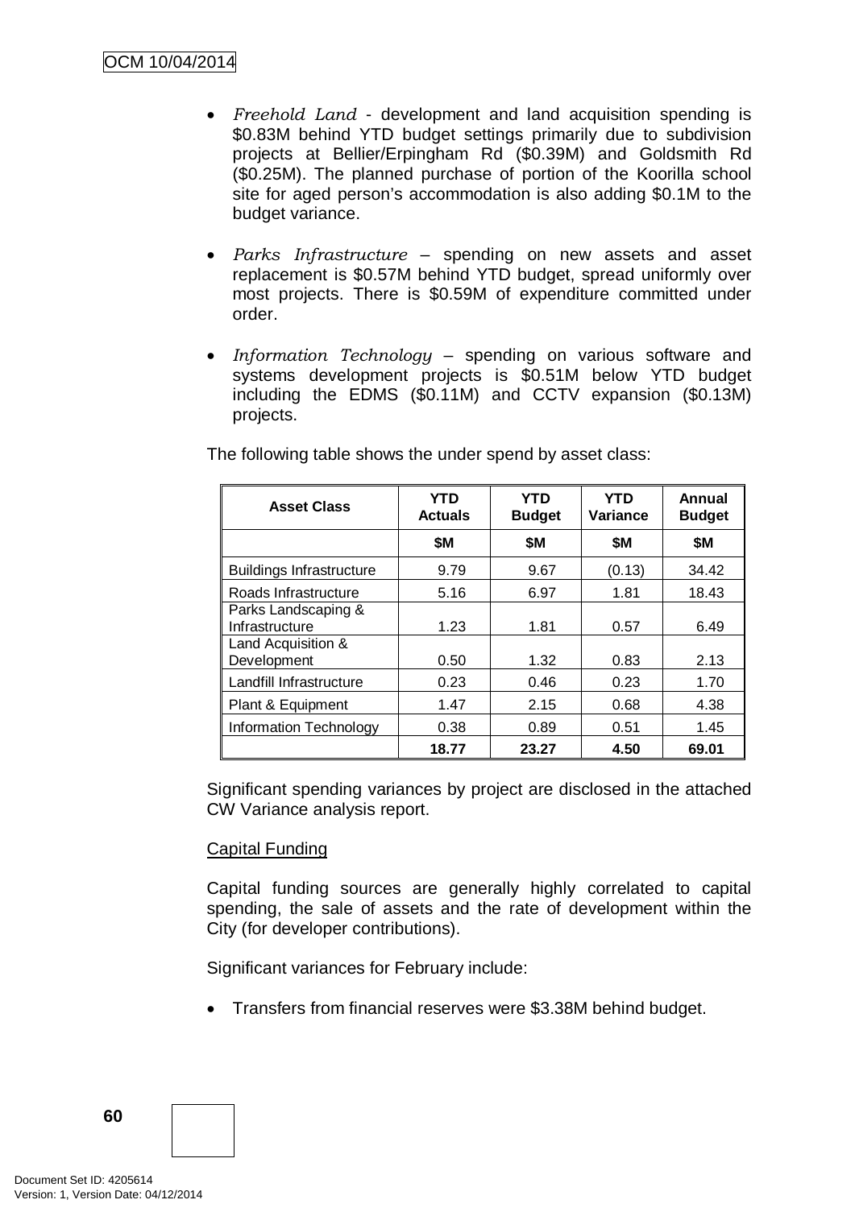- *Freehold Land* - development and land acquisition spending is $0.83M behind YTD budget settings primarily due to subdivision projects at Bellier/Erpingham Rd ($0.39M) and Goldsmith Rd ($0.25M). The planned purchase of portion of the Koorilla school site for aged person's accommodation is also adding $0.1M to the budget variance.

- *Parks Infrastructure* – spending on new assets and asset replacement is $0.57M behind YTD budget, spread uniformly over most projects. There is $0.59M of expenditure committed under order.

- *Information Technology* – spending on various software and systems development projects is $0.51M below YTD budget including the EDMS ($0.11M) and CCTV expansion ($0.13M) projects.

The following table shows the under spend by asset class:

| Asset Class | YTD Actuals | YTD Budget | YTD Variance | Annual Budget |
|---|---|---|---|---|
| | $M | $M | $M | $M |
| Buildings Infrastructure | 9.79 | 9.67 | (0.13) | 34.42 |
| Roads Infrastructure | 5.16 | 6.97 | 1.81 | 18.43 |
| Parks Landscaping & Infrastructure | 1.23 | 1.81 | 0.57 | 6.49 |
| Land Acquisition & Development | 0.50 | 1.32 | 0.83 | 2.13 |
| Landfill Infrastructure | 0.23 | 0.46 | 0.23 | 1.70 |
| Plant & Equipment | 1.47 | 2.15 | 0.68 | 4.38 |
| Information Technology | 0.38 | 0.89 | 0.51 | 1.45 |
| | **18.77** | **23.27** | **4.50** | **69.01** |

Significant spending variances by project are disclosed in the attached CW Variance analysis report.

Capital Funding

Capital funding sources are generally highly correlated to capital spending, the sale of assets and the rate of development within the City (for developer contributions).

Significant variances for February include:

- Transfers from financial reserves were $3.38M behind budget.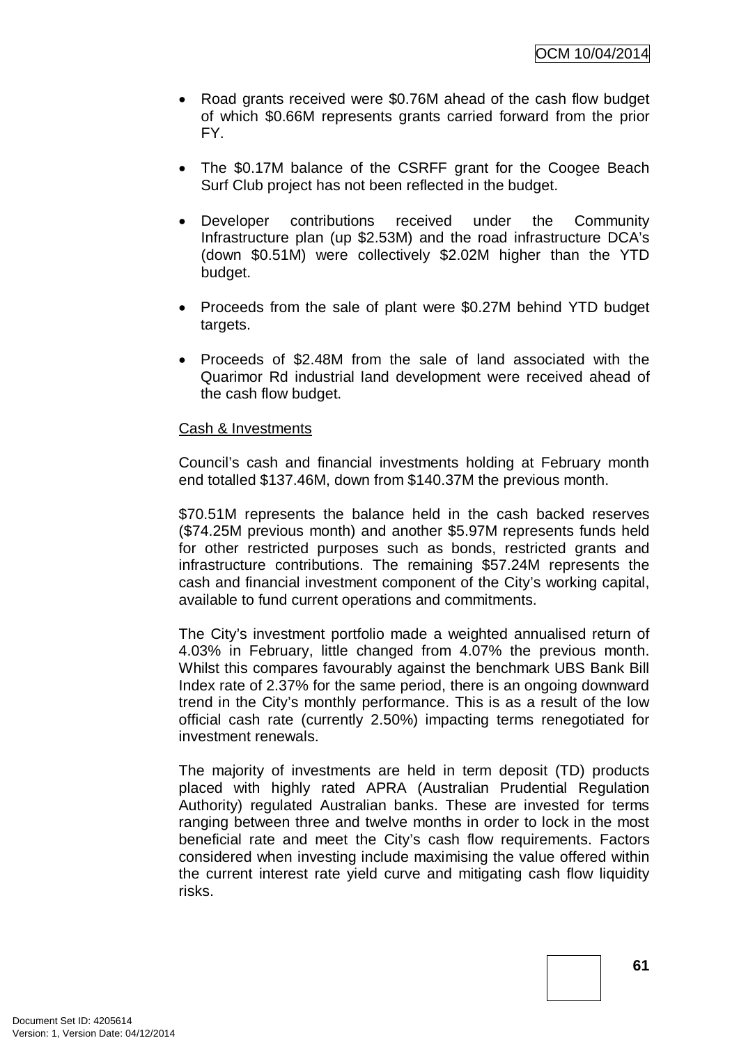- Road grants received were \$0.76M ahead of the cash flow budget of which \$0.66M represents grants carried forward from the prior FY.

- The \$0.17M balance of the CSRFF grant for the Coogee Beach Surf Club project has not been reflected in the budget.

- Developer contributions received under the Community Infrastructure plan (up \$2.53M) and the road infrastructure DCA's (down \$0.51M) were collectively \$2.02M higher than the YTD budget.

- Proceeds from the sale of plant were \$0.27M behind YTD budget targets.

- Proceeds of \$2.48M from the sale of land associated with the Quarimor Rd industrial land development were received ahead of the cash flow budget.

Cash & Investments

Council's cash and financial investments holding at February month end totalled \$137.46M, down from \$140.37M the previous month.

\$70.51M represents the balance held in the cash backed reserves (\$74.25M previous month) and another \$5.97M represents funds held for other restricted purposes such as bonds, restricted grants and infrastructure contributions. The remaining \$57.24M represents the cash and financial investment component of the City's working capital, available to fund current operations and commitments.

The City's investment portfolio made a weighted annualised return of 4.03% in February, little changed from 4.07% the previous month. Whilst this compares favourably against the benchmark UBS Bank Bill Index rate of 2.37% for the same period, there is an ongoing downward trend in the City's monthly performance. This is as a result of the low official cash rate (currently 2.50%) impacting terms renegotiated for investment renewals.

The majority of investments are held in term deposit (TD) products placed with highly rated APRA (Australian Prudential Regulation Authority) regulated Australian banks. These are invested for terms ranging between three and twelve months in order to lock in the most beneficial rate and meet the City's cash flow requirements. Factors considered when investing include maximising the value offered within the current interest rate yield curve and mitigating cash flow liquidity risks.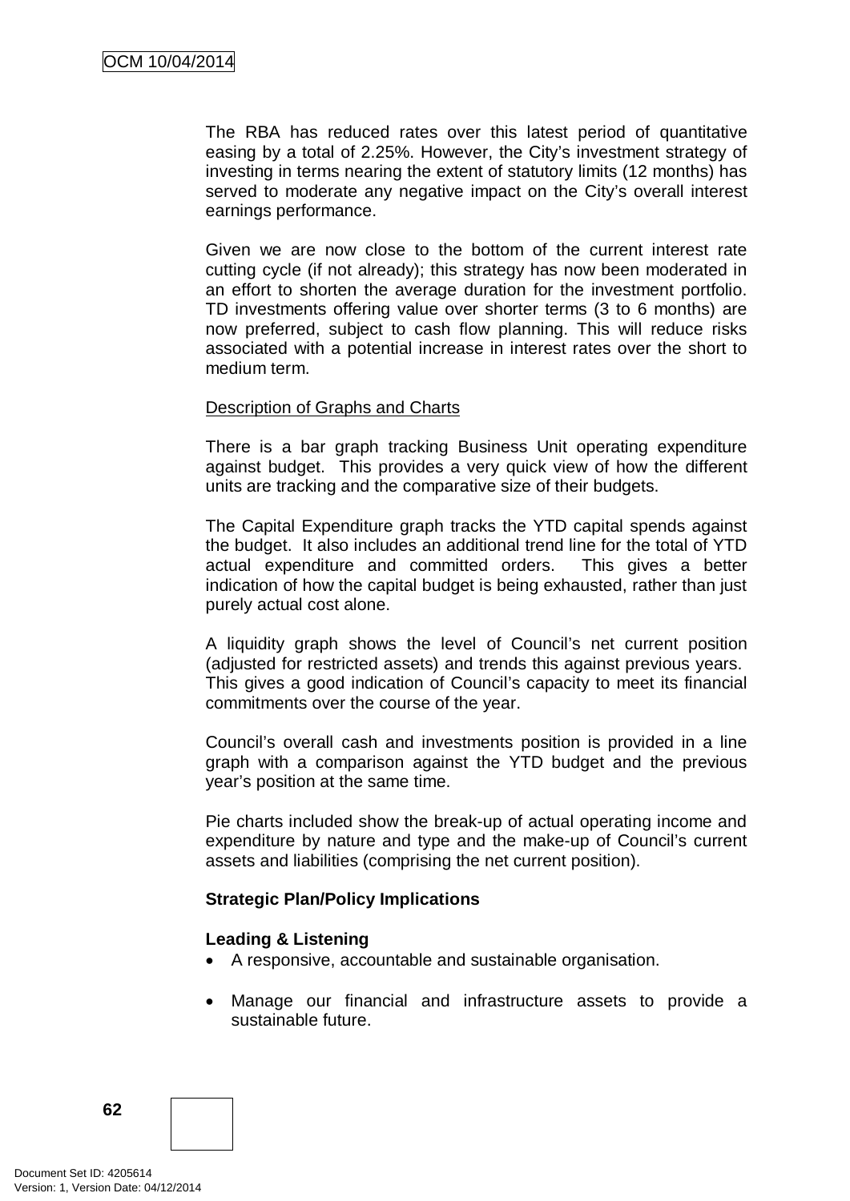The RBA has reduced rates over this latest period of quantitative easing by a total of 2.25%. However, the City's investment strategy of investing in terms nearing the extent of statutory limits (12 months) has served to moderate any negative impact on the City's overall interest earnings performance.

Given we are now close to the bottom of the current interest rate cutting cycle (if not already); this strategy has now been moderated in an effort to shorten the average duration for the investment portfolio. TD investments offering value over shorter terms (3 to 6 months) are now preferred, subject to cash flow planning. This will reduce risks associated with a potential increase in interest rates over the short to medium term.

<u>Description of Graphs and Charts</u>

There is a bar graph tracking Business Unit operating expenditure against budget. This provides a very quick view of how the different units are tracking and the comparative size of their budgets.

The Capital Expenditure graph tracks the YTD capital spends against the budget. It also includes an additional trend line for the total of YTD actual expenditure and committed orders. This gives a better indication of how the capital budget is being exhausted, rather than just purely actual cost alone.

A liquidity graph shows the level of Council's net current position (adjusted for restricted assets) and trends this against previous years. This gives a good indication of Council's capacity to meet its financial commitments over the course of the year.

Council's overall cash and investments position is provided in a line graph with a comparison against the YTD budget and the previous year's position at the same time.

Pie charts included show the break-up of actual operating income and expenditure by nature and type and the make-up of Council's current assets and liabilities (comprising the net current position).

**Strategic Plan/Policy Implications**

**Leading & Listening**

- A responsive, accountable and sustainable organisation.
- Manage our financial and infrastructure assets to provide a sustainable future.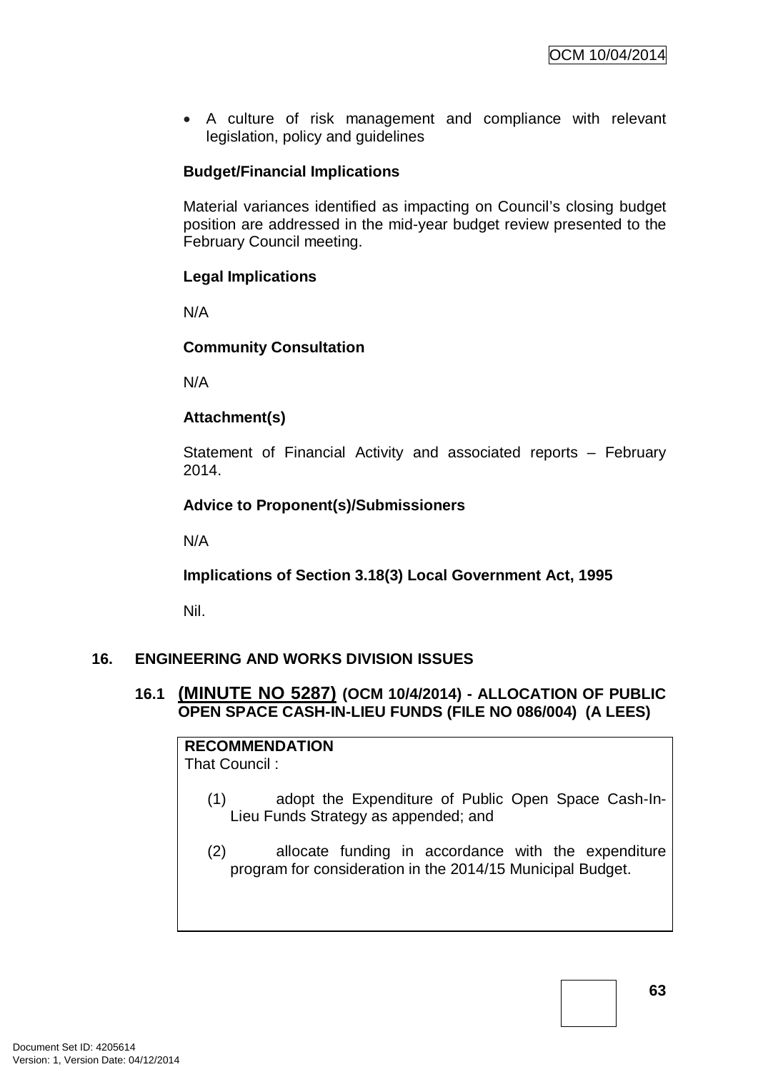- A culture of risk management and compliance with relevant legislation, policy and guidelines

**Budget/Financial Implications**

Material variances identified as impacting on Council's closing budget position are addressed in the mid-year budget review presented to the February Council meeting.

**Legal Implications**

N/A

**Community Consultation**

N/A

**Attachment(s)**

Statement of Financial Activity and associated reports – February 2014.

**Advice to Proponent(s)/Submissioners**

N/A

**Implications of Section 3.18(3) Local Government Act, 1995**

Nil.

## 16. ENGINEERING AND WORKS DIVISION ISSUES

### 16.1 (MINUTE NO 5287) (OCM 10/4/2014) - ALLOCATION OF PUBLIC OPEN SPACE CASH-IN-LIEU FUNDS (FILE NO 086/004) (A LEES)

**RECOMMENDATION**

That Council :

(1) adopt the Expenditure of Public Open Space Cash-In-Lieu Funds Strategy as appended; and

(2) allocate funding in accordance with the expenditure program for consideration in the 2014/15 Municipal Budget.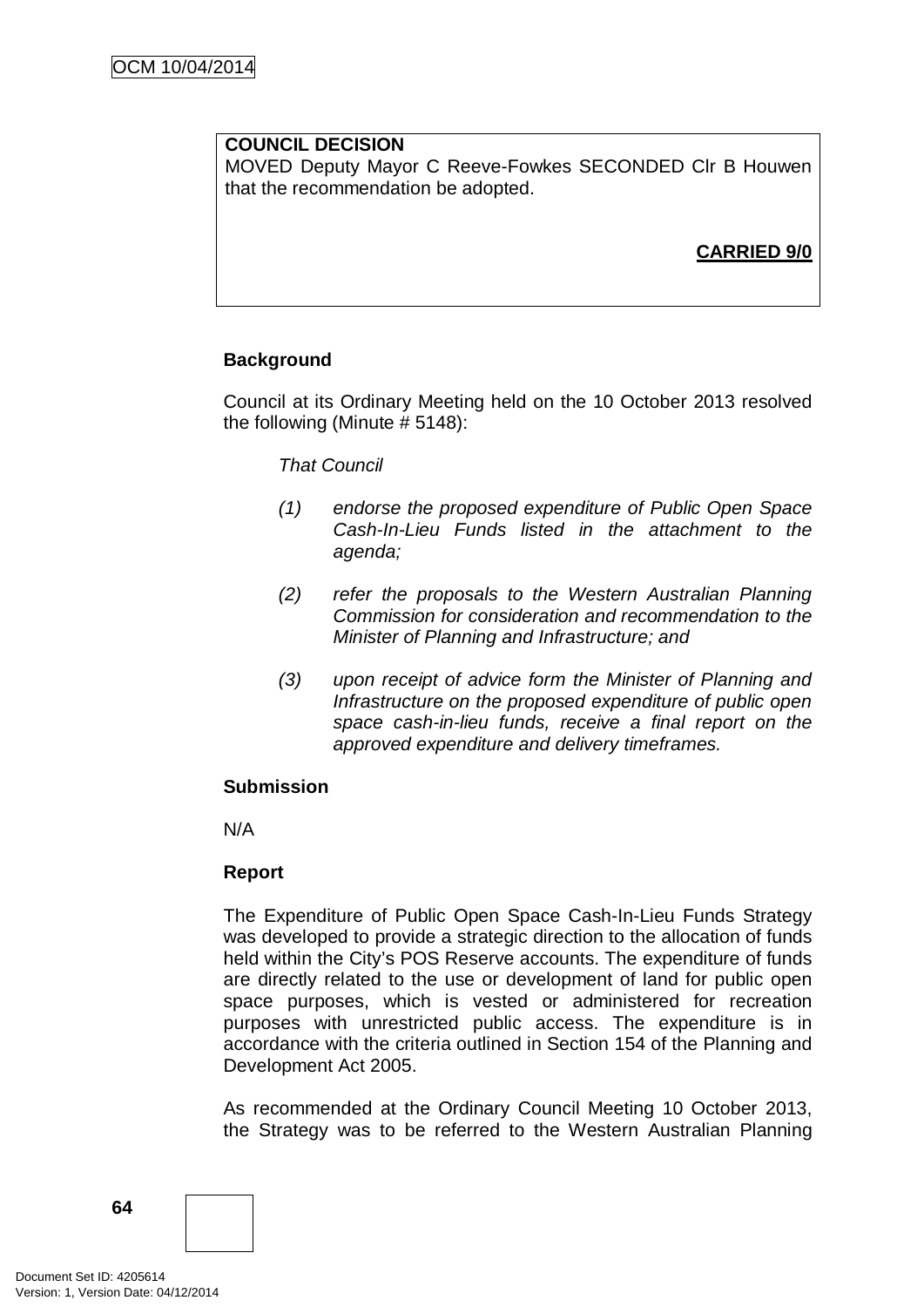**COUNCIL DECISION**
MOVED Deputy Mayor C Reeve-Fowkes SECONDED Clr B Houwen that the recommendation be adopted.

**CARRIED 9/0**

**Background**

Council at its Ordinary Meeting held on the 10 October 2013 resolved the following (Minute # 5148):

*That Council*

*(1) endorse the proposed expenditure of Public Open Space Cash-In-Lieu Funds listed in the attachment to the agenda;*

*(2) refer the proposals to the Western Australian Planning Commission for consideration and recommendation to the Minister of Planning and Infrastructure; and*

*(3) upon receipt of advice form the Minister of Planning and Infrastructure on the proposed expenditure of public open space cash-in-lieu funds, receive a final report on the approved expenditure and delivery timeframes.*

**Submission**

N/A

**Report**

The Expenditure of Public Open Space Cash-In-Lieu Funds Strategy was developed to provide a strategic direction to the allocation of funds held within the City's POS Reserve accounts. The expenditure of funds are directly related to the use or development of land for public open space purposes, which is vested or administered for recreation purposes with unrestricted public access. The expenditure is in accordance with the criteria outlined in Section 154 of the Planning and Development Act 2005.

As recommended at the Ordinary Council Meeting 10 October 2013, the Strategy was to be referred to the Western Australian Planning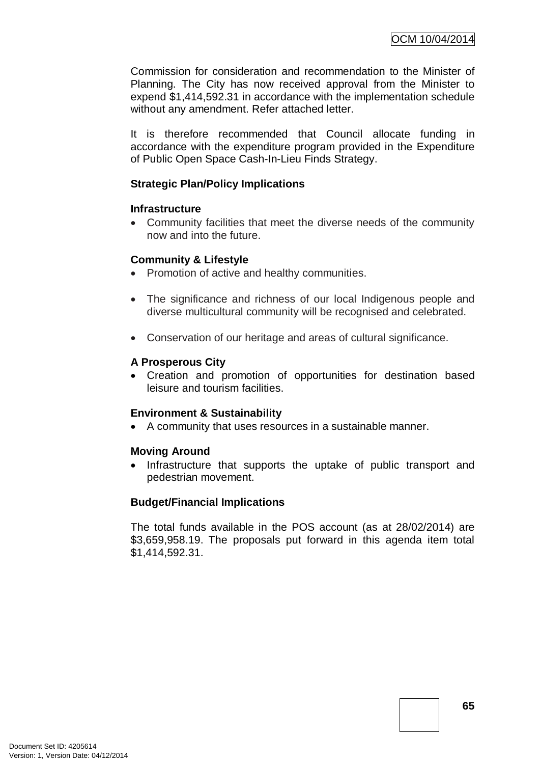Commission for consideration and recommendation to the Minister of Planning. The City has now received approval from the Minister to expend $1,414,592.31 in accordance with the implementation schedule without any amendment. Refer attached letter.

It is therefore recommended that Council allocate funding in accordance with the expenditure program provided in the Expenditure of Public Open Space Cash-In-Lieu Finds Strategy.

**Strategic Plan/Policy Implications**

**Infrastructure**

- Community facilities that meet the diverse needs of the community now and into the future.

**Community & Lifestyle**

- Promotion of active and healthy communities.
- The significance and richness of our local Indigenous people and diverse multicultural community will be recognised and celebrated.
- Conservation of our heritage and areas of cultural significance.

**A Prosperous City**

- Creation and promotion of opportunities for destination based leisure and tourism facilities.

**Environment & Sustainability**

- A community that uses resources in a sustainable manner.

**Moving Around**

- Infrastructure that supports the uptake of public transport and pedestrian movement.

**Budget/Financial Implications**

The total funds available in the POS account (as at 28/02/2014) are $3,659,958.19. The proposals put forward in this agenda item total $1,414,592.31.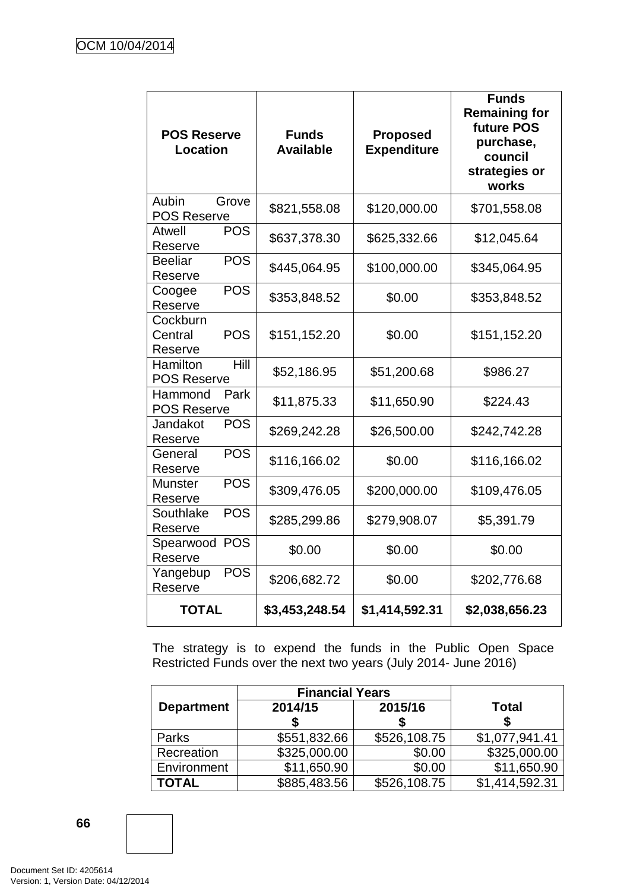| POS Reserve Location | Funds Available | Proposed Expenditure | Funds Remaining for future POS purchase, council strategies or works |
|---|---|---|---|
| Aubin Grove POS Reserve | $821,558.08 | $120,000.00 | $701,558.08 |
| Atwell POS Reserve | $637,378.30 | $625,332.66 | $12,045.64 |
| Beeliar POS Reserve | $445,064.95 | $100,000.00 | $345,064.95 |
| Coogee POS Reserve | $353,848.52 | $0.00 | $353,848.52 |
| Cockburn Central POS Reserve | $151,152.20 | $0.00 | $151,152.20 |
| Hamilton Hill POS Reserve | $52,186.95 | $51,200.68 | $986.27 |
| Hammond Park POS Reserve | $11,875.33 | $11,650.90 | $224.43 |
| Jandakot POS Reserve | $269,242.28 | $26,500.00 | $242,742.28 |
| General POS Reserve | $116,166.02 | $0.00 | $116,166.02 |
| Munster POS Reserve | $309,476.05 | $200,000.00 | $109,476.05 |
| Southlake POS Reserve | $285,299.86 | $279,908.07 | $5,391.79 |
| Spearwood POS Reserve | $0.00 | $0.00 | $0.00 |
| Yangebup POS Reserve | $206,682.72 | $0.00 | $202,776.68 |
| **TOTAL** | **$3,453,248.54** | **$1,414,592.31** | **$2,038,656.23** |

The strategy is to expend the funds in the Public Open Space Restricted Funds over the next two years (July 2014- June 2016)

| Department | Financial Years | | Total |
|---|---|---|---|
| | 2014/15 $ | 2015/16 $ | $ |
| Parks | $551,832.66 | $526,108.75 | $1,077,941.41 |
| Recreation | $325,000.00 | $0.00 | $325,000.00 |
| Environment | $11,650.90 | $0.00 | $11,650.90 |
| **TOTAL** | $885,483.56 | $526,108.75 | $1,414,592.31 |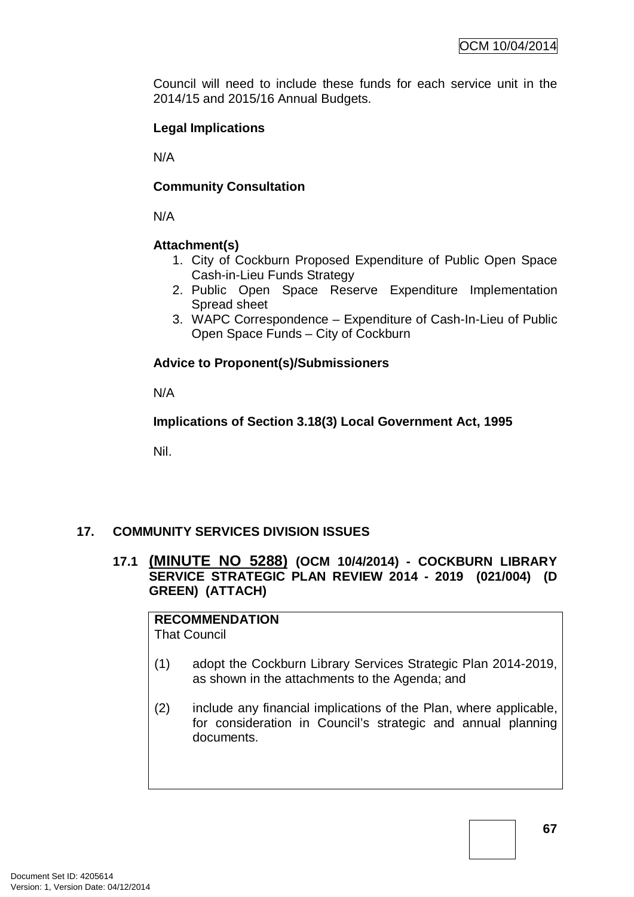Council will need to include these funds for each service unit in the 2014/15 and 2015/16 Annual Budgets.

**Legal Implications**

N/A

**Community Consultation**

N/A

**Attachment(s)**

1. City of Cockburn Proposed Expenditure of Public Open Space Cash-in-Lieu Funds Strategy
2. Public Open Space Reserve Expenditure Implementation Spread sheet
3. WAPC Correspondence – Expenditure of Cash-In-Lieu of Public Open Space Funds – City of Cockburn

**Advice to Proponent(s)/Submissioners**

N/A

**Implications of Section 3.18(3) Local Government Act, 1995**

Nil.

## 17. COMMUNITY SERVICES DIVISION ISSUES

### 17.1 (MINUTE NO 5288) (OCM 10/4/2014) - COCKBURN LIBRARY SERVICE STRATEGIC PLAN REVIEW 2014 - 2019 (021/004) (D GREEN) (ATTACH)

**RECOMMENDATION**
That Council

(1) adopt the Cockburn Library Services Strategic Plan 2014-2019, as shown in the attachments to the Agenda; and

(2) include any financial implications of the Plan, where applicable, for consideration in Council's strategic and annual planning documents.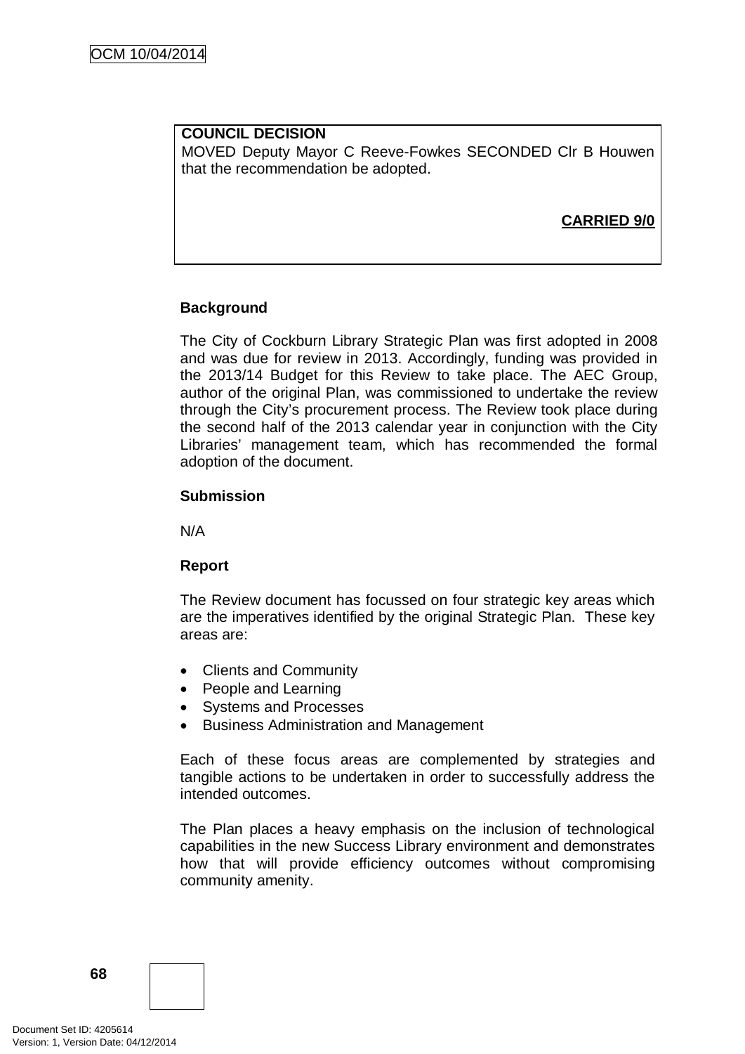**COUNCIL DECISION**

MOVED Deputy Mayor C Reeve-Fowkes SECONDED Clr B Houwen that the recommendation be adopted.

**CARRIED 9/0**

**Background**

The City of Cockburn Library Strategic Plan was first adopted in 2008 and was due for review in 2013. Accordingly, funding was provided in the 2013/14 Budget for this Review to take place. The AEC Group, author of the original Plan, was commissioned to undertake the review through the City's procurement process. The Review took place during the second half of the 2013 calendar year in conjunction with the City Libraries' management team, which has recommended the formal adoption of the document.

**Submission**

N/A

**Report**

The Review document has focussed on four strategic key areas which are the imperatives identified by the original Strategic Plan. These key areas are:

- Clients and Community
- People and Learning
- Systems and Processes
- Business Administration and Management

Each of these focus areas are complemented by strategies and tangible actions to be undertaken in order to successfully address the intended outcomes.

The Plan places a heavy emphasis on the inclusion of technological capabilities in the new Success Library environment and demonstrates how that will provide efficiency outcomes without compromising community amenity.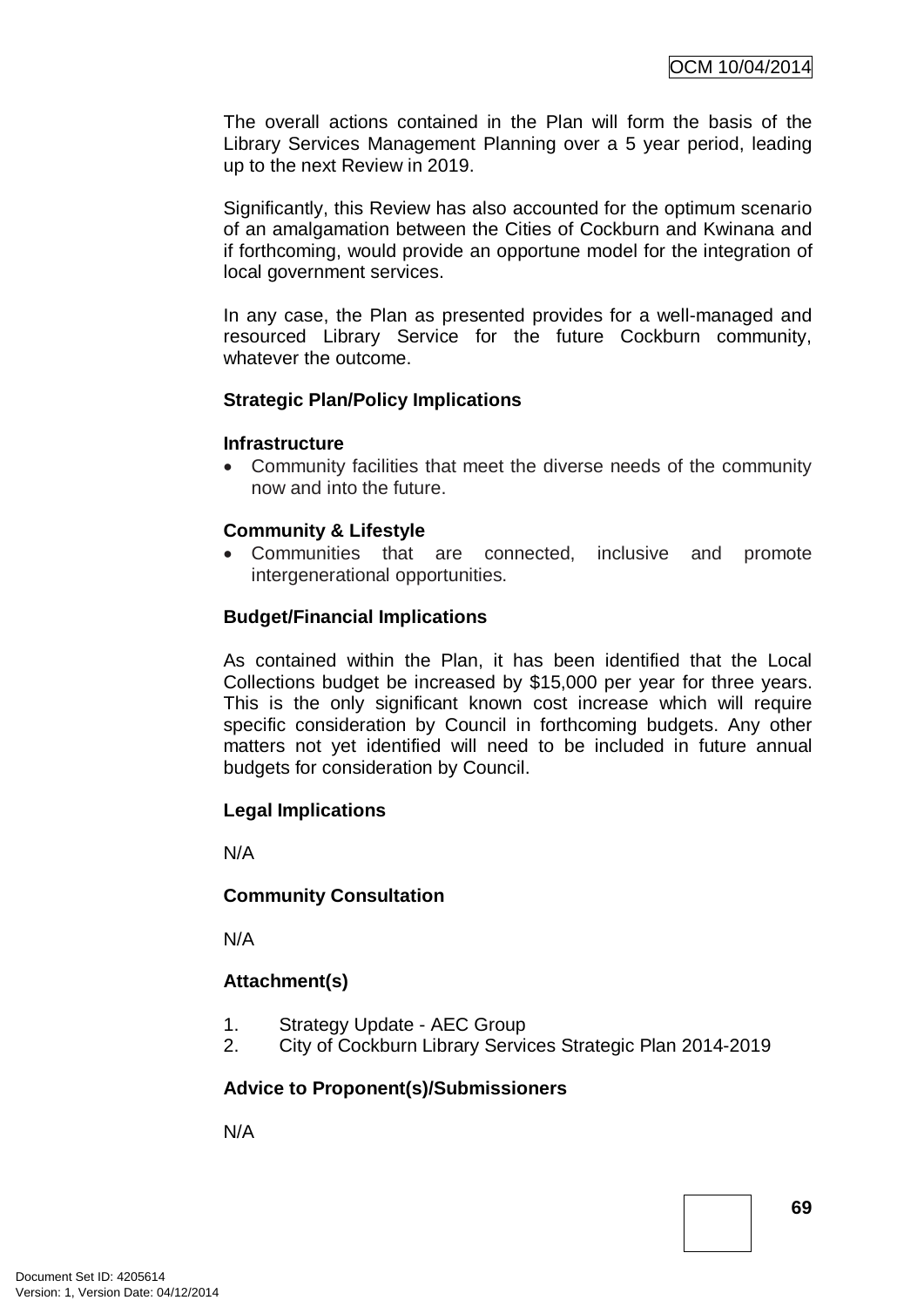The overall actions contained in the Plan will form the basis of the Library Services Management Planning over a 5 year period, leading up to the next Review in 2019.

Significantly, this Review has also accounted for the optimum scenario of an amalgamation between the Cities of Cockburn and Kwinana and if forthcoming, would provide an opportune model for the integration of local government services.

In any case, the Plan as presented provides for a well-managed and resourced Library Service for the future Cockburn community, whatever the outcome.

**Strategic Plan/Policy Implications**

**Infrastructure**

- Community facilities that meet the diverse needs of the community now and into the future.

**Community & Lifestyle**

- Communities that are connected, inclusive and promote intergenerational opportunities.

**Budget/Financial Implications**

As contained within the Plan, it has been identified that the Local Collections budget be increased by $15,000 per year for three years. This is the only significant known cost increase which will require specific consideration by Council in forthcoming budgets. Any other matters not yet identified will need to be included in future annual budgets for consideration by Council.

**Legal Implications**

N/A

**Community Consultation**

N/A

**Attachment(s)**

1. Strategy Update - AEC Group
2. City of Cockburn Library Services Strategic Plan 2014-2019

**Advice to Proponent(s)/Submissioners**

N/A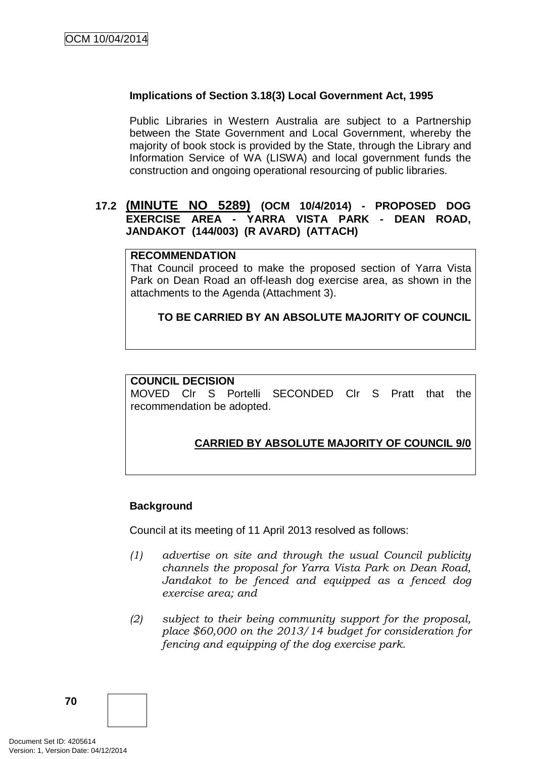**Implications of Section 3.18(3) Local Government Act, 1995**

Public Libraries in Western Australia are subject to a Partnership between the State Government and Local Government, whereby the majority of book stock is provided by the State, through the Library and Information Service of WA (LISWA) and local government funds the construction and ongoing operational resourcing of public libraries.

## 17.2 (MINUTE NO 5289) (OCM 10/4/2014) - PROPOSED DOG EXERCISE AREA - YARRA VISTA PARK - DEAN ROAD, JANDAKOT (144/003) (R AVARD) (ATTACH)

**RECOMMENDATION**
That Council proceed to make the proposed section of Yarra Vista Park on Dean Road an off-leash dog exercise area, as shown in the attachments to the Agenda (Attachment 3).

**TO BE CARRIED BY AN ABSOLUTE MAJORITY OF COUNCIL**

**COUNCIL DECISION**
MOVED Clr S Portelli SECONDED Clr S Pratt that the recommendation be adopted.

**CARRIED BY ABSOLUTE MAJORITY OF COUNCIL 9/0**

**Background**

Council at its meeting of 11 April 2013 resolved as follows:

*(1) advertise on site and through the usual Council publicity channels the proposal for Yarra Vista Park on Dean Road, Jandakot to be fenced and equipped as a fenced dog exercise area; and*

*(2) subject to their being community support for the proposal, place $60,000 on the 2013/14 budget for consideration for fencing and equipping of the dog exercise park.*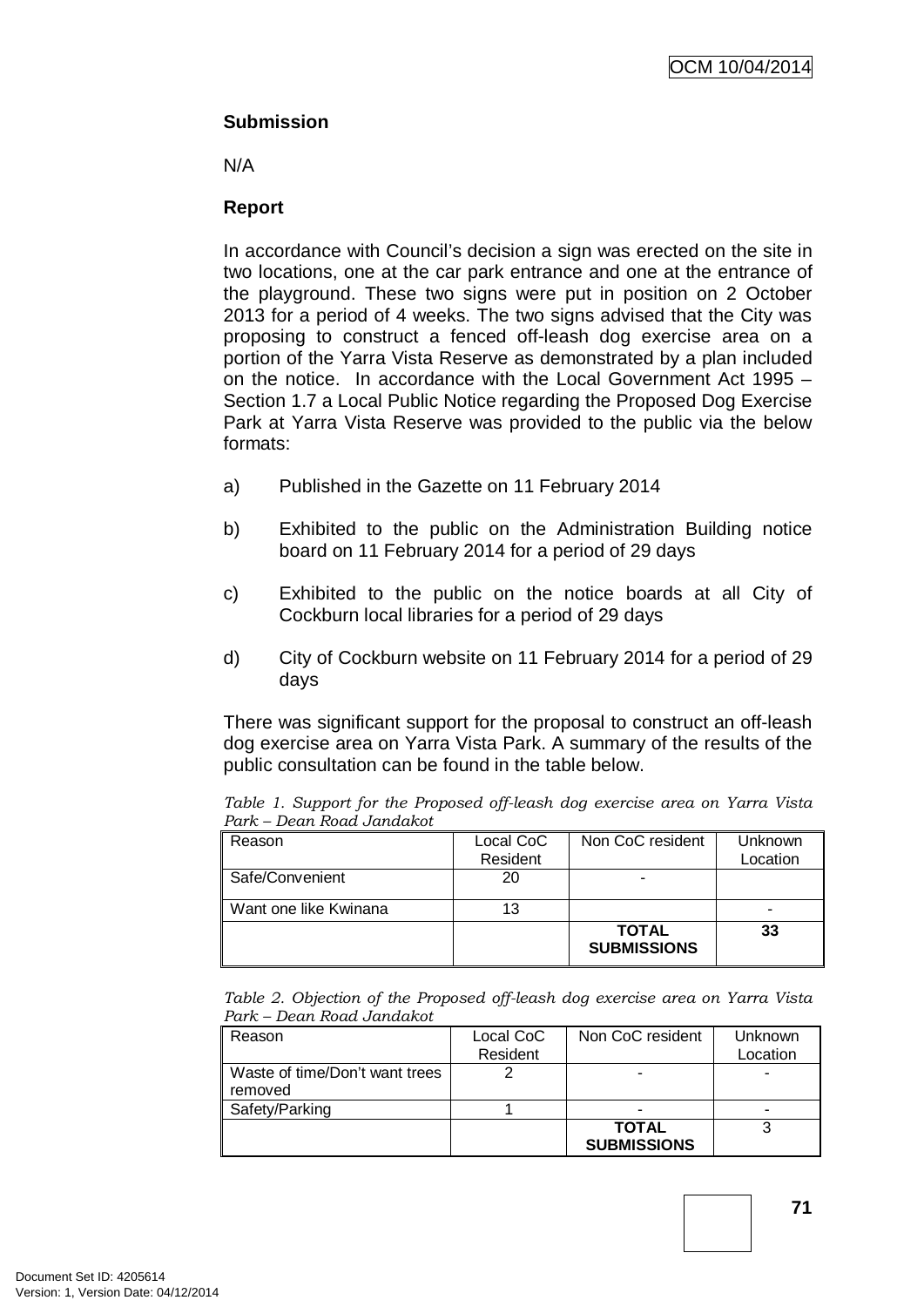**Submission**

N/A

**Report**

In accordance with Council's decision a sign was erected on the site in two locations, one at the car park entrance and one at the entrance of the playground. These two signs were put in position on 2 October 2013 for a period of 4 weeks. The two signs advised that the City was proposing to construct a fenced off-leash dog exercise area on a portion of the Yarra Vista Reserve as demonstrated by a plan included on the notice. In accordance with the Local Government Act 1995 – Section 1.7 a Local Public Notice regarding the Proposed Dog Exercise Park at Yarra Vista Reserve was provided to the public via the below formats:

a) Published in the Gazette on 11 February 2014

b) Exhibited to the public on the Administration Building notice board on 11 February 2014 for a period of 29 days

c) Exhibited to the public on the notice boards at all City of Cockburn local libraries for a period of 29 days

d) City of Cockburn website on 11 February 2014 for a period of 29 days

There was significant support for the proposal to construct an off-leash dog exercise area on Yarra Vista Park. A summary of the results of the public consultation can be found in the table below.

*Table 1. Support for the Proposed off-leash dog exercise area on Yarra Vista Park – Dean Road Jandakot*

| Reason | Local CoC Resident | Non CoC resident | Unknown Location |
|---|---|---|---|
| Safe/Convenient | 20 | - | |
| Want one like Kwinana | 13 | | - |
| | | **TOTAL SUBMISSIONS** | **33** |

*Table 2. Objection of the Proposed off-leash dog exercise area on Yarra Vista Park – Dean Road Jandakot*

| Reason | Local CoC Resident | Non CoC resident | Unknown Location |
|---|---|---|---|
| Waste of time/Don't want trees removed | 2 | - | - |
| Safety/Parking | 1 | - | - |
| | | **TOTAL SUBMISSIONS** | 3 |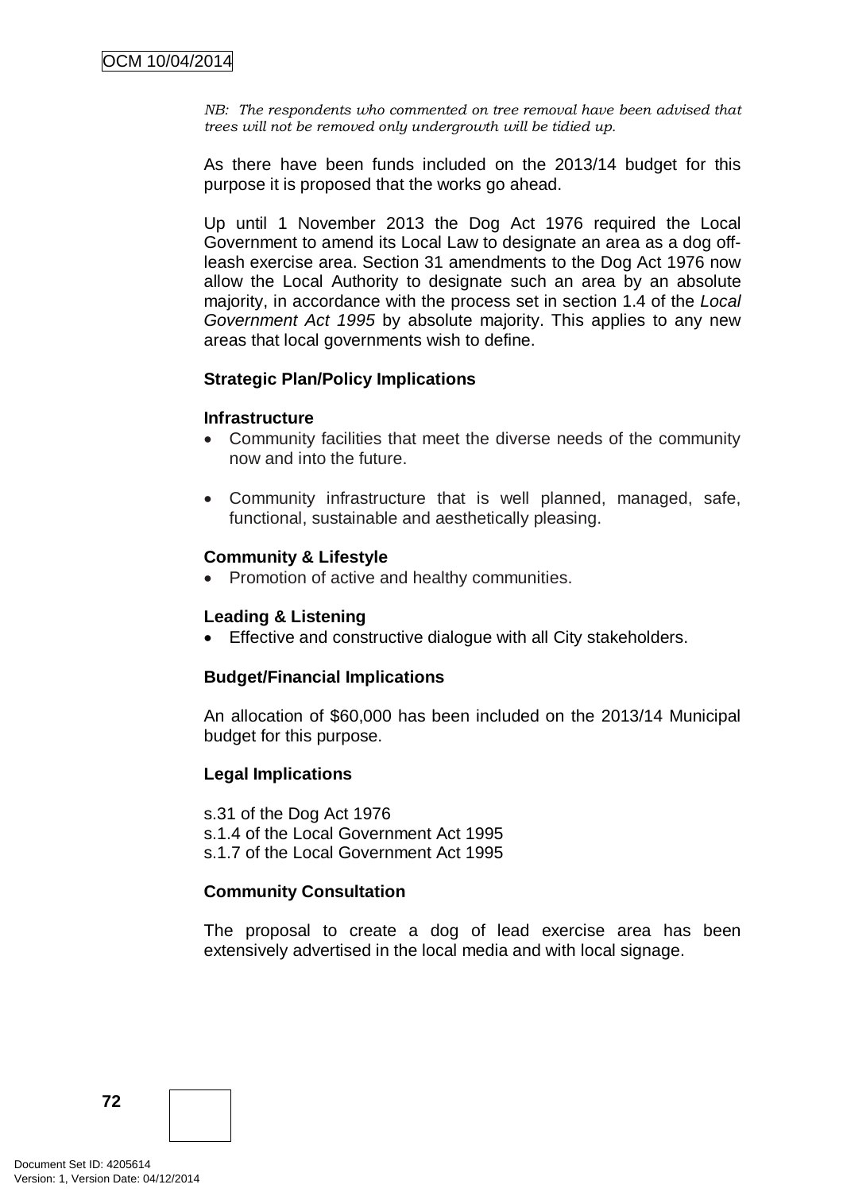*NB: The respondents who commented on tree removal have been advised that trees will not be removed only undergrowth will be tidied up.*

As there have been funds included on the 2013/14 budget for this purpose it is proposed that the works go ahead.

Up until 1 November 2013 the Dog Act 1976 required the Local Government to amend its Local Law to designate an area as a dog off-leash exercise area. Section 31 amendments to the Dog Act 1976 now allow the Local Authority to designate such an area by an absolute majority, in accordance with the process set in section 1.4 of the *Local Government Act 1995* by absolute majority. This applies to any new areas that local governments wish to define.

**Strategic Plan/Policy Implications**

**Infrastructure**

- Community facilities that meet the diverse needs of the community now and into the future.
- Community infrastructure that is well planned, managed, safe, functional, sustainable and aesthetically pleasing.

**Community & Lifestyle**

- Promotion of active and healthy communities.

**Leading & Listening**

- Effective and constructive dialogue with all City stakeholders.

**Budget/Financial Implications**

An allocation of $60,000 has been included on the 2013/14 Municipal budget for this purpose.

**Legal Implications**

s.31 of the Dog Act 1976
s.1.4 of the Local Government Act 1995
s.1.7 of the Local Government Act 1995

**Community Consultation**

The proposal to create a dog of lead exercise area has been extensively advertised in the local media and with local signage.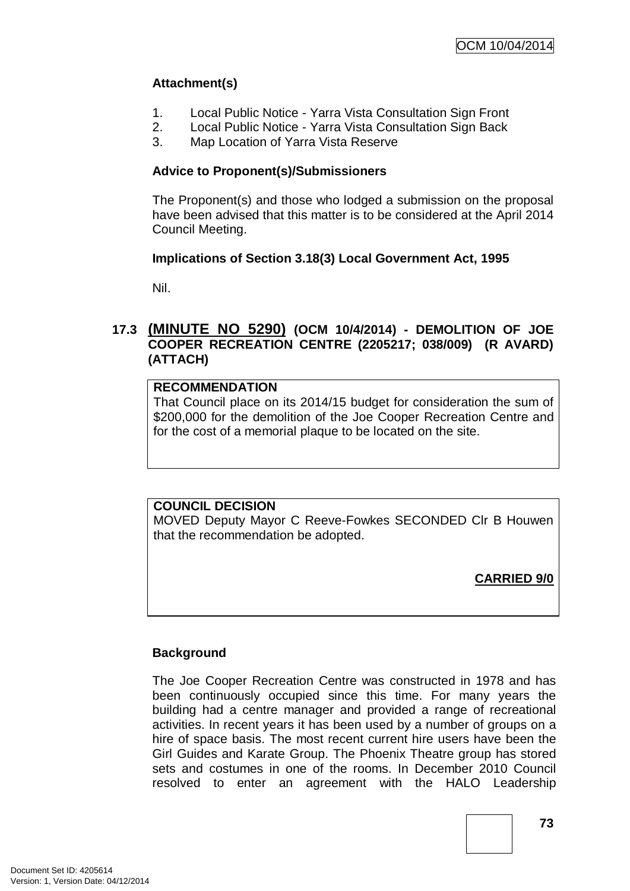**Attachment(s)**

1. Local Public Notice - Yarra Vista Consultation Sign Front
2. Local Public Notice - Yarra Vista Consultation Sign Back
3. Map Location of Yarra Vista Reserve

**Advice to Proponent(s)/Submissioners**

The Proponent(s) and those who lodged a submission on the proposal have been advised that this matter is to be considered at the April 2014 Council Meeting.

**Implications of Section 3.18(3) Local Government Act, 1995**

Nil.

### 17.3 (MINUTE NO 5290) (OCM 10/4/2014) - DEMOLITION OF JOE COOPER RECREATION CENTRE (2205217; 038/009) (R AVARD) (ATTACH)

**RECOMMENDATION**

That Council place on its 2014/15 budget for consideration the sum of $200,000 for the demolition of the Joe Cooper Recreation Centre and for the cost of a memorial plaque to be located on the site.

**COUNCIL DECISION**

MOVED Deputy Mayor C Reeve-Fowkes SECONDED Clr B Houwen that the recommendation be adopted.

**CARRIED 9/0**

**Background**

The Joe Cooper Recreation Centre was constructed in 1978 and has been continuously occupied since this time. For many years the building had a centre manager and provided a range of recreational activities. In recent years it has been used by a number of groups on a hire of space basis. The most recent current hire users have been the Girl Guides and Karate Group. The Phoenix Theatre group has stored sets and costumes in one of the rooms. In December 2010 Council resolved to enter an agreement with the HALO Leadership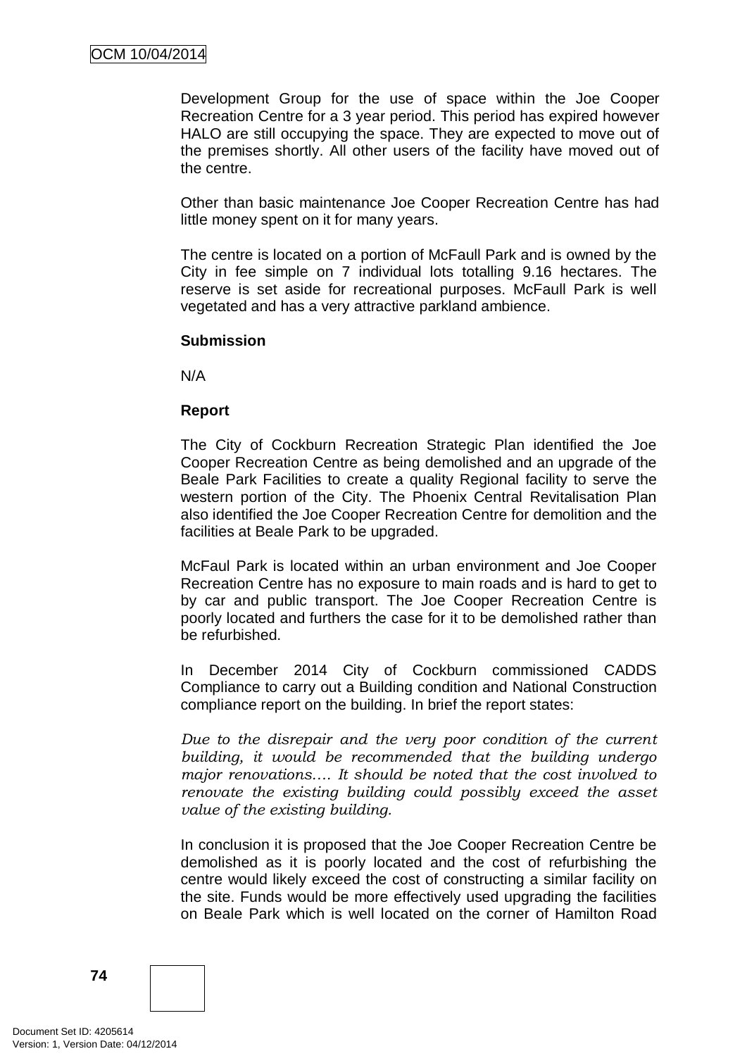Development Group for the use of space within the Joe Cooper Recreation Centre for a 3 year period. This period has expired however HALO are still occupying the space. They are expected to move out of the premises shortly. All other users of the facility have moved out of the centre.

Other than basic maintenance Joe Cooper Recreation Centre has had little money spent on it for many years.

The centre is located on a portion of McFaull Park and is owned by the City in fee simple on 7 individual lots totalling 9.16 hectares. The reserve is set aside for recreational purposes. McFaull Park is well vegetated and has a very attractive parkland ambience.

**Submission**

N/A

**Report**

The City of Cockburn Recreation Strategic Plan identified the Joe Cooper Recreation Centre as being demolished and an upgrade of the Beale Park Facilities to create a quality Regional facility to serve the western portion of the City. The Phoenix Central Revitalisation Plan also identified the Joe Cooper Recreation Centre for demolition and the facilities at Beale Park to be upgraded.

McFaul Park is located within an urban environment and Joe Cooper Recreation Centre has no exposure to main roads and is hard to get to by car and public transport. The Joe Cooper Recreation Centre is poorly located and furthers the case for it to be demolished rather than be refurbished.

In December 2014 City of Cockburn commissioned CADDS Compliance to carry out a Building condition and National Construction compliance report on the building. In brief the report states:

*Due to the disrepair and the very poor condition of the current building, it would be recommended that the building undergo major renovations.... It should be noted that the cost involved to renovate the existing building could possibly exceed the asset value of the existing building.*

In conclusion it is proposed that the Joe Cooper Recreation Centre be demolished as it is poorly located and the cost of refurbishing the centre would likely exceed the cost of constructing a similar facility on the site. Funds would be more effectively used upgrading the facilities on Beale Park which is well located on the corner of Hamilton Road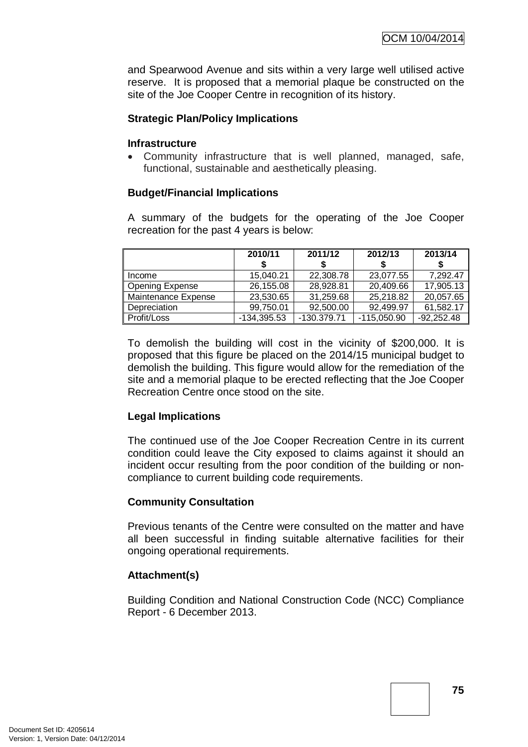and Spearwood Avenue and sits within a very large well utilised active reserve. It is proposed that a memorial plaque be constructed on the site of the Joe Cooper Centre in recognition of its history.

**Strategic Plan/Policy Implications**

**Infrastructure**

- Community infrastructure that is well planned, managed, safe, functional, sustainable and aesthetically pleasing.

**Budget/Financial Implications**

A summary of the budgets for the operating of the Joe Cooper recreation for the past 4 years is below:

| | 2010/11 $ | 2011/12 $ | 2012/13 $ | 2013/14 $ |
|---|---|---|---|---|
| Income | 15,040.21 | 22,308.78 | 23,077.55 | 7,292.47 |
| Opening Expense | 26,155.08 | 28,928.81 | 20,409.66 | 17,905.13 |
| Maintenance Expense | 23,530.65 | 31,259.68 | 25,218.82 | 20,057.65 |
| Depreciation | 99,750.01 | 92,500.00 | 92,499.97 | 61,582.17 |
| Profit/Loss | -134,395.53 | -130.379.71 | -115,050.90 | -92,252.48 |

To demolish the building will cost in the vicinity of $200,000. It is proposed that this figure be placed on the 2014/15 municipal budget to demolish the building. This figure would allow for the remediation of the site and a memorial plaque to be erected reflecting that the Joe Cooper Recreation Centre once stood on the site.

**Legal Implications**

The continued use of the Joe Cooper Recreation Centre in its current condition could leave the City exposed to claims against it should an incident occur resulting from the poor condition of the building or non-compliance to current building code requirements.

**Community Consultation**

Previous tenants of the Centre were consulted on the matter and have all been successful in finding suitable alternative facilities for their ongoing operational requirements.

**Attachment(s)**

Building Condition and National Construction Code (NCC) Compliance Report - 6 December 2013.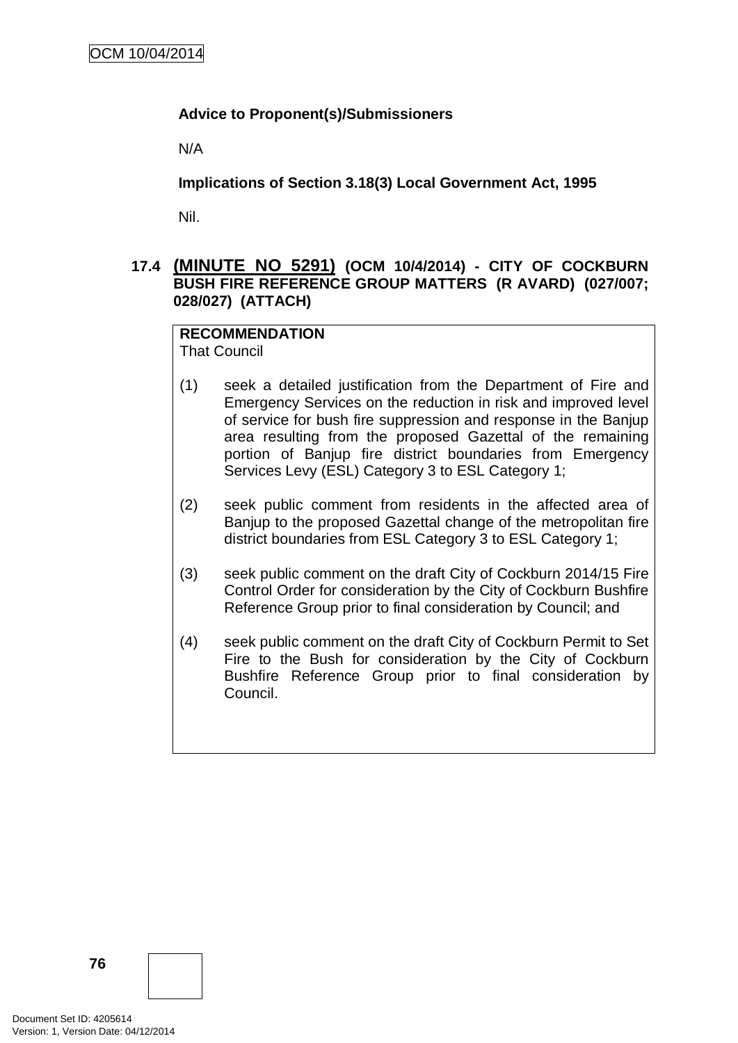**Advice to Proponent(s)/Submissioners**

N/A

**Implications of Section 3.18(3) Local Government Act, 1995**

Nil.

### 17.4 (MINUTE NO 5291) (OCM 10/4/2014) - CITY OF COCKBURN BUSH FIRE REFERENCE GROUP MATTERS (R AVARD) (027/007; 028/027) (ATTACH)

**RECOMMENDATION**
That Council

(1) seek a detailed justification from the Department of Fire and Emergency Services on the reduction in risk and improved level of service for bush fire suppression and response in the Banjup area resulting from the proposed Gazettal of the remaining portion of Banjup fire district boundaries from Emergency Services Levy (ESL) Category 3 to ESL Category 1;

(2) seek public comment from residents in the affected area of Banjup to the proposed Gazettal change of the metropolitan fire district boundaries from ESL Category 3 to ESL Category 1;

(3) seek public comment on the draft City of Cockburn 2014/15 Fire Control Order for consideration by the City of Cockburn Bushfire Reference Group prior to final consideration by Council; and

(4) seek public comment on the draft City of Cockburn Permit to Set Fire to the Bush for consideration by the City of Cockburn Bushfire Reference Group prior to final consideration by Council.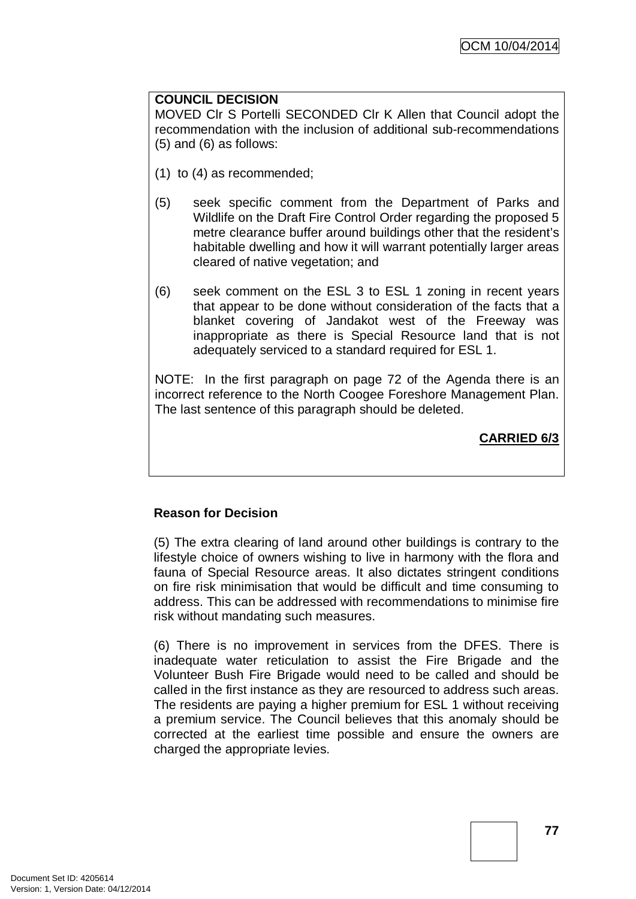**COUNCIL DECISION**

MOVED Clr S Portelli SECONDED Clr K Allen that Council adopt the recommendation with the inclusion of additional sub-recommendations (5) and (6) as follows:

(1) to (4) as recommended;

(5) seek specific comment from the Department of Parks and Wildlife on the Draft Fire Control Order regarding the proposed 5 metre clearance buffer around buildings other that the resident's habitable dwelling and how it will warrant potentially larger areas cleared of native vegetation; and

(6) seek comment on the ESL 3 to ESL 1 zoning in recent years that appear to be done without consideration of the facts that a blanket covering of Jandakot west of the Freeway was inappropriate as there is Special Resource land that is not adequately serviced to a standard required for ESL 1.

NOTE: In the first paragraph on page 72 of the Agenda there is an incorrect reference to the North Coogee Foreshore Management Plan. The last sentence of this paragraph should be deleted.

**CARRIED 6/3**

**Reason for Decision**

(5) The extra clearing of land around other buildings is contrary to the lifestyle choice of owners wishing to live in harmony with the flora and fauna of Special Resource areas. It also dictates stringent conditions on fire risk minimisation that would be difficult and time consuming to address. This can be addressed with recommendations to minimise fire risk without mandating such measures.

(6) There is no improvement in services from the DFES. There is inadequate water reticulation to assist the Fire Brigade and the Volunteer Bush Fire Brigade would need to be called and should be called in the first instance as they are resourced to address such areas. The residents are paying a higher premium for ESL 1 without receiving a premium service. The Council believes that this anomaly should be corrected at the earliest time possible and ensure the owners are charged the appropriate levies.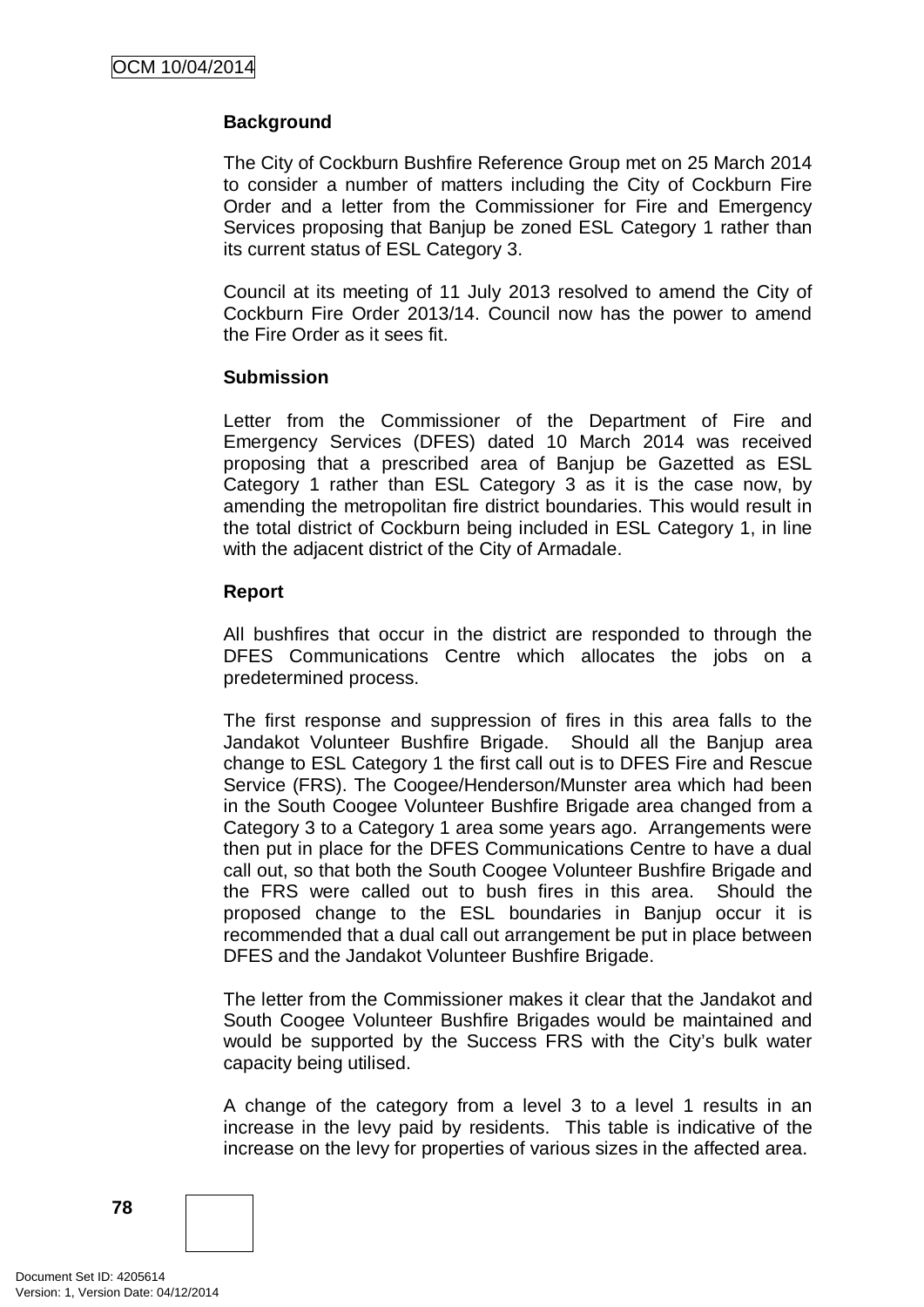### Background

The City of Cockburn Bushfire Reference Group met on 25 March 2014 to consider a number of matters including the City of Cockburn Fire Order and a letter from the Commissioner for Fire and Emergency Services proposing that Banjup be zoned ESL Category 1 rather than its current status of ESL Category 3.

Council at its meeting of 11 July 2013 resolved to amend the City of Cockburn Fire Order 2013/14. Council now has the power to amend the Fire Order as it sees fit.

### Submission

Letter from the Commissioner of the Department of Fire and Emergency Services (DFES) dated 10 March 2014 was received proposing that a prescribed area of Banjup be Gazetted as ESL Category 1 rather than ESL Category 3 as it is the case now, by amending the metropolitan fire district boundaries. This would result in the total district of Cockburn being included in ESL Category 1, in line with the adjacent district of the City of Armadale.

### Report

All bushfires that occur in the district are responded to through the DFES Communications Centre which allocates the jobs on a predetermined process.

The first response and suppression of fires in this area falls to the Jandakot Volunteer Bushfire Brigade. Should all the Banjup area change to ESL Category 1 the first call out is to DFES Fire and Rescue Service (FRS). The Coogee/Henderson/Munster area which had been in the South Coogee Volunteer Bushfire Brigade area changed from a Category 3 to a Category 1 area some years ago. Arrangements were then put in place for the DFES Communications Centre to have a dual call out, so that both the South Coogee Volunteer Bushfire Brigade and the FRS were called out to bush fires in this area. Should the proposed change to the ESL boundaries in Banjup occur it is recommended that a dual call out arrangement be put in place between DFES and the Jandakot Volunteer Bushfire Brigade.

The letter from the Commissioner makes it clear that the Jandakot and South Coogee Volunteer Bushfire Brigades would be maintained and would be supported by the Success FRS with the City's bulk water capacity being utilised.

A change of the category from a level 3 to a level 1 results in an increase in the levy paid by residents. This table is indicative of the increase on the levy for properties of various sizes in the affected area.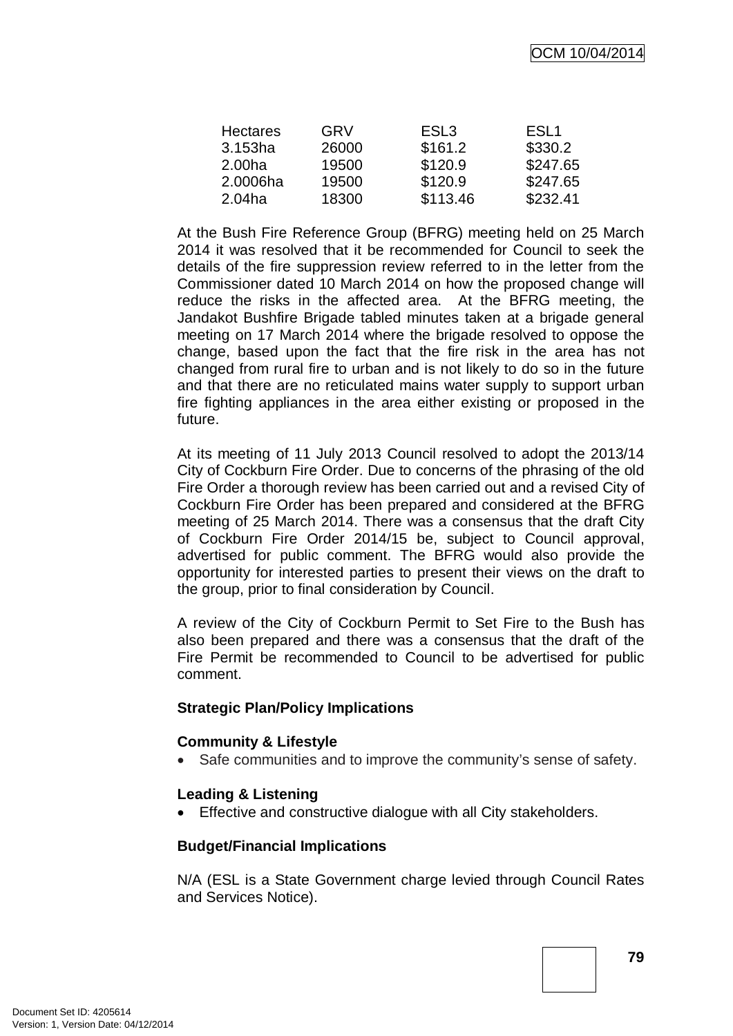| Hectares | GRV | ESL3 | ESL1 |
|---|---|---|---|
| 3.153ha | 26000 | $161.2 | $330.2 |
| 2.00ha | 19500 | $120.9 | $247.65 |
| 2.0006ha | 19500 | $120.9 | $247.65 |
| 2.04ha | 18300 | $113.46 | $232.41 |

At the Bush Fire Reference Group (BFRG) meeting held on 25 March 2014 it was resolved that it be recommended for Council to seek the details of the fire suppression review referred to in the letter from the Commissioner dated 10 March 2014 on how the proposed change will reduce the risks in the affected area. At the BFRG meeting, the Jandakot Bushfire Brigade tabled minutes taken at a brigade general meeting on 17 March 2014 where the brigade resolved to oppose the change, based upon the fact that the fire risk in the area has not changed from rural fire to urban and is not likely to do so in the future and that there are no reticulated mains water supply to support urban fire fighting appliances in the area either existing or proposed in the future.

At its meeting of 11 July 2013 Council resolved to adopt the 2013/14 City of Cockburn Fire Order. Due to concerns of the phrasing of the old Fire Order a thorough review has been carried out and a revised City of Cockburn Fire Order has been prepared and considered at the BFRG meeting of 25 March 2014. There was a consensus that the draft City of Cockburn Fire Order 2014/15 be, subject to Council approval, advertised for public comment. The BFRG would also provide the opportunity for interested parties to present their views on the draft to the group, prior to final consideration by Council.

A review of the City of Cockburn Permit to Set Fire to the Bush has also been prepared and there was a consensus that the draft of the Fire Permit be recommended to Council to be advertised for public comment.

**Strategic Plan/Policy Implications**

**Community & Lifestyle**

- Safe communities and to improve the community's sense of safety.

**Leading & Listening**

- Effective and constructive dialogue with all City stakeholders.

**Budget/Financial Implications**

N/A (ESL is a State Government charge levied through Council Rates and Services Notice).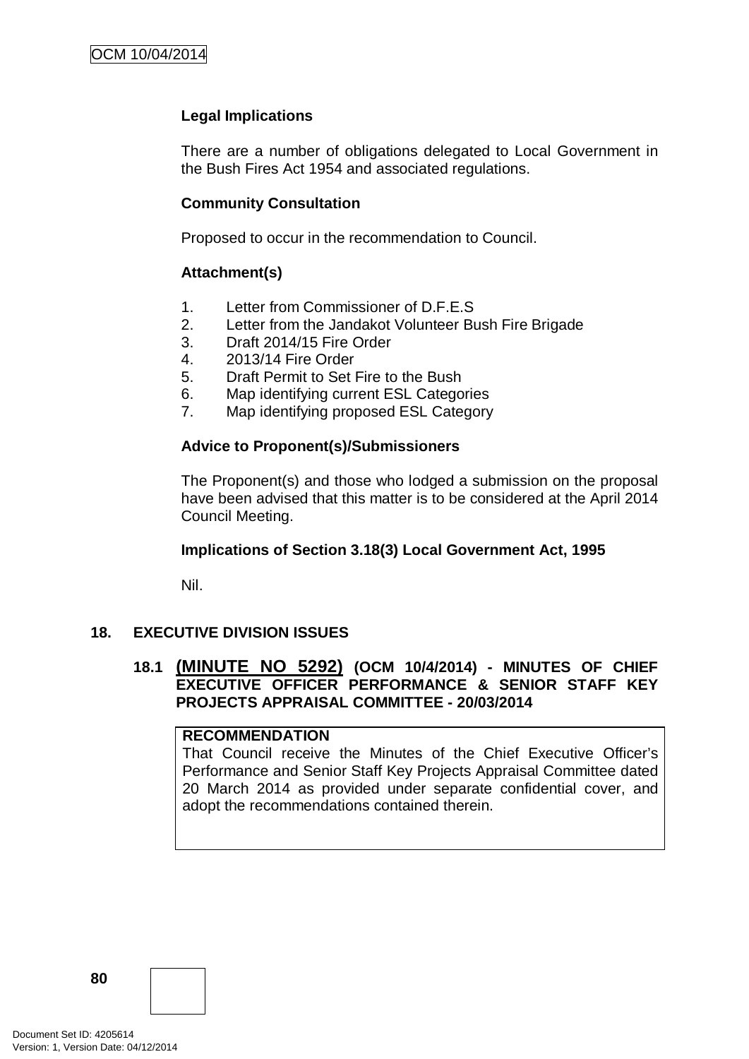**Legal Implications**

There are a number of obligations delegated to Local Government in the Bush Fires Act 1954 and associated regulations.

**Community Consultation**

Proposed to occur in the recommendation to Council.

**Attachment(s)**

1. Letter from Commissioner of D.F.E.S
2. Letter from the Jandakot Volunteer Bush Fire Brigade
3. Draft 2014/15 Fire Order
4. 2013/14 Fire Order
5. Draft Permit to Set Fire to the Bush
6. Map identifying current ESL Categories
7. Map identifying proposed ESL Category

**Advice to Proponent(s)/Submissioners**

The Proponent(s) and those who lodged a submission on the proposal have been advised that this matter is to be considered at the April 2014 Council Meeting.

**Implications of Section 3.18(3) Local Government Act, 1995**

Nil.

## 18. EXECUTIVE DIVISION ISSUES

### 18.1 (MINUTE NO 5292) (OCM 10/4/2014) - MINUTES OF CHIEF EXECUTIVE OFFICER PERFORMANCE & SENIOR STAFF KEY PROJECTS APPRAISAL COMMITTEE - 20/03/2014

**RECOMMENDATION**
That Council receive the Minutes of the Chief Executive Officer's Performance and Senior Staff Key Projects Appraisal Committee dated 20 March 2014 as provided under separate confidential cover, and adopt the recommendations contained therein.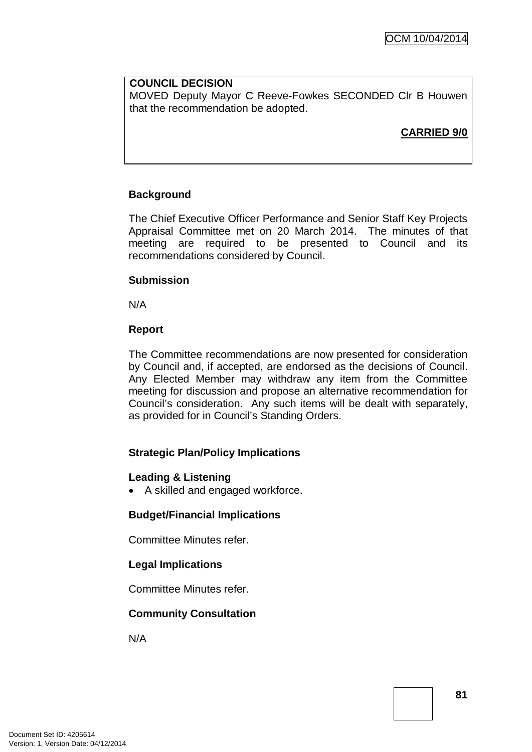**COUNCIL DECISION**
MOVED Deputy Mayor C Reeve-Fowkes SECONDED Clr B Houwen that the recommendation be adopted.

**CARRIED 9/0**

**Background**

The Chief Executive Officer Performance and Senior Staff Key Projects Appraisal Committee met on 20 March 2014. The minutes of that meeting are required to be presented to Council and its recommendations considered by Council.

**Submission**

N/A

**Report**

The Committee recommendations are now presented for consideration by Council and, if accepted, are endorsed as the decisions of Council. Any Elected Member may withdraw any item from the Committee meeting for discussion and propose an alternative recommendation for Council's consideration. Any such items will be dealt with separately, as provided for in Council's Standing Orders.

**Strategic Plan/Policy Implications**

**Leading & Listening**

- A skilled and engaged workforce.

**Budget/Financial Implications**

Committee Minutes refer.

**Legal Implications**

Committee Minutes refer.

**Community Consultation**

N/A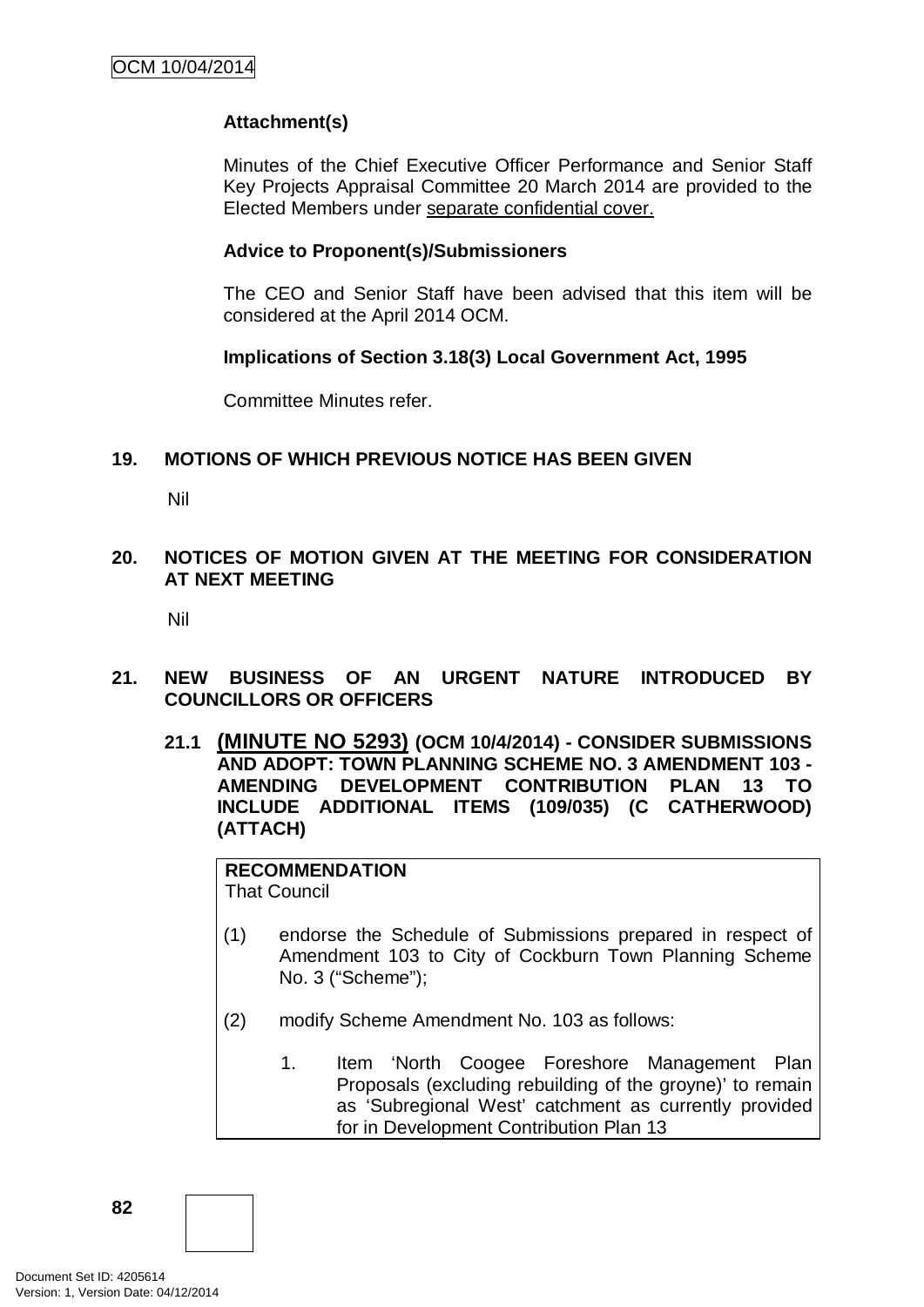**Attachment(s)**

Minutes of the Chief Executive Officer Performance and Senior Staff Key Projects Appraisal Committee 20 March 2014 are provided to the Elected Members under separate confidential cover.

**Advice to Proponent(s)/Submissioners**

The CEO and Senior Staff have been advised that this item will be considered at the April 2014 OCM.

**Implications of Section 3.18(3) Local Government Act, 1995**

Committee Minutes refer.

## 19. MOTIONS OF WHICH PREVIOUS NOTICE HAS BEEN GIVEN

Nil

## 20. NOTICES OF MOTION GIVEN AT THE MEETING FOR CONSIDERATION AT NEXT MEETING

Nil

## 21. NEW BUSINESS OF AN URGENT NATURE INTRODUCED BY COUNCILLORS OR OFFICERS

### 21.1 (MINUTE NO 5293) (OCM 10/4/2014) - CONSIDER SUBMISSIONS AND ADOPT: TOWN PLANNING SCHEME NO. 3 AMENDMENT 103 - AMENDING DEVELOPMENT CONTRIBUTION PLAN 13 TO INCLUDE ADDITIONAL ITEMS (109/035) (C CATHERWOOD) (ATTACH)

**RECOMMENDATION**
That Council

(1) endorse the Schedule of Submissions prepared in respect of Amendment 103 to City of Cockburn Town Planning Scheme No. 3 ("Scheme");

(2) modify Scheme Amendment No. 103 as follows:

1. Item 'North Coogee Foreshore Management Plan Proposals (excluding rebuilding of the groyne)' to remain as 'Subregional West' catchment as currently provided for in Development Contribution Plan 13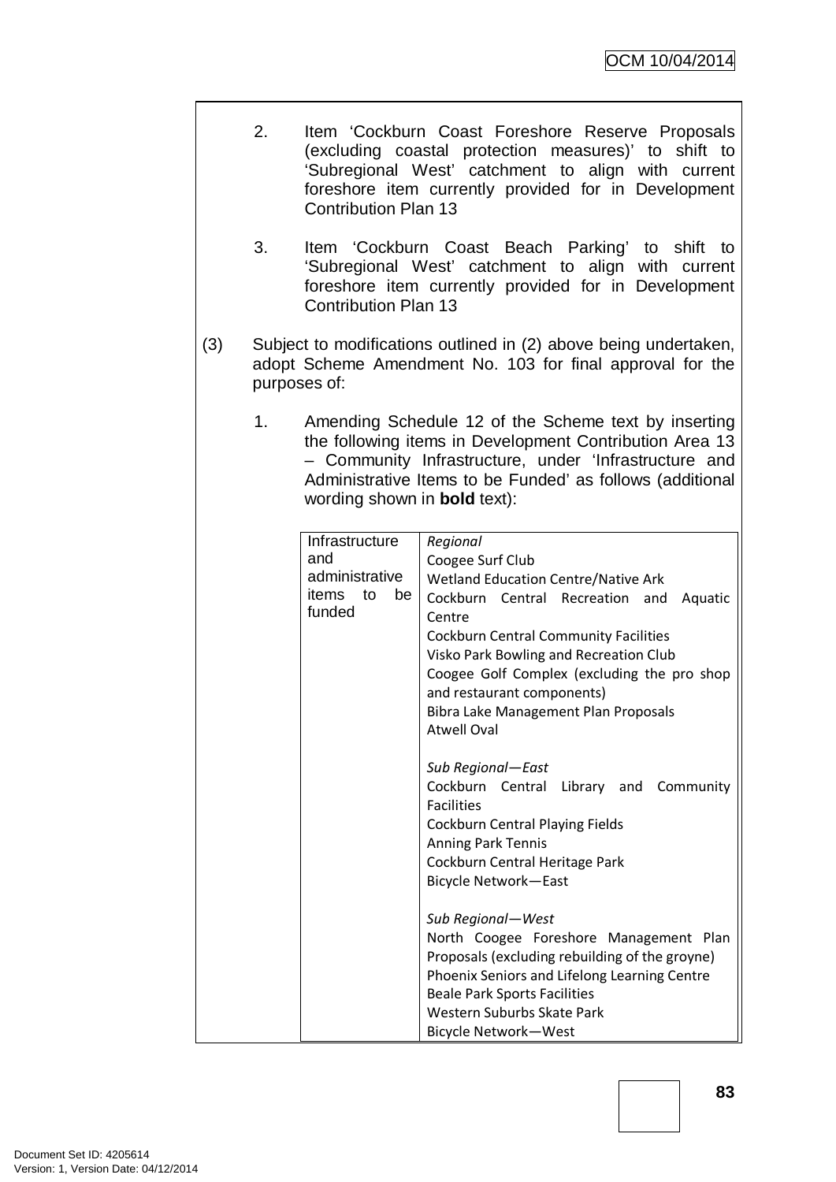2. Item 'Cockburn Coast Foreshore Reserve Proposals (excluding coastal protection measures)' to shift to 'Subregional West' catchment to align with current foreshore item currently provided for in Development Contribution Plan 13

3. Item 'Cockburn Coast Beach Parking' to shift to 'Subregional West' catchment to align with current foreshore item currently provided for in Development Contribution Plan 13

(3) Subject to modifications outlined in (2) above being undertaken, adopt Scheme Amendment No. 103 for final approval for the purposes of:

1. Amending Schedule 12 of the Scheme text by inserting the following items in Development Contribution Area 13 – Community Infrastructure, under 'Infrastructure and Administrative Items to be Funded' as follows (additional wording shown in **bold** text):

| Infrastructure and administrative items to be funded | *Regional*<br>Coogee Surf Club<br>Wetland Education Centre/Native Ark<br>Cockburn Central Recreation and Aquatic Centre<br>Cockburn Central Community Facilities<br>Visko Park Bowling and Recreation Club<br>Coogee Golf Complex (excluding the pro shop and restaurant components)<br>Bibra Lake Management Plan Proposals<br>Atwell Oval<br><br>*Sub Regional—East*<br>Cockburn Central Library and Community Facilities<br>Cockburn Central Playing Fields<br>Anning Park Tennis<br>Cockburn Central Heritage Park<br>Bicycle Network—East<br><br>*Sub Regional—West*<br>North Coogee Foreshore Management Plan Proposals (excluding rebuilding of the groyne)<br>Phoenix Seniors and Lifelong Learning Centre<br>Beale Park Sports Facilities<br>Western Suburbs Skate Park<br>Bicycle Network—West |
|---|---|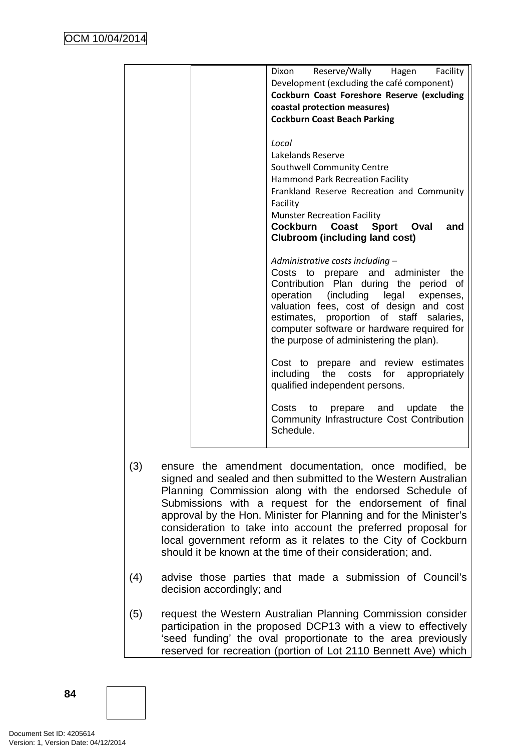| | | |
|---|---|---|
| | | Dixon Reserve/Wally Hagen Facility Development (excluding the café component)<br>**Cockburn Coast Foreshore Reserve (excluding coastal protection measures)**<br>**Cockburn Coast Beach Parking**<br><br>*Local*<br>Lakelands Reserve<br>Southwell Community Centre<br>Hammond Park Recreation Facility<br>Frankland Reserve Recreation and Community Facility<br>Munster Recreation Facility<br>**Cockburn Coast Sport Oval and Clubroom (including land cost)**<br><br>*Administrative costs including –*<br>Costs to prepare and administer the Contribution Plan during the period of operation (including legal expenses, valuation fees, cost of design and cost estimates, proportion of staff salaries, computer software or hardware required for the purpose of administering the plan).<br><br>Cost to prepare and review estimates including the costs for appropriately qualified independent persons.<br><br>Costs to prepare and update the Community Infrastructure Cost Contribution Schedule. |

(3) ensure the amendment documentation, once modified, be signed and sealed and then submitted to the Western Australian Planning Commission along with the endorsed Schedule of Submissions with a request for the endorsement of final approval by the Hon. Minister for Planning and for the Minister's consideration to take into account the preferred proposal for local government reform as it relates to the City of Cockburn should it be known at the time of their consideration; and.

(4) advise those parties that made a submission of Council's decision accordingly; and

(5) request the Western Australian Planning Commission consider participation in the proposed DCP13 with a view to effectively 'seed funding' the oval proportionate to the area previously reserved for recreation (portion of Lot 2110 Bennett Ave) which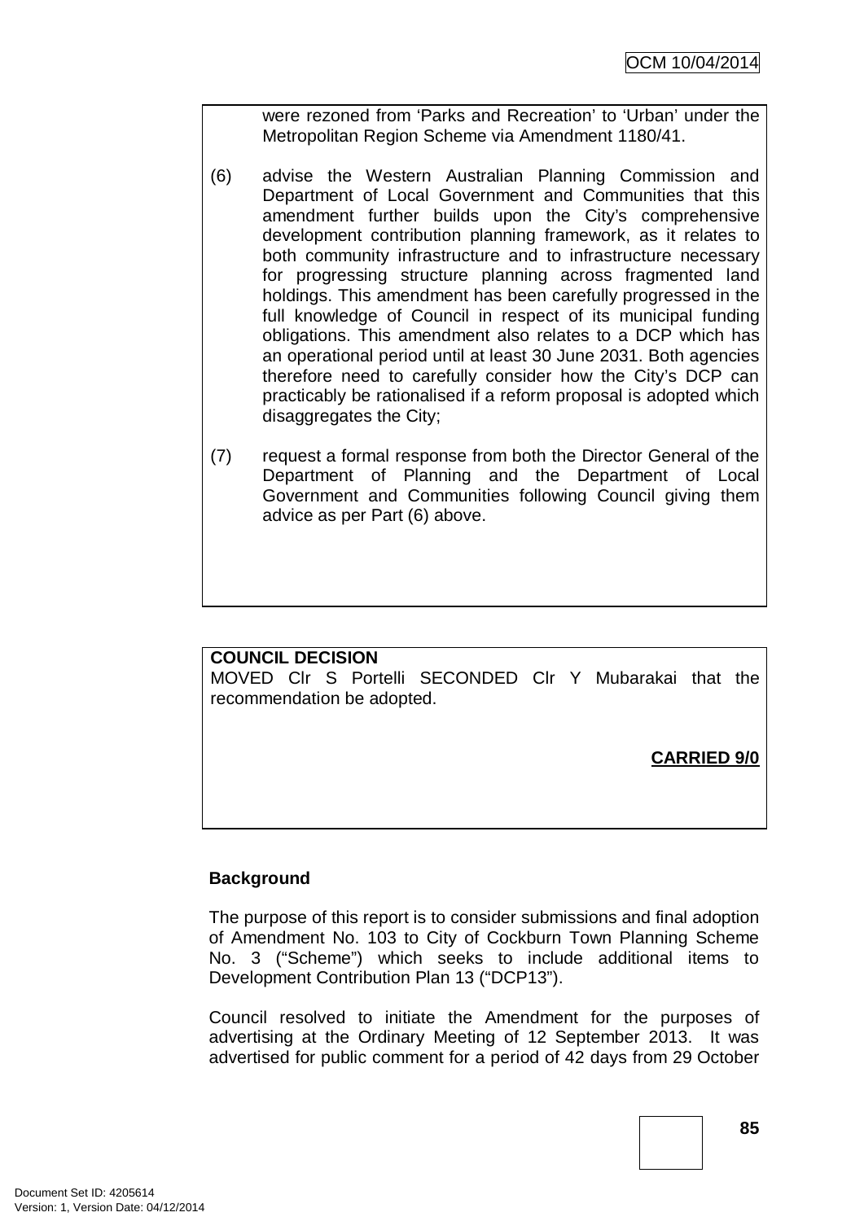were rezoned from 'Parks and Recreation' to 'Urban' under the Metropolitan Region Scheme via Amendment 1180/41.

(6) advise the Western Australian Planning Commission and Department of Local Government and Communities that this amendment further builds upon the City's comprehensive development contribution planning framework, as it relates to both community infrastructure and to infrastructure necessary for progressing structure planning across fragmented land holdings. This amendment has been carefully progressed in the full knowledge of Council in respect of its municipal funding obligations. This amendment also relates to a DCP which has an operational period until at least 30 June 2031. Both agencies therefore need to carefully consider how the City's DCP can practicably be rationalised if a reform proposal is adopted which disaggregates the City;

(7) request a formal response from both the Director General of the Department of Planning and the Department of Local Government and Communities following Council giving them advice as per Part (6) above.

**COUNCIL DECISION**
MOVED Clr S Portelli SECONDED Clr Y Mubarakai that the recommendation be adopted.

**CARRIED 9/0**

**Background**

The purpose of this report is to consider submissions and final adoption of Amendment No. 103 to City of Cockburn Town Planning Scheme No. 3 ("Scheme") which seeks to include additional items to Development Contribution Plan 13 ("DCP13").

Council resolved to initiate the Amendment for the purposes of advertising at the Ordinary Meeting of 12 September 2013. It was advertised for public comment for a period of 42 days from 29 October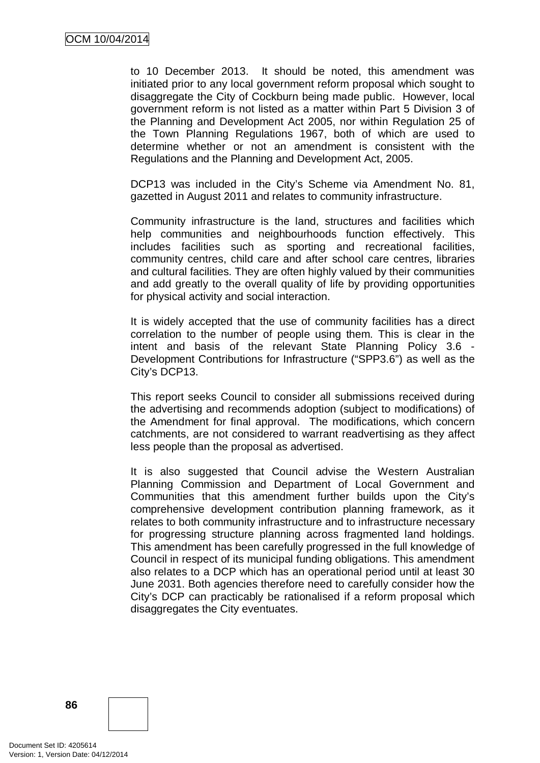to 10 December 2013. It should be noted, this amendment was initiated prior to any local government reform proposal which sought to disaggregate the City of Cockburn being made public. However, local government reform is not listed as a matter within Part 5 Division 3 of the Planning and Development Act 2005, nor within Regulation 25 of the Town Planning Regulations 1967, both of which are used to determine whether or not an amendment is consistent with the Regulations and the Planning and Development Act, 2005.

DCP13 was included in the City's Scheme via Amendment No. 81, gazetted in August 2011 and relates to community infrastructure.

Community infrastructure is the land, structures and facilities which help communities and neighbourhoods function effectively. This includes facilities such as sporting and recreational facilities, community centres, child care and after school care centres, libraries and cultural facilities. They are often highly valued by their communities and add greatly to the overall quality of life by providing opportunities for physical activity and social interaction.

It is widely accepted that the use of community facilities has a direct correlation to the number of people using them. This is clear in the intent and basis of the relevant State Planning Policy 3.6 - Development Contributions for Infrastructure ("SPP3.6") as well as the City's DCP13.

This report seeks Council to consider all submissions received during the advertising and recommends adoption (subject to modifications) of the Amendment for final approval. The modifications, which concern catchments, are not considered to warrant readvertising as they affect less people than the proposal as advertised.

It is also suggested that Council advise the Western Australian Planning Commission and Department of Local Government and Communities that this amendment further builds upon the City's comprehensive development contribution planning framework, as it relates to both community infrastructure and to infrastructure necessary for progressing structure planning across fragmented land holdings. This amendment has been carefully progressed in the full knowledge of Council in respect of its municipal funding obligations. This amendment also relates to a DCP which has an operational period until at least 30 June 2031. Both agencies therefore need to carefully consider how the City's DCP can practicably be rationalised if a reform proposal which disaggregates the City eventuates.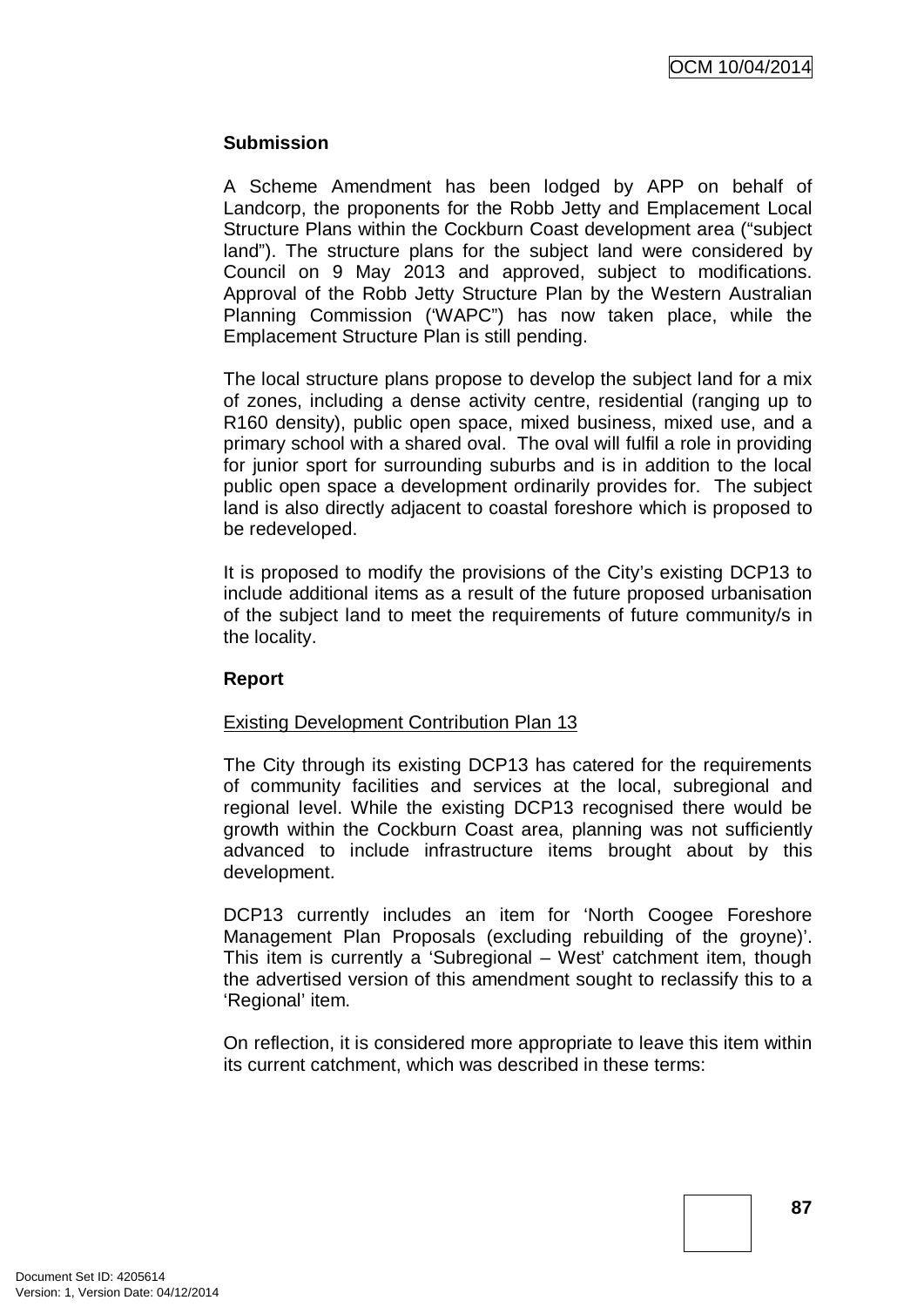**Submission**

A Scheme Amendment has been lodged by APP on behalf of Landcorp, the proponents for the Robb Jetty and Emplacement Local Structure Plans within the Cockburn Coast development area ("subject land"). The structure plans for the subject land were considered by Council on 9 May 2013 and approved, subject to modifications. Approval of the Robb Jetty Structure Plan by the Western Australian Planning Commission ('WAPC") has now taken place, while the Emplacement Structure Plan is still pending.

The local structure plans propose to develop the subject land for a mix of zones, including a dense activity centre, residential (ranging up to R160 density), public open space, mixed business, mixed use, and a primary school with a shared oval. The oval will fulfil a role in providing for junior sport for surrounding suburbs and is in addition to the local public open space a development ordinarily provides for. The subject land is also directly adjacent to coastal foreshore which is proposed to be redeveloped.

It is proposed to modify the provisions of the City's existing DCP13 to include additional items as a result of the future proposed urbanisation of the subject land to meet the requirements of future community/s in the locality.

**Report**

Existing Development Contribution Plan 13

The City through its existing DCP13 has catered for the requirements of community facilities and services at the local, subregional and regional level. While the existing DCP13 recognised there would be growth within the Cockburn Coast area, planning was not sufficiently advanced to include infrastructure items brought about by this development.

DCP13 currently includes an item for 'North Coogee Foreshore Management Plan Proposals (excluding rebuilding of the groyne)'. This item is currently a 'Subregional – West' catchment item, though the advertised version of this amendment sought to reclassify this to a 'Regional' item.

On reflection, it is considered more appropriate to leave this item within its current catchment, which was described in these terms: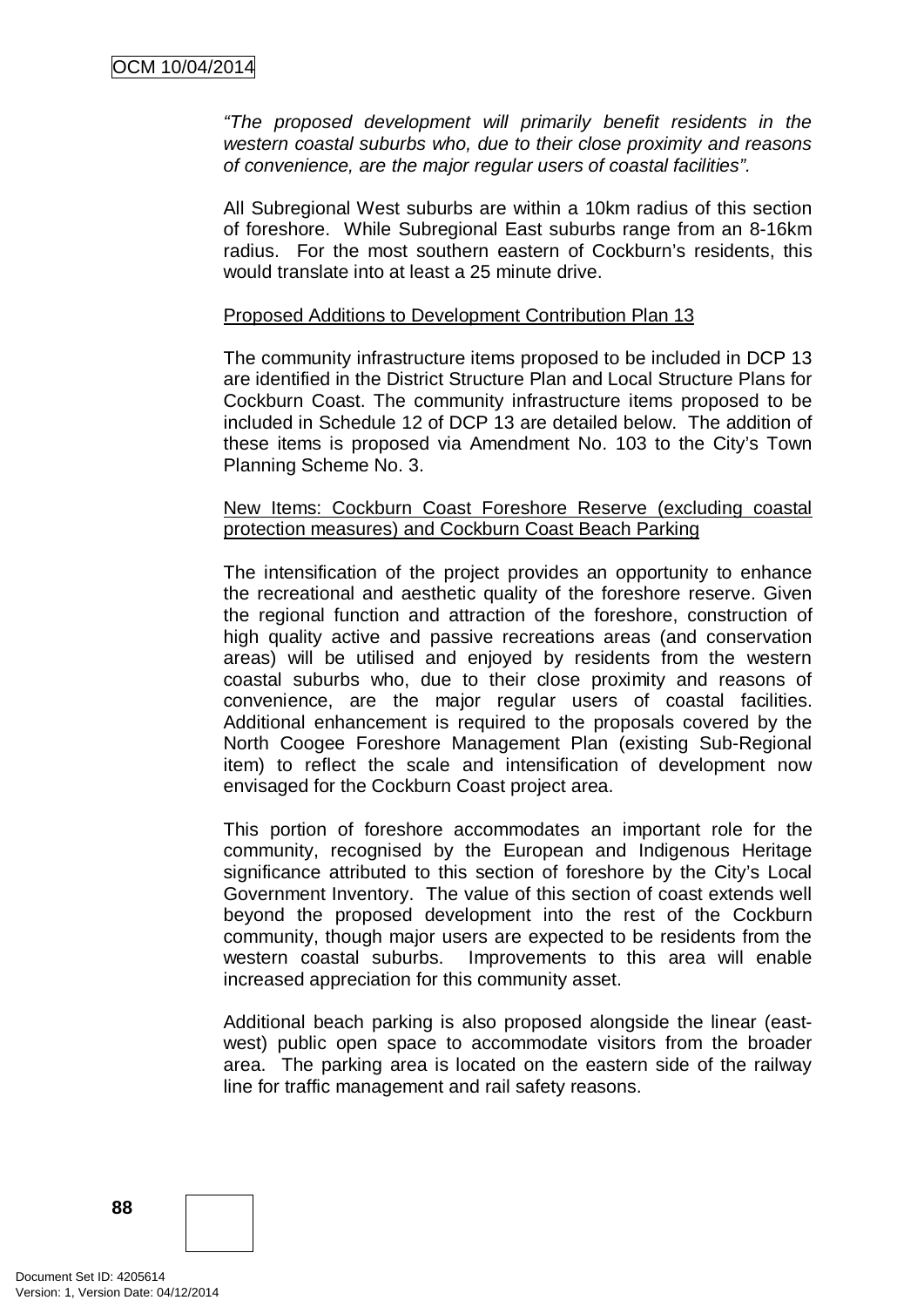*"The proposed development will primarily benefit residents in the western coastal suburbs who, due to their close proximity and reasons of convenience, are the major regular users of coastal facilities".*

All Subregional West suburbs are within a 10km radius of this section of foreshore. While Subregional East suburbs range from an 8-16km radius. For the most southern eastern of Cockburn's residents, this would translate into at least a 25 minute drive.

<u>Proposed Additions to Development Contribution Plan 13</u>

The community infrastructure items proposed to be included in DCP 13 are identified in the District Structure Plan and Local Structure Plans for Cockburn Coast. The community infrastructure items proposed to be included in Schedule 12 of DCP 13 are detailed below. The addition of these items is proposed via Amendment No. 103 to the City's Town Planning Scheme No. 3.

<u>New Items: Cockburn Coast Foreshore Reserve (excluding coastal protection measures) and Cockburn Coast Beach Parking</u>

The intensification of the project provides an opportunity to enhance the recreational and aesthetic quality of the foreshore reserve. Given the regional function and attraction of the foreshore, construction of high quality active and passive recreations areas (and conservation areas) will be utilised and enjoyed by residents from the western coastal suburbs who, due to their close proximity and reasons of convenience, are the major regular users of coastal facilities. Additional enhancement is required to the proposals covered by the North Coogee Foreshore Management Plan (existing Sub-Regional item) to reflect the scale and intensification of development now envisaged for the Cockburn Coast project area.

This portion of foreshore accommodates an important role for the community, recognised by the European and Indigenous Heritage significance attributed to this section of foreshore by the City's Local Government Inventory. The value of this section of coast extends well beyond the proposed development into the rest of the Cockburn community, though major users are expected to be residents from the western coastal suburbs. Improvements to this area will enable increased appreciation for this community asset.

Additional beach parking is also proposed alongside the linear (east-west) public open space to accommodate visitors from the broader area. The parking area is located on the eastern side of the railway line for traffic management and rail safety reasons.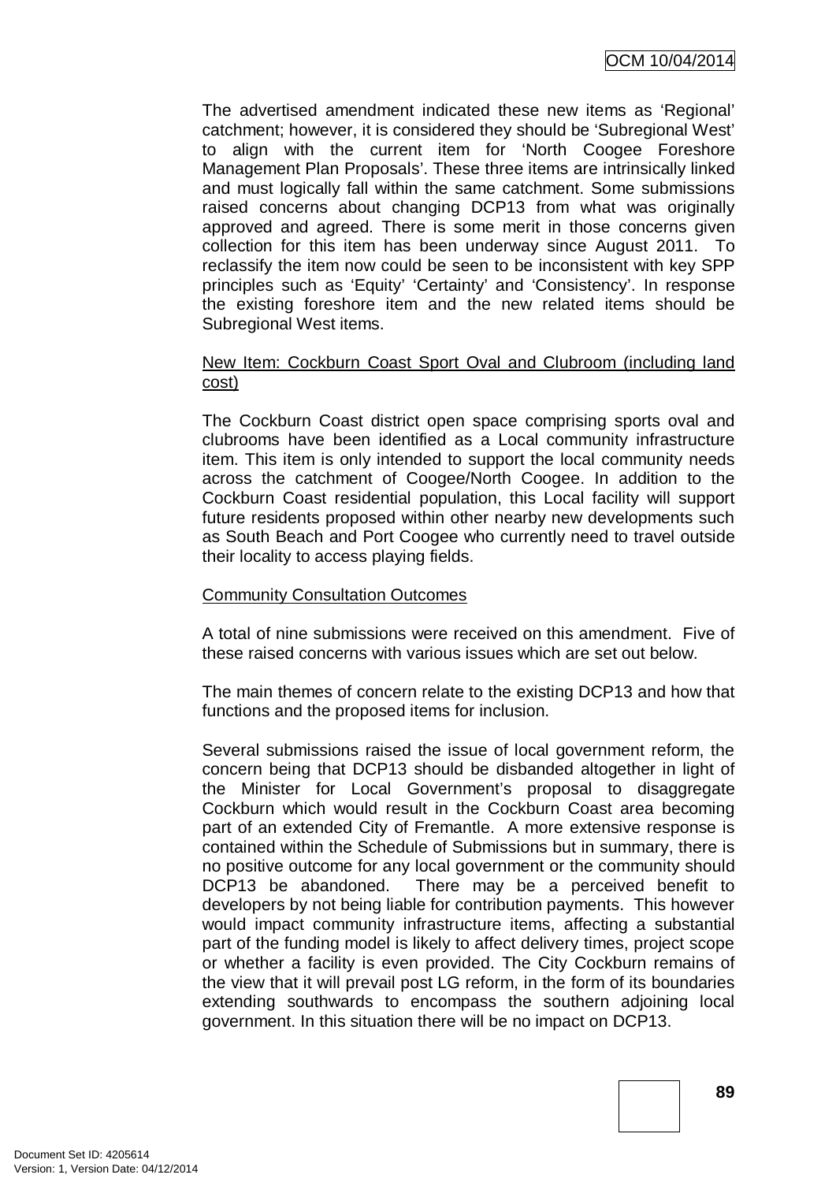The advertised amendment indicated these new items as 'Regional' catchment; however, it is considered they should be 'Subregional West' to align with the current item for 'North Coogee Foreshore Management Plan Proposals'. These three items are intrinsically linked and must logically fall within the same catchment. Some submissions raised concerns about changing DCP13 from what was originally approved and agreed. There is some merit in those concerns given collection for this item has been underway since August 2011. To reclassify the item now could be seen to be inconsistent with key SPP principles such as 'Equity' 'Certainty' and 'Consistency'. In response the existing foreshore item and the new related items should be Subregional West items.

<u>New Item: Cockburn Coast Sport Oval and Clubroom (including land cost)</u>

The Cockburn Coast district open space comprising sports oval and clubrooms have been identified as a Local community infrastructure item. This item is only intended to support the local community needs across the catchment of Coogee/North Coogee. In addition to the Cockburn Coast residential population, this Local facility will support future residents proposed within other nearby new developments such as South Beach and Port Coogee who currently need to travel outside their locality to access playing fields.

<u>Community Consultation Outcomes</u>

A total of nine submissions were received on this amendment. Five of these raised concerns with various issues which are set out below.

The main themes of concern relate to the existing DCP13 and how that functions and the proposed items for inclusion.

Several submissions raised the issue of local government reform, the concern being that DCP13 should be disbanded altogether in light of the Minister for Local Government's proposal to disaggregate Cockburn which would result in the Cockburn Coast area becoming part of an extended City of Fremantle. A more extensive response is contained within the Schedule of Submissions but in summary, there is no positive outcome for any local government or the community should DCP13 be abandoned. There may be a perceived benefit to developers by not being liable for contribution payments. This however would impact community infrastructure items, affecting a substantial part of the funding model is likely to affect delivery times, project scope or whether a facility is even provided. The City Cockburn remains of the view that it will prevail post LG reform, in the form of its boundaries extending southwards to encompass the southern adjoining local government. In this situation there will be no impact on DCP13.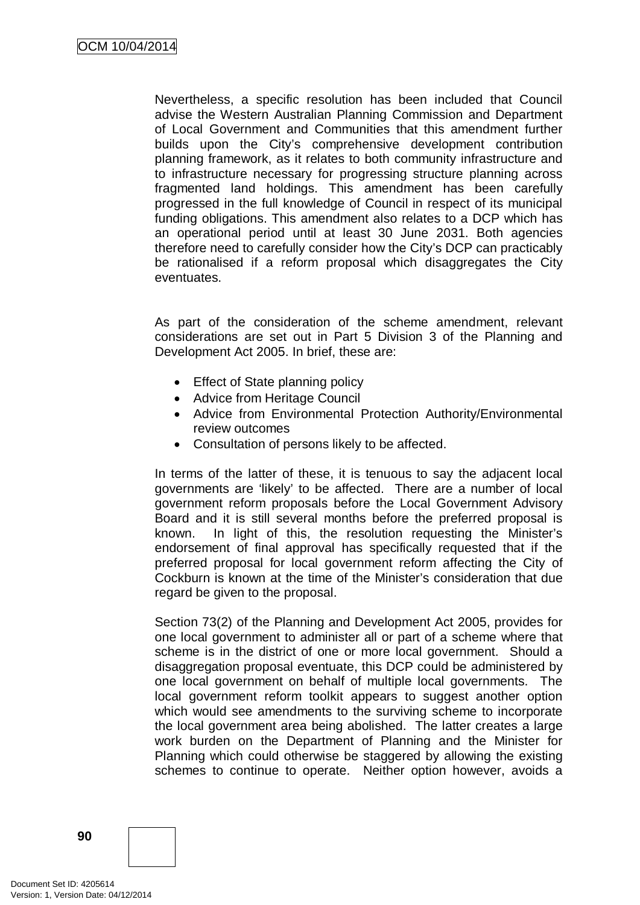Nevertheless, a specific resolution has been included that Council advise the Western Australian Planning Commission and Department of Local Government and Communities that this amendment further builds upon the City's comprehensive development contribution planning framework, as it relates to both community infrastructure and to infrastructure necessary for progressing structure planning across fragmented land holdings. This amendment has been carefully progressed in the full knowledge of Council in respect of its municipal funding obligations. This amendment also relates to a DCP which has an operational period until at least 30 June 2031. Both agencies therefore need to carefully consider how the City's DCP can practicably be rationalised if a reform proposal which disaggregates the City eventuates.

As part of the consideration of the scheme amendment, relevant considerations are set out in Part 5 Division 3 of the Planning and Development Act 2005. In brief, these are:

- Effect of State planning policy
- Advice from Heritage Council
- Advice from Environmental Protection Authority/Environmental review outcomes
- Consultation of persons likely to be affected.

In terms of the latter of these, it is tenuous to say the adjacent local governments are 'likely' to be affected. There are a number of local government reform proposals before the Local Government Advisory Board and it is still several months before the preferred proposal is known. In light of this, the resolution requesting the Minister's endorsement of final approval has specifically requested that if the preferred proposal for local government reform affecting the City of Cockburn is known at the time of the Minister's consideration that due regard be given to the proposal.

Section 73(2) of the Planning and Development Act 2005, provides for one local government to administer all or part of a scheme where that scheme is in the district of one or more local government. Should a disaggregation proposal eventuate, this DCP could be administered by one local government on behalf of multiple local governments. The local government reform toolkit appears to suggest another option which would see amendments to the surviving scheme to incorporate the local government area being abolished. The latter creates a large work burden on the Department of Planning and the Minister for Planning which could otherwise be staggered by allowing the existing schemes to continue to operate. Neither option however, avoids a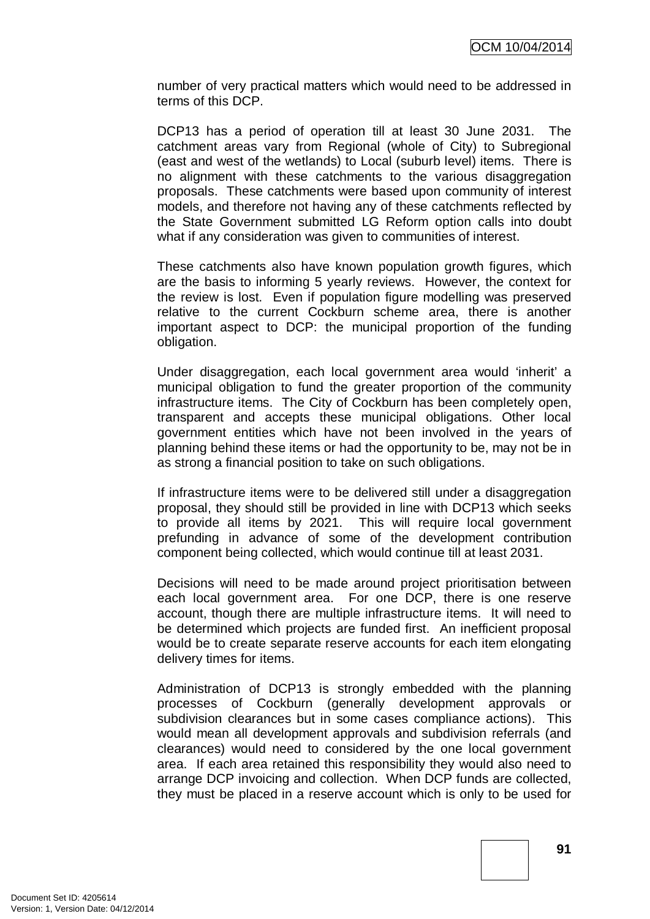number of very practical matters which would need to be addressed in terms of this DCP.

DCP13 has a period of operation till at least 30 June 2031. The catchment areas vary from Regional (whole of City) to Subregional (east and west of the wetlands) to Local (suburb level) items. There is no alignment with these catchments to the various disaggregation proposals. These catchments were based upon community of interest models, and therefore not having any of these catchments reflected by the State Government submitted LG Reform option calls into doubt what if any consideration was given to communities of interest.

These catchments also have known population growth figures, which are the basis to informing 5 yearly reviews. However, the context for the review is lost. Even if population figure modelling was preserved relative to the current Cockburn scheme area, there is another important aspect to DCP: the municipal proportion of the funding obligation.

Under disaggregation, each local government area would 'inherit' a municipal obligation to fund the greater proportion of the community infrastructure items. The City of Cockburn has been completely open, transparent and accepts these municipal obligations. Other local government entities which have not been involved in the years of planning behind these items or had the opportunity to be, may not be in as strong a financial position to take on such obligations.

If infrastructure items were to be delivered still under a disaggregation proposal, they should still be provided in line with DCP13 which seeks to provide all items by 2021. This will require local government prefunding in advance of some of the development contribution component being collected, which would continue till at least 2031.

Decisions will need to be made around project prioritisation between each local government area. For one DCP, there is one reserve account, though there are multiple infrastructure items. It will need to be determined which projects are funded first. An inefficient proposal would be to create separate reserve accounts for each item elongating delivery times for items.

Administration of DCP13 is strongly embedded with the planning processes of Cockburn (generally development approvals or subdivision clearances but in some cases compliance actions). This would mean all development approvals and subdivision referrals (and clearances) would need to considered by the one local government area. If each area retained this responsibility they would also need to arrange DCP invoicing and collection. When DCP funds are collected, they must be placed in a reserve account which is only to be used for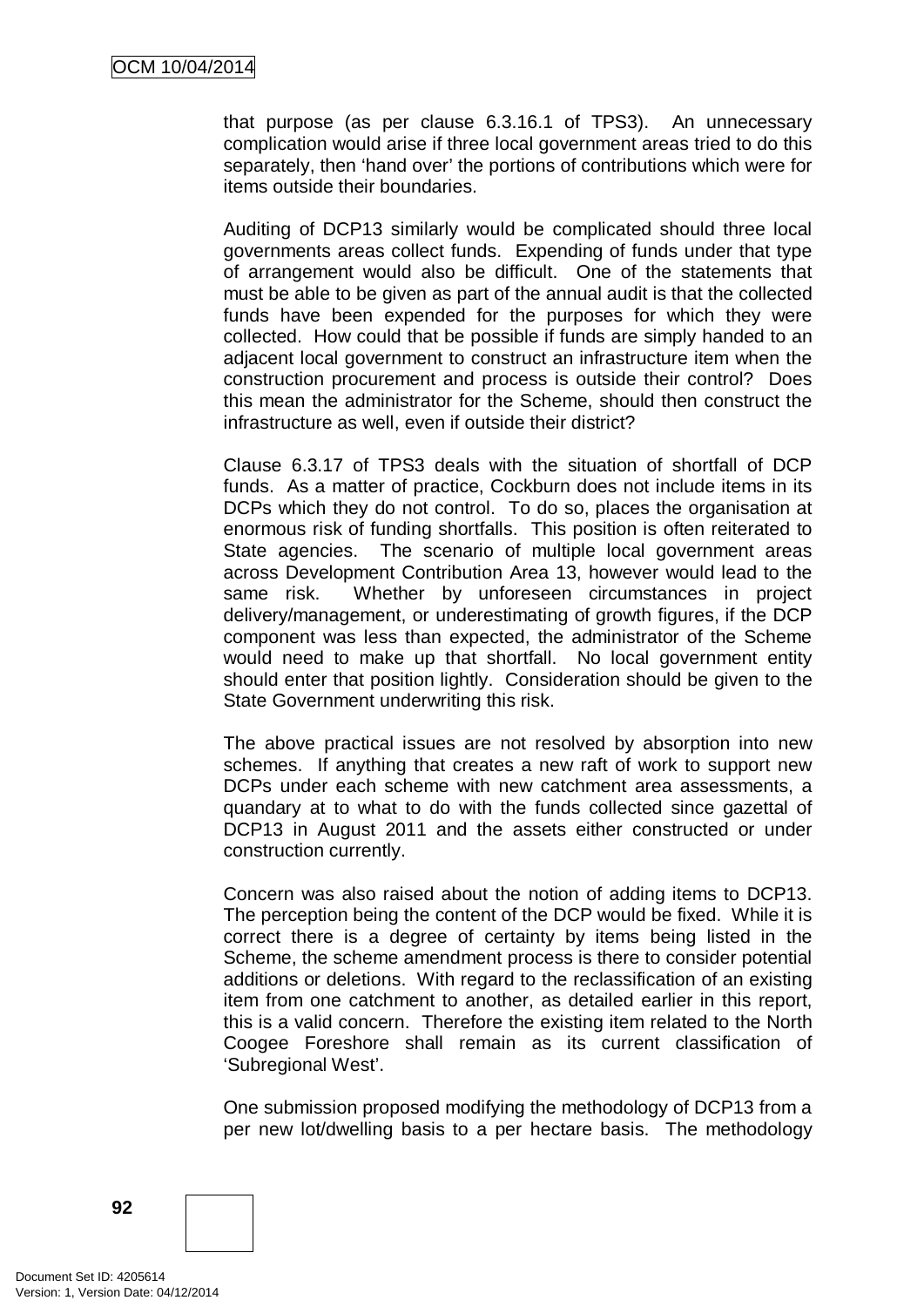that purpose (as per clause 6.3.16.1 of TPS3). An unnecessary complication would arise if three local government areas tried to do this separately, then 'hand over' the portions of contributions which were for items outside their boundaries.

Auditing of DCP13 similarly would be complicated should three local governments areas collect funds. Expending of funds under that type of arrangement would also be difficult. One of the statements that must be able to be given as part of the annual audit is that the collected funds have been expended for the purposes for which they were collected. How could that be possible if funds are simply handed to an adjacent local government to construct an infrastructure item when the construction procurement and process is outside their control? Does this mean the administrator for the Scheme, should then construct the infrastructure as well, even if outside their district?

Clause 6.3.17 of TPS3 deals with the situation of shortfall of DCP funds. As a matter of practice, Cockburn does not include items in its DCPs which they do not control. To do so, places the organisation at enormous risk of funding shortfalls. This position is often reiterated to State agencies. The scenario of multiple local government areas across Development Contribution Area 13, however would lead to the same risk. Whether by unforeseen circumstances in project delivery/management, or underestimating of growth figures, if the DCP component was less than expected, the administrator of the Scheme would need to make up that shortfall. No local government entity should enter that position lightly. Consideration should be given to the State Government underwriting this risk.

The above practical issues are not resolved by absorption into new schemes. If anything that creates a new raft of work to support new DCPs under each scheme with new catchment area assessments, a quandary at to what to do with the funds collected since gazettal of DCP13 in August 2011 and the assets either constructed or under construction currently.

Concern was also raised about the notion of adding items to DCP13. The perception being the content of the DCP would be fixed. While it is correct there is a degree of certainty by items being listed in the Scheme, the scheme amendment process is there to consider potential additions or deletions. With regard to the reclassification of an existing item from one catchment to another, as detailed earlier in this report, this is a valid concern. Therefore the existing item related to the North Coogee Foreshore shall remain as its current classification of 'Subregional West'.

One submission proposed modifying the methodology of DCP13 from a per new lot/dwelling basis to a per hectare basis. The methodology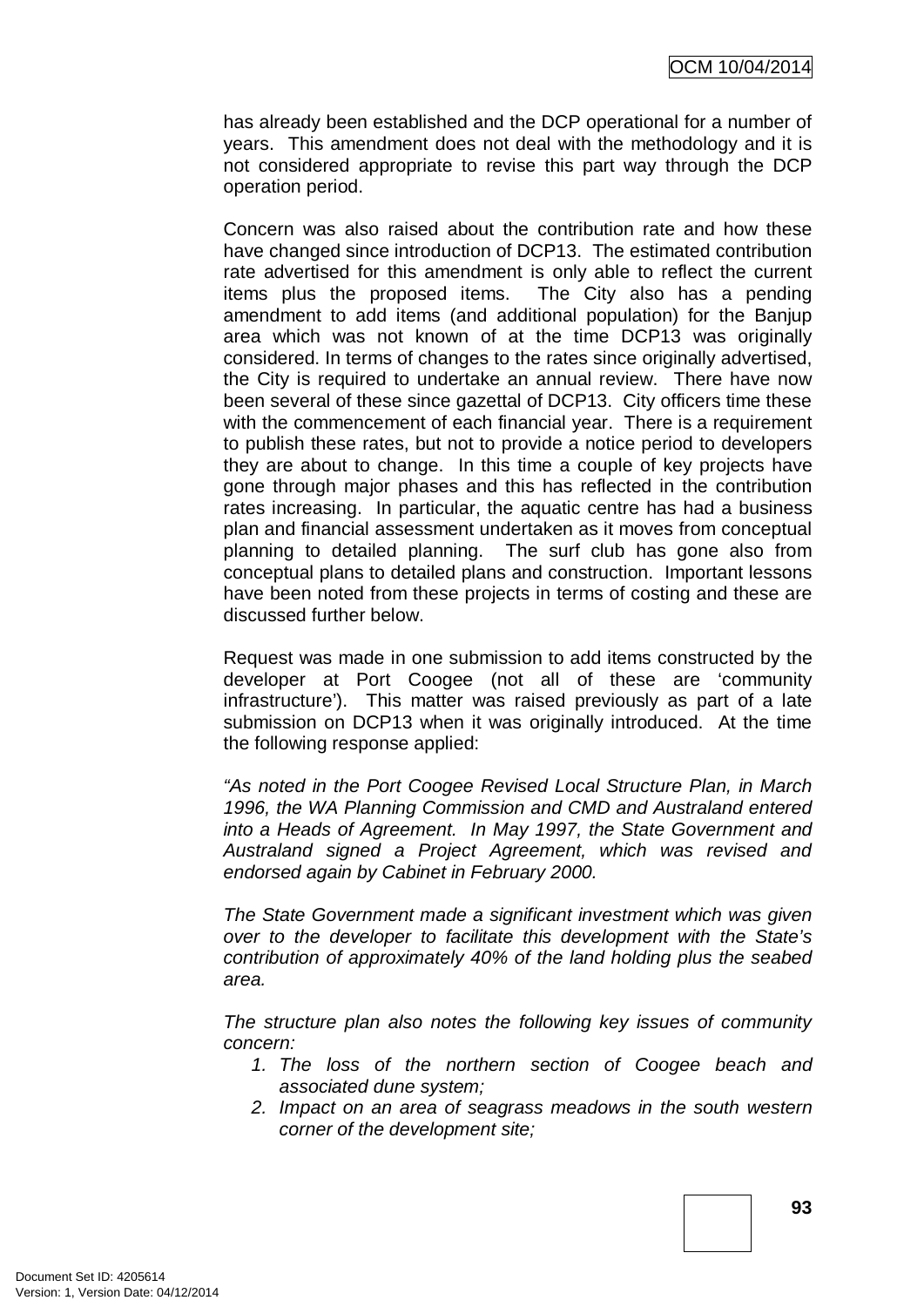has already been established and the DCP operational for a number of years. This amendment does not deal with the methodology and it is not considered appropriate to revise this part way through the DCP operation period.

Concern was also raised about the contribution rate and how these have changed since introduction of DCP13. The estimated contribution rate advertised for this amendment is only able to reflect the current items plus the proposed items. The City also has a pending amendment to add items (and additional population) for the Banjup area which was not known of at the time DCP13 was originally considered. In terms of changes to the rates since originally advertised, the City is required to undertake an annual review. There have now been several of these since gazettal of DCP13. City officers time these with the commencement of each financial year. There is a requirement to publish these rates, but not to provide a notice period to developers they are about to change. In this time a couple of key projects have gone through major phases and this has reflected in the contribution rates increasing. In particular, the aquatic centre has had a business plan and financial assessment undertaken as it moves from conceptual planning to detailed planning. The surf club has gone also from conceptual plans to detailed plans and construction. Important lessons have been noted from these projects in terms of costing and these are discussed further below.

Request was made in one submission to add items constructed by the developer at Port Coogee (not all of these are 'community infrastructure'). This matter was raised previously as part of a late submission on DCP13 when it was originally introduced. At the time the following response applied:

*"As noted in the Port Coogee Revised Local Structure Plan, in March 1996, the WA Planning Commission and CMD and Australand entered into a Heads of Agreement. In May 1997, the State Government and Australand signed a Project Agreement, which was revised and endorsed again by Cabinet in February 2000.*

*The State Government made a significant investment which was given over to the developer to facilitate this development with the State's contribution of approximately 40% of the land holding plus the seabed area.*

*The structure plan also notes the following key issues of community concern:*

1. *The loss of the northern section of Coogee beach and associated dune system;*
2. *Impact on an area of seagrass meadows in the south western corner of the development site;*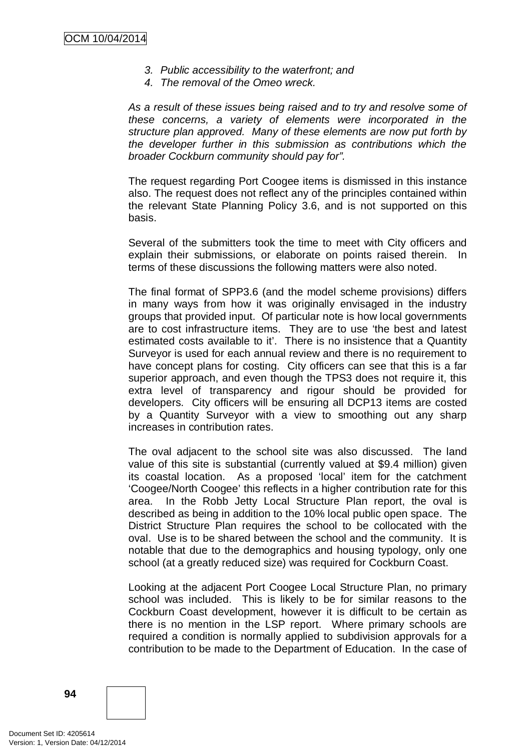3. *Public accessibility to the waterfront; and*
4. *The removal of the Omeo wreck.*

*As a result of these issues being raised and to try and resolve some of these concerns, a variety of elements were incorporated in the structure plan approved. Many of these elements are now put forth by the developer further in this submission as contributions which the broader Cockburn community should pay for".*

The request regarding Port Coogee items is dismissed in this instance also. The request does not reflect any of the principles contained within the relevant State Planning Policy 3.6, and is not supported on this basis.

Several of the submitters took the time to meet with City officers and explain their submissions, or elaborate on points raised therein. In terms of these discussions the following matters were also noted.

The final format of SPP3.6 (and the model scheme provisions) differs in many ways from how it was originally envisaged in the industry groups that provided input. Of particular note is how local governments are to cost infrastructure items. They are to use 'the best and latest estimated costs available to it'. There is no insistence that a Quantity Surveyor is used for each annual review and there is no requirement to have concept plans for costing. City officers can see that this is a far superior approach, and even though the TPS3 does not require it, this extra level of transparency and rigour should be provided for developers. City officers will be ensuring all DCP13 items are costed by a Quantity Surveyor with a view to smoothing out any sharp increases in contribution rates.

The oval adjacent to the school site was also discussed. The land value of this site is substantial (currently valued at $9.4 million) given its coastal location. As a proposed 'local' item for the catchment 'Coogee/North Coogee' this reflects in a higher contribution rate for this area. In the Robb Jetty Local Structure Plan report, the oval is described as being in addition to the 10% local public open space. The District Structure Plan requires the school to be collocated with the oval. Use is to be shared between the school and the community. It is notable that due to the demographics and housing typology, only one school (at a greatly reduced size) was required for Cockburn Coast.

Looking at the adjacent Port Coogee Local Structure Plan, no primary school was included. This is likely to be for similar reasons to the Cockburn Coast development, however it is difficult to be certain as there is no mention in the LSP report. Where primary schools are required a condition is normally applied to subdivision approvals for a contribution to be made to the Department of Education. In the case of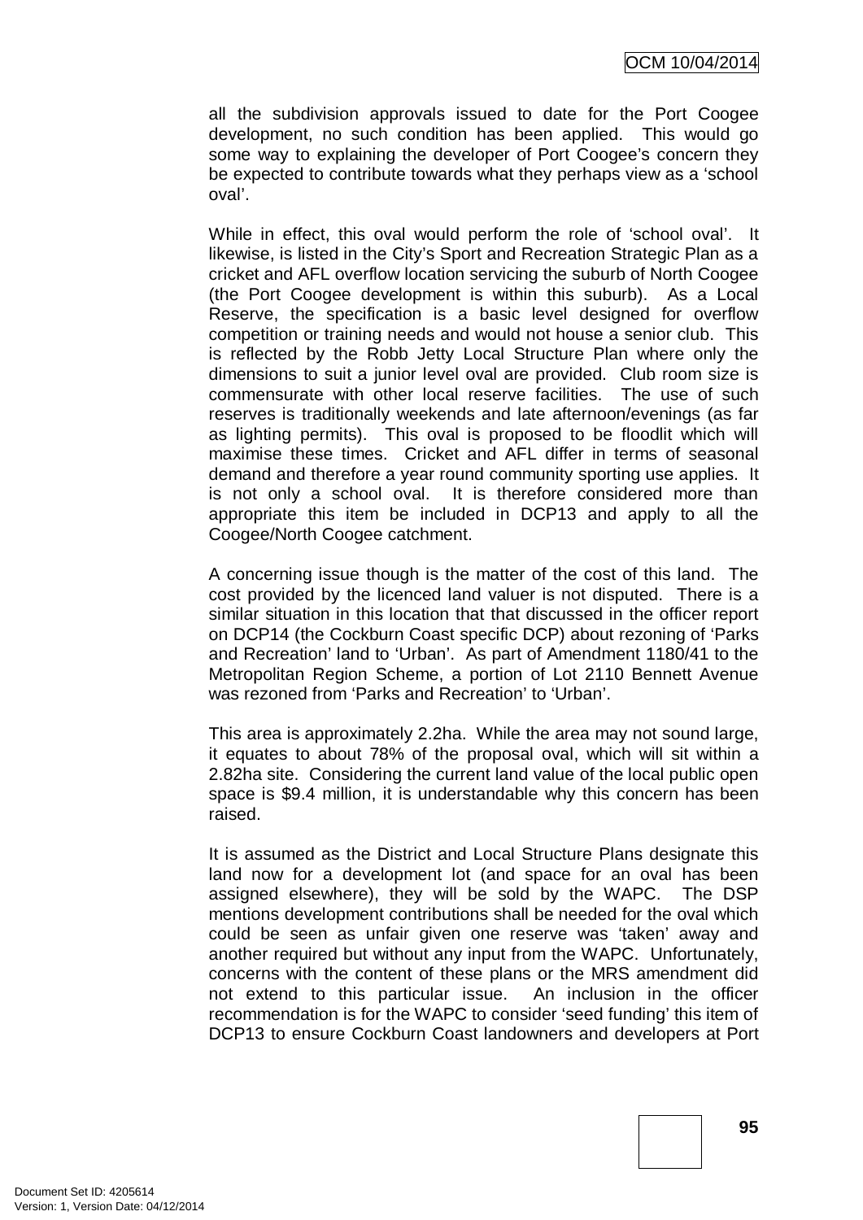all the subdivision approvals issued to date for the Port Coogee development, no such condition has been applied. This would go some way to explaining the developer of Port Coogee's concern they be expected to contribute towards what they perhaps view as a 'school oval'.

While in effect, this oval would perform the role of 'school oval'. It likewise, is listed in the City's Sport and Recreation Strategic Plan as a cricket and AFL overflow location servicing the suburb of North Coogee (the Port Coogee development is within this suburb). As a Local Reserve, the specification is a basic level designed for overflow competition or training needs and would not house a senior club. This is reflected by the Robb Jetty Local Structure Plan where only the dimensions to suit a junior level oval are provided. Club room size is commensurate with other local reserve facilities. The use of such reserves is traditionally weekends and late afternoon/evenings (as far as lighting permits). This oval is proposed to be floodlit which will maximise these times. Cricket and AFL differ in terms of seasonal demand and therefore a year round community sporting use applies. It is not only a school oval. It is therefore considered more than appropriate this item be included in DCP13 and apply to all the Coogee/North Coogee catchment.

A concerning issue though is the matter of the cost of this land. The cost provided by the licenced land valuer is not disputed. There is a similar situation in this location that that discussed in the officer report on DCP14 (the Cockburn Coast specific DCP) about rezoning of 'Parks and Recreation' land to 'Urban'. As part of Amendment 1180/41 to the Metropolitan Region Scheme, a portion of Lot 2110 Bennett Avenue was rezoned from 'Parks and Recreation' to 'Urban'.

This area is approximately 2.2ha. While the area may not sound large, it equates to about 78% of the proposal oval, which will sit within a 2.82ha site. Considering the current land value of the local public open space is $9.4 million, it is understandable why this concern has been raised.

It is assumed as the District and Local Structure Plans designate this land now for a development lot (and space for an oval has been assigned elsewhere), they will be sold by the WAPC. The DSP mentions development contributions shall be needed for the oval which could be seen as unfair given one reserve was 'taken' away and another required but without any input from the WAPC. Unfortunately, concerns with the content of these plans or the MRS amendment did not extend to this particular issue. An inclusion in the officer recommendation is for the WAPC to consider 'seed funding' this item of DCP13 to ensure Cockburn Coast landowners and developers at Port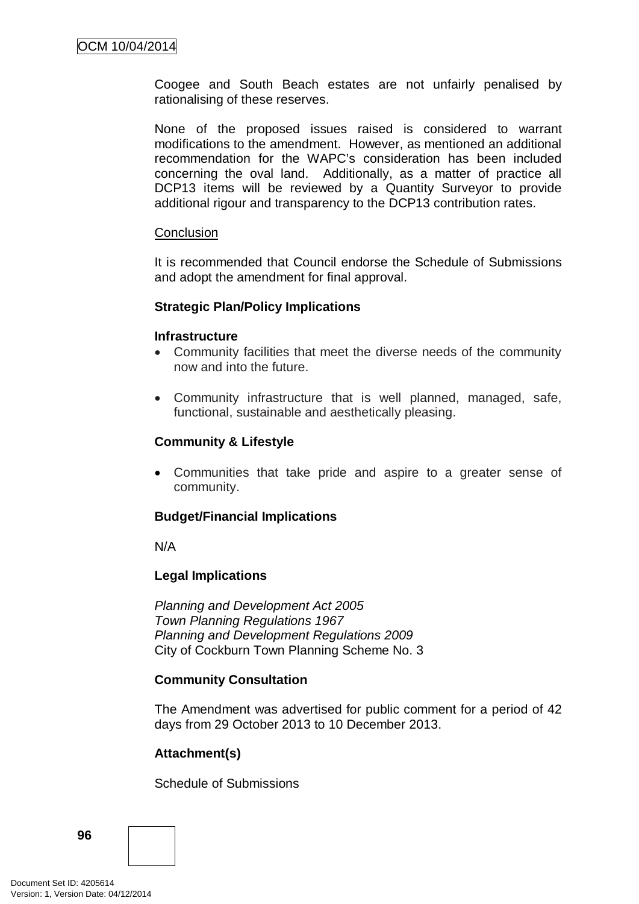Coogee and South Beach estates are not unfairly penalised by rationalising of these reserves.

None of the proposed issues raised is considered to warrant modifications to the amendment. However, as mentioned an additional recommendation for the WAPC's consideration has been included concerning the oval land. Additionally, as a matter of practice all DCP13 items will be reviewed by a Quantity Surveyor to provide additional rigour and transparency to the DCP13 contribution rates.

Conclusion

It is recommended that Council endorse the Schedule of Submissions and adopt the amendment for final approval.

**Strategic Plan/Policy Implications**

**Infrastructure**

- Community facilities that meet the diverse needs of the community now and into the future.
- Community infrastructure that is well planned, managed, safe, functional, sustainable and aesthetically pleasing.

**Community & Lifestyle**

- Communities that take pride and aspire to a greater sense of community.

**Budget/Financial Implications**

N/A

**Legal Implications**

*Planning and Development Act 2005*
*Town Planning Regulations 1967*
*Planning and Development Regulations 2009*
City of Cockburn Town Planning Scheme No. 3

**Community Consultation**

The Amendment was advertised for public comment for a period of 42 days from 29 October 2013 to 10 December 2013.

**Attachment(s)**

Schedule of Submissions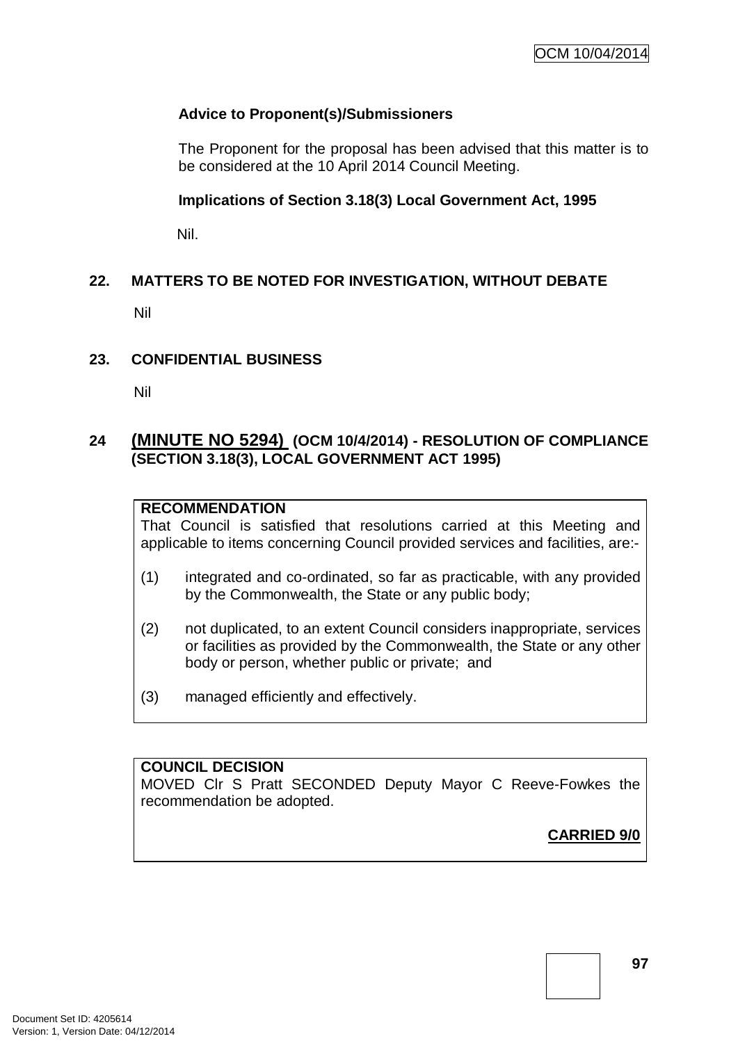**Advice to Proponent(s)/Submissioners**

The Proponent for the proposal has been advised that this matter is to be considered at the 10 April 2014 Council Meeting.

**Implications of Section 3.18(3) Local Government Act, 1995**

Nil.

## 22. MATTERS TO BE NOTED FOR INVESTIGATION, WITHOUT DEBATE

Nil

## 23. CONFIDENTIAL BUSINESS

Nil

## 24 (MINUTE NO 5294) (OCM 10/4/2014) - RESOLUTION OF COMPLIANCE (SECTION 3.18(3), LOCAL GOVERNMENT ACT 1995)

**RECOMMENDATION**

That Council is satisfied that resolutions carried at this Meeting and applicable to items concerning Council provided services and facilities, are:-

(1) integrated and co-ordinated, so far as practicable, with any provided by the Commonwealth, the State or any public body;

(2) not duplicated, to an extent Council considers inappropriate, services or facilities as provided by the Commonwealth, the State or any other body or person, whether public or private; and

(3) managed efficiently and effectively.

**COUNCIL DECISION**

MOVED Clr S Pratt SECONDED Deputy Mayor C Reeve-Fowkes the recommendation be adopted.

**CARRIED 9/0**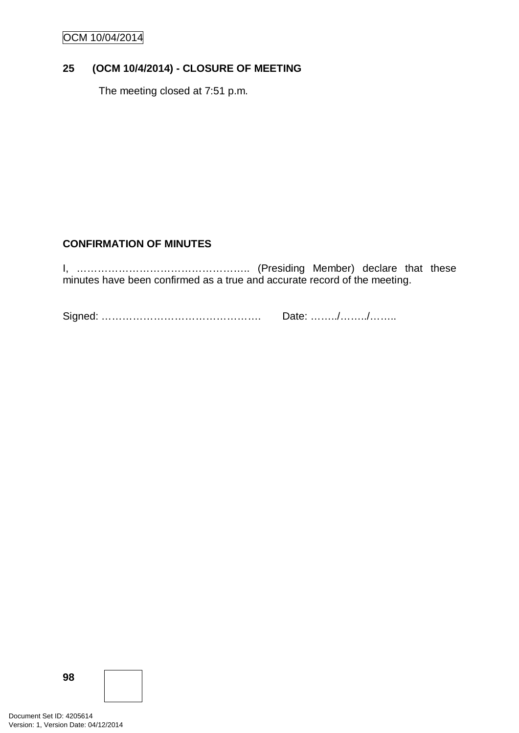## 25 (OCM 10/4/2014) - CLOSURE OF MEETING

The meeting closed at 7:51 p.m.

**CONFIRMATION OF MINUTES**

I, ………………………………………….. (Presiding Member) declare that these minutes have been confirmed as a true and accurate record of the meeting.

Signed: ……………………………………….  Date: ……../……../……..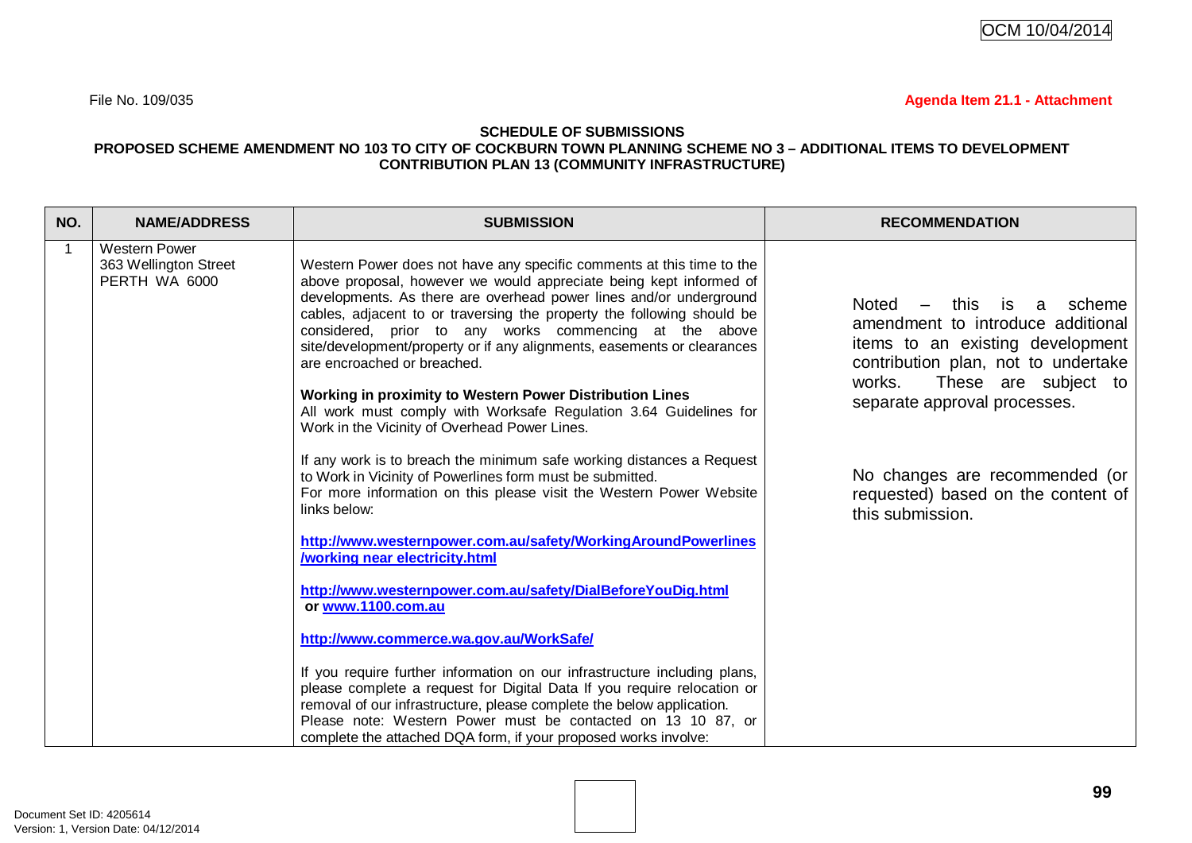File No. 109/035

**Agenda Item 21.1 - Attachment**

**SCHEDULE OF SUBMISSIONS**
**PROPOSED SCHEME AMENDMENT NO 103 TO CITY OF COCKBURN TOWN PLANNING SCHEME NO 3 – ADDITIONAL ITEMS TO DEVELOPMENT CONTRIBUTION PLAN 13 (COMMUNITY INFRASTRUCTURE)**

| NO. | NAME/ADDRESS | SUBMISSION | RECOMMENDATION |
|---|---|---|---|
| 1 | Western Power<br>363 Wellington Street<br>PERTH WA 6000 | Western Power does not have any specific comments at this time to the above proposal, however we would appreciate being kept informed of developments. As there are overhead power lines and/or underground cables, adjacent to or traversing the property the following should be considered, prior to any works commencing at the above site/development/property or if any alignments, easements or clearances are encroached or breached.<br><br>**Working in proximity to Western Power Distribution Lines**<br>All work must comply with Worksafe Regulation 3.64 Guidelines for Work in the Vicinity of Overhead Power Lines.<br><br>If any work is to breach the minimum safe working distances a Request to Work in Vicinity of Powerlines form must be submitted.<br>For more information on this please visit the Western Power Website links below:<br><br>**http://www.westernpower.com.au/safety/WorkingAroundPowerlines/working near electricity.html**<br><br>**http://www.westernpower.com.au/safety/DialBeforeYouDig.html or www.1100.com.au**<br><br>**http://www.commerce.wa.gov.au/WorkSafe/**<br><br>If you require further information on our infrastructure including plans, please complete a request for Digital Data If you require relocation or removal of our infrastructure, please complete the below application.<br>Please note: Western Power must be contacted on 13 10 87, or complete the attached DQA form, if your proposed works involve: | Noted – this is a scheme amendment to introduce additional items to an existing development contribution plan, not to undertake works. These are subject to separate approval processes.<br><br>No changes are recommended (or requested) based on the content of this submission. |

Document Set ID: 4205614
Version: 1, Version Date: 04/12/2014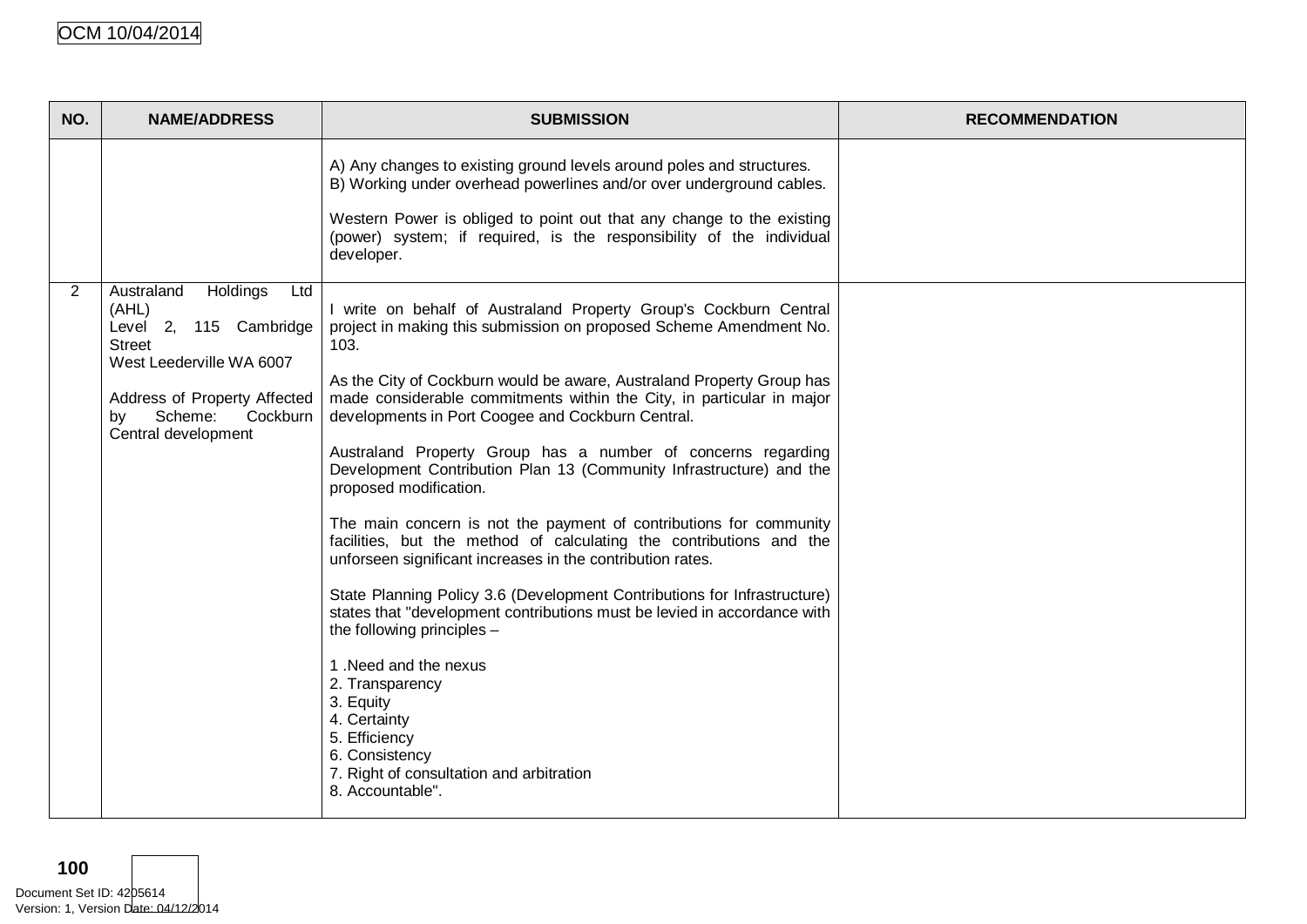| NO. | NAME/ADDRESS | SUBMISSION | RECOMMENDATION |
|---|---|---|---|
| | | A) Any changes to existing ground levels around poles and structures.<br>B) Working under overhead powerlines and/or over underground cables.<br><br>Western Power is obliged to point out that any change to the existing (power) system; if required, is the responsibility of the individual developer. | |
| 2 | Australand Holdings Ltd (AHL)<br>Level 2, 115 Cambridge Street<br>West Leederville WA 6007<br><br>Address of Property Affected by Scheme: Cockburn Central development | I write on behalf of Australand Property Group's Cockburn Central project in making this submission on proposed Scheme Amendment No. 103.<br><br>As the City of Cockburn would be aware, Australand Property Group has made considerable commitments within the City, in particular in major developments in Port Coogee and Cockburn Central.<br><br>Australand Property Group has a number of concerns regarding Development Contribution Plan 13 (Community Infrastructure) and the proposed modification.<br><br>The main concern is not the payment of contributions for community facilities, but the method of calculating the contributions and the unforseen significant increases in the contribution rates.<br><br>State Planning Policy 3.6 (Development Contributions for Infrastructure) states that "development contributions must be levied in accordance with the following principles –<br><br>1 .Need and the nexus<br>2. Transparency<br>3. Equity<br>4. Certainty<br>5. Efficiency<br>6. Consistency<br>7. Right of consultation and arbitration<br>8. Accountable". | |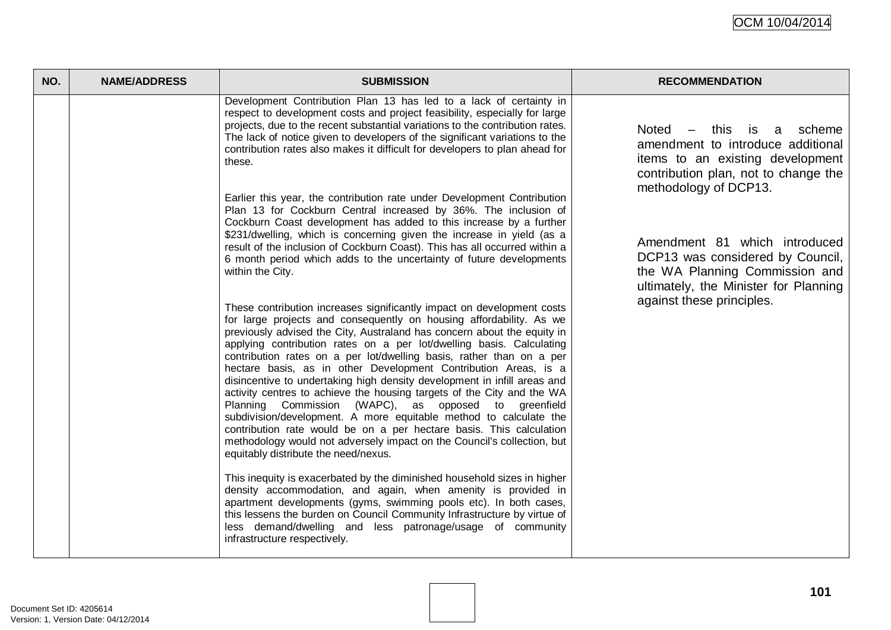| NO. | NAME/ADDRESS | SUBMISSION | RECOMMENDATION |
|---|---|---|---|
| | | Development Contribution Plan 13 has led to a lack of certainty in respect to development costs and project feasibility, especially for large projects, due to the recent substantial variations to the contribution rates. The lack of notice given to developers of the significant variations to the contribution rates also makes it difficult for developers to plan ahead for these.<br><br>Earlier this year, the contribution rate under Development Contribution Plan 13 for Cockburn Central increased by 36%. The inclusion of Cockburn Coast development has added to this increase by a further $231/dwelling, which is concerning given the increase in yield (as a result of the inclusion of Cockburn Coast). This has all occurred within a 6 month period which adds to the uncertainty of future developments within the City.<br><br>These contribution increases significantly impact on development costs for large projects and consequently on housing affordability. As we previously advised the City, Australand has concern about the equity in applying contribution rates on a per lot/dwelling basis. Calculating contribution rates on a per lot/dwelling basis, rather than on a per hectare basis, as in other Development Contribution Areas, is a disincentive to undertaking high density development in infill areas and activity centres to achieve the housing targets of the City and the WA Planning Commission (WAPC), as opposed to greenfield subdivision/development. A more equitable method to calculate the contribution rate would be on a per hectare basis. This calculation methodology would not adversely impact on the Council's collection, but equitably distribute the need/nexus.<br><br>This inequity is exacerbated by the diminished household sizes in higher density accommodation, and again, when amenity is provided in apartment developments (gyms, swimming pools etc). In both cases, this lessens the burden on Council Community Infrastructure by virtue of less demand/dwelling and less patronage/usage of community infrastructure respectively. | Noted – this is a scheme amendment to introduce additional items to an existing development contribution plan, not to change the methodology of DCP13.<br><br>Amendment 81 which introduced DCP13 was considered by Council, the WA Planning Commission and ultimately, the Minister for Planning against these principles. |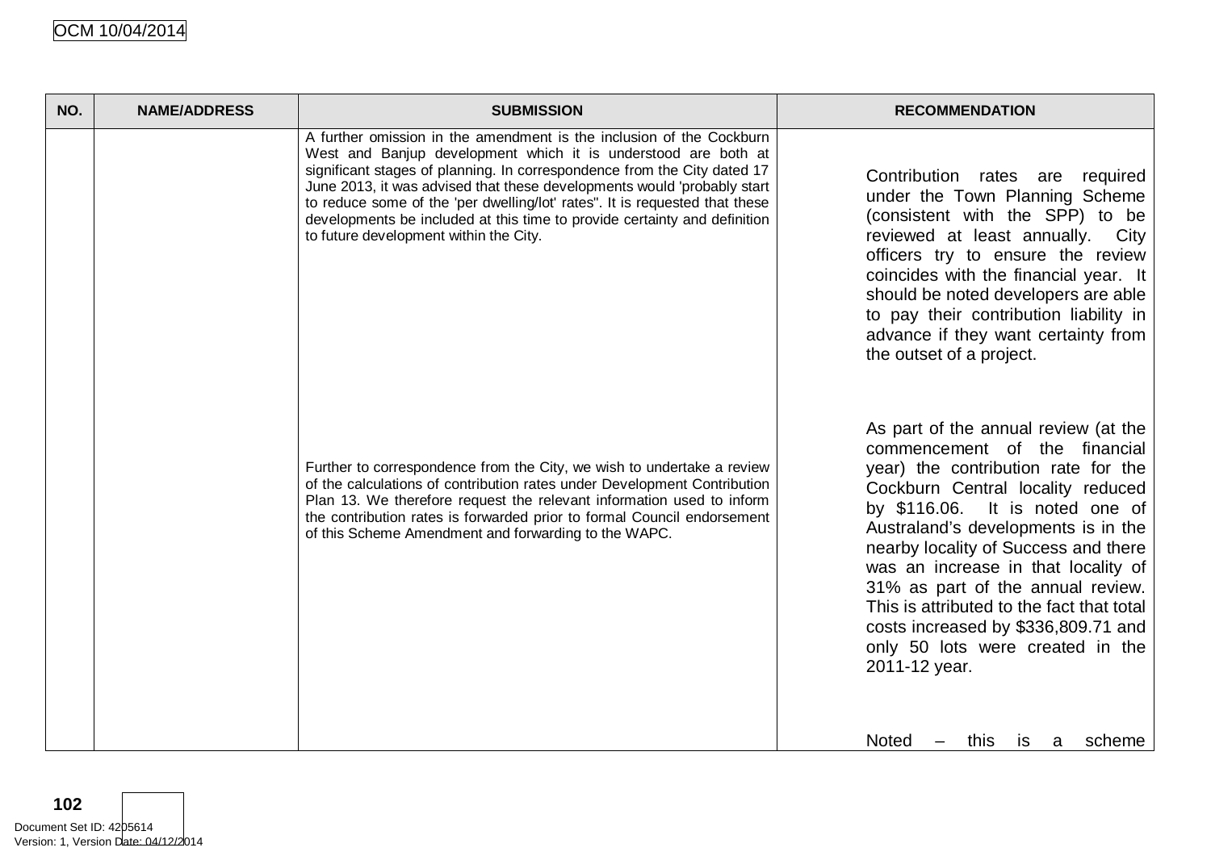| NO. | NAME/ADDRESS | SUBMISSION | RECOMMENDATION |
|---|---|---|---|
| | | A further omission in the amendment is the inclusion of the Cockburn West and Banjup development which it is understood are both at significant stages of planning. In correspondence from the City dated 17 June 2013, it was advised that these developments would 'probably start to reduce some of the 'per dwelling/lot' rates". It is requested that these developments be included at this time to provide certainty and definition to future development within the City. | Contribution rates are required under the Town Planning Scheme (consistent with the SPP) to be reviewed at least annually. City officers try to ensure the review coincides with the financial year. It should be noted developers are able to pay their contribution liability in advance if they want certainty from the outset of a project. |
| | | | As part of the annual review (at the commencement of the financial year) the contribution rate for the Cockburn Central locality reduced by $116.06. It is noted one of Australand's developments is in the nearby locality of Success and there was an increase in that locality of 31% as part of the annual review. This is attributed to the fact that total costs increased by $336,809.71 and only 50 lots were created in the 2011-12 year. |
| | | Further to correspondence from the City, we wish to undertake a review of the calculations of contribution rates under Development Contribution Plan 13. We therefore request the relevant information used to inform the contribution rates is forwarded prior to formal Council endorsement of this Scheme Amendment and forwarding to the WAPC. | Noted – this is a scheme |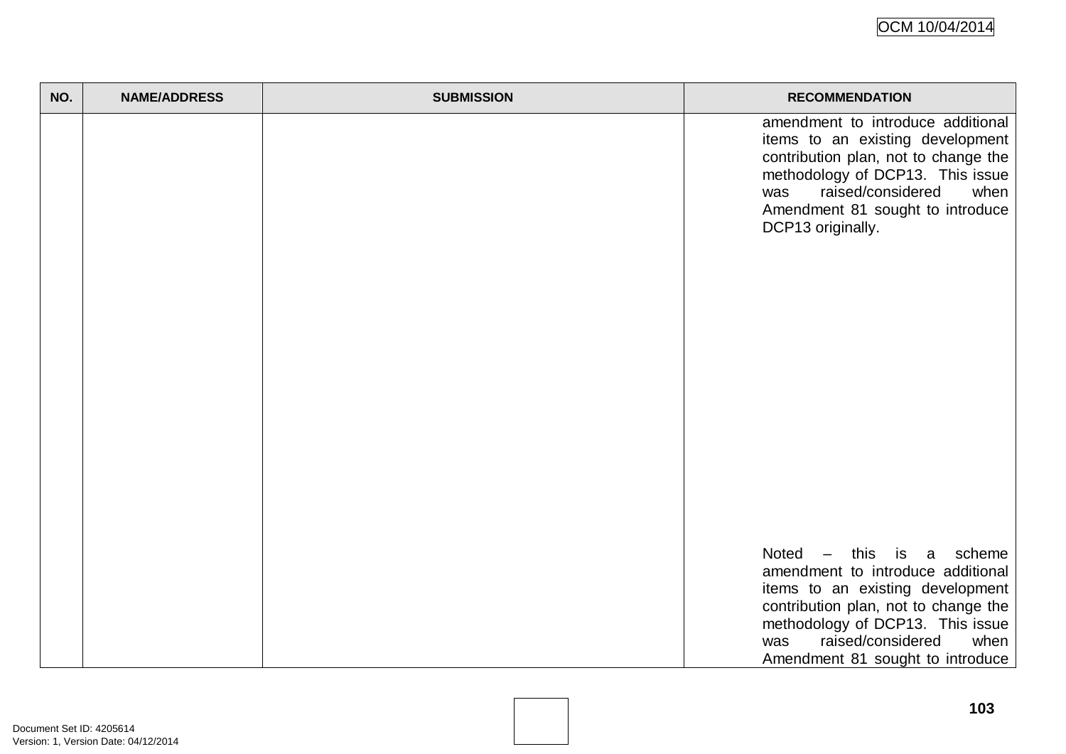| NO. | NAME/ADDRESS | SUBMISSION | RECOMMENDATION |
|---|---|---|---|
| | | | amendment to introduce additional items to an existing development contribution plan, not to change the methodology of DCP13. This issue was raised/considered when Amendment 81 sought to introduce DCP13 originally. |
| | | | Noted – this is a scheme amendment to introduce additional items to an existing development contribution plan, not to change the methodology of DCP13. This issue was raised/considered when Amendment 81 sought to introduce |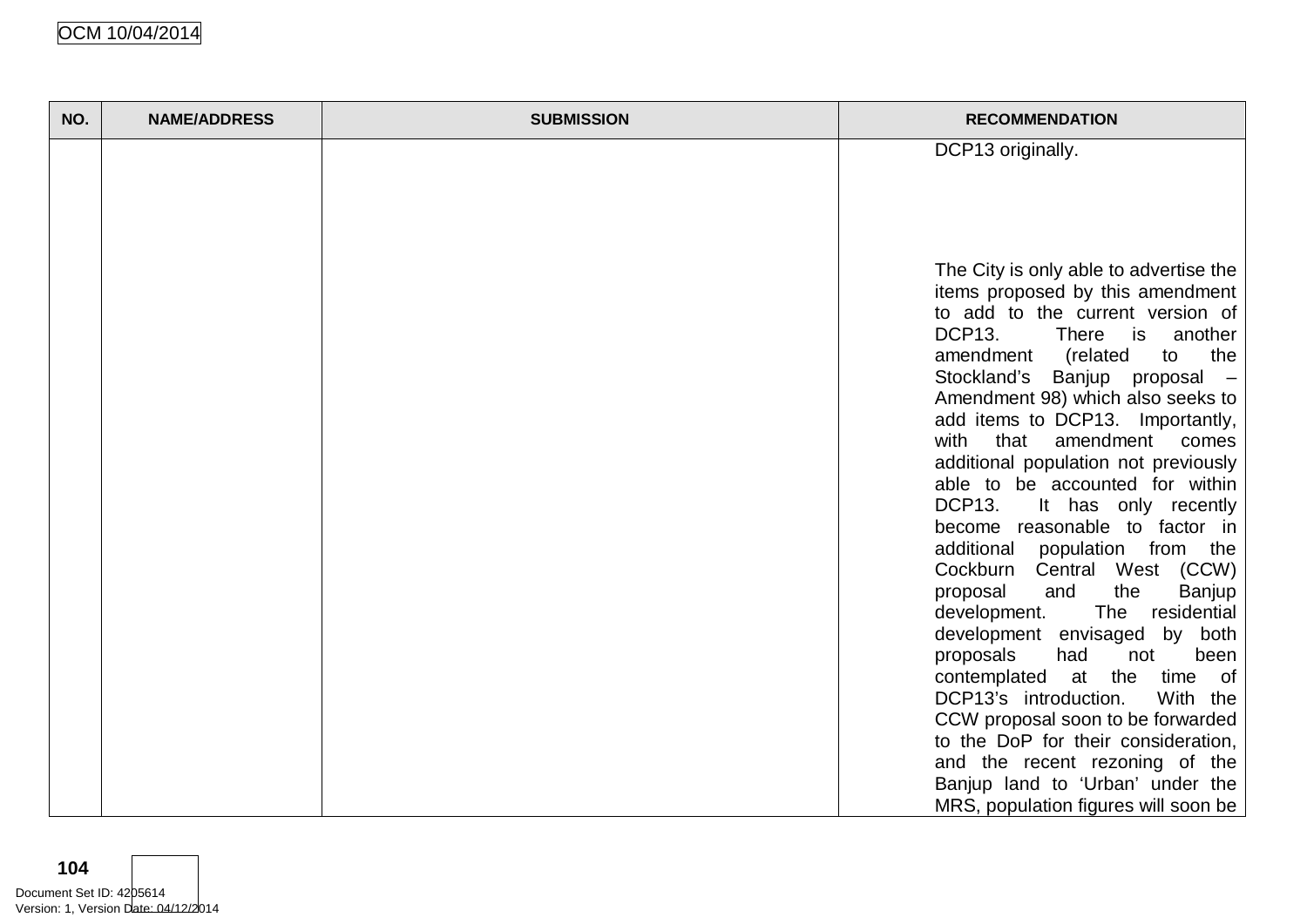| NO. | NAME/ADDRESS | SUBMISSION | RECOMMENDATION |
|---|---|---|---|
| | | | DCP13 originally.<br><br>The City is only able to advertise the items proposed by this amendment to add to the current version of DCP13. There is another amendment (related to the Stockland's Banjup proposal – Amendment 98) which also seeks to add items to DCP13. Importantly, with that amendment comes additional population not previously able to be accounted for within DCP13. It has only recently become reasonable to factor in additional population from the Cockburn Central West (CCW) proposal and the Banjup development. The residential development envisaged by both proposals had not been contemplated at the time of DCP13's introduction. With the CCW proposal soon to be forwarded to the DoP for their consideration, and the recent rezoning of the Banjup land to 'Urban' under the MRS, population figures will soon be |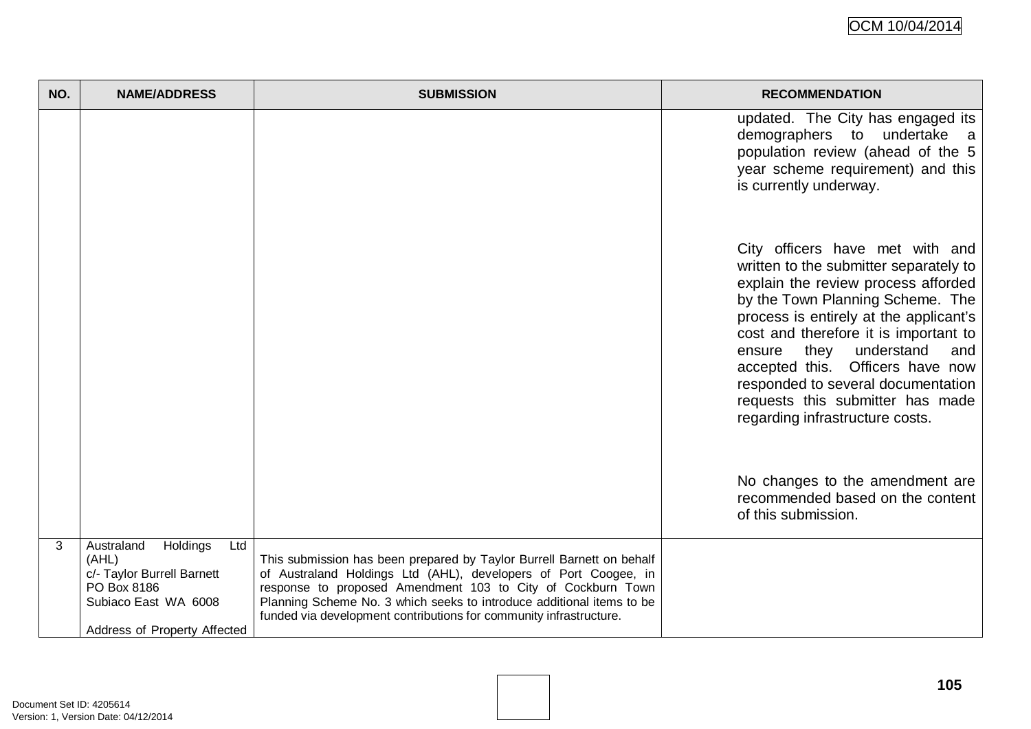| NO. | NAME/ADDRESS | SUBMISSION | RECOMMENDATION |
|---|---|---|---|
| | | | updated. The City has engaged its demographers to undertake a population review (ahead of the 5 year scheme requirement) and this is currently underway.<br><br>City officers have met with and written to the submitter separately to explain the review process afforded by the Town Planning Scheme. The process is entirely at the applicant's cost and therefore it is important to ensure they understand and accepted this. Officers have now responded to several documentation requests this submitter has made regarding infrastructure costs.<br><br>No changes to the amendment are recommended based on the content of this submission. |
| 3 | Australand Holdings Ltd (AHL)<br>c/- Taylor Burrell Barnett<br>PO Box 8186<br>Subiaco East WA 6008<br><br>Address of Property Affected | This submission has been prepared by Taylor Burrell Barnett on behalf of Australand Holdings Ltd (AHL), developers of Port Coogee, in response to proposed Amendment 103 to City of Cockburn Town Planning Scheme No. 3 which seeks to introduce additional items to be funded via development contributions for community infrastructure. | |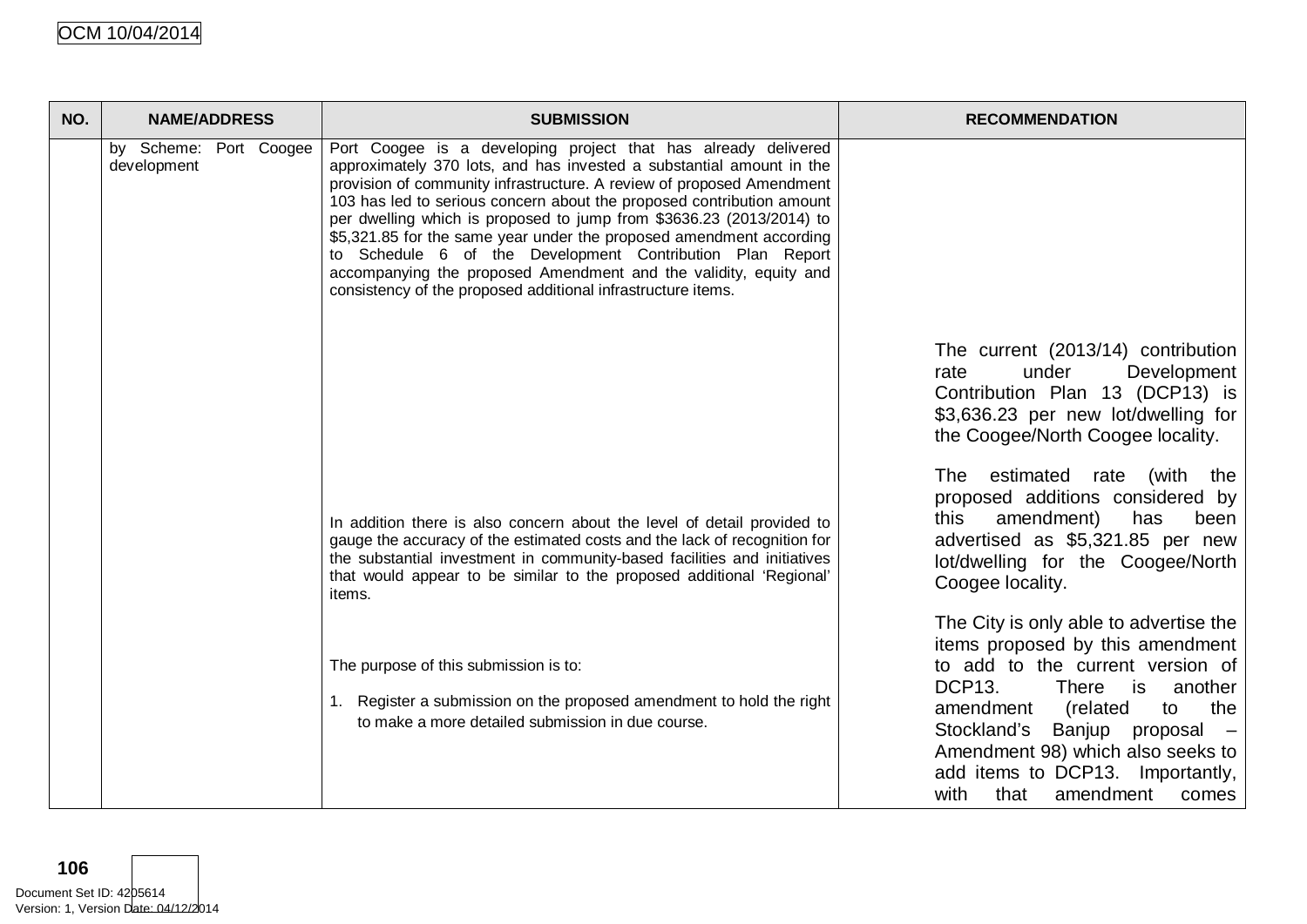| NO. | NAME/ADDRESS | SUBMISSION | RECOMMENDATION |
|---|---|---|---|
| | by Scheme: Port Coogee development | Port Coogee is a developing project that has already delivered approximately 370 lots, and has invested a substantial amount in the provision of community infrastructure. A review of proposed Amendment 103 has led to serious concern about the proposed contribution amount per dwelling which is proposed to jump from $3636.23 (2013/2014) to $5,321.85 for the same year under the proposed amendment according to Schedule 6 of the Development Contribution Plan Report accompanying the proposed Amendment and the validity, equity and consistency of the proposed additional infrastructure items.<br><br>In addition there is also concern about the level of detail provided to gauge the accuracy of the estimated costs and the lack of recognition for the substantial investment in community-based facilities and initiatives that would appear to be similar to the proposed additional 'Regional' items.<br><br>The purpose of this submission is to:<br><br>1. Register a submission on the proposed amendment to hold the right to make a more detailed submission in due course. | The current (2013/14) contribution rate under Development Contribution Plan 13 (DCP13) is $3,636.23 per new lot/dwelling for the Coogee/North Coogee locality.<br><br>The estimated rate (with the proposed additions considered by this amendment) has been advertised as $5,321.85 per new lot/dwelling for the Coogee/North Coogee locality.<br><br>The City is only able to advertise the items proposed by this amendment to add to the current version of DCP13. There is another amendment (related to the Stockland's Banjup proposal – Amendment 98) which also seeks to add items to DCP13. Importantly, with that amendment comes |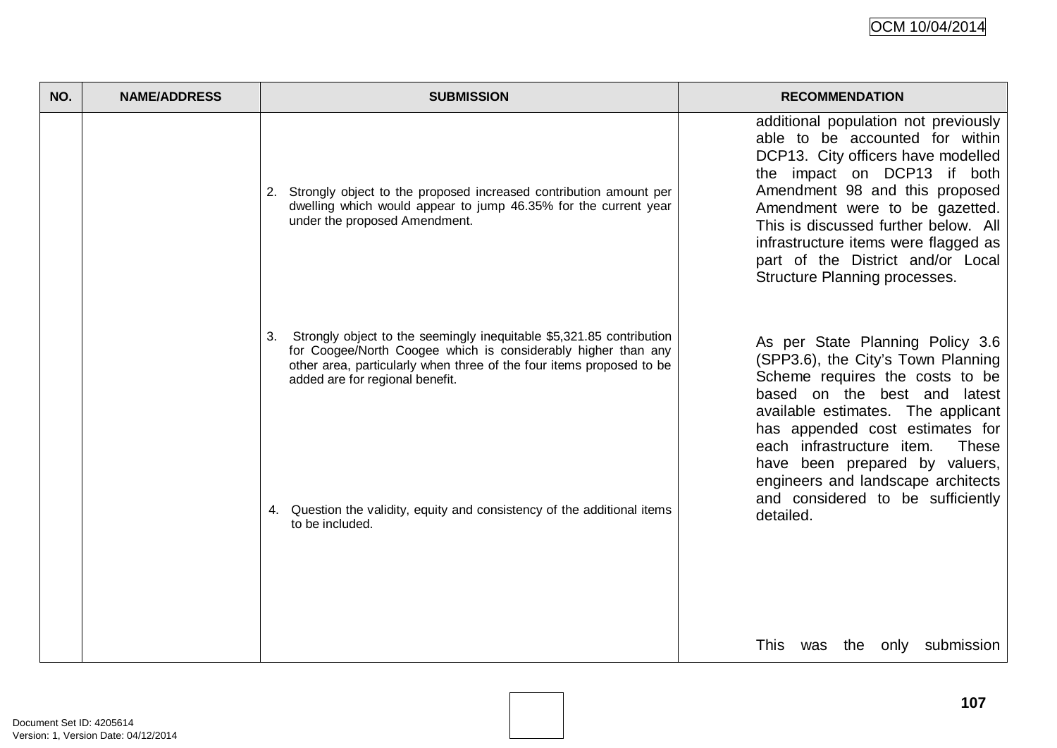| NO. | NAME/ADDRESS | SUBMISSION | RECOMMENDATION |
|---|---|---|---|
| | | 2. Strongly object to the proposed increased contribution amount per dwelling which would appear to jump 46.35% for the current year under the proposed Amendment.<br><br>3. Strongly object to the seemingly inequitable $5,321.85 contribution for Coogee/North Coogee which is considerably higher than any other area, particularly when three of the four items proposed to be added are for regional benefit.<br><br>4. Question the validity, equity and consistency of the additional items to be included. | additional population not previously able to be accounted for within DCP13. City officers have modelled the impact on DCP13 if both Amendment 98 and this proposed Amendment were to be gazetted. This is discussed further below. All infrastructure items were flagged as part of the District and/or Local Structure Planning processes.<br><br>As per State Planning Policy 3.6 (SPP3.6), the City's Town Planning Scheme requires the costs to be based on the best and latest available estimates. The applicant has appended cost estimates for each infrastructure item. These have been prepared by valuers, engineers and landscape architects and considered to be sufficiently detailed.<br><br>This was the only submission |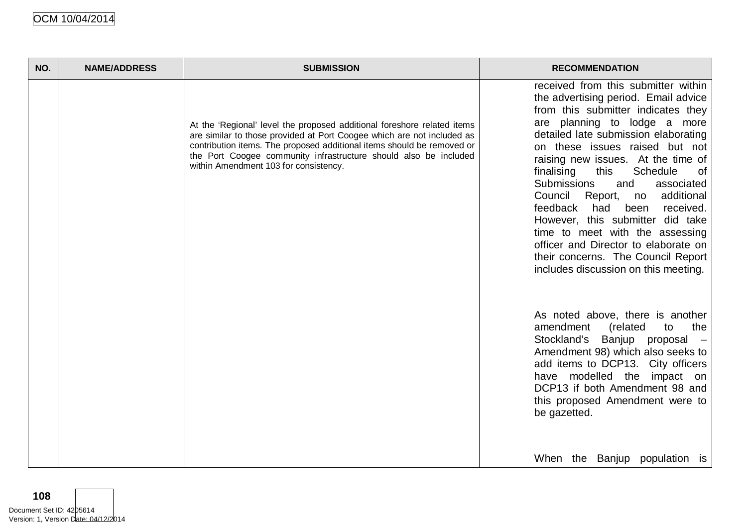| NO. | NAME/ADDRESS | SUBMISSION | RECOMMENDATION |
|---|---|---|---|
| | | At the 'Regional' level the proposed additional foreshore related items are similar to those provided at Port Coogee which are not included as contribution items. The proposed additional items should be removed or the Port Coogee community infrastructure should also be included within Amendment 103 for consistency. | received from this submitter within the advertising period. Email advice from this submitter indicates they are planning to lodge a more detailed late submission elaborating on these issues raised but not raising new issues. At the time of finalising this Schedule of Submissions and associated Council Report, no additional feedback had been received. However, this submitter did take time to meet with the assessing officer and Director to elaborate on their concerns. The Council Report includes discussion on this meeting.<br><br>As noted above, there is another amendment (related to the Stockland's Banjup proposal – Amendment 98) which also seeks to add items to DCP13. City officers have modelled the impact on DCP13 if both Amendment 98 and this proposed Amendment were to be gazetted.<br><br>When the Banjup population is |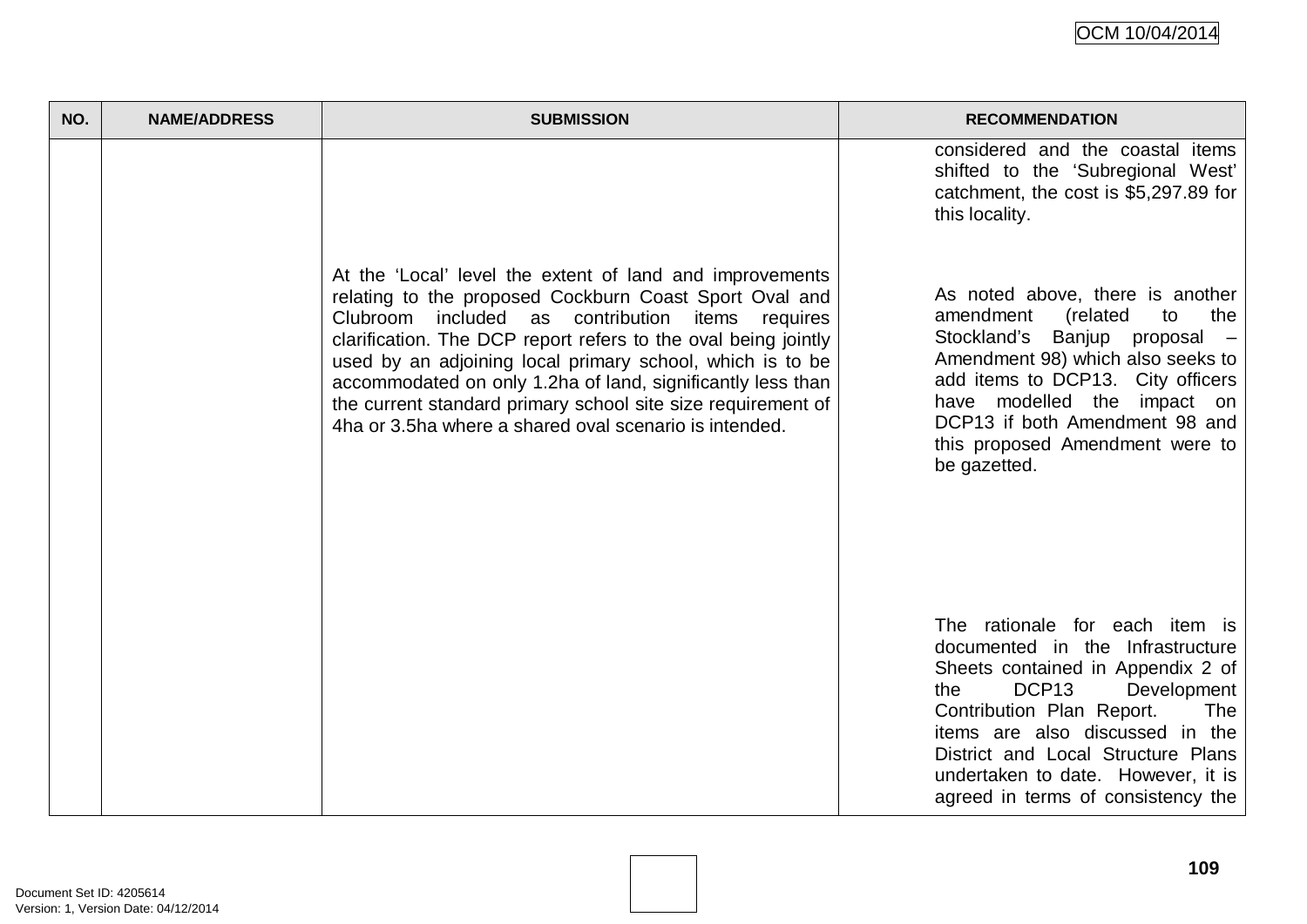| NO. | NAME/ADDRESS | SUBMISSION | RECOMMENDATION |
|---|---|---|---|
| | | | considered and the coastal items shifted to the 'Subregional West' catchment, the cost is $5,297.89 for this locality. |
| | | | As noted above, there is another amendment (related to the Stockland's Banjup proposal – Amendment 98) which also seeks to add items to DCP13. City officers have modelled the impact on DCP13 if both Amendment 98 and this proposed Amendment were to be gazetted. |
| | | At the 'Local' level the extent of land and improvements relating to the proposed Cockburn Coast Sport Oval and Clubroom included as contribution items requires clarification. The DCP report refers to the oval being jointly used by an adjoining local primary school, which is to be accommodated on only 1.2ha of land, significantly less than the current standard primary school site size requirement of 4ha or 3.5ha where a shared oval scenario is intended. | The rationale for each item is documented in the Infrastructure Sheets contained in Appendix 2 of the DCP13 Development Contribution Plan Report. The items are also discussed in the District and Local Structure Plans undertaken to date. However, it is agreed in terms of consistency the |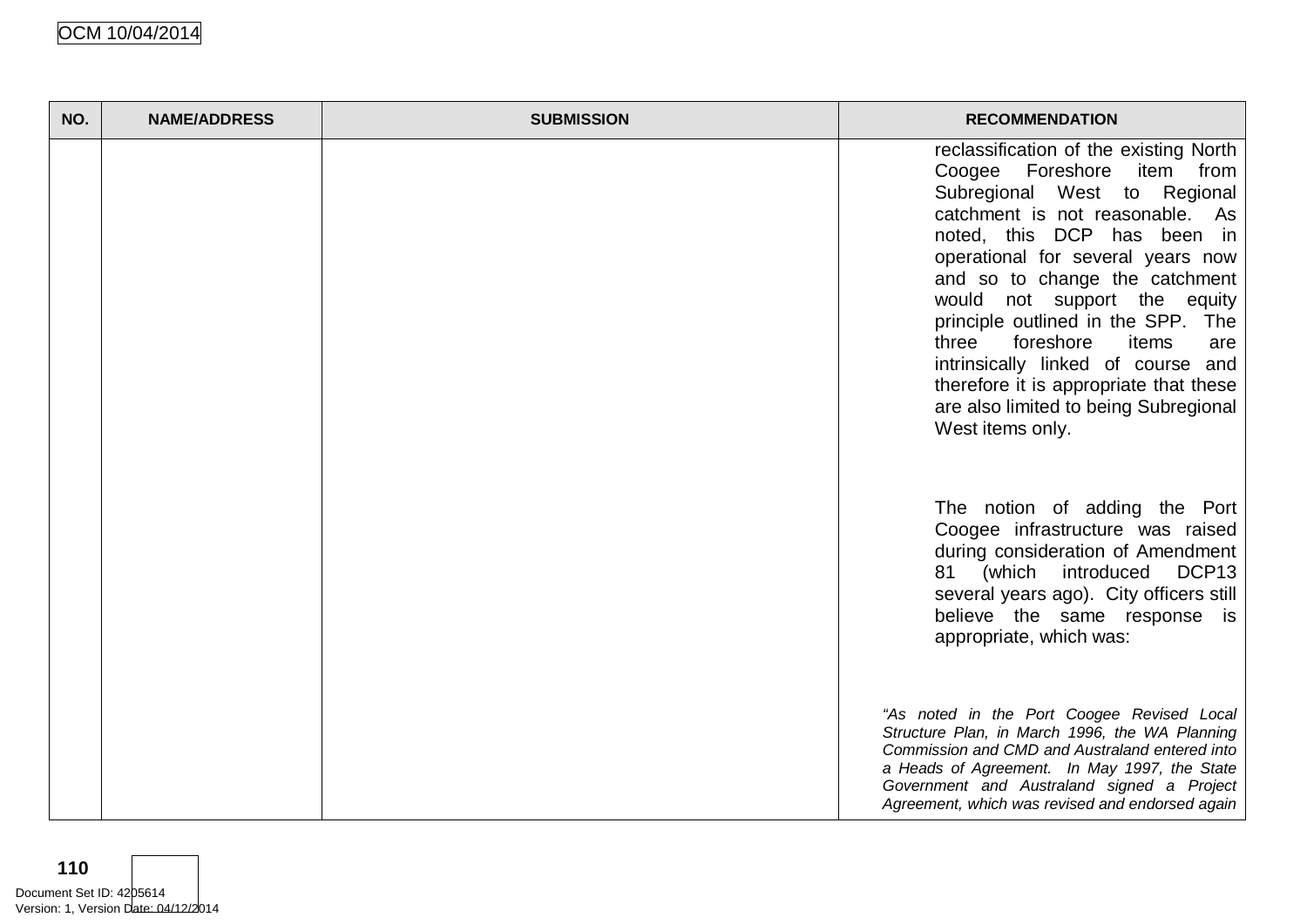| NO. | NAME/ADDRESS | SUBMISSION | RECOMMENDATION |
|---|---|---|---|
| | | | reclassification of the existing North Coogee Foreshore item from Subregional West to Regional catchment is not reasonable. As noted, this DCP has been in operational for several years now and so to change the catchment would not support the equity principle outlined in the SPP. The three foreshore items are intrinsically linked of course and therefore it is appropriate that these are also limited to being Subregional West items only.<br><br>The notion of adding the Port Coogee infrastructure was raised during consideration of Amendment 81 (which introduced DCP13 several years ago). City officers still believe the same response is appropriate, which was:<br><br>*"As noted in the Port Coogee Revised Local Structure Plan, in March 1996, the WA Planning Commission and CMD and Australand entered into a Heads of Agreement. In May 1997, the State Government and Australand signed a Project Agreement, which was revised and endorsed again* |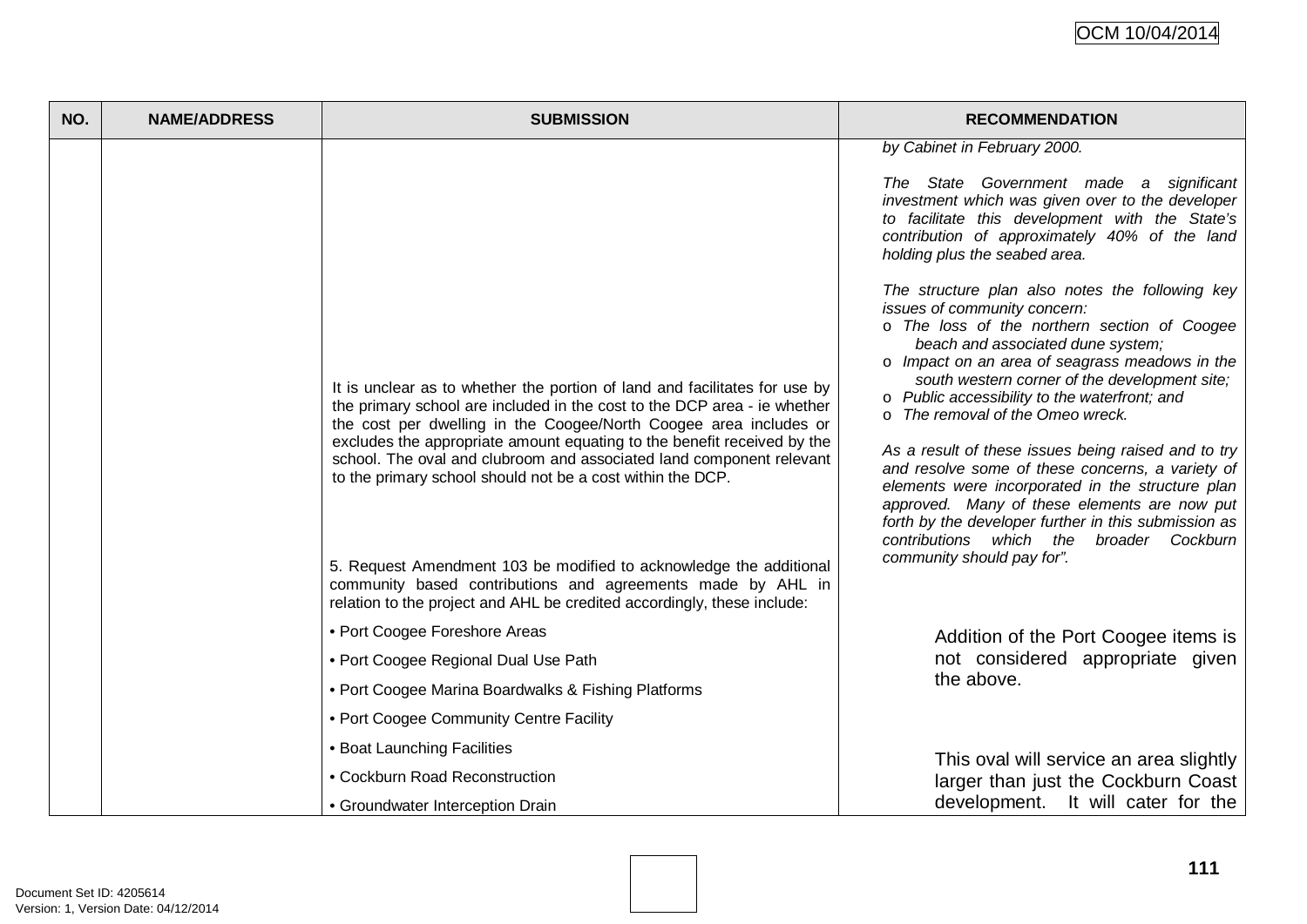| NO. | NAME/ADDRESS | SUBMISSION | RECOMMENDATION |
| --- | --- | --- | --- |
| | | It is unclear as to whether the portion of land and facilitates for use by the primary school are included in the cost to the DCP area - ie whether the cost per dwelling in the Coogee/North Coogee area includes or excludes the appropriate amount equating to the benefit received by the school. The oval and clubroom and associated land component relevant to the primary school should not be a cost within the DCP. | *by Cabinet in February 2000.*<br><br>*The State Government made a significant investment which was given over to the developer to facilitate this development with the State's contribution of approximately 40% of the land holding plus the seabed area.*<br><br>*The structure plan also notes the following key issues of community concern:*<br>o *The loss of the northern section of Coogee beach and associated dune system;*<br>o *Impact on an area of seagrass meadows in the south western corner of the development site;*<br>o *Public accessibility to the waterfront; and*<br>o *The removal of the Omeo wreck.*<br><br>*As a result of these issues being raised and to try and resolve some of these concerns, a variety of elements were incorporated in the structure plan approved. Many of these elements are now put forth by the developer further in this submission as contributions which the broader Cockburn community should pay for".* |
| | | 5. Request Amendment 103 be modified to acknowledge the additional community based contributions and agreements made by AHL in relation to the project and AHL be credited accordingly, these include:<br><br>• Port Coogee Foreshore Areas<br>• Port Coogee Regional Dual Use Path<br>• Port Coogee Marina Boardwalks & Fishing Platforms<br>• Port Coogee Community Centre Facility<br>• Boat Launching Facilities<br>• Cockburn Road Reconstruction<br>• Groundwater Interception Drain | Addition of the Port Coogee items is not considered appropriate given the above.<br><br>This oval will service an area slightly larger than just the Cockburn Coast development. It will cater for the |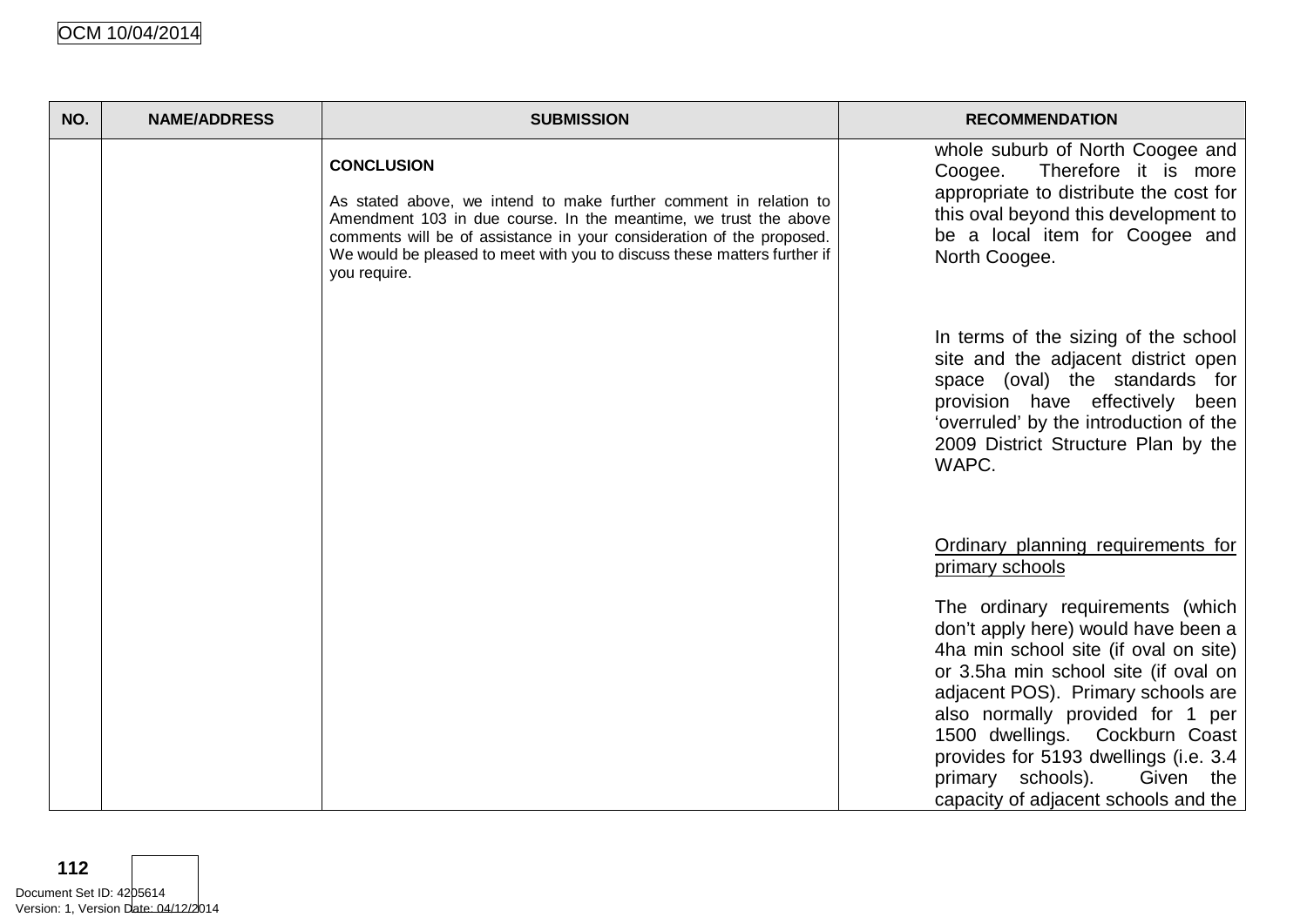| NO. | NAME/ADDRESS | SUBMISSION | RECOMMENDATION |
|---|---|---|---|
| | | **CONCLUSION**<br><br>As stated above, we intend to make further comment in relation to Amendment 103 in due course. In the meantime, we trust the above comments will be of assistance in your consideration of the proposed. We would be pleased to meet with you to discuss these matters further if you require. | whole suburb of North Coogee and Coogee. Therefore it is more appropriate to distribute the cost for this oval beyond this development to be a local item for Coogee and North Coogee.<br><br>In terms of the sizing of the school site and the adjacent district open space (oval) the standards for provision have effectively been 'overruled' by the introduction of the 2009 District Structure Plan by the WAPC.<br><br><u>Ordinary planning requirements for primary schools</u><br><br>The ordinary requirements (which don't apply here) would have been a 4ha min school site (if oval on site) or 3.5ha min school site (if oval on adjacent POS). Primary schools are also normally provided for 1 per 1500 dwellings. Cockburn Coast provides for 5193 dwellings (i.e. 3.4 primary schools). Given the capacity of adjacent schools and the |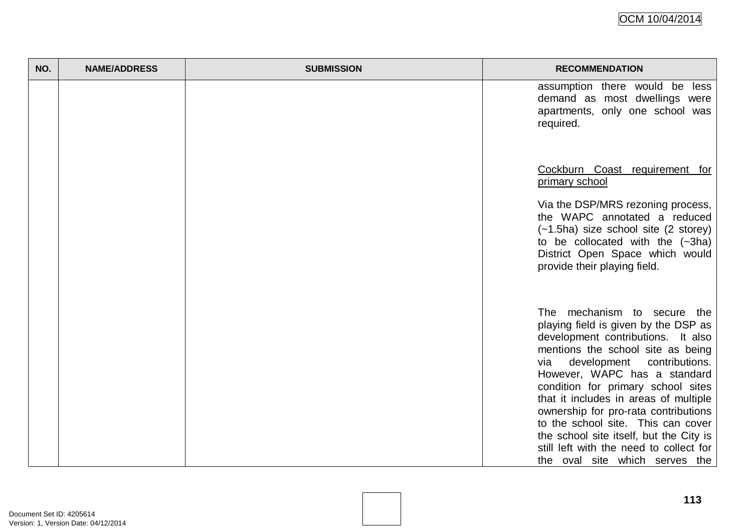| NO. | NAME/ADDRESS | SUBMISSION | RECOMMENDATION |
|---|---|---|---|
| | | | assumption there would be less demand as most dwellings were apartments, only one school was required.<br><br>Cockburn Coast requirement for primary school<br><br>Via the DSP/MRS rezoning process, the WAPC annotated a reduced (~1.5ha) size school site (2 storey) to be collocated with the (~3ha) District Open Space which would provide their playing field.<br><br>The mechanism to secure the playing field is given by the DSP as development contributions. It also mentions the school site as being via development contributions. However, WAPC has a standard condition for primary school sites that it includes in areas of multiple ownership for pro-rata contributions to the school site. This can cover the school site itself, but the City is still left with the need to collect for the oval site which serves the |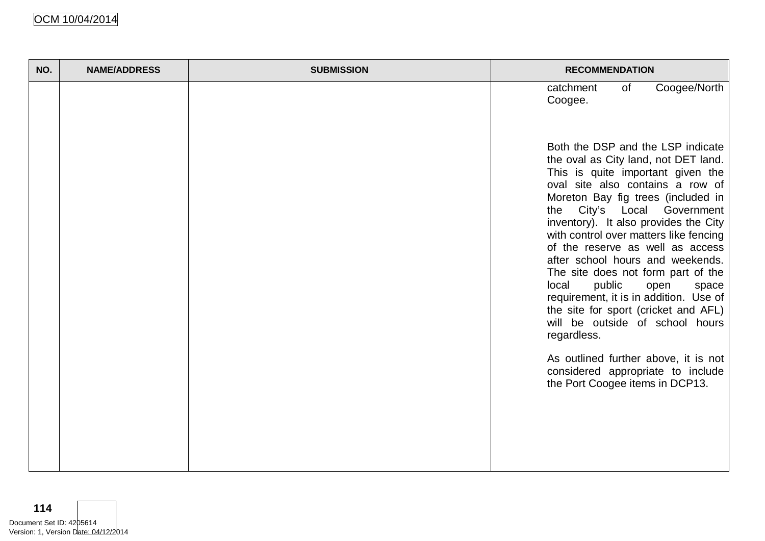| NO. | NAME/ADDRESS | SUBMISSION | RECOMMENDATION |
|---|---|---|---|
| | | | catchment of Coogee/North Coogee.<br><br>Both the DSP and the LSP indicate the oval as City land, not DET land. This is quite important given the oval site also contains a row of Moreton Bay fig trees (included in the City's Local Government inventory). It also provides the City with control over matters like fencing of the reserve as well as access after school hours and weekends. The site does not form part of the local public open space requirement, it is in addition. Use of the site for sport (cricket and AFL) will be outside of school hours regardless.<br><br>As outlined further above, it is not considered appropriate to include the Port Coogee items in DCP13. |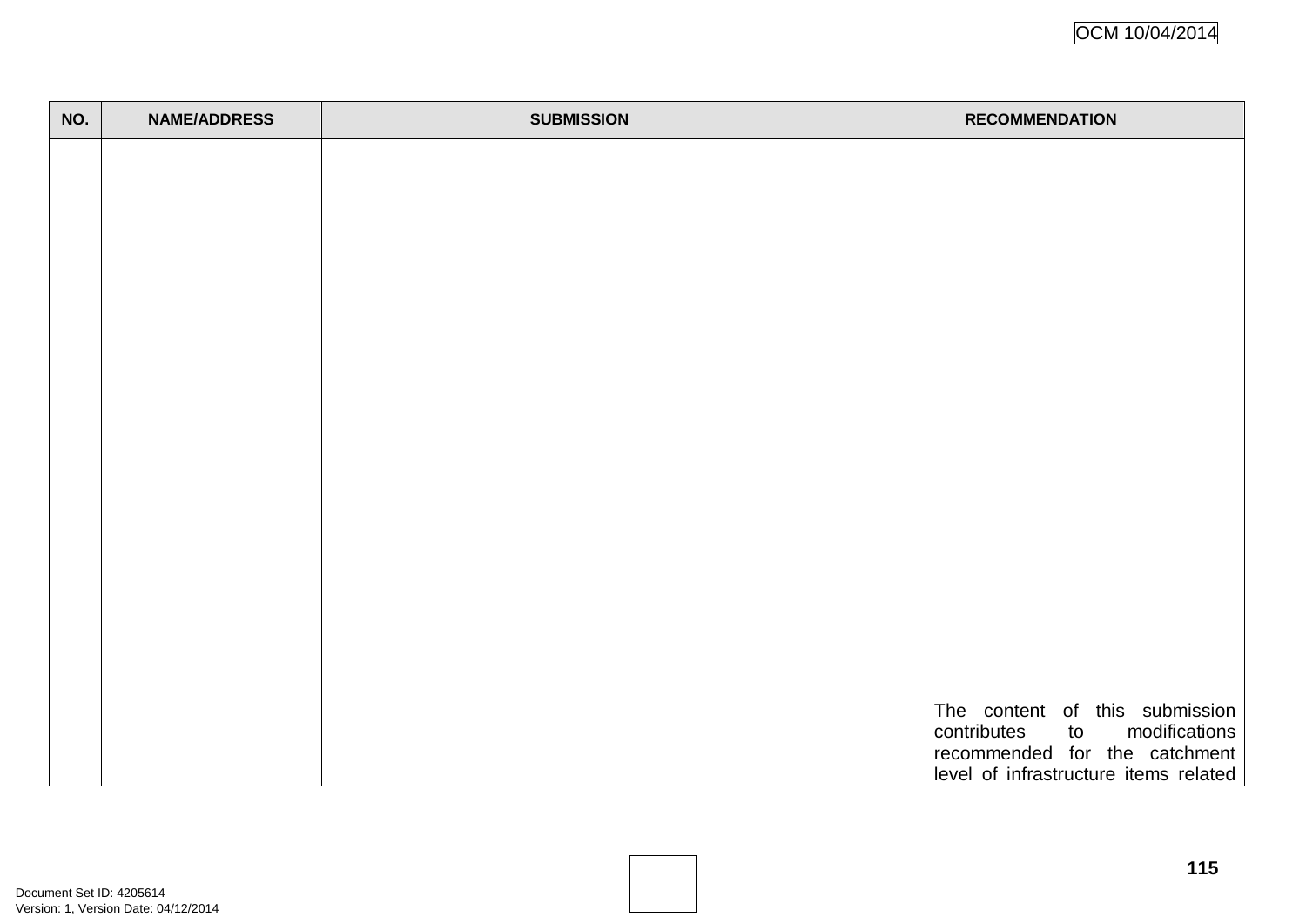| NO. | NAME/ADDRESS | SUBMISSION | RECOMMENDATION |
| --- | --- | --- | --- |
| | | | The content of this submission contributes to modifications recommended for the catchment level of infrastructure items related |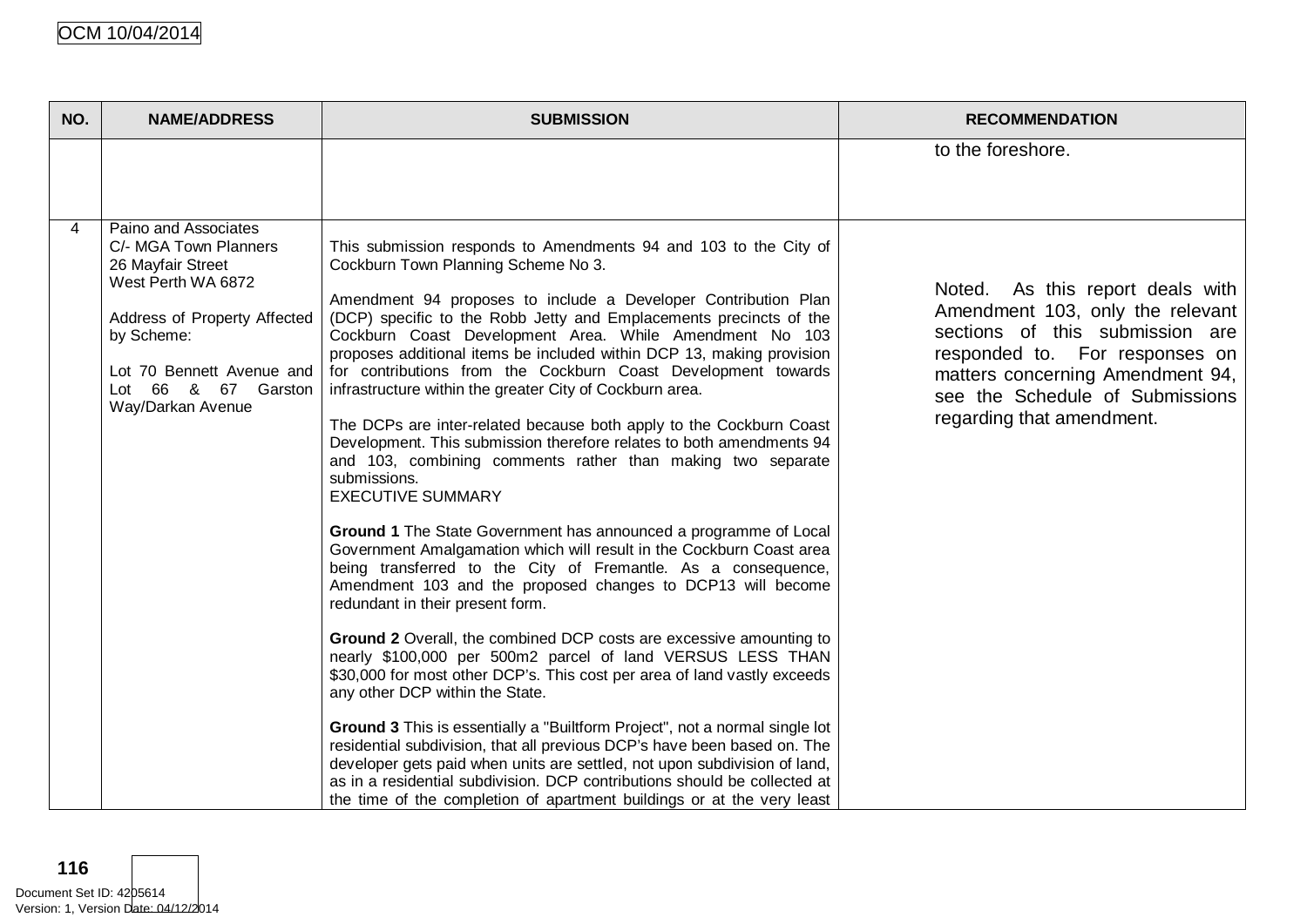| NO. | NAME/ADDRESS | SUBMISSION | RECOMMENDATION |
|---|---|---|---|
| | | | to the foreshore. |
| 4 | Paino and Associates<br>C/- MGA Town Planners<br>26 Mayfair Street<br>West Perth WA 6872<br><br>Address of Property Affected by Scheme:<br><br>Lot 70 Bennett Avenue and Lot 66 & 67 Garston Way/Darkan Avenue | This submission responds to Amendments 94 and 103 to the City of Cockburn Town Planning Scheme No 3.<br><br>Amendment 94 proposes to include a Developer Contribution Plan (DCP) specific to the Robb Jetty and Emplacements precincts of the Cockburn Coast Development Area. While Amendment No 103 proposes additional items be included within DCP 13, making provision for contributions from the Cockburn Coast Development towards infrastructure within the greater City of Cockburn area.<br><br>The DCPs are inter-related because both apply to the Cockburn Coast Development. This submission therefore relates to both amendments 94 and 103, combining comments rather than making two separate submissions.<br>EXECUTIVE SUMMARY<br><br>**Ground 1** The State Government has announced a programme of Local Government Amalgamation which will result in the Cockburn Coast area being transferred to the City of Fremantle. As a consequence, Amendment 103 and the proposed changes to DCP13 will become redundant in their present form.<br><br>**Ground 2** Overall, the combined DCP costs are excessive amounting to nearly $100,000 per 500m2 parcel of land VERSUS LESS THAN $30,000 for most other DCP's. This cost per area of land vastly exceeds any other DCP within the State.<br><br>**Ground 3** This is essentially a "Builtform Project", not a normal single lot residential subdivision, that all previous DCP's have been based on. The developer gets paid when units are settled, not upon subdivision of land, as in a residential subdivision. DCP contributions should be collected at the time of the completion of apartment buildings or at the very least | Noted. As this report deals with Amendment 103, only the relevant sections of this submission are responded to. For responses on matters concerning Amendment 94, see the Schedule of Submissions regarding that amendment. |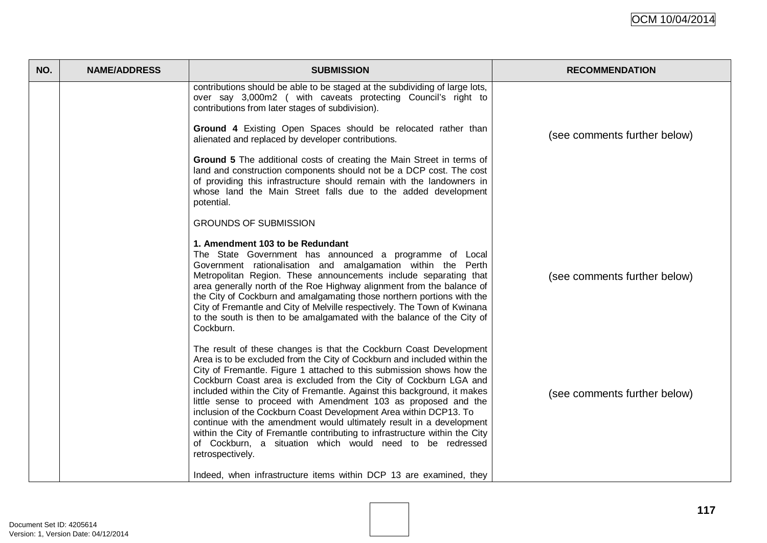| NO. | NAME/ADDRESS | SUBMISSION | RECOMMENDATION |
|---|---|---|---|
| | | contributions should be able to be staged at the subdividing of large lots, over say 3,000m2 ( with caveats protecting Council's right to contributions from later stages of subdivision).<br><br>**Ground 4** Existing Open Spaces should be relocated rather than alienated and replaced by developer contributions.<br><br>**Ground 5** The additional costs of creating the Main Street in terms of land and construction components should not be a DCP cost. The cost of providing this infrastructure should remain with the landowners in whose land the Main Street falls due to the added development potential.<br><br>GROUNDS OF SUBMISSION<br><br>**1. Amendment 103 to be Redundant**<br>The State Government has announced a programme of Local Government rationalisation and amalgamation within the Perth Metropolitan Region. These announcements include separating that area generally north of the Roe Highway alignment from the balance of the City of Cockburn and amalgamating those northern portions with the City of Fremantle and City of Melville respectively. The Town of Kwinana to the south is then to be amalgamated with the balance of the City of Cockburn.<br><br>The result of these changes is that the Cockburn Coast Development Area is to be excluded from the City of Cockburn and included within the City of Fremantle. Figure 1 attached to this submission shows how the Cockburn Coast area is excluded from the City of Cockburn LGA and included within the City of Fremantle. Against this background, it makes little sense to proceed with Amendment 103 as proposed and the inclusion of the Cockburn Coast Development Area within DCP13. To continue with the amendment would ultimately result in a development within the City of Fremantle contributing to infrastructure within the City of Cockburn, a situation which would need to be redressed retrospectively.<br><br>Indeed, when infrastructure items within DCP 13 are examined, they | (see comments further below)<br><br>(see comments further below)<br><br>(see comments further below) |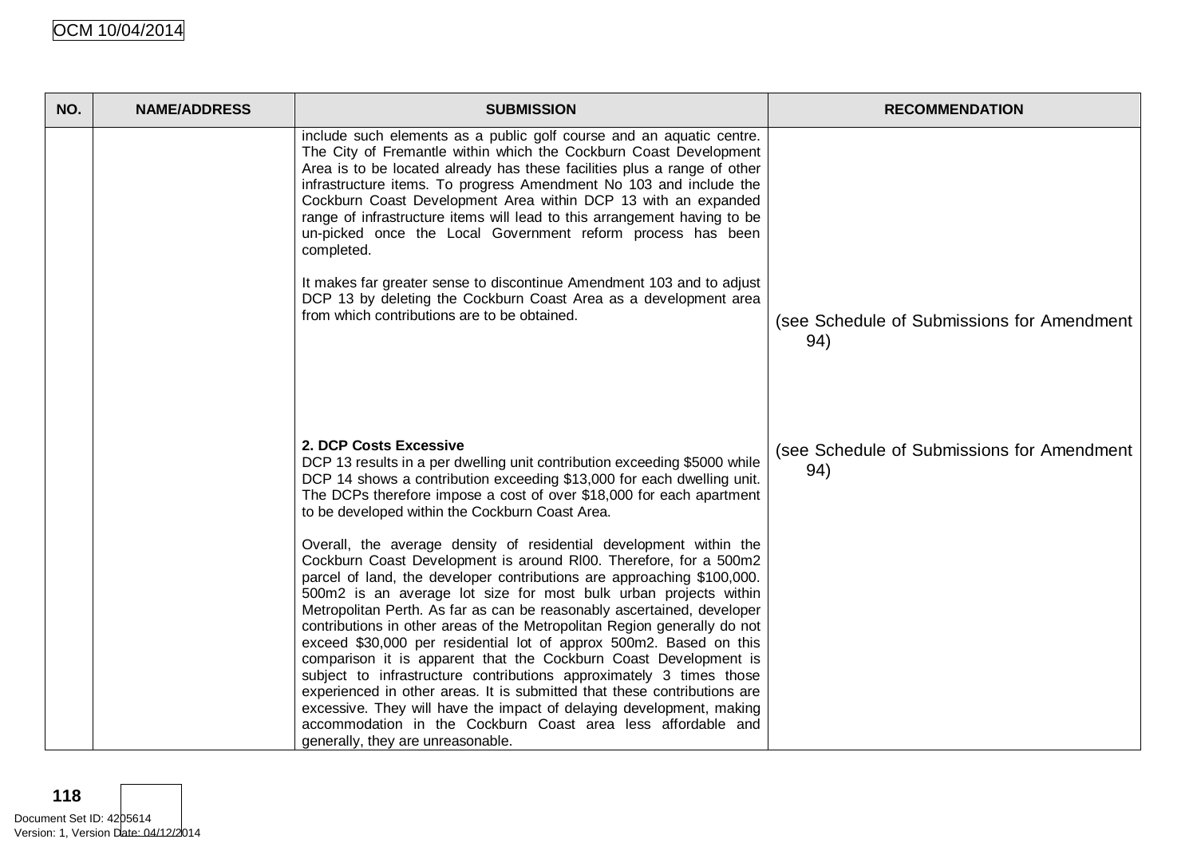| NO. | NAME/ADDRESS | SUBMISSION | RECOMMENDATION |
|---|---|---|---|
| | | include such elements as a public golf course and an aquatic centre. The City of Fremantle within which the Cockburn Coast Development Area is to be located already has these facilities plus a range of other infrastructure items. To progress Amendment No 103 and include the Cockburn Coast Development Area within DCP 13 with an expanded range of infrastructure items will lead to this arrangement having to be un-picked once the Local Government reform process has been completed.<br><br>It makes far greater sense to discontinue Amendment 103 and to adjust DCP 13 by deleting the Cockburn Coast Area as a development area from which contributions are to be obtained. | (see Schedule of Submissions for Amendment 94) |
| | | **2. DCP Costs Excessive**<br>DCP 13 results in a per dwelling unit contribution exceeding $5000 while DCP 14 shows a contribution exceeding $13,000 for each dwelling unit. The DCPs therefore impose a cost of over $18,000 for each apartment to be developed within the Cockburn Coast Area.<br><br>Overall, the average density of residential development within the Cockburn Coast Development is around Rl00. Therefore, for a 500m2 parcel of land, the developer contributions are approaching $100,000. 500m2 is an average lot size for most bulk urban projects within Metropolitan Perth. As far as can be reasonably ascertained, developer contributions in other areas of the Metropolitan Region generally do not exceed $30,000 per residential lot of approx 500m2. Based on this comparison it is apparent that the Cockburn Coast Development is subject to infrastructure contributions approximately 3 times those experienced in other areas. It is submitted that these contributions are excessive. They will have the impact of delaying development, making accommodation in the Cockburn Coast area less affordable and generally, they are unreasonable. | (see Schedule of Submissions for Amendment 94) |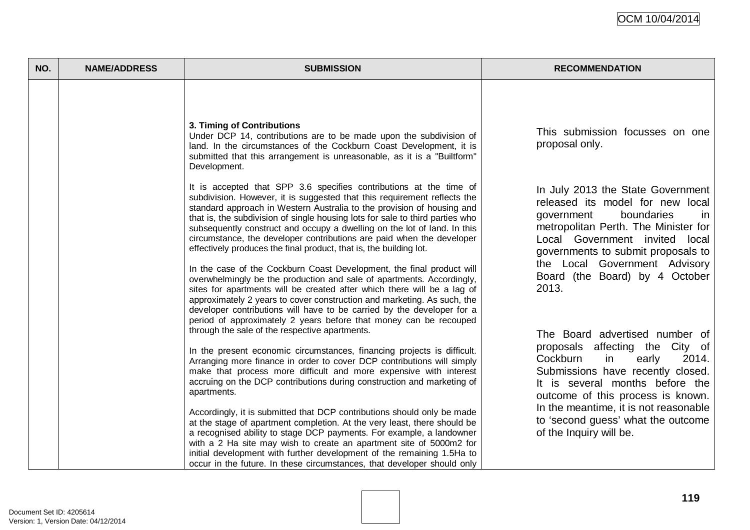| NO. | NAME/ADDRESS | SUBMISSION | RECOMMENDATION |
|---|---|---|---|
| | | **3. Timing of Contributions**<br>Under DCP 14, contributions are to be made upon the subdivision of land. In the circumstances of the Cockburn Coast Development, it is submitted that this arrangement is unreasonable, as it is a "Builtform" Development.<br><br>It is accepted that SPP 3.6 specifies contributions at the time of subdivision. However, it is suggested that this requirement reflects the standard approach in Western Australia to the provision of housing and that is, the subdivision of single housing lots for sale to third parties who subsequently construct and occupy a dwelling on the lot of land. In this circumstance, the developer contributions are paid when the developer effectively produces the final product, that is, the building lot.<br><br>In the case of the Cockburn Coast Development, the final product will overwhelmingly be the production and sale of apartments. Accordingly, sites for apartments will be created after which there will be a lag of approximately 2 years to cover construction and marketing. As such, the developer contributions will have to be carried by the developer for a period of approximately 2 years before that money can be recouped through the sale of the respective apartments.<br><br>In the present economic circumstances, financing projects is difficult. Arranging more finance in order to cover DCP contributions will simply make that process more difficult and more expensive with interest accruing on the DCP contributions during construction and marketing of apartments.<br><br>Accordingly, it is submitted that DCP contributions should only be made at the stage of apartment completion. At the very least, there should be a recognised ability to stage DCP payments. For example, a landowner with a 2 Ha site may wish to create an apartment site of 5000m2 for initial development with further development of the remaining 1.5Ha to occur in the future. In these circumstances, that developer should only | This submission focusses on one proposal only.<br><br>In July 2013 the State Government released its model for new local government boundaries in metropolitan Perth. The Minister for Local Government invited local governments to submit proposals to the Local Government Advisory Board (the Board) by 4 October 2013.<br><br>The Board advertised number of proposals affecting the City of Cockburn in early 2014. Submissions have recently closed. It is several months before the outcome of this process is known. In the meantime, it is not reasonable to 'second guess' what the outcome of the Inquiry will be. |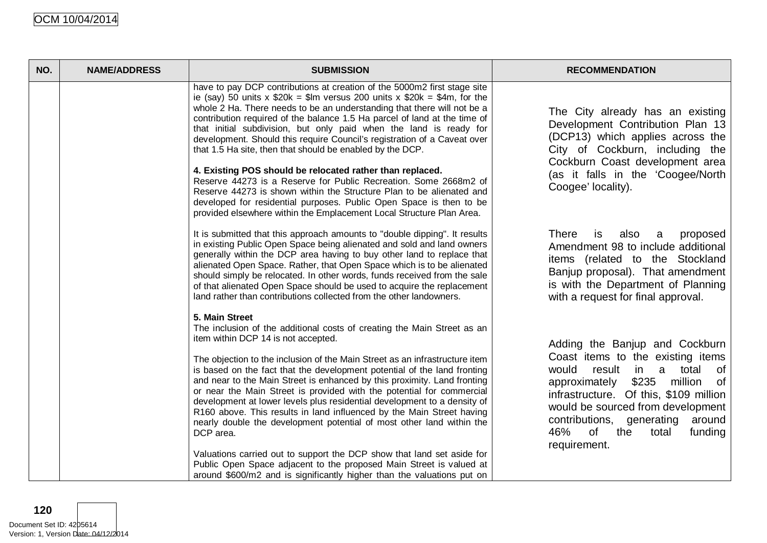| NO. | NAME/ADDRESS | SUBMISSION | RECOMMENDATION |
|---|---|---|---|
| | | have to pay DCP contributions at creation of the 5000m2 first stage site ie (say) 50 units x $20k = $lm versus 200 units x $20k = $4m, for the whole 2 Ha. There needs to be an understanding that there will not be a contribution required of the balance 1.5 Ha parcel of land at the time of that initial subdivision, but only paid when the land is ready for development. Should this require Council's registration of a Caveat over that 1.5 Ha site, then that should be enabled by the DCP.<br><br>**4. Existing POS should be relocated rather than replaced.**<br>Reserve 44273 is a Reserve for Public Recreation. Some 2668m2 of Reserve 44273 is shown within the Structure Plan to be alienated and developed for residential purposes. Public Open Space is then to be provided elsewhere within the Emplacement Local Structure Plan Area.<br><br>It is submitted that this approach amounts to "double dipping". It results in existing Public Open Space being alienated and sold and land owners generally within the DCP area having to buy other land to replace that alienated Open Space. Rather, that Open Space which is to be alienated should simply be relocated. In other words, funds received from the sale of that alienated Open Space should be used to acquire the replacement land rather than contributions collected from the other landowners.<br><br>**5. Main Street**<br>The inclusion of the additional costs of creating the Main Street as an item within DCP 14 is not accepted.<br><br>The objection to the inclusion of the Main Street as an infrastructure item is based on the fact that the development potential of the land fronting and near to the Main Street is enhanced by this proximity. Land fronting or near the Main Street is provided with the potential for commercial development at lower levels plus residential development to a density of R160 above. This results in land influenced by the Main Street having nearly double the development potential of most other land within the DCP area.<br><br>Valuations carried out to support the DCP show that land set aside for Public Open Space adjacent to the proposed Main Street is valued at around $600/m2 and is significantly higher than the valuations put on | The City already has an existing Development Contribution Plan 13 (DCP13) which applies across the City of Cockburn, including the Cockburn Coast development area (as it falls in the 'Coogee/North Coogee' locality).<br><br>There is also a proposed Amendment 98 to include additional items (related to the Stockland Banjup proposal). That amendment is with the Department of Planning with a request for final approval.<br><br>Adding the Banjup and Cockburn Coast items to the existing items would result in a total of approximately $235 million of infrastructure. Of this, $109 million would be sourced from development contributions, generating around 46% of the total funding requirement. |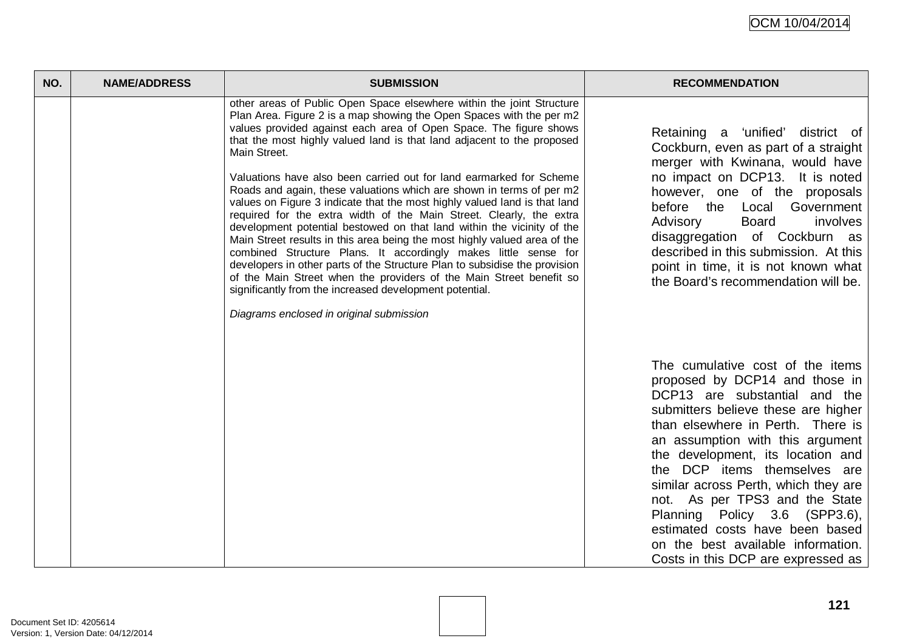| NO. | NAME/ADDRESS | SUBMISSION | RECOMMENDATION |
|---|---|---|---|
| | | other areas of Public Open Space elsewhere within the joint Structure Plan Area. Figure 2 is a map showing the Open Spaces with the per m2 values provided against each area of Open Space. The figure shows that the most highly valued land is that land adjacent to the proposed Main Street.<br><br>Valuations have also been carried out for land earmarked for Scheme Roads and again, these valuations which are shown in terms of per m2 values on Figure 3 indicate that the most highly valued land is that land required for the extra width of the Main Street. Clearly, the extra development potential bestowed on that land within the vicinity of the Main Street results in this area being the most highly valued area of the combined Structure Plans. It accordingly makes little sense for developers in other parts of the Structure Plan to subsidise the provision of the Main Street when the providers of the Main Street benefit so significantly from the increased development potential.<br><br>*Diagrams enclosed in original submission* | Retaining a 'unified' district of Cockburn, even as part of a straight merger with Kwinana, would have no impact on DCP13. It is noted however, one of the proposals before the Local Government Advisory Board involves disaggregation of Cockburn as described in this submission. At this point in time, it is not known what the Board's recommendation will be.<br><br>The cumulative cost of the items proposed by DCP14 and those in DCP13 are substantial and the submitters believe these are higher than elsewhere in Perth. There is an assumption with this argument the development, its location and the DCP items themselves are similar across Perth, which they are not. As per TPS3 and the State Planning Policy 3.6 (SPP3.6), estimated costs have been based on the best available information. Costs in this DCP are expressed as |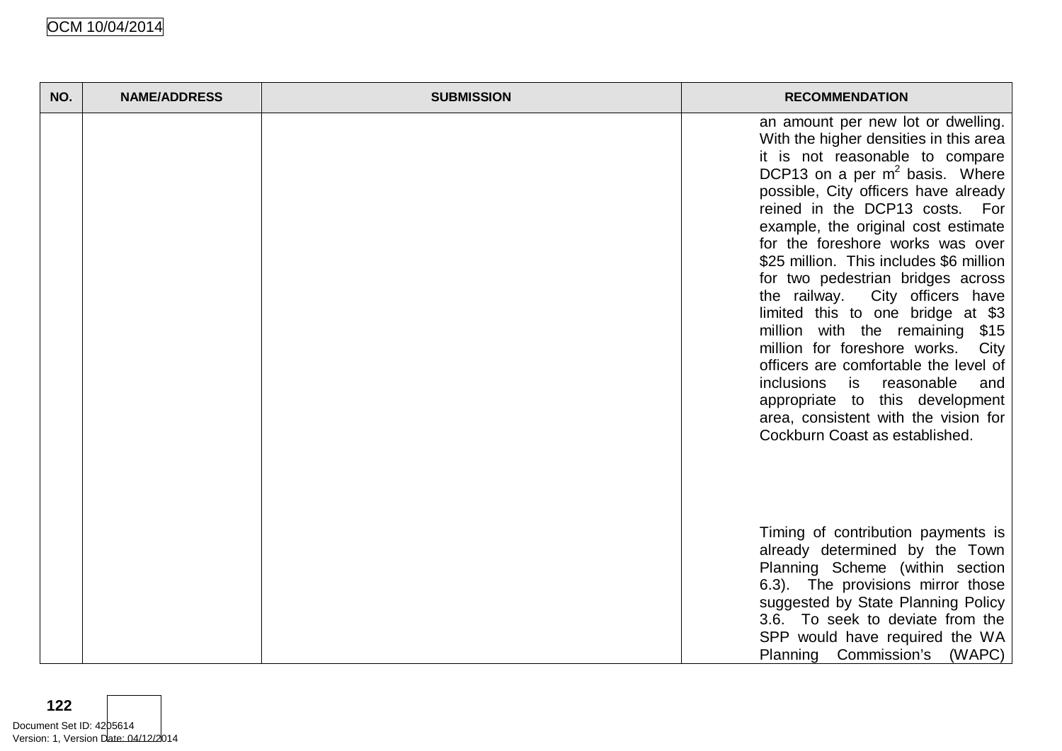| NO. | NAME/ADDRESS | SUBMISSION | RECOMMENDATION |
|---|---|---|---|
| | | | an amount per new lot or dwelling. With the higher densities in this area it is not reasonable to compare DCP13 on a per m$^2$ basis. Where possible, City officers have already reined in the DCP13 costs. For example, the original cost estimate for the foreshore works was over \$25 million. This includes \$6 million for two pedestrian bridges across the railway. City officers have limited this to one bridge at \$3 million with the remaining \$15 million for foreshore works. City officers are comfortable the level of inclusions is reasonable and appropriate to this development area, consistent with the vision for Cockburn Coast as established.<br><br>Timing of contribution payments is already determined by the Town Planning Scheme (within section 6.3). The provisions mirror those suggested by State Planning Policy 3.6. To seek to deviate from the SPP would have required the WA Planning Commission's (WAPC) |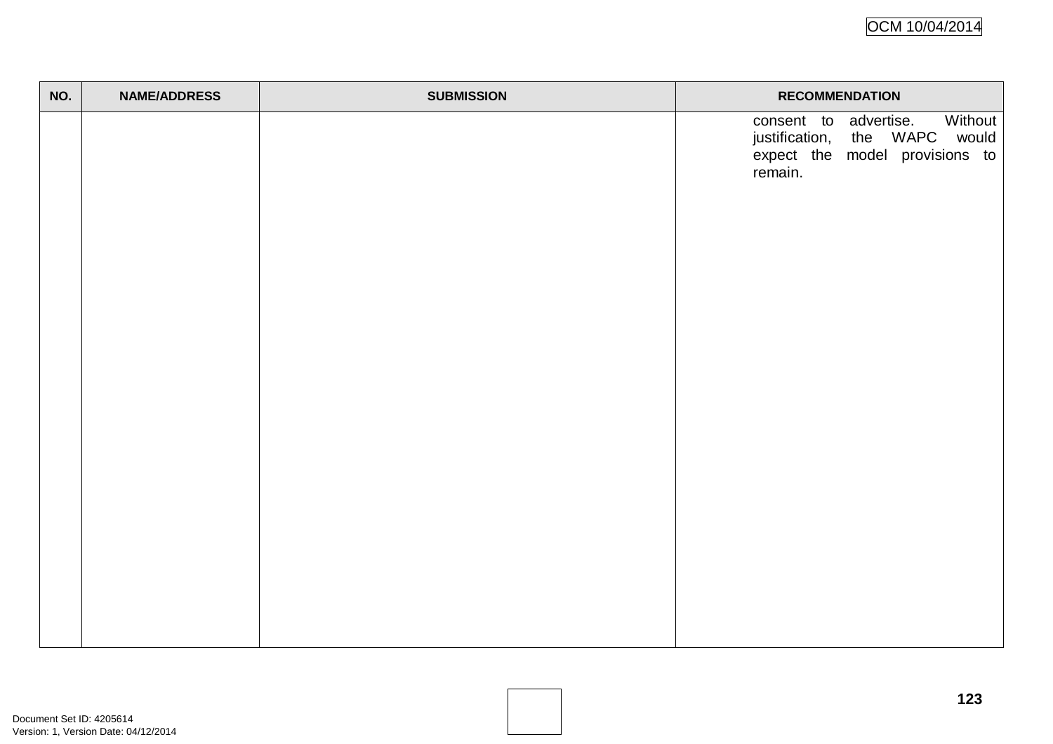| NO. | NAME/ADDRESS | SUBMISSION | RECOMMENDATION |
|---|---|---|---|
| | | | consent to advertise. Without justification, the WAPC would expect the model provisions to remain. |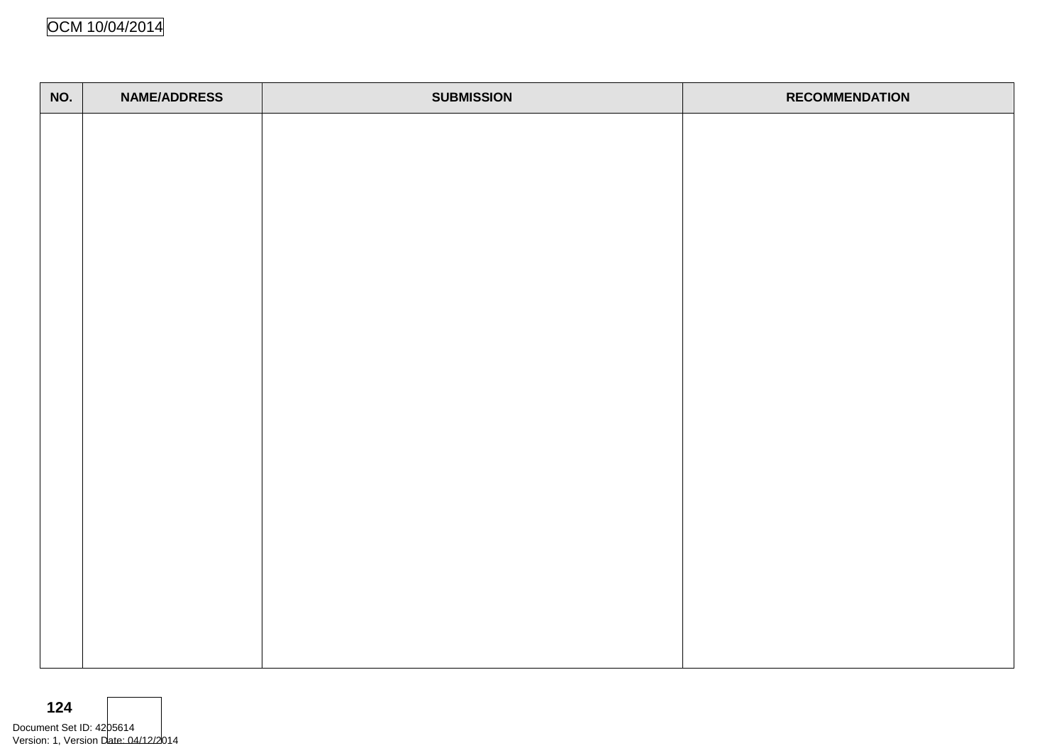| NO. | NAME/ADDRESS | SUBMISSION | RECOMMENDATION |
|---|---|---|---|
| | | | |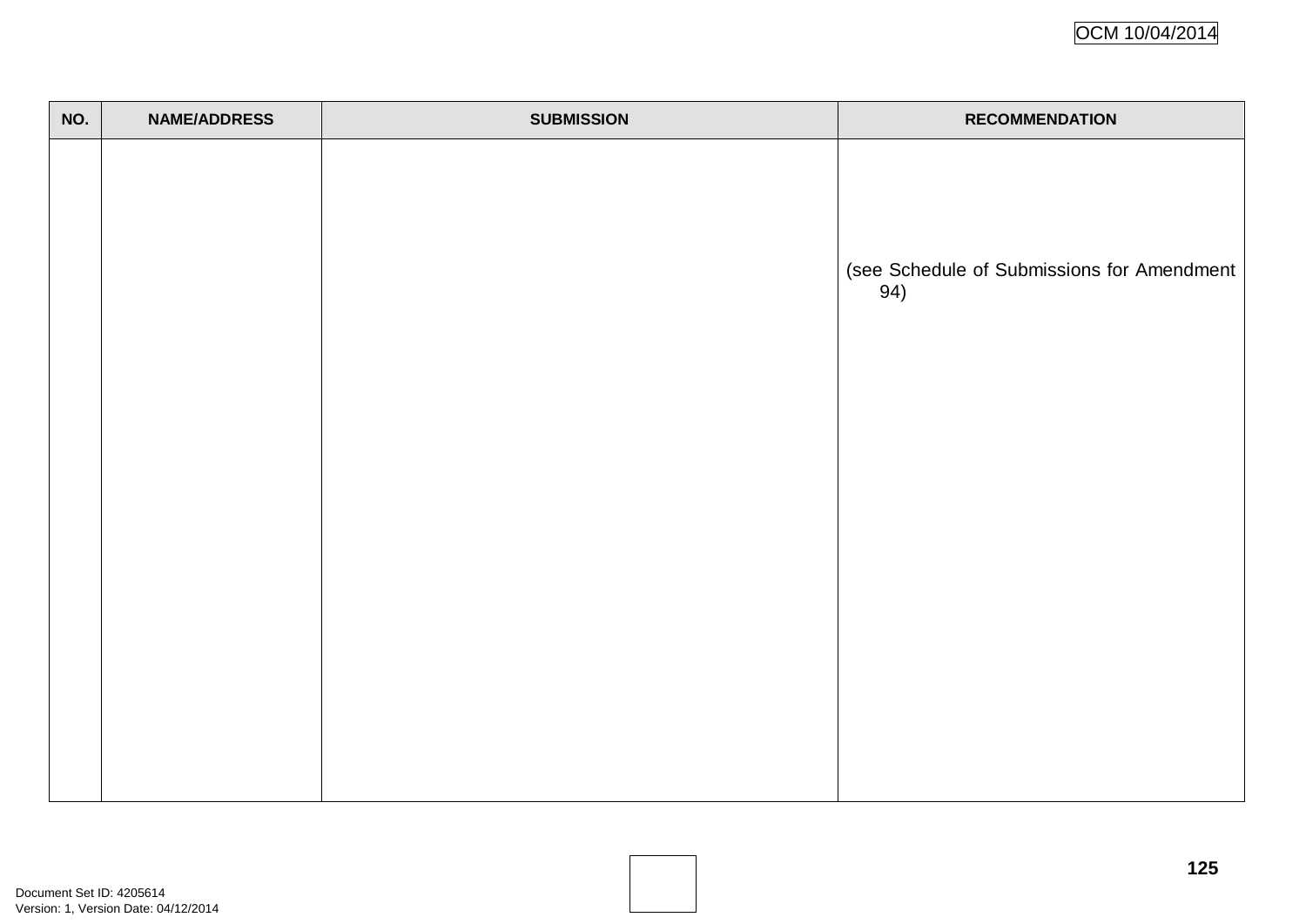| NO. | NAME/ADDRESS | SUBMISSION | RECOMMENDATION |
|---|---|---|---|
| | | | (see Schedule of Submissions for Amendment 94) |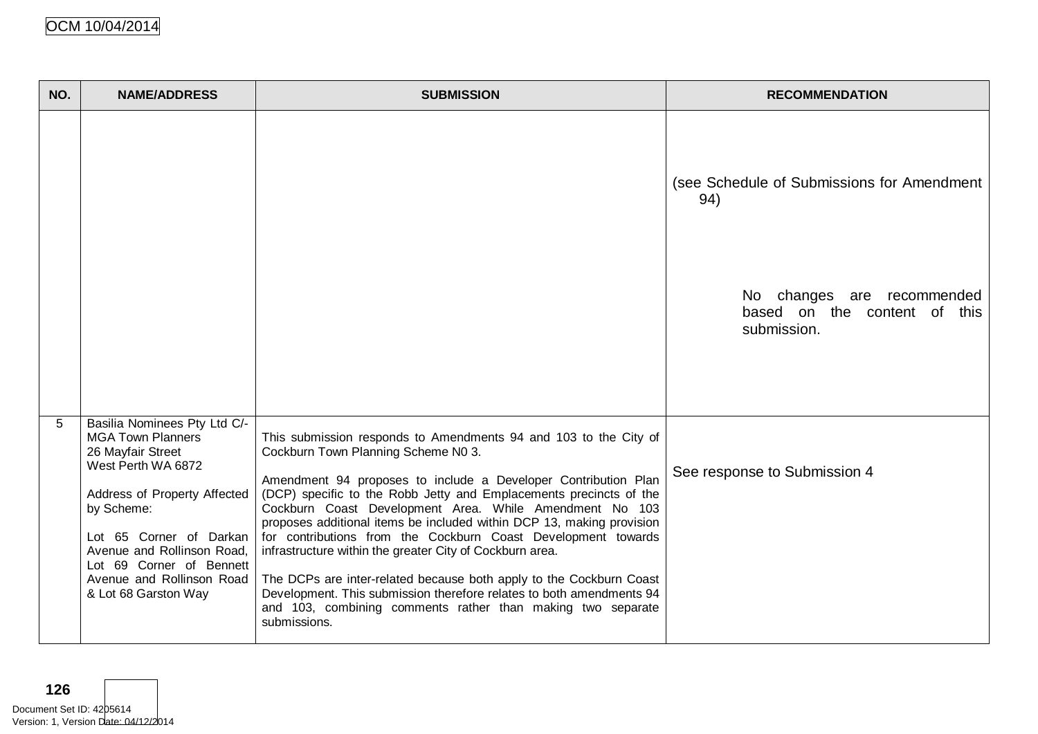| NO. | NAME/ADDRESS | SUBMISSION | RECOMMENDATION |
|---|---|---|---|
| | | | (see Schedule of Submissions for Amendment 94)<br><br>No changes are recommended based on the content of this submission. |
| 5 | Basilia Nominees Pty Ltd C/-<br>MGA Town Planners<br>26 Mayfair Street<br>West Perth WA 6872<br><br>Address of Property Affected by Scheme:<br><br>Lot 65 Corner of Darkan Avenue and Rollinson Road, Lot 69 Corner of Bennett Avenue and Rollinson Road & Lot 68 Garston Way | This submission responds to Amendments 94 and 103 to the City of Cockburn Town Planning Scheme N0 3.<br><br>Amendment 94 proposes to include a Developer Contribution Plan (DCP) specific to the Robb Jetty and Emplacements precincts of the Cockburn Coast Development Area. While Amendment No 103 proposes additional items be included within DCP 13, making provision for contributions from the Cockburn Coast Development towards infrastructure within the greater City of Cockburn area.<br><br>The DCPs are inter-related because both apply to the Cockburn Coast Development. This submission therefore relates to both amendments 94 and 103, combining comments rather than making two separate submissions. | See response to Submission 4 |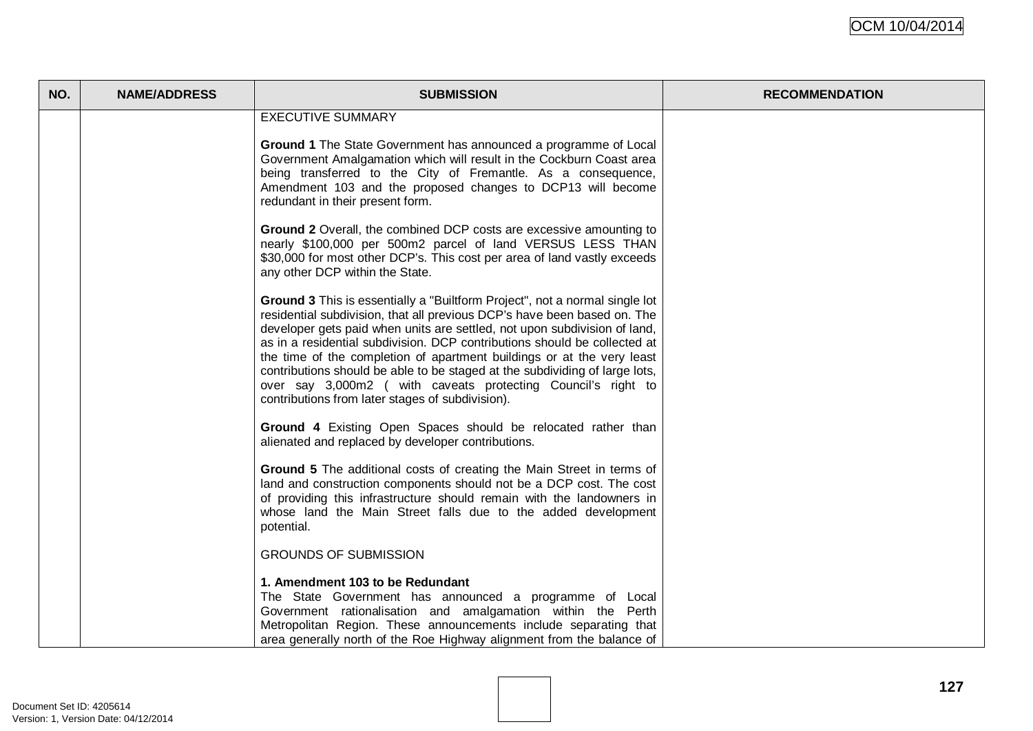| NO. | NAME/ADDRESS | SUBMISSION | RECOMMENDATION |
|---|---|---|---|
| | | EXECUTIVE SUMMARY<br><br>**Ground 1** The State Government has announced a programme of Local Government Amalgamation which will result in the Cockburn Coast area being transferred to the City of Fremantle. As a consequence, Amendment 103 and the proposed changes to DCP13 will become redundant in their present form.<br><br>**Ground 2** Overall, the combined DCP costs are excessive amounting to nearly $100,000 per 500m2 parcel of land VERSUS LESS THAN $30,000 for most other DCP's. This cost per area of land vastly exceeds any other DCP within the State.<br><br>**Ground 3** This is essentially a "Builtform Project", not a normal single lot residential subdivision, that all previous DCP's have been based on. The developer gets paid when units are settled, not upon subdivision of land, as in a residential subdivision. DCP contributions should be collected at the time of the completion of apartment buildings or at the very least contributions should be able to be staged at the subdividing of large lots, over say 3,000m2 ( with caveats protecting Council's right to contributions from later stages of subdivision).<br><br>**Ground 4** Existing Open Spaces should be relocated rather than alienated and replaced by developer contributions.<br><br>**Ground 5** The additional costs of creating the Main Street in terms of land and construction components should not be a DCP cost. The cost of providing this infrastructure should remain with the landowners in whose land the Main Street falls due to the added development potential.<br><br>GROUNDS OF SUBMISSION<br><br>**1. Amendment 103 to be Redundant**<br>The State Government has announced a programme of Local Government rationalisation and amalgamation within the Perth Metropolitan Region. These announcements include separating that area generally north of the Roe Highway alignment from the balance of | |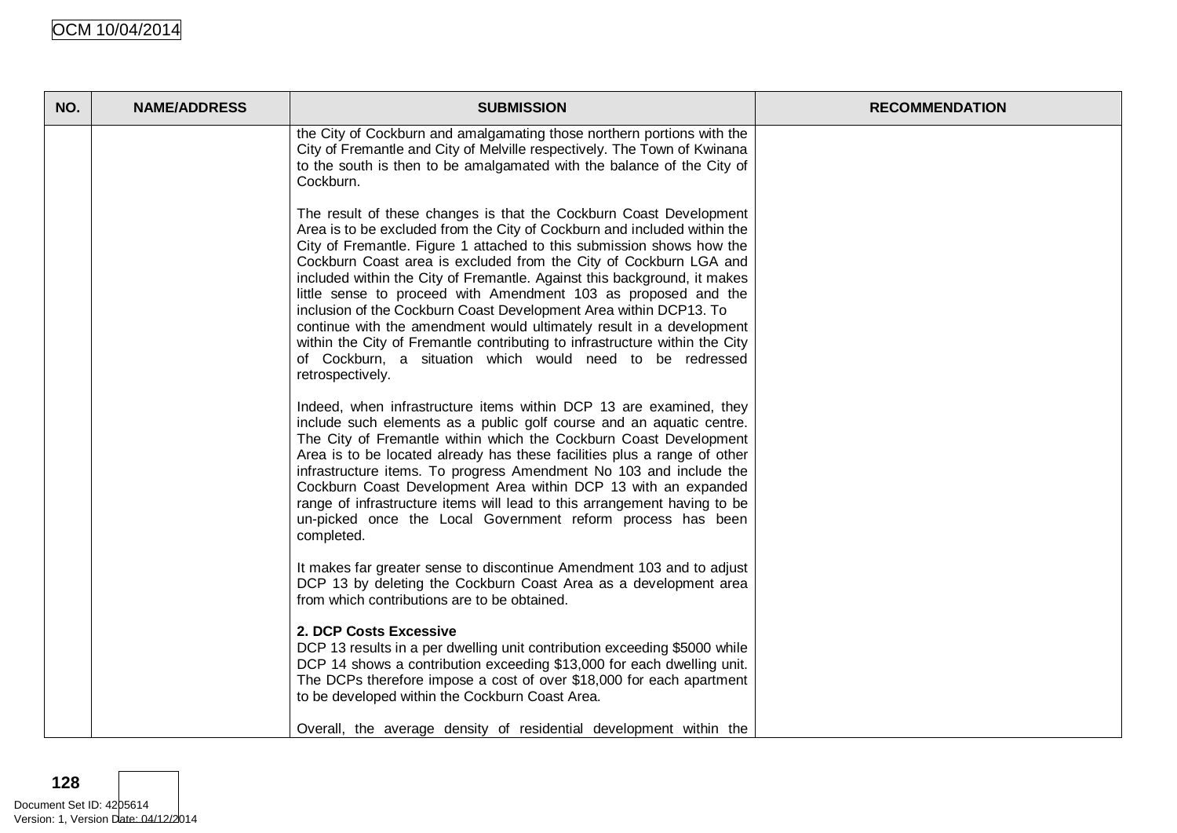| NO. | NAME/ADDRESS | SUBMISSION | RECOMMENDATION |
|---|---|---|---|
| | | the City of Cockburn and amalgamating those northern portions with the City of Fremantle and City of Melville respectively. The Town of Kwinana to the south is then to be amalgamated with the balance of the City of Cockburn.<br><br>The result of these changes is that the Cockburn Coast Development Area is to be excluded from the City of Cockburn and included within the City of Fremantle. Figure 1 attached to this submission shows how the Cockburn Coast area is excluded from the City of Cockburn LGA and included within the City of Fremantle. Against this background, it makes little sense to proceed with Amendment 103 as proposed and the inclusion of the Cockburn Coast Development Area within DCP13. To continue with the amendment would ultimately result in a development within the City of Fremantle contributing to infrastructure within the City of Cockburn, a situation which would need to be redressed retrospectively.<br><br>Indeed, when infrastructure items within DCP 13 are examined, they include such elements as a public golf course and an aquatic centre. The City of Fremantle within which the Cockburn Coast Development Area is to be located already has these facilities plus a range of other infrastructure items. To progress Amendment No 103 and include the Cockburn Coast Development Area within DCP 13 with an expanded range of infrastructure items will lead to this arrangement having to be un-picked once the Local Government reform process has been completed.<br><br>It makes far greater sense to discontinue Amendment 103 and to adjust DCP 13 by deleting the Cockburn Coast Area as a development area from which contributions are to be obtained.<br><br>**2. DCP Costs Excessive**<br>DCP 13 results in a per dwelling unit contribution exceeding $5000 while DCP 14 shows a contribution exceeding $13,000 for each dwelling unit. The DCPs therefore impose a cost of over $18,000 for each apartment to be developed within the Cockburn Coast Area.<br><br>Overall, the average density of residential development within the | |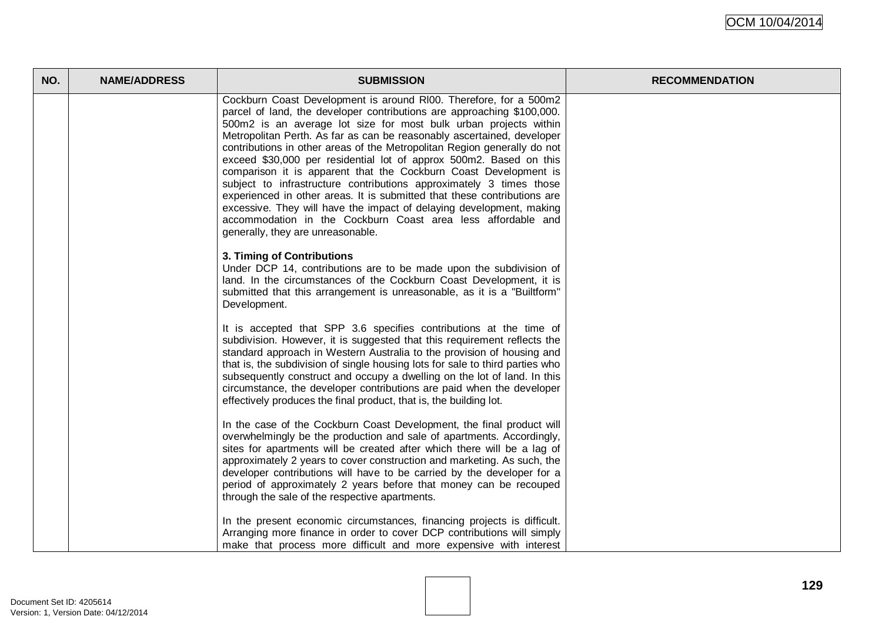| NO. | NAME/ADDRESS | SUBMISSION | RECOMMENDATION |
|---|---|---|---|
| | | Cockburn Coast Development is around Rl00. Therefore, for a 500m2 parcel of land, the developer contributions are approaching $100,000. 500m2 is an average lot size for most bulk urban projects within Metropolitan Perth. As far as can be reasonably ascertained, developer contributions in other areas of the Metropolitan Region generally do not exceed $30,000 per residential lot of approx 500m2. Based on this comparison it is apparent that the Cockburn Coast Development is subject to infrastructure contributions approximately 3 times those experienced in other areas. It is submitted that these contributions are excessive. They will have the impact of delaying development, making accommodation in the Cockburn Coast area less affordable and generally, they are unreasonable.<br><br>**3. Timing of Contributions**<br>Under DCP 14, contributions are to be made upon the subdivision of land. In the circumstances of the Cockburn Coast Development, it is submitted that this arrangement is unreasonable, as it is a "Builtform" Development.<br><br>It is accepted that SPP 3.6 specifies contributions at the time of subdivision. However, it is suggested that this requirement reflects the standard approach in Western Australia to the provision of housing and that is, the subdivision of single housing lots for sale to third parties who subsequently construct and occupy a dwelling on the lot of land. In this circumstance, the developer contributions are paid when the developer effectively produces the final product, that is, the building lot.<br><br>In the case of the Cockburn Coast Development, the final product will overwhelmingly be the production and sale of apartments. Accordingly, sites for apartments will be created after which there will be a lag of approximately 2 years to cover construction and marketing. As such, the developer contributions will have to be carried by the developer for a period of approximately 2 years before that money can be recouped through the sale of the respective apartments.<br><br>In the present economic circumstances, financing projects is difficult. Arranging more finance in order to cover DCP contributions will simply make that process more difficult and more expensive with interest | |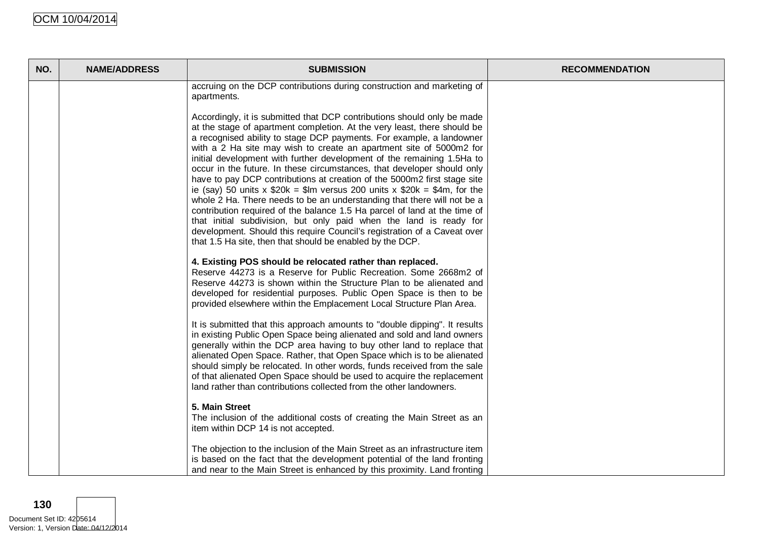| NO. | NAME/ADDRESS | SUBMISSION | RECOMMENDATION |
|---|---|---|---|
| | | accruing on the DCP contributions during construction and marketing of apartments.<br><br>Accordingly, it is submitted that DCP contributions should only be made at the stage of apartment completion. At the very least, there should be a recognised ability to stage DCP payments. For example, a landowner with a 2 Ha site may wish to create an apartment site of 5000m2 for initial development with further development of the remaining 1.5Ha to occur in the future. In these circumstances, that developer should only have to pay DCP contributions at creation of the 5000m2 first stage site ie (say) 50 units x $20k = $lm versus 200 units x $20k = $4m, for the whole 2 Ha. There needs to be an understanding that there will not be a contribution required of the balance 1.5 Ha parcel of land at the time of that initial subdivision, but only paid when the land is ready for development. Should this require Council's registration of a Caveat over that 1.5 Ha site, then that should be enabled by the DCP.<br><br>**4. Existing POS should be relocated rather than replaced.**<br>Reserve 44273 is a Reserve for Public Recreation. Some 2668m2 of Reserve 44273 is shown within the Structure Plan to be alienated and developed for residential purposes. Public Open Space is then to be provided elsewhere within the Emplacement Local Structure Plan Area.<br><br>It is submitted that this approach amounts to "double dipping". It results in existing Public Open Space being alienated and sold and land owners generally within the DCP area having to buy other land to replace that alienated Open Space. Rather, that Open Space which is to be alienated should simply be relocated. In other words, funds received from the sale of that alienated Open Space should be used to acquire the replacement land rather than contributions collected from the other landowners.<br><br>**5. Main Street**<br>The inclusion of the additional costs of creating the Main Street as an item within DCP 14 is not accepted.<br><br>The objection to the inclusion of the Main Street as an infrastructure item is based on the fact that the development potential of the land fronting and near to the Main Street is enhanced by this proximity. Land fronting | |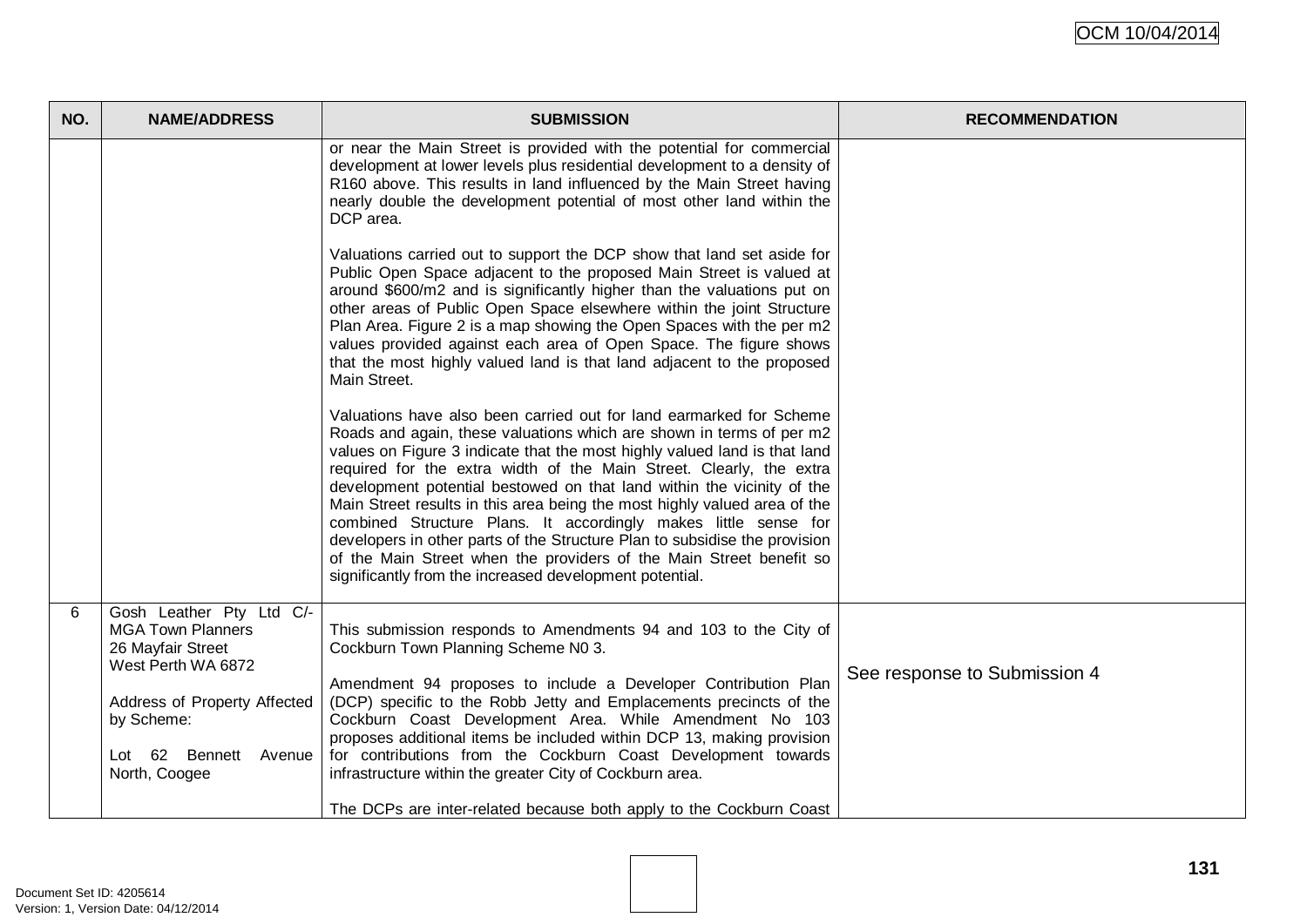| NO. | NAME/ADDRESS | SUBMISSION | RECOMMENDATION |
| --- | --- | --- | --- |
| | | or near the Main Street is provided with the potential for commercial development at lower levels plus residential development to a density of R160 above. This results in land influenced by the Main Street having nearly double the development potential of most other land within the DCP area.<br><br>Valuations carried out to support the DCP show that land set aside for Public Open Space adjacent to the proposed Main Street is valued at around $600/m2 and is significantly higher than the valuations put on other areas of Public Open Space elsewhere within the joint Structure Plan Area. Figure 2 is a map showing the Open Spaces with the per m2 values provided against each area of Open Space. The figure shows that the most highly valued land is that land adjacent to the proposed Main Street.<br><br>Valuations have also been carried out for land earmarked for Scheme Roads and again, these valuations which are shown in terms of per m2 values on Figure 3 indicate that the most highly valued land is that land required for the extra width of the Main Street. Clearly, the extra development potential bestowed on that land within the vicinity of the Main Street results in this area being the most highly valued area of the combined Structure Plans. It accordingly makes little sense for developers in other parts of the Structure Plan to subsidise the provision of the Main Street when the providers of the Main Street benefit so significantly from the increased development potential. | |
| 6 | Gosh Leather Pty Ltd C/- MGA Town Planners<br>26 Mayfair Street<br>West Perth WA 6872<br><br>Address of Property Affected by Scheme:<br><br>Lot 62 Bennett Avenue North, Coogee | This submission responds to Amendments 94 and 103 to the City of Cockburn Town Planning Scheme N0 3.<br><br>Amendment 94 proposes to include a Developer Contribution Plan (DCP) specific to the Robb Jetty and Emplacements precincts of the Cockburn Coast Development Area. While Amendment No 103 proposes additional items be included within DCP 13, making provision for contributions from the Cockburn Coast Development towards infrastructure within the greater City of Cockburn area.<br><br>The DCPs are inter-related because both apply to the Cockburn Coast | See response to Submission 4 |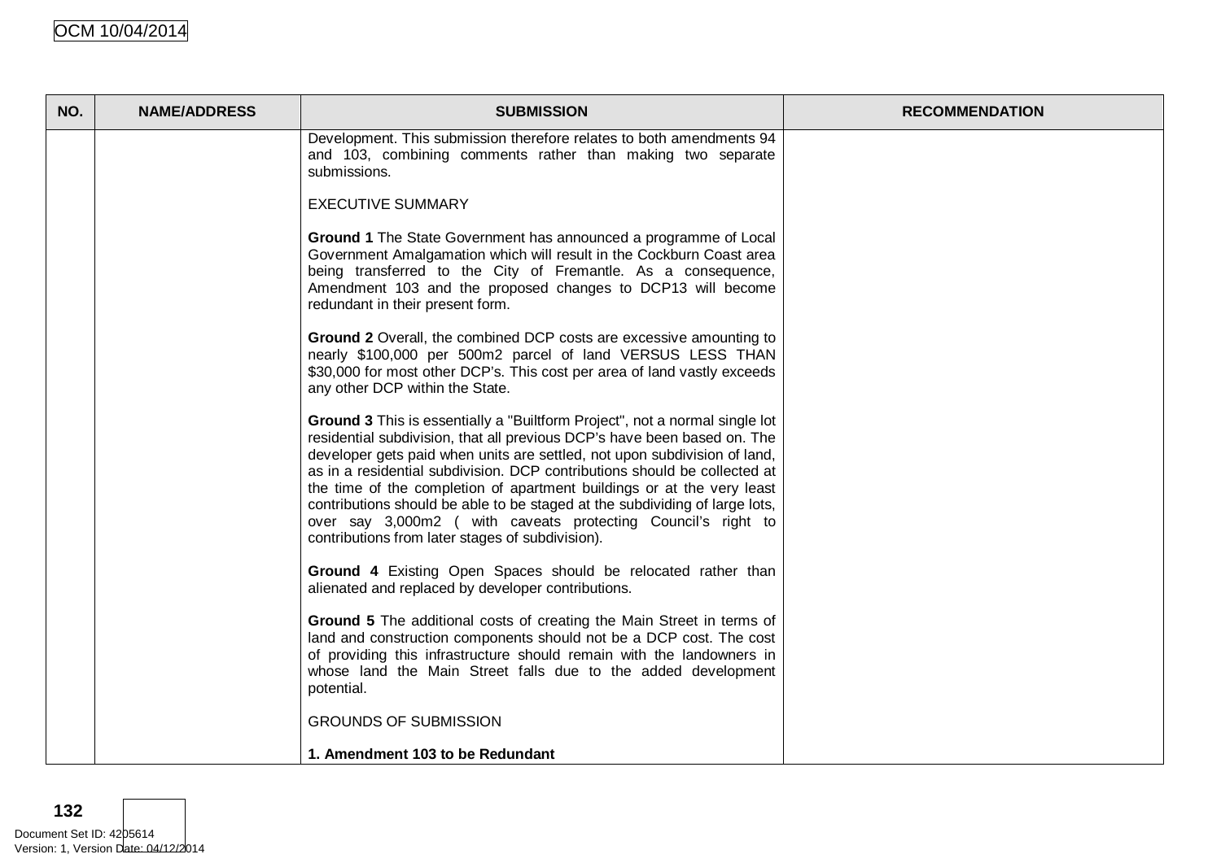| NO. | NAME/ADDRESS | SUBMISSION | RECOMMENDATION |
|---|---|---|---|
| | | Development. This submission therefore relates to both amendments 94 and 103, combining comments rather than making two separate submissions.<br><br>EXECUTIVE SUMMARY<br><br>**Ground 1** The State Government has announced a programme of Local Government Amalgamation which will result in the Cockburn Coast area being transferred to the City of Fremantle. As a consequence, Amendment 103 and the proposed changes to DCP13 will become redundant in their present form.<br><br>**Ground 2** Overall, the combined DCP costs are excessive amounting to nearly $100,000 per 500m2 parcel of land VERSUS LESS THAN $30,000 for most other DCP's. This cost per area of land vastly exceeds any other DCP within the State.<br><br>**Ground 3** This is essentially a "Builtform Project", not a normal single lot residential subdivision, that all previous DCP's have been based on. The developer gets paid when units are settled, not upon subdivision of land, as in a residential subdivision. DCP contributions should be collected at the time of the completion of apartment buildings or at the very least contributions should be able to be staged at the subdividing of large lots, over say 3,000m2 ( with caveats protecting Council's right to contributions from later stages of subdivision).<br><br>**Ground 4** Existing Open Spaces should be relocated rather than alienated and replaced by developer contributions.<br><br>**Ground 5** The additional costs of creating the Main Street in terms of land and construction components should not be a DCP cost. The cost of providing this infrastructure should remain with the landowners in whose land the Main Street falls due to the added development potential.<br><br>GROUNDS OF SUBMISSION<br><br>**1. Amendment 103 to be Redundant** | |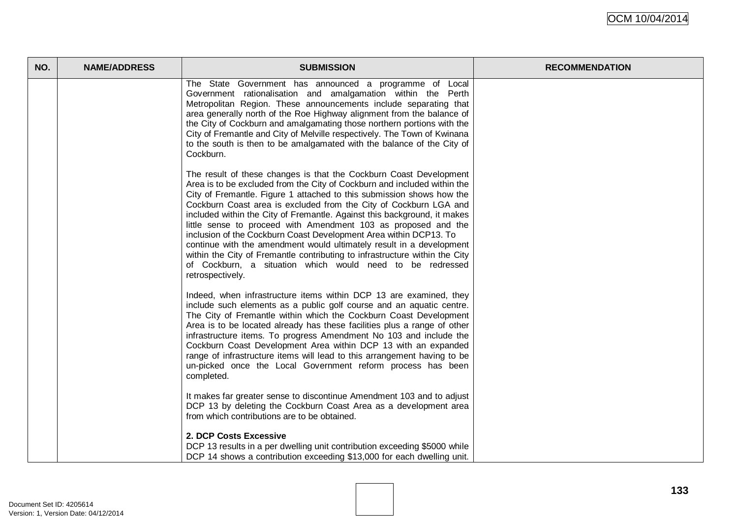| NO. | NAME/ADDRESS | SUBMISSION | RECOMMENDATION |
|---|---|---|---|
| | | The State Government has announced a programme of Local Government rationalisation and amalgamation within the Perth Metropolitan Region. These announcements include separating that area generally north of the Roe Highway alignment from the balance of the City of Cockburn and amalgamating those northern portions with the City of Fremantle and City of Melville respectively. The Town of Kwinana to the south is then to be amalgamated with the balance of the City of Cockburn.<br><br>The result of these changes is that the Cockburn Coast Development Area is to be excluded from the City of Cockburn and included within the City of Fremantle. Figure 1 attached to this submission shows how the Cockburn Coast area is excluded from the City of Cockburn LGA and included within the City of Fremantle. Against this background, it makes little sense to proceed with Amendment 103 as proposed and the inclusion of the Cockburn Coast Development Area within DCP13. To continue with the amendment would ultimately result in a development within the City of Fremantle contributing to infrastructure within the City of Cockburn, a situation which would need to be redressed retrospectively.<br><br>Indeed, when infrastructure items within DCP 13 are examined, they include such elements as a public golf course and an aquatic centre. The City of Fremantle within which the Cockburn Coast Development Area is to be located already has these facilities plus a range of other infrastructure items. To progress Amendment No 103 and include the Cockburn Coast Development Area within DCP 13 with an expanded range of infrastructure items will lead to this arrangement having to be un-picked once the Local Government reform process has been completed.<br><br>It makes far greater sense to discontinue Amendment 103 and to adjust DCP 13 by deleting the Cockburn Coast Area as a development area from which contributions are to be obtained.<br><br>**2. DCP Costs Excessive**<br>DCP 13 results in a per dwelling unit contribution exceeding $5000 while DCP 14 shows a contribution exceeding $13,000 for each dwelling unit. | |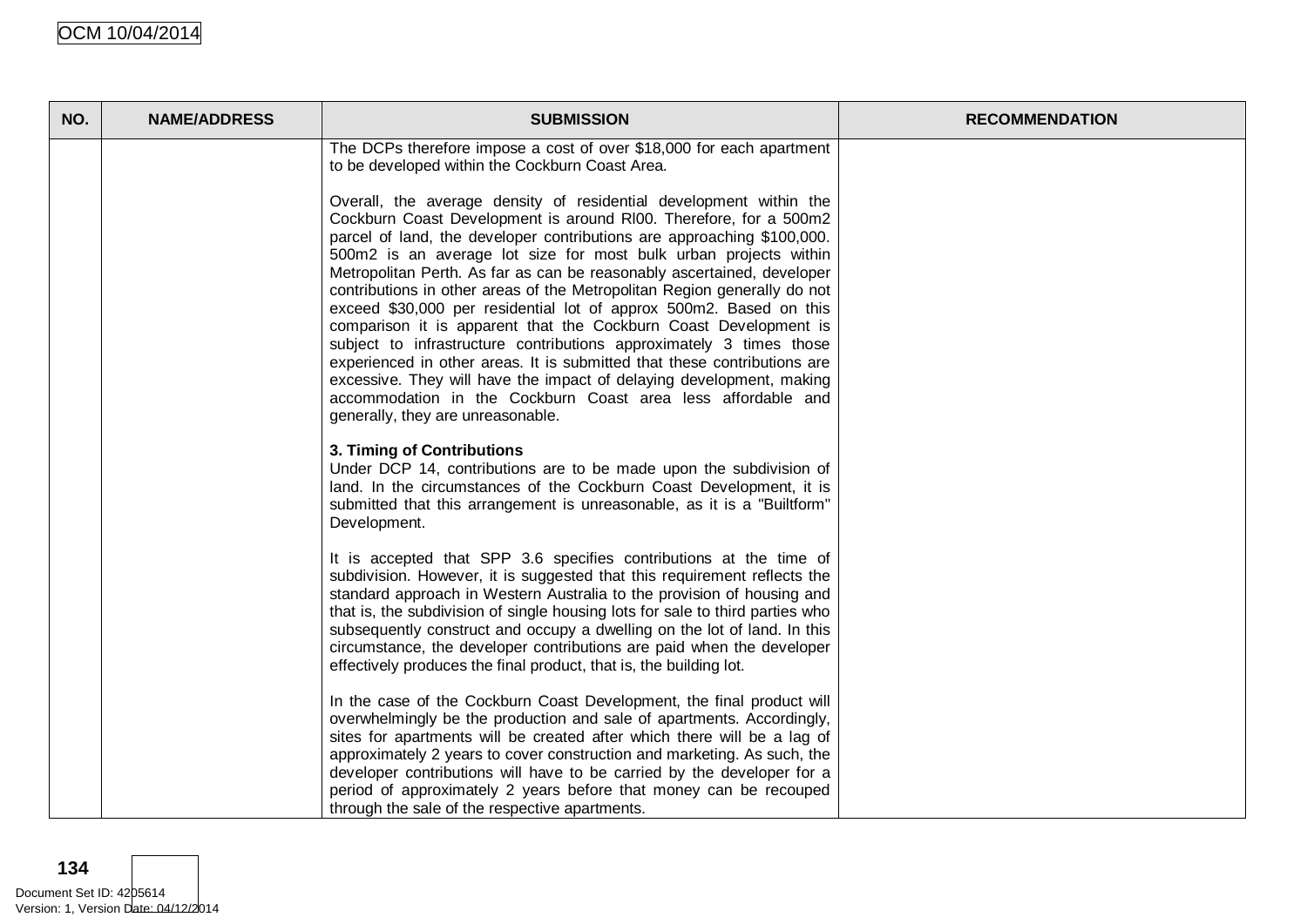| NO. | NAME/ADDRESS | SUBMISSION | RECOMMENDATION |
|---|---|---|---|
| | | The DCPs therefore impose a cost of over $18,000 for each apartment to be developed within the Cockburn Coast Area.<br><br>Overall, the average density of residential development within the Cockburn Coast Development is around Rl00. Therefore, for a 500m2 parcel of land, the developer contributions are approaching $100,000. 500m2 is an average lot size for most bulk urban projects within Metropolitan Perth. As far as can be reasonably ascertained, developer contributions in other areas of the Metropolitan Region generally do not exceed $30,000 per residential lot of approx 500m2. Based on this comparison it is apparent that the Cockburn Coast Development is subject to infrastructure contributions approximately 3 times those experienced in other areas. It is submitted that these contributions are excessive. They will have the impact of delaying development, making accommodation in the Cockburn Coast area less affordable and generally, they are unreasonable.<br><br>**3. Timing of Contributions**<br>Under DCP 14, contributions are to be made upon the subdivision of land. In the circumstances of the Cockburn Coast Development, it is submitted that this arrangement is unreasonable, as it is a "Builtform" Development.<br><br>It is accepted that SPP 3.6 specifies contributions at the time of subdivision. However, it is suggested that this requirement reflects the standard approach in Western Australia to the provision of housing and that is, the subdivision of single housing lots for sale to third parties who subsequently construct and occupy a dwelling on the lot of land. In this circumstance, the developer contributions are paid when the developer effectively produces the final product, that is, the building lot.<br><br>In the case of the Cockburn Coast Development, the final product will overwhelmingly be the production and sale of apartments. Accordingly, sites for apartments will be created after which there will be a lag of approximately 2 years to cover construction and marketing. As such, the developer contributions will have to be carried by the developer for a period of approximately 2 years before that money can be recouped through the sale of the respective apartments. | |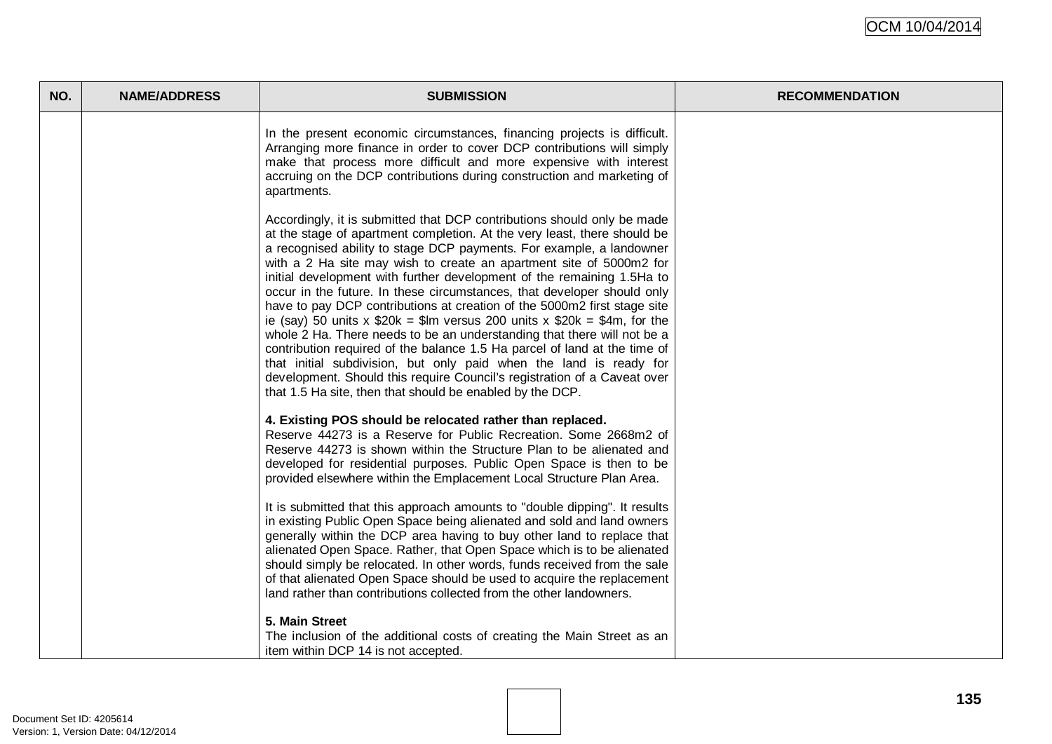| NO. | NAME/ADDRESS | SUBMISSION | RECOMMENDATION |
|---|---|---|---|
| | | In the present economic circumstances, financing projects is difficult. Arranging more finance in order to cover DCP contributions will simply make that process more difficult and more expensive with interest accruing on the DCP contributions during construction and marketing of apartments.<br><br>Accordingly, it is submitted that DCP contributions should only be made at the stage of apartment completion. At the very least, there should be a recognised ability to stage DCP payments. For example, a landowner with a 2 Ha site may wish to create an apartment site of 5000m2 for initial development with further development of the remaining 1.5Ha to occur in the future. In these circumstances, that developer should only have to pay DCP contributions at creation of the 5000m2 first stage site ie (say) 50 units x $20k = $lm versus 200 units x $20k = $4m, for the whole 2 Ha. There needs to be an understanding that there will not be a contribution required of the balance 1.5 Ha parcel of land at the time of that initial subdivision, but only paid when the land is ready for development. Should this require Council's registration of a Caveat over that 1.5 Ha site, then that should be enabled by the DCP.<br><br>**4. Existing POS should be relocated rather than replaced.**<br>Reserve 44273 is a Reserve for Public Recreation. Some 2668m2 of Reserve 44273 is shown within the Structure Plan to be alienated and developed for residential purposes. Public Open Space is then to be provided elsewhere within the Emplacement Local Structure Plan Area.<br><br>It is submitted that this approach amounts to "double dipping". It results in existing Public Open Space being alienated and sold and land owners generally within the DCP area having to buy other land to replace that alienated Open Space. Rather, that Open Space which is to be alienated should simply be relocated. In other words, funds received from the sale of that alienated Open Space should be used to acquire the replacement land rather than contributions collected from the other landowners.<br><br>**5. Main Street**<br>The inclusion of the additional costs of creating the Main Street as an item within DCP 14 is not accepted. | |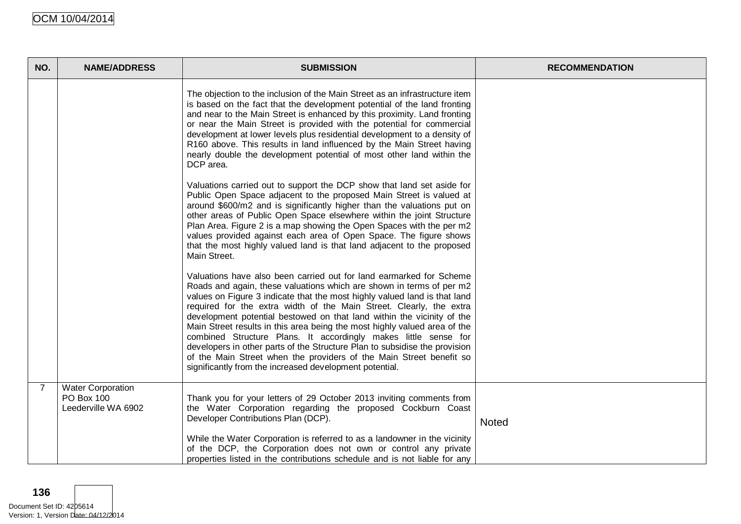| NO. | NAME/ADDRESS | SUBMISSION | RECOMMENDATION |
|---|---|---|---|
| | | The objection to the inclusion of the Main Street as an infrastructure item is based on the fact that the development potential of the land fronting and near to the Main Street is enhanced by this proximity. Land fronting or near the Main Street is provided with the potential for commercial development at lower levels plus residential development to a density of R160 above. This results in land influenced by the Main Street having nearly double the development potential of most other land within the DCP area.<br><br>Valuations carried out to support the DCP show that land set aside for Public Open Space adjacent to the proposed Main Street is valued at around $600/m2 and is significantly higher than the valuations put on other areas of Public Open Space elsewhere within the joint Structure Plan Area. Figure 2 is a map showing the Open Spaces with the per m2 values provided against each area of Open Space. The figure shows that the most highly valued land is that land adjacent to the proposed Main Street.<br><br>Valuations have also been carried out for land earmarked for Scheme Roads and again, these valuations which are shown in terms of per m2 values on Figure 3 indicate that the most highly valued land is that land required for the extra width of the Main Street. Clearly, the extra development potential bestowed on that land within the vicinity of the Main Street results in this area being the most highly valued area of the combined Structure Plans. It accordingly makes little sense for developers in other parts of the Structure Plan to subsidise the provision of the Main Street when the providers of the Main Street benefit so significantly from the increased development potential. | |
| 7 | Water Corporation<br>PO Box 100<br>Leederville WA 6902 | Thank you for your letters of 29 October 2013 inviting comments from the Water Corporation regarding the proposed Cockburn Coast Developer Contributions Plan (DCP).<br><br>While the Water Corporation is referred to as a landowner in the vicinity of the DCP, the Corporation does not own or control any private properties listed in the contributions schedule and is not liable for any | Noted |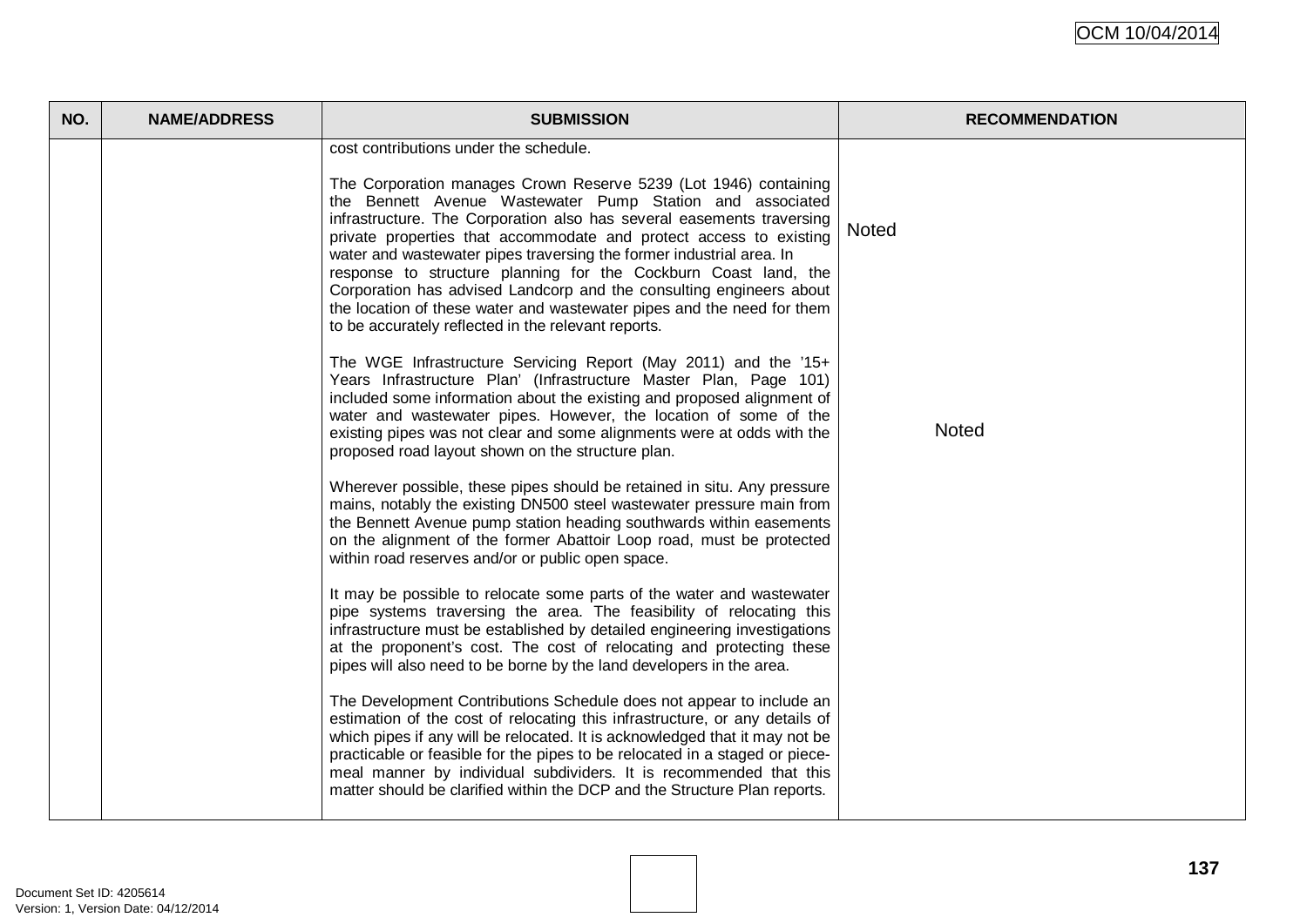| NO. | NAME/ADDRESS | SUBMISSION | RECOMMENDATION |
|---|---|---|---|
| | | cost contributions under the schedule.<br><br>The Corporation manages Crown Reserve 5239 (Lot 1946) containing the Bennett Avenue Wastewater Pump Station and associated infrastructure. The Corporation also has several easements traversing private properties that accommodate and protect access to existing water and wastewater pipes traversing the former industrial area. In response to structure planning for the Cockburn Coast land, the Corporation has advised Landcorp and the consulting engineers about the location of these water and wastewater pipes and the need for them to be accurately reflected in the relevant reports. | Noted |
| | | The WGE Infrastructure Servicing Report (May 2011) and the '15+ Years Infrastructure Plan' (Infrastructure Master Plan, Page 101) included some information about the existing and proposed alignment of water and wastewater pipes. However, the location of some of the existing pipes was not clear and some alignments were at odds with the proposed road layout shown on the structure plan.<br><br>Wherever possible, these pipes should be retained in situ. Any pressure mains, notably the existing DN500 steel wastewater pressure main from the Bennett Avenue pump station heading southwards within easements on the alignment of the former Abattoir Loop road, must be protected within road reserves and/or or public open space.<br><br>It may be possible to relocate some parts of the water and wastewater pipe systems traversing the area. The feasibility of relocating this infrastructure must be established by detailed engineering investigations at the proponent's cost. The cost of relocating and protecting these pipes will also need to be borne by the land developers in the area.<br><br>The Development Contributions Schedule does not appear to include an estimation of the cost of relocating this infrastructure, or any details of which pipes if any will be relocated. It is acknowledged that it may not be practicable or feasible for the pipes to be relocated in a staged or piece-meal manner by individual subdividers. It is recommended that this matter should be clarified within the DCP and the Structure Plan reports. | Noted |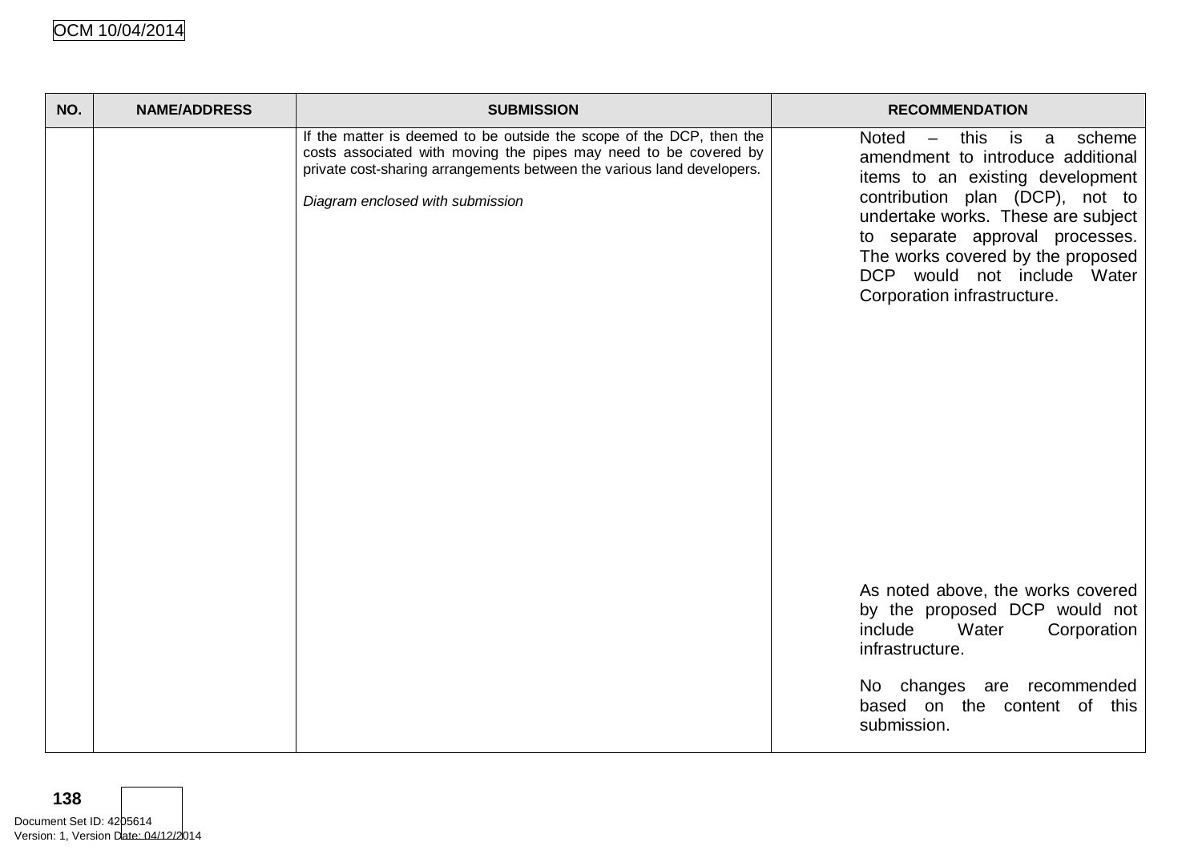| NO. | NAME/ADDRESS | SUBMISSION | RECOMMENDATION |
|---|---|---|---|
| | | If the matter is deemed to be outside the scope of the DCP, then the costs associated with moving the pipes may need to be covered by private cost-sharing arrangements between the various land developers.<br><br>*Diagram enclosed with submission* | Noted – this is a scheme amendment to introduce additional items to an existing development contribution plan (DCP), not to undertake works. These are subject to separate approval processes. The works covered by the proposed DCP would not include Water Corporation infrastructure.<br><br>As noted above, the works covered by the proposed DCP would not include Water Corporation infrastructure.<br><br>No changes are recommended based on the content of this submission. |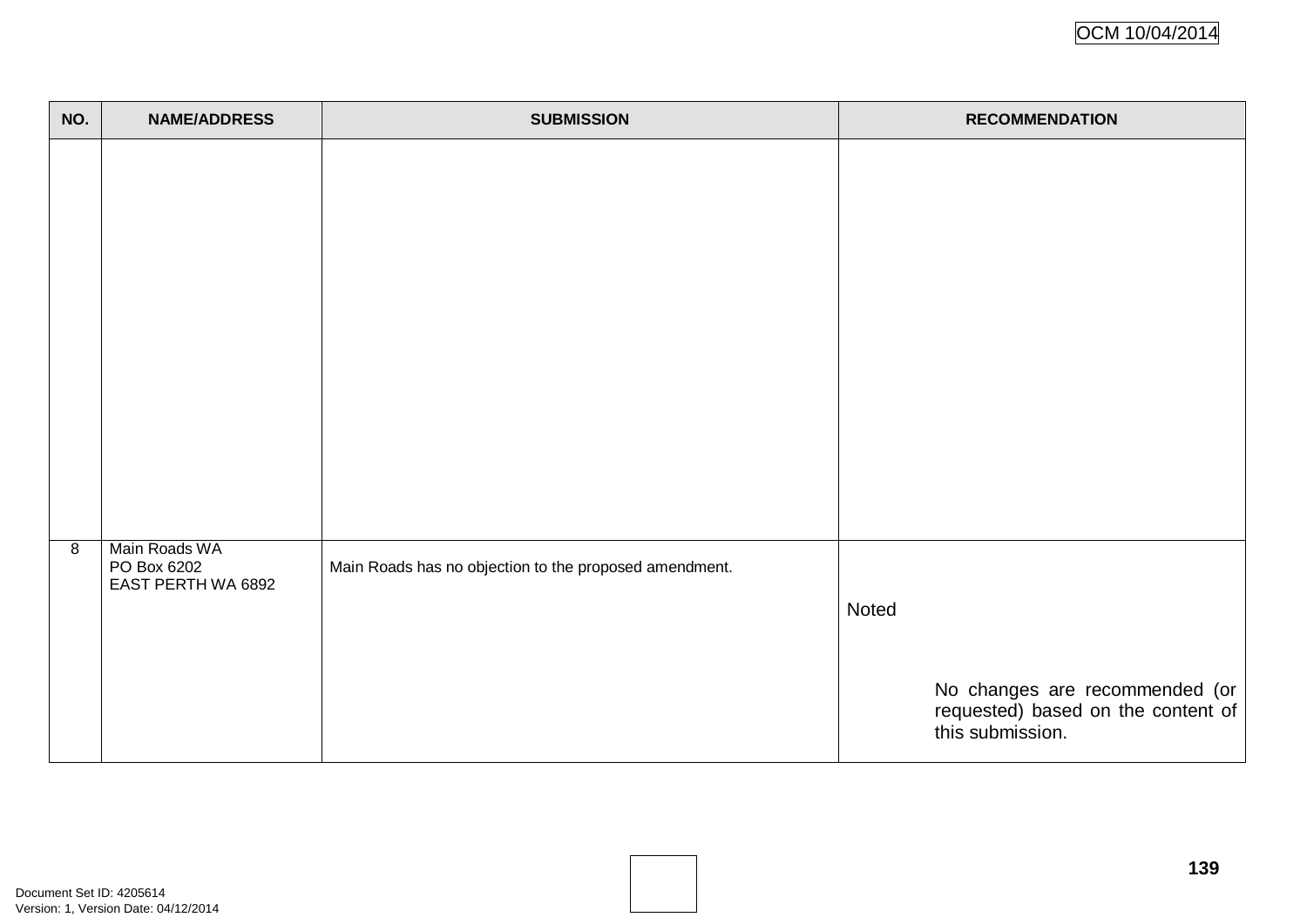| NO. | NAME/ADDRESS | SUBMISSION | RECOMMENDATION |
|---|---|---|---|
| | | | |
| 8 | Main Roads WA<br>PO Box 6202<br>EAST PERTH WA 6892 | Main Roads has no objection to the proposed amendment. | Noted<br><br>No changes are recommended (or requested) based on the content of this submission. |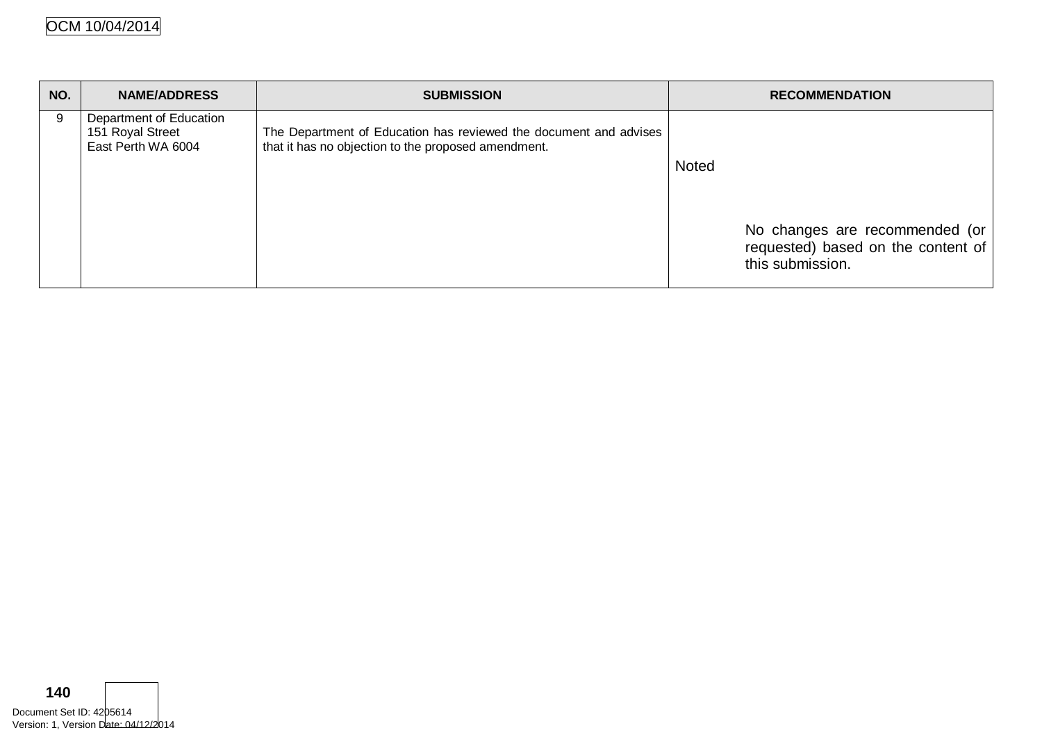| NO. | NAME/ADDRESS | SUBMISSION | RECOMMENDATION |
|---|---|---|---|
| 9 | Department of Education<br>151 Royal Street<br>East Perth WA 6004 | The Department of Education has reviewed the document and advises that it has no objection to the proposed amendment. | Noted<br><br>No changes are recommended (or requested) based on the content of this submission. |